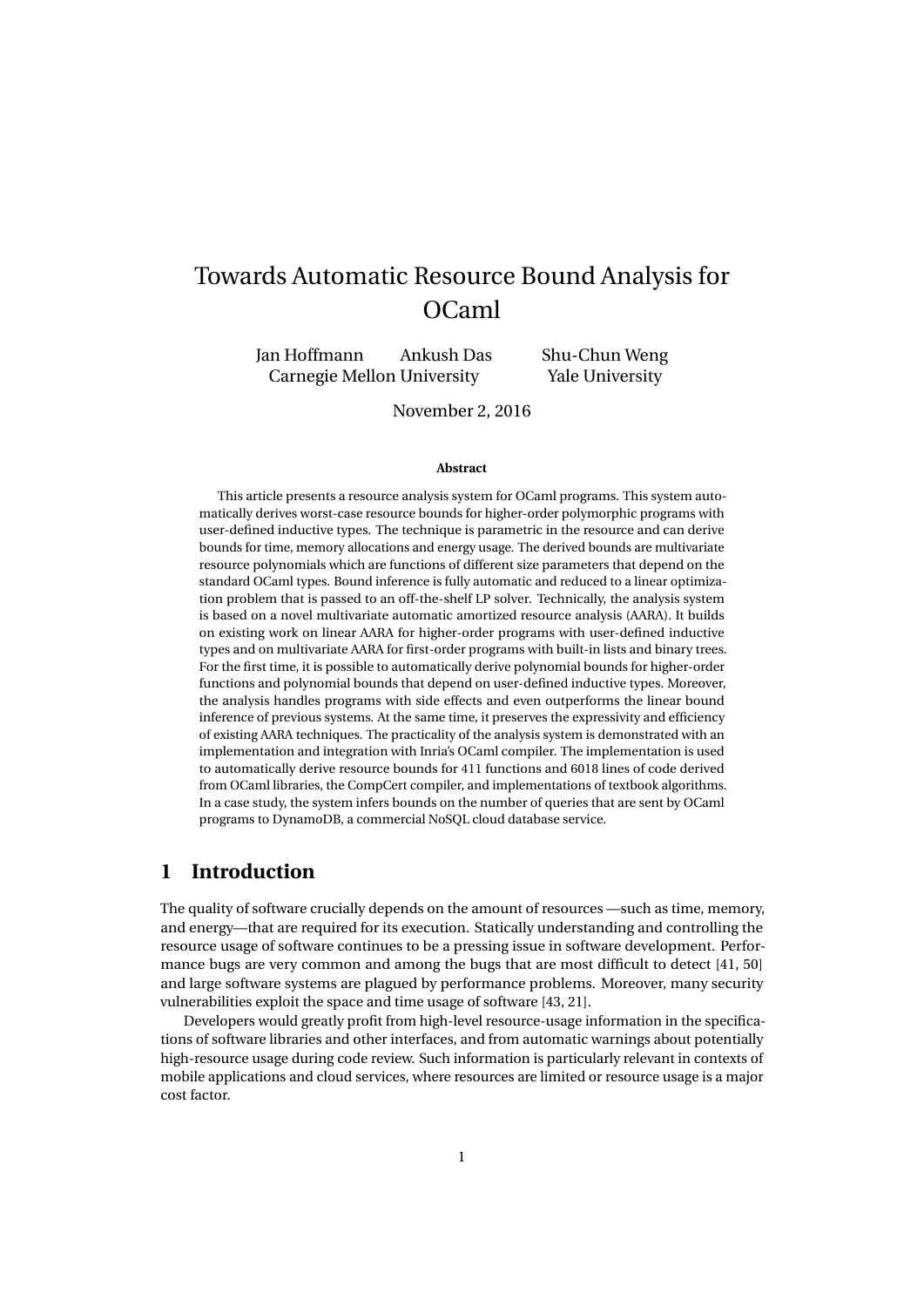# Towards Automatic Resource Bound Analysis for OCaml

Jan Hoffmann Ankush Das Shu-Chun Weng
Carnegie Mellon University Yale University

November 2, 2016

**Abstract**

This article presents a resource analysis system for OCaml programs. This system automatically derives worst-case resource bounds for higher-order polymorphic programs with user-defined inductive types. The technique is parametric in the resource and can derive bounds for time, memory allocations and energy usage. The derived bounds are multivariate resource polynomials which are functions of different size parameters that depend on the standard OCaml types. Bound inference is fully automatic and reduced to a linear optimization problem that is passed to an off-the-shelf LP solver. Technically, the analysis system is based on a novel multivariate automatic amortized resource analysis (AARA). It builds on existing work on linear AARA for higher-order programs with user-defined inductive types and on multivariate AARA for first-order programs with built-in lists and binary trees. For the first time, it is possible to automatically derive polynomial bounds for higher-order functions and polynomial bounds that depend on user-defined inductive types. Moreover, the analysis handles programs with side effects and even outperforms the linear bound inference of previous systems. At the same time, it preserves the expressivity and efficiency of existing AARA techniques. The practicality of the analysis system is demonstrated with an implementation and integration with Inria's OCaml compiler. The implementation is used to automatically derive resource bounds for 411 functions and 6018 lines of code derived from OCaml libraries, the CompCert compiler, and implementations of textbook algorithms. In a case study, the system infers bounds on the number of queries that are sent by OCaml programs to DynamoDB, a commercial NoSQL cloud database service.

## 1 Introduction

The quality of software crucially depends on the amount of resources —such as time, memory, and energy—that are required for its execution. Statically understanding and controlling the resource usage of software continues to be a pressing issue in software development. Performance bugs are very common and among the bugs that are most difficult to detect [41, 50] and large software systems are plagued by performance problems. Moreover, many security vulnerabilities exploit the space and time usage of software [43, 21].

Developers would greatly profit from high-level resource-usage information in the specifications of software libraries and other interfaces, and from automatic warnings about potentially high-resource usage during code review. Such information is particularly relevant in contexts of mobile applications and cloud services, where resources are limited or resource usage is a major cost factor.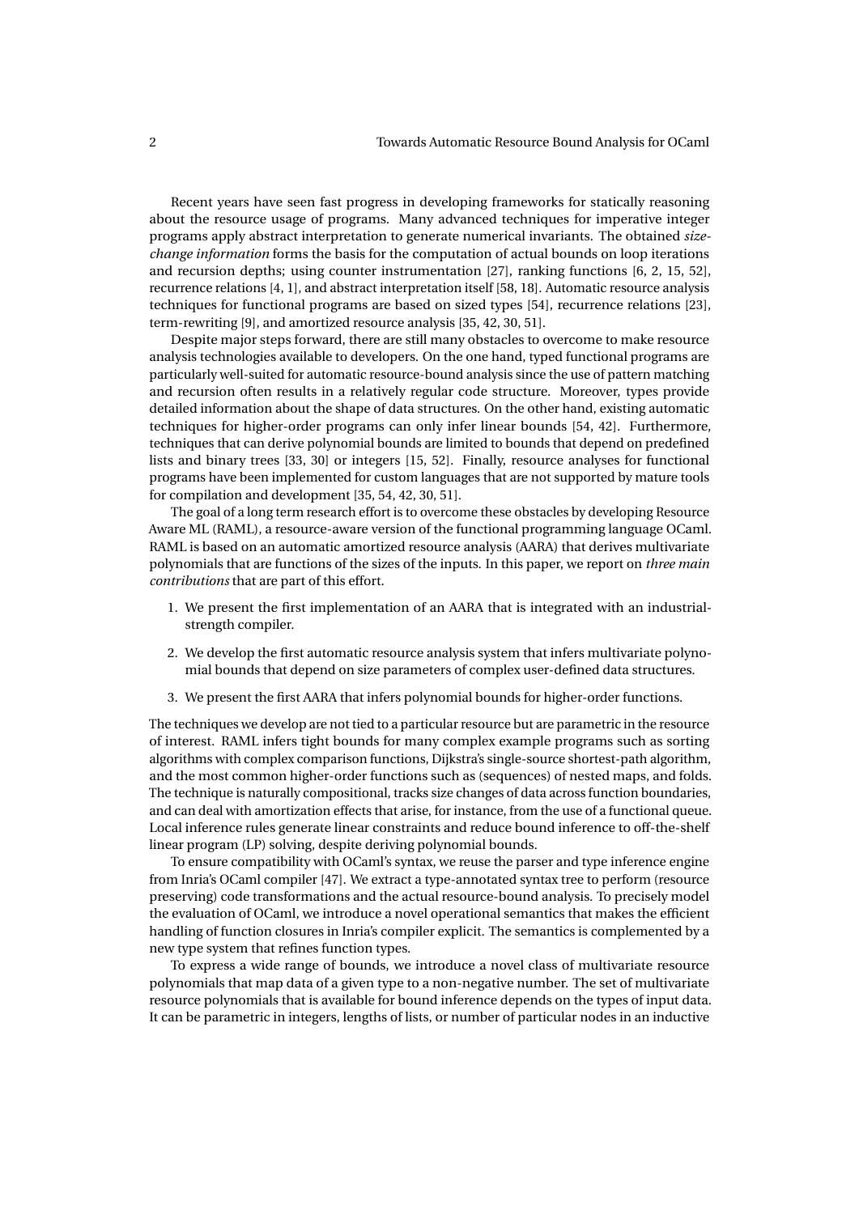Recent years have seen fast progress in developing frameworks for statically reasoning about the resource usage of programs. Many advanced techniques for imperative integer programs apply abstract interpretation to generate numerical invariants. The obtained *size-change information* forms the basis for the computation of actual bounds on loop iterations and recursion depths; using counter instrumentation [27], ranking functions [6, 2, 15, 52], recurrence relations [4, 1], and abstract interpretation itself [58, 18]. Automatic resource analysis techniques for functional programs are based on sized types [54], recurrence relations [23], term-rewriting [9], and amortized resource analysis [35, 42, 30, 51].

Despite major steps forward, there are still many obstacles to overcome to make resource analysis technologies available to developers. On the one hand, typed functional programs are particularly well-suited for automatic resource-bound analysis since the use of pattern matching and recursion often results in a relatively regular code structure. Moreover, types provide detailed information about the shape of data structures. On the other hand, existing automatic techniques for higher-order programs can only infer linear bounds [54, 42]. Furthermore, techniques that can derive polynomial bounds are limited to bounds that depend on predefined lists and binary trees [33, 30] or integers [15, 52]. Finally, resource analyses for functional programs have been implemented for custom languages that are not supported by mature tools for compilation and development [35, 54, 42, 30, 51].

The goal of a long term research effort is to overcome these obstacles by developing Resource Aware ML (RAML), a resource-aware version of the functional programming language OCaml. RAML is based on an automatic amortized resource analysis (AARA) that derives multivariate polynomials that are functions of the sizes of the inputs. In this paper, we report on *three main contributions* that are part of this effort.

1. We present the first implementation of an AARA that is integrated with an industrial-strength compiler.
2. We develop the first automatic resource analysis system that infers multivariate polynomial bounds that depend on size parameters of complex user-defined data structures.
3. We present the first AARA that infers polynomial bounds for higher-order functions.

The techniques we develop are not tied to a particular resource but are parametric in the resource of interest. RAML infers tight bounds for many complex example programs such as sorting algorithms with complex comparison functions, Dijkstra's single-source shortest-path algorithm, and the most common higher-order functions such as (sequences) of nested maps, and folds. The technique is naturally compositional, tracks size changes of data across function boundaries, and can deal with amortization effects that arise, for instance, from the use of a functional queue. Local inference rules generate linear constraints and reduce bound inference to off-the-shelf linear program (LP) solving, despite deriving polynomial bounds.

To ensure compatibility with OCaml's syntax, we reuse the parser and type inference engine from Inria's OCaml compiler [47]. We extract a type-annotated syntax tree to perform (resource preserving) code transformations and the actual resource-bound analysis. To precisely model the evaluation of OCaml, we introduce a novel operational semantics that makes the efficient handling of function closures in Inria's compiler explicit. The semantics is complemented by a new type system that refines function types.

To express a wide range of bounds, we introduce a novel class of multivariate resource polynomials that map data of a given type to a non-negative number. The set of multivariate resource polynomials that is available for bound inference depends on the types of input data. It can be parametric in integers, lengths of lists, or number of particular nodes in an inductive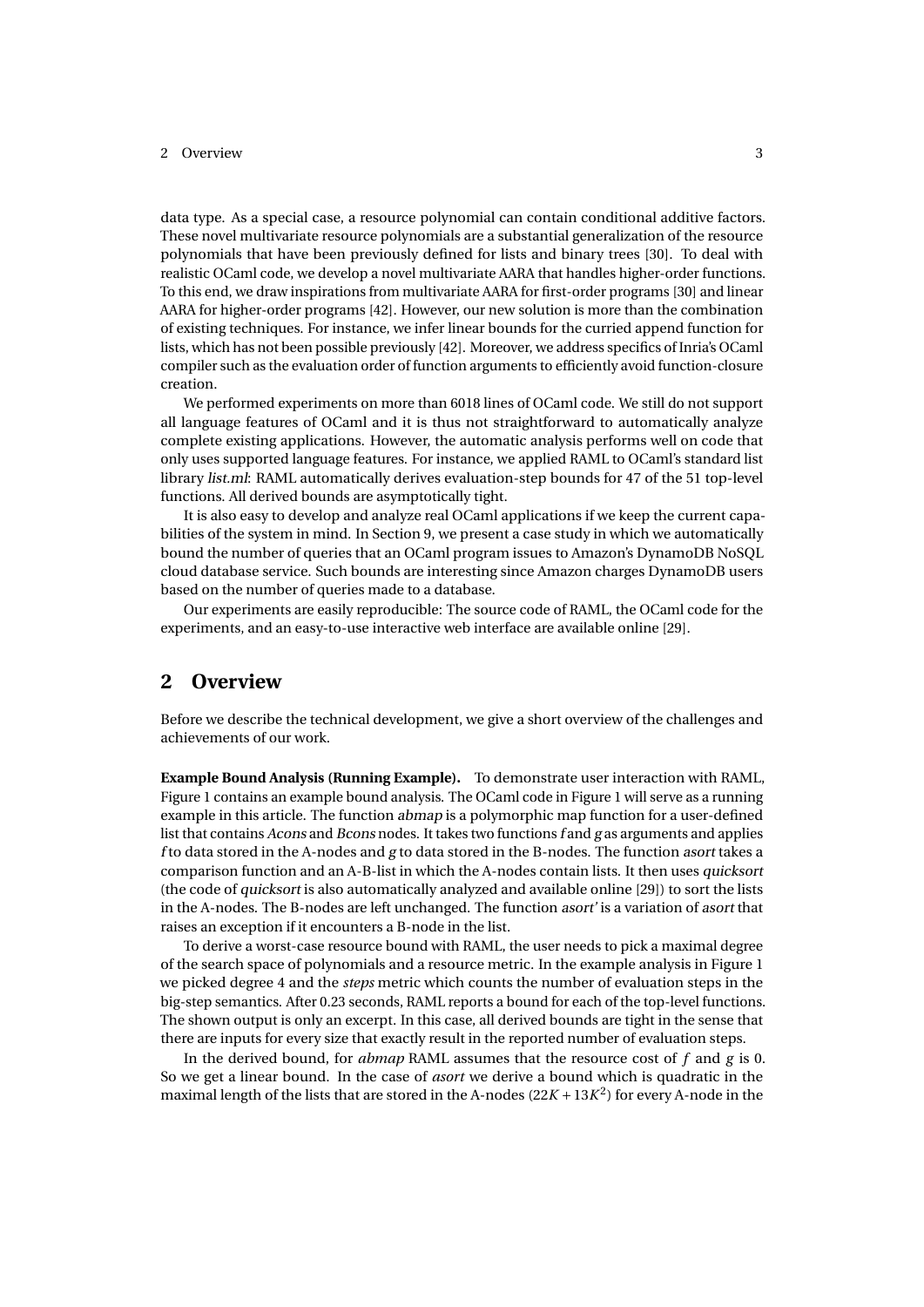data type. As a special case, a resource polynomial can contain conditional additive factors. These novel multivariate resource polynomials are a substantial generalization of the resource polynomials that have been previously defined for lists and binary trees [30]. To deal with realistic OCaml code, we develop a novel multivariate AARA that handles higher-order functions. To this end, we draw inspirations from multivariate AARA for first-order programs [30] and linear AARA for higher-order programs [42]. However, our new solution is more than the combination of existing techniques. For instance, we infer linear bounds for the curried append function for lists, which has not been possible previously [42]. Moreover, we address specifics of Inria's OCaml compiler such as the evaluation order of function arguments to efficiently avoid function-closure creation.

We performed experiments on more than 6018 lines of OCaml code. We still do not support all language features of OCaml and it is thus not straightforward to automatically analyze complete existing applications. However, the automatic analysis performs well on code that only uses supported language features. For instance, we applied RAML to OCaml's standard list library *list.ml*: RAML automatically derives evaluation-step bounds for 47 of the 51 top-level functions. All derived bounds are asymptotically tight.

It is also easy to develop and analyze real OCaml applications if we keep the current capabilities of the system in mind. In Section 9, we present a case study in which we automatically bound the number of queries that an OCaml program issues to Amazon's DynamoDB NoSQL cloud database service. Such bounds are interesting since Amazon charges DynamoDB users based on the number of queries made to a database.

Our experiments are easily reproducible: The source code of RAML, the OCaml code for the experiments, and an easy-to-use interactive web interface are available online [29].

## 2 Overview

Before we describe the technical development, we give a short overview of the challenges and achievements of our work.

**Example Bound Analysis (Running Example).** To demonstrate user interaction with RAML, Figure 1 contains an example bound analysis. The OCaml code in Figure 1 will serve as a running example in this article. The function *abmap* is a polymorphic map function for a user-defined list that contains *Acons* and *Bcons* nodes. It takes two functions *f* and *g* as arguments and applies *f* to data stored in the A-nodes and *g* to data stored in the B-nodes. The function *asort* takes a comparison function and an A-B-list in which the A-nodes contain lists. It then uses *quicksort* (the code of *quicksort* is also automatically analyzed and available online [29]) to sort the lists in the A-nodes. The B-nodes are left unchanged. The function *asort'* is a variation of *asort* that raises an exception if it encounters a B-node in the list.

To derive a worst-case resource bound with RAML, the user needs to pick a maximal degree of the search space of polynomials and a resource metric. In the example analysis in Figure 1 we picked degree 4 and the *steps* metric which counts the number of evaluation steps in the big-step semantics. After 0.23 seconds, RAML reports a bound for each of the top-level functions. The shown output is only an excerpt. In this case, all derived bounds are tight in the sense that there are inputs for every size that exactly result in the reported number of evaluation steps.

In the derived bound, for *abmap* RAML assumes that the resource cost of $f$ and $g$ is 0. So we get a linear bound. In the case of *asort* we derive a bound which is quadratic in the maximal length of the lists that are stored in the A-nodes ($22K + 13K^2$) for every A-node in the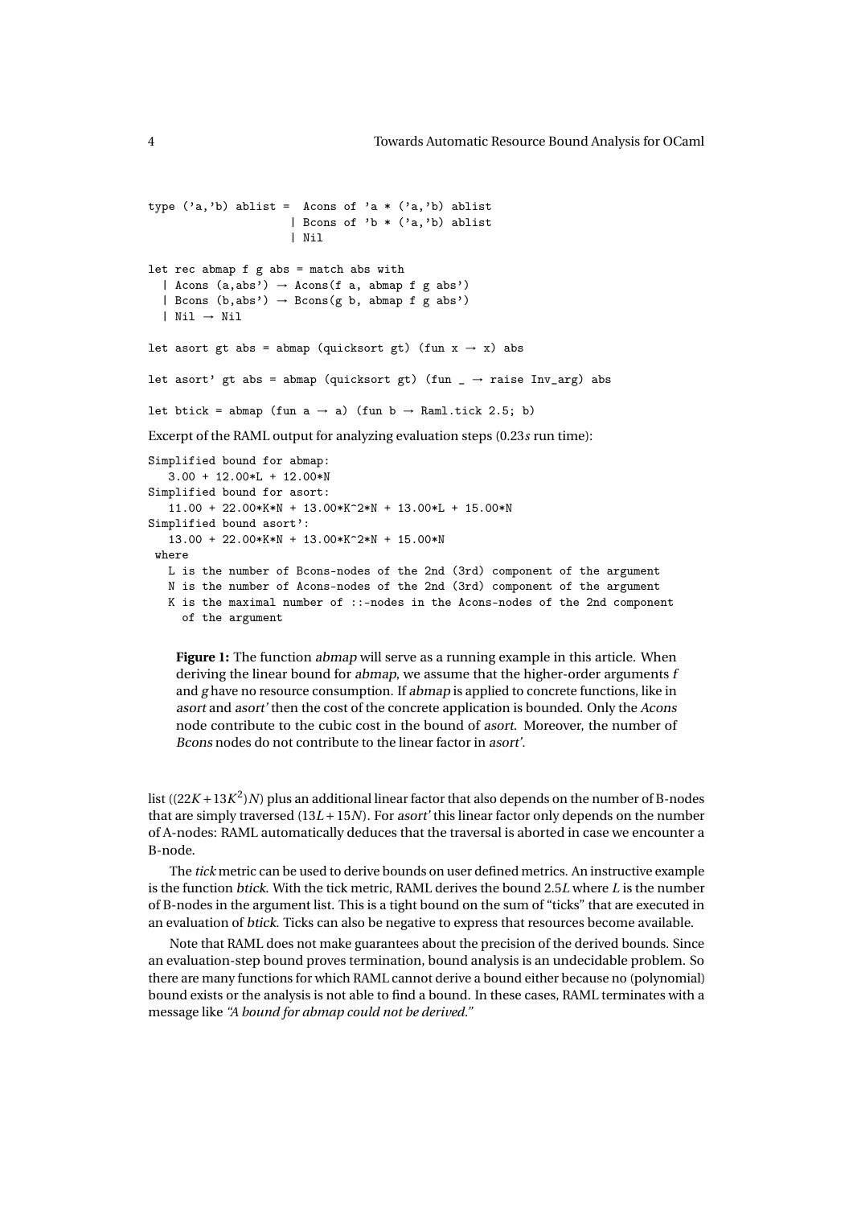```
type ('a,'b) ablist =  Acons of 'a * ('a,'b) ablist
                     | Bcons of 'b * ('a,'b) ablist
                     | Nil

let rec abmap f g abs = match abs with
  | Acons (a,abs') → Acons(f a, abmap f g abs')
  | Bcons (b,abs') → Bcons(g b, abmap f g abs')
  | Nil → Nil

let asort gt abs = abmap (quicksort gt) (fun x → x) abs

let asort' gt abs = abmap (quicksort gt) (fun _ → raise Inv_arg) abs

let btick = abmap (fun a → a) (fun b → Raml.tick 2.5; b)
```

Excerpt of the RAML output for analyzing evaluation steps (0.23*s* run time):

```
Simplified bound for abmap:
   3.00 + 12.00*L + 12.00*N
Simplified bound for asort:
   11.00 + 22.00*K*N + 13.00*K^2*N + 13.00*L + 15.00*N
Simplified bound asort':
   13.00 + 22.00*K*N + 13.00*K^2*N + 15.00*N
 where
   L is the number of Bcons-nodes of the 2nd (3rd) component of the argument
   N is the number of Acons-nodes of the 2nd (3rd) component of the argument
   K is the maximal number of ::-nodes in the Acons-nodes of the 2nd component
     of the argument
```

**Figure 1:** The function *abmap* will serve as a running example in this article. When deriving the linear bound for *abmap*, we assume that the higher-order arguments *f* and *g* have no resource consumption. If *abmap* is applied to concrete functions, like in *asort* and *asort'* then the cost of the concrete application is bounded. Only the *Acons* node contribute to the cubic cost in the bound of *asort*. Moreover, the number of *Bcons* nodes do not contribute to the linear factor in *asort'*.

list ($(22K + 13K^2)N$) plus an additional linear factor that also depends on the number of B-nodes that are simply traversed ($13L + 15N$). For *asort'* this linear factor only depends on the number of A-nodes: RAML automatically deduces that the traversal is aborted in case we encounter a B-node.

The *tick* metric can be used to derive bounds on user defined metrics. An instructive example is the function *btick*. With the tick metric, RAML derives the bound $2.5L$ where $L$ is the number of B-nodes in the argument list. This is a tight bound on the sum of "ticks" that are executed in an evaluation of *btick*. Ticks can also be negative to express that resources become available.

Note that RAML does not make guarantees about the precision of the derived bounds. Since an evaluation-step bound proves termination, bound analysis is an undecidable problem. So there are many functions for which RAML cannot derive a bound either because no (polynomial) bound exists or the analysis is not able to find a bound. In these cases, RAML terminates with a message like *"A bound for abmap could not be derived."*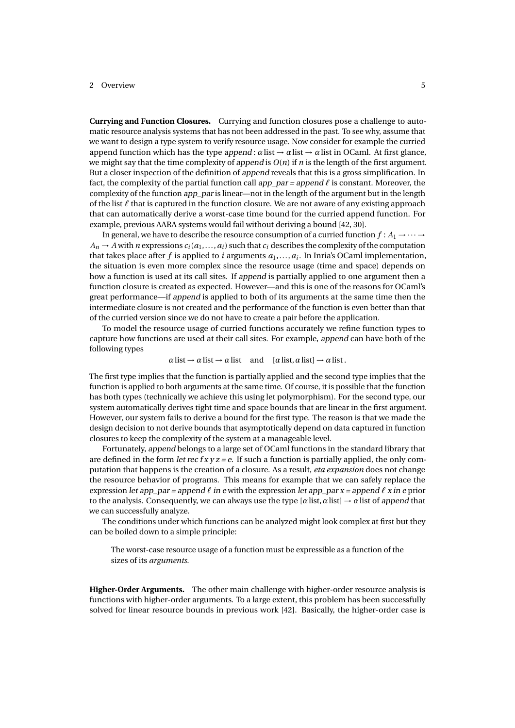**Currying and Function Closures.** Currying and function closures pose a challenge to automatic resource analysis systems that has not been addressed in the past. To see why, assume that we want to design a type system to verify resource usage. Now consider for example the curried append function which has the type *append* : $\alpha$ list $\to$ $\alpha$ list $\to$ $\alpha$ list in OCaml. At first glance, we might say that the time complexity of *append* is $O(n)$ if $n$ is the length of the first argument. But a closer inspection of the definition of *append* reveals that this is a gross simplification. In fact, the complexity of the partial function call *app_par* = *append* $\ell$ is constant. Moreover, the complexity of the function *app_par* is linear—not in the length of the argument but in the length of the list $\ell$ that is captured in the function closure. We are not aware of any existing approach that can automatically derive a worst-case time bound for the curried append function. For example, previous AARA systems would fail without deriving a bound [42, 30].

In general, we have to describe the resource consumption of a curried function $f : A_1 \to \cdots \to A_n \to A$ with $n$ expressions $c_i(a_1,\ldots,a_i)$ such that $c_i$ describes the complexity of the computation that takes place after $f$ is applied to $i$ arguments $a_1,\ldots,a_i$. In Inria's OCaml implementation, the situation is even more complex since the resource usage (time and space) depends on how a function is used at its call sites. If *append* is partially applied to one argument then a function closure is created as expected. However—and this is one of the reasons for OCaml's great performance—if *append* is applied to both of its arguments at the same time then the intermediate closure is not created and the performance of the function is even better than that of the curried version since we do not have to create a pair before the application.

To model the resource usage of curried functions accurately we refine function types to capture how functions are used at their call sites. For example, *append* can have both of the following types

$$\alpha\,\text{list} \to \alpha\,\text{list} \to \alpha\,\text{list} \quad \text{and} \quad [\alpha\,\text{list}, \alpha\,\text{list}] \to \alpha\,\text{list}\,.$$

The first type implies that the function is partially applied and the second type implies that the function is applied to both arguments at the same time. Of course, it is possible that the function has both types (technically we achieve this using let polymorphism). For the second type, our system automatically derives tight time and space bounds that are linear in the first argument. However, our system fails to derive a bound for the first type. The reason is that we made the design decision to not derive bounds that asymptotically depend on data captured in function closures to keep the complexity of the system at a manageable level.

Fortunately, *append* belongs to a large set of OCaml functions in the standard library that are defined in the form *let rec f x y z = e*. If such a function is partially applied, the only computation that happens is the creation of a closure. As a result, *eta expansion* does not change the resource behavior of programs. This means for example that we can safely replace the expression *let app_par = append* $\ell$ *in e* with the expression *let app_par x = append* $\ell$ *x in e* prior to the analysis. Consequently, we can always use the type $[\alpha\,\text{list}, \alpha\,\text{list}] \to \alpha\,\text{list}$ of *append* that we can successfully analyze.

The conditions under which functions can be analyzed might look complex at first but they can be boiled down to a simple principle:

> The worst-case resource usage of a function must be expressible as a function of the sizes of its *arguments*.

**Higher-Order Arguments.** The other main challenge with higher-order resource analysis is functions with higher-order arguments. To a large extent, this problem has been successfully solved for linear resource bounds in previous work [42]. Basically, the higher-order case is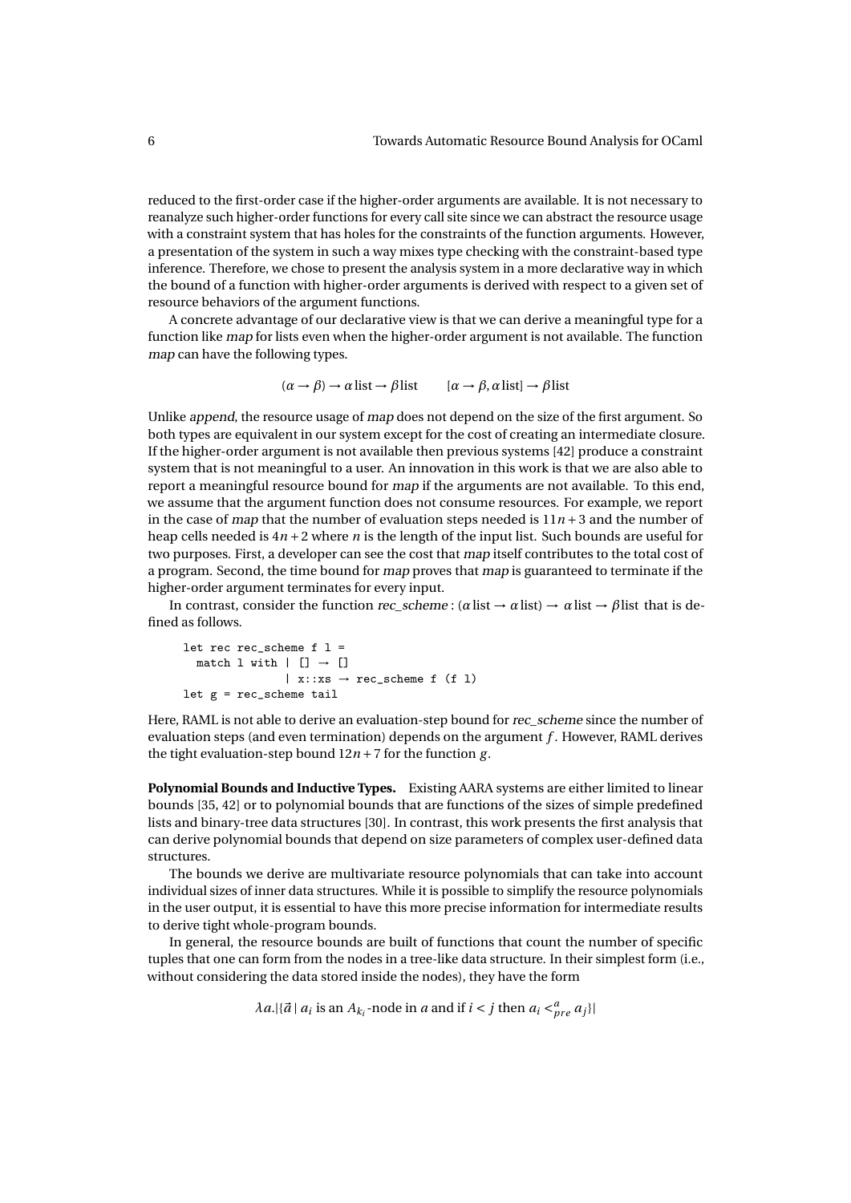reduced to the first-order case if the higher-order arguments are available. It is not necessary to reanalyze such higher-order functions for every call site since we can abstract the resource usage with a constraint system that has holes for the constraints of the function arguments. However, a presentation of the system in such a way mixes type checking with the constraint-based type inference. Therefore, we chose to present the analysis system in a more declarative way in which the bound of a function with higher-order arguments is derived with respect to a given set of resource behaviors of the argument functions.

A concrete advantage of our declarative view is that we can derive a meaningful type for a function like *map* for lists even when the higher-order argument is not available. The function *map* can have the following types.

$$(\alpha \to \beta) \to \alpha\,\text{list} \to \beta\,\text{list} \qquad [\alpha \to \beta, \alpha\,\text{list}] \to \beta\,\text{list}$$

Unlike *append*, the resource usage of *map* does not depend on the size of the first argument. So both types are equivalent in our system except for the cost of creating an intermediate closure. If the higher-order argument is not available then previous systems [42] produce a constraint system that is not meaningful to a user. An innovation in this work is that we are also able to report a meaningful resource bound for *map* if the arguments are not available. To this end, we assume that the argument function does not consume resources. For example, we report in the case of *map* that the number of evaluation steps needed is $11n+3$ and the number of heap cells needed is $4n+2$ where $n$ is the length of the input list. Such bounds are useful for two purposes. First, a developer can see the cost that *map* itself contributes to the total cost of a program. Second, the time bound for *map* proves that *map* is guaranteed to terminate if the higher-order argument terminates for every input.

In contrast, consider the function *rec_scheme* : $(\alpha\,\text{list} \to \alpha\,\text{list}) \to \alpha\,\text{list} \to \beta\,\text{list}$ that is defined as follows.

```
let rec rec_scheme f l =
  match l with | [] → []
               | x::xs → rec_scheme f (f l)
let g = rec_scheme tail
```

Here, RAML is not able to derive an evaluation-step bound for *rec_scheme* since the number of evaluation steps (and even termination) depends on the argument $f$. However, RAML derives the tight evaluation-step bound $12n+7$ for the function $g$.

**Polynomial Bounds and Inductive Types.** Existing AARA systems are either limited to linear bounds [35, 42] or to polynomial bounds that are functions of the sizes of simple predefined lists and binary-tree data structures [30]. In contrast, this work presents the first analysis that can derive polynomial bounds that depend on size parameters of complex user-defined data structures.

The bounds we derive are multivariate resource polynomials that can take into account individual sizes of inner data structures. While it is possible to simplify the resource polynomials in the user output, it is essential to have this more precise information for intermediate results to derive tight whole-program bounds.

In general, the resource bounds are built of functions that count the number of specific tuples that one can form from the nodes in a tree-like data structure. In their simplest form (i.e., without considering the data stored inside the nodes), they have the form

$$\lambda a.|\{\vec{a} \mid a_i \text{ is an } A_{k_i}\text{-node in } a \text{ and if } i<j \text{ then } a_i <^{a}_{pre} a_j\}|$$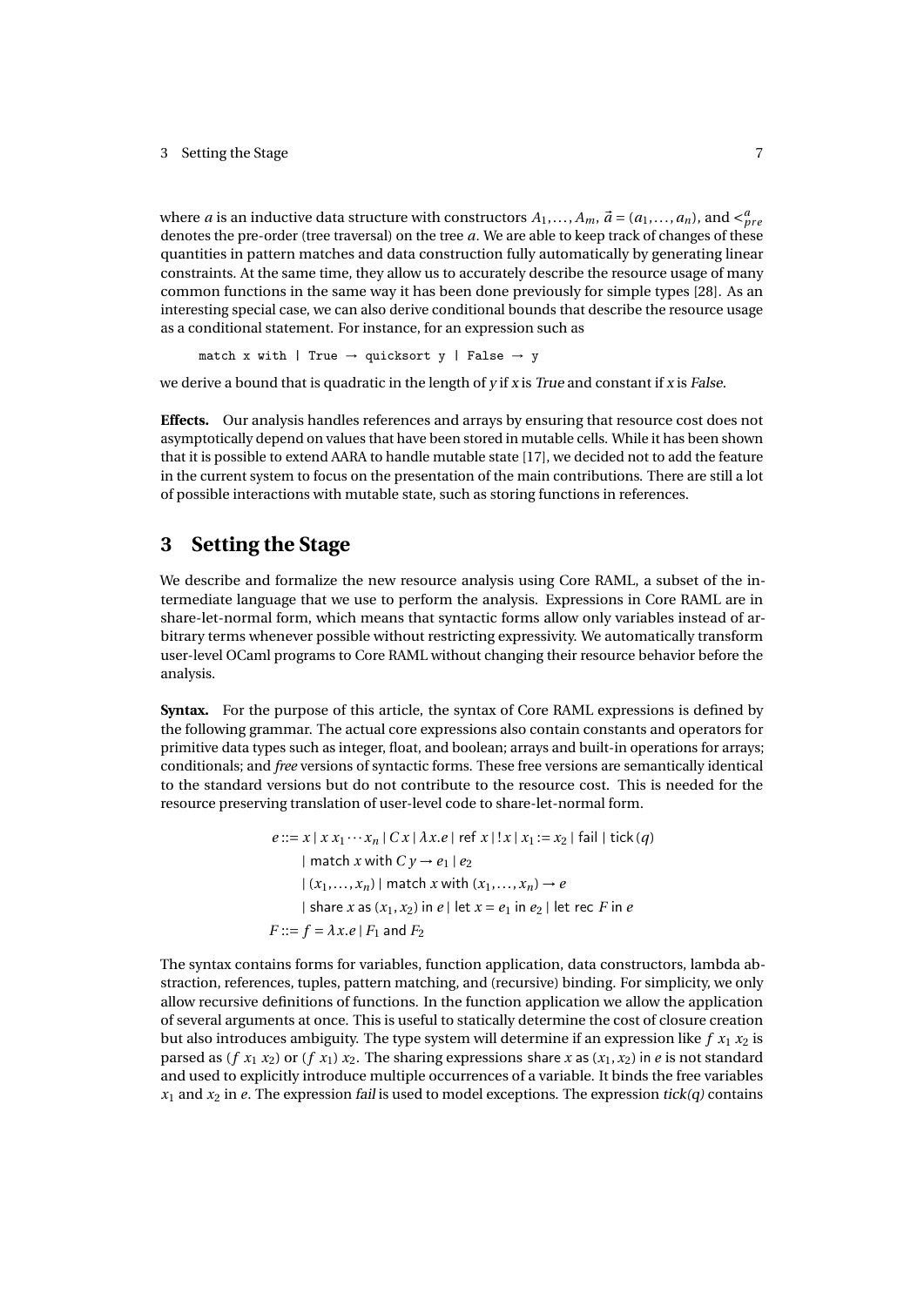where $a$ is an inductive data structure with constructors $A_1,\ldots,A_m$, $\vec{a} = (a_1,\ldots,a_n)$, and $<^a_{pre}$ denotes the pre-order (tree traversal) on the tree $a$. We are able to keep track of changes of these quantities in pattern matches and data construction fully automatically by generating linear constraints. At the same time, they allow us to accurately describe the resource usage of many common functions in the same way it has been done previously for simple types [28]. As an interesting special case, we can also derive conditional bounds that describe the resource usage as a conditional statement. For instance, for an expression such as

```
match x with | True → quicksort y | False → y
```

we derive a bound that is quadratic in the length of *y* if *x* is *True* and constant if *x* is *False*.

**Effects.** Our analysis handles references and arrays by ensuring that resource cost does not asymptotically depend on values that have been stored in mutable cells. While it has been shown that it is possible to extend AARA to handle mutable state [17], we decided not to add the feature in the current system to focus on the presentation of the main contributions. There are still a lot of possible interactions with mutable state, such as storing functions in references.

# 3 Setting the Stage

We describe and formalize the new resource analysis using Core RAML, a subset of the intermediate language that we use to perform the analysis. Expressions in Core RAML are in share-let-normal form, which means that syntactic forms allow only variables instead of arbitrary terms whenever possible without restricting expressivity. We automatically transform user-level OCaml programs to Core RAML without changing their resource behavior before the analysis.

**Syntax.** For the purpose of this article, the syntax of Core RAML expressions is defined by the following grammar. The actual core expressions also contain constants and operators for primitive data types such as integer, float, and boolean; arrays and built-in operations for arrays; conditionals; and *free* versions of syntactic forms. These free versions are semantically identical to the standard versions but do not contribute to the resource cost. This is needed for the resource preserving translation of user-level code to share-let-normal form.

$$
\begin{aligned}
e ::= {} & x \mid x\, x_1 \cdots x_n \mid C\, x \mid \lambda x.e \mid \mathsf{ref}\ x \mid !x \mid x_1 := x_2 \mid \mathsf{fail} \mid \mathsf{tick}(q) \\
& \mid \mathsf{match}\ x\ \mathsf{with}\ C\, y \rightarrow e_1 \mid e_2 \\
& \mid (x_1,\ldots,x_n) \mid \mathsf{match}\ x\ \mathsf{with}\ (x_1,\ldots,x_n) \rightarrow e \\
& \mid \mathsf{share}\ x\ \mathsf{as}\ (x_1,x_2)\ \mathsf{in}\ e \mid \mathsf{let}\ x = e_1\ \mathsf{in}\ e_2 \mid \mathsf{let\ rec}\ F\ \mathsf{in}\ e \\
F ::= {} & f = \lambda x.e \mid F_1\ \mathsf{and}\ F_2
\end{aligned}
$$

The syntax contains forms for variables, function application, data constructors, lambda abstraction, references, tuples, pattern matching, and (recursive) binding. For simplicity, we only allow recursive definitions of functions. In the function application we allow the application of several arguments at once. This is useful to statically determine the cost of closure creation but also introduces ambiguity. The type system will determine if an expression like $f\ x_1\ x_2$ is parsed as $(f\ x_1\ x_2)$ or $(f\ x_1)\ x_2$. The sharing expressions $\mathsf{share}\ x\ \mathsf{as}\ (x_1,x_2)\ \mathsf{in}\ e$ is not standard and used to explicitly introduce multiple occurrences of a variable. It binds the free variables $x_1$ and $x_2$ in *e*. The expression *fail* is used to model exceptions. The expression *tick(q)* contains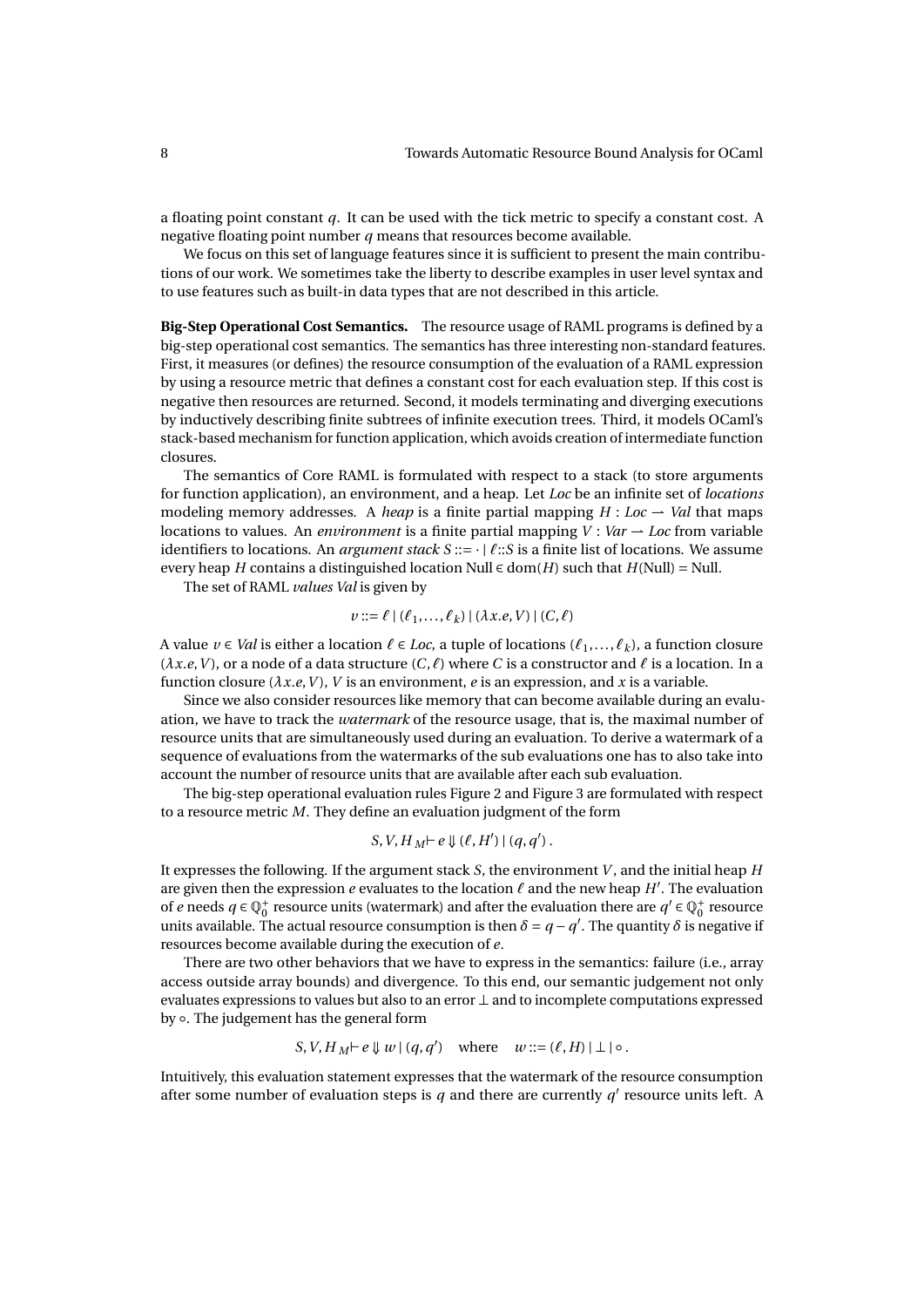a floating point constant $q$. It can be used with the tick metric to specify a constant cost. A negative floating point number $q$ means that resources become available.

We focus on this set of language features since it is sufficient to present the main contributions of our work. We sometimes take the liberty to describe examples in user level syntax and to use features such as built-in data types that are not described in this article.

**Big-Step Operational Cost Semantics.** The resource usage of RAML programs is defined by a big-step operational cost semantics. The semantics has three interesting non-standard features. First, it measures (or defines) the resource consumption of the evaluation of a RAML expression by using a resource metric that defines a constant cost for each evaluation step. If this cost is negative then resources are returned. Second, it models terminating and diverging executions by inductively describing finite subtrees of infinite execution trees. Third, it models OCaml's stack-based mechanism for function application, which avoids creation of intermediate function closures.

The semantics of Core RAML is formulated with respect to a stack (to store arguments for function application), an environment, and a heap. Let *Loc* be an infinite set of *locations* modeling memory addresses. A *heap* is a finite partial mapping $H : Loc \rightharpoonup Val$ that maps locations to values. An *environment* is a finite partial mapping $V : Var \rightharpoonup Loc$ from variable identifiers to locations. An *argument stack* $S ::= \cdot \mid \ell{::}S$ is a finite list of locations. We assume every heap $H$ contains a distinguished location $\mathrm{Null} \in \mathrm{dom}(H)$ such that $H(\mathrm{Null}) = \mathrm{Null}$.

The set of RAML *values Val* is given by

$$v ::= \ell \mid (\ell_1, \ldots, \ell_k) \mid (\lambda x.e, V) \mid (C, \ell)$$

A value $v \in Val$ is either a location $\ell \in Loc$, a tuple of locations $(\ell_1, \ldots, \ell_k)$, a function closure $(\lambda x.e, V)$, or a node of a data structure $(C, \ell)$ where $C$ is a constructor and $\ell$ is a location. In a function closure $(\lambda x.e, V)$, $V$ is an environment, $e$ is an expression, and $x$ is a variable.

Since we also consider resources like memory that can become available during an evaluation, we have to track the *watermark* of the resource usage, that is, the maximal number of resource units that are simultaneously used during an evaluation. To derive a watermark of a sequence of evaluations from the watermarks of the sub evaluations one has to also take into account the number of resource units that are available after each sub evaluation.

The big-step operational evaluation rules Figure 2 and Figure 3 are formulated with respect to a resource metric $M$. They define an evaluation judgment of the form

$$S, V, H \;{}_M\!\vdash e \Downarrow (\ell, H') \mid (q, q') \,.$$

It expresses the following. If the argument stack $S$, the environment $V$, and the initial heap $H$ are given then the expression $e$ evaluates to the location $\ell$ and the new heap $H'$. The evaluation of $e$ needs $q \in \mathbb{Q}_0^+$ resource units (watermark) and after the evaluation there are $q' \in \mathbb{Q}_0^+$ resource units available. The actual resource consumption is then $\delta = q - q'$. The quantity $\delta$ is negative if resources become available during the execution of $e$.

There are two other behaviors that we have to express in the semantics: failure (i.e., array access outside array bounds) and divergence. To this end, our semantic judgement not only evaluates expressions to values but also to an error $\bot$ and to incomplete computations expressed by $\circ$. The judgement has the general form

$$S, V, H \;{}_M\!\vdash e \Downarrow w \mid (q, q') \quad \text{where} \quad w ::= (\ell, H) \mid \bot \mid \circ \,.$$

Intuitively, this evaluation statement expresses that the watermark of the resource consumption after some number of evaluation steps is $q$ and there are currently $q'$ resource units left. A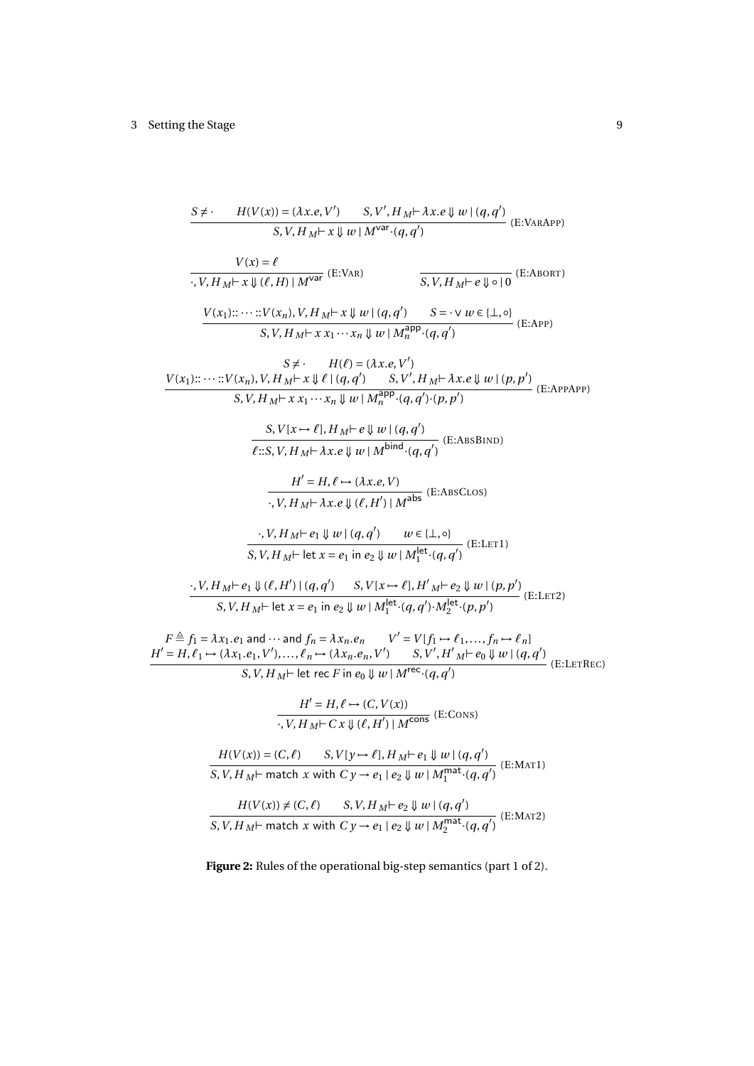$$\frac{S \neq \cdot \qquad H(V(x)) = (\lambda x.e, V') \qquad S, V', H \,{}_M\!\vdash \lambda x.e \Downarrow w \mid (q, q')}{S, V, H \,{}_M\!\vdash x \Downarrow w \mid M^{\mathsf{var}} \cdot (q, q')} \;(\textsc{E:VarApp})$$

$$\frac{V(x) = \ell}{\cdot, V, H \,{}_M\!\vdash x \Downarrow (\ell, H) \mid M^{\mathsf{var}}} \;(\textsc{E:Var}) \qquad\qquad \frac{}{S, V, H \,{}_M\!\vdash e \Downarrow \circ \mid 0} \;(\textsc{E:Abort})$$

$$\frac{V(x_1) :: \cdots :: V(x_n), V, H \,{}_M\!\vdash x \Downarrow w \mid (q, q') \qquad S = \cdot \vee w \in \{\bot, \circ\}}{S, V, H \,{}_M\!\vdash x\, x_1 \cdots x_n \Downarrow w \mid M_n^{\mathsf{app}} \cdot (q, q')} \;(\textsc{E:App})$$

$$\frac{\begin{array}{c} S \neq \cdot \qquad H(\ell) = (\lambda x.e, V') \\ V(x_1) :: \cdots :: V(x_n), V, H \,{}_M\!\vdash x \Downarrow \ell \mid (q, q') \qquad S, V', H \,{}_M\!\vdash \lambda x.e \Downarrow w \mid (p, p') \end{array}}{S, V, H \,{}_M\!\vdash x\, x_1 \cdots x_n \Downarrow w \mid M_n^{\mathsf{app}} \cdot (q, q') \cdot (p, p')} \;(\textsc{E:AppApp})$$

$$\frac{S, V[x \mapsto \ell], H \,{}_M\!\vdash e \Downarrow w \mid (q, q')}{\ell :: S, V, H \,{}_M\!\vdash \lambda x.e \Downarrow w \mid M^{\mathsf{bind}} \cdot (q, q')} \;(\textsc{E:AbsBind})$$

$$\frac{H' = H, \ell \mapsto (\lambda x.e, V)}{\cdot, V, H \,{}_M\!\vdash \lambda x.e \Downarrow (\ell, H') \mid M^{\mathsf{abs}}} \;(\textsc{E:AbsClos})$$

$$\frac{\cdot, V, H \,{}_M\!\vdash e_1 \Downarrow w \mid (q, q') \qquad w \in \{\bot, \circ\}}{S, V, H \,{}_M\!\vdash \mathsf{let}\ x = e_1\ \mathsf{in}\ e_2 \Downarrow w \mid M_1^{\mathsf{let}} \cdot (q, q')} \;(\textsc{E:Let1})$$

$$\frac{\cdot, V, H \,{}_M\!\vdash e_1 \Downarrow (\ell, H') \mid (q, q') \qquad S, V[x \mapsto \ell], H' \,{}_M\!\vdash e_2 \Downarrow w \mid (p, p')}{S, V, H \,{}_M\!\vdash \mathsf{let}\ x = e_1\ \mathsf{in}\ e_2 \Downarrow w \mid M_1^{\mathsf{let}} \cdot (q, q') \cdot M_2^{\mathsf{let}} \cdot (p, p')} \;(\textsc{E:Let2})$$

$$\frac{\begin{array}{c} F \triangleq f_1 = \lambda x_1.e_1\ \mathsf{and} \cdots \mathsf{and}\ f_n = \lambda x_n.e_n \qquad V' = V[f_1 \mapsto \ell_1, \ldots, f_n \mapsto \ell_n] \\ H' = H, \ell_1 \mapsto (\lambda x_1.e_1, V'), \ldots, \ell_n \mapsto (\lambda x_n.e_n, V') \qquad S, V', H' \,{}_M\!\vdash e_0 \Downarrow w \mid (q, q') \end{array}}{S, V, H \,{}_M\!\vdash \mathsf{let\ rec}\ F\ \mathsf{in}\ e_0 \Downarrow w \mid M^{\mathsf{rec}} \cdot (q, q')} \;(\textsc{E:LetRec})$$

$$\frac{H' = H, \ell \mapsto (C, V(x))}{\cdot, V, H \,{}_M\!\vdash C\, x \Downarrow (\ell, H') \mid M^{\mathsf{cons}}} \;(\textsc{E:Cons})$$

$$\frac{H(V(x)) = (C, \ell) \qquad S, V[y \mapsto \ell], H \,{}_M\!\vdash e_1 \Downarrow w \mid (q, q')}{S, V, H \,{}_M\!\vdash \mathsf{match}\ x\ \mathsf{with}\ C\, y \to e_1 \mid e_2 \Downarrow w \mid M_1^{\mathsf{mat}} \cdot (q, q')} \;(\textsc{E:Mat1})$$

$$\frac{H(V(x)) \neq (C, \ell) \qquad S, V, H \,{}_M\!\vdash e_2 \Downarrow w \mid (q, q')}{S, V, H \,{}_M\!\vdash \mathsf{match}\ x\ \mathsf{with}\ C\, y \to e_1 \mid e_2 \Downarrow w \mid M_2^{\mathsf{mat}} \cdot (q, q')} \;(\textsc{E:Mat2})$$

**Figure 2:** Rules of the operational big-step semantics (part 1 of 2).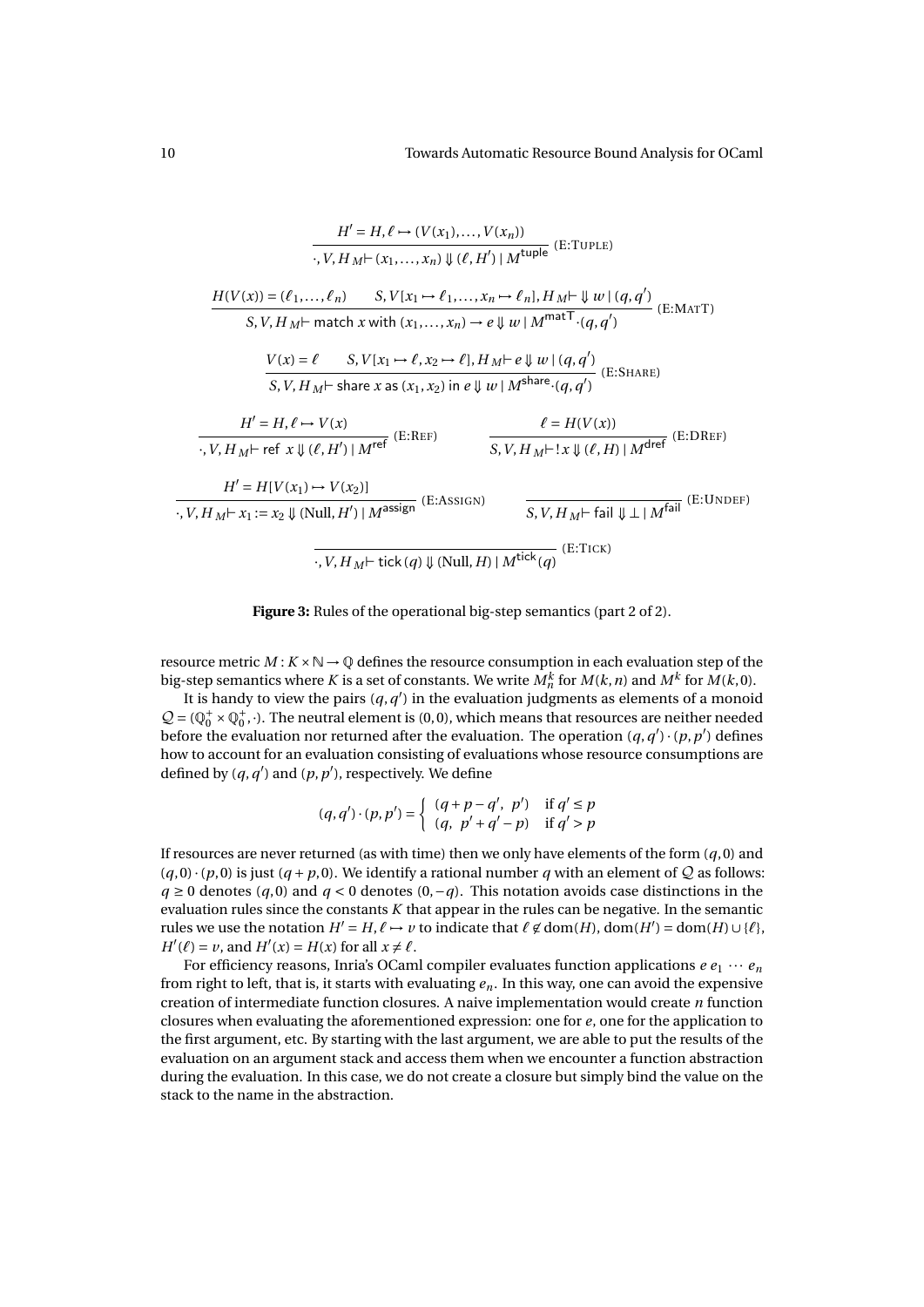$$\frac{H' = H, \ell \mapsto (V(x_1), \ldots, V(x_n))}{\cdot, V, H \;{}_M\!\vdash (x_1, \ldots, x_n) \Downarrow (\ell, H') \mid M^{\mathsf{tuple}}} \text{ (E:TUPLE)}$$

$$\frac{H(V(x)) = (\ell_1, \ldots, \ell_n) \qquad S, V[x_1 \mapsto \ell_1, \ldots, x_n \mapsto \ell_n], H \;{}_M\!\vdash \Downarrow w \mid (q, q')}{S, V, H \;{}_M\!\vdash \mathsf{match}\ x\ \mathsf{with}\ (x_1, \ldots, x_n) \to e \Downarrow w \mid M^{\mathsf{matT}} \cdot (q, q')} \text{ (E:MATT)}$$

$$\frac{V(x) = \ell \qquad S, V[x_1 \mapsto \ell, x_2 \mapsto \ell], H \;{}_M\!\vdash e \Downarrow w \mid (q, q')}{S, V, H \;{}_M\!\vdash \mathsf{share}\ x\ \mathsf{as}\ (x_1, x_2)\ \mathsf{in}\ e \Downarrow w \mid M^{\mathsf{share}} \cdot (q, q')} \text{ (E:SHARE)}$$

$$\frac{H' = H, \ell \mapsto V(x)}{\cdot, V, H \;{}_M\!\vdash \mathsf{ref}\ x \Downarrow (\ell, H') \mid M^{\mathsf{ref}}} \text{ (E:REF)} \qquad \frac{\ell = H(V(x))}{S, V, H \;{}_M\!\vdash\, !x \Downarrow (\ell, H) \mid M^{\mathsf{dref}}} \text{ (E:DREF)}$$

$$\frac{H' = H[V(x_1) \mapsto V(x_2)]}{\cdot, V, H \;{}_M\!\vdash x_1 := x_2 \Downarrow (\text{Null}, H') \mid M^{\mathsf{assign}}} \text{ (E:ASSIGN)} \qquad \frac{}{S, V, H \;{}_M\!\vdash \mathsf{fail} \Downarrow \bot \mid M^{\mathsf{fail}}} \text{ (E:UNDEF)}$$

$$\frac{}{\cdot, V, H \;{}_M\!\vdash \mathsf{tick}\,(q) \Downarrow (\text{Null}, H) \mid M^{\mathsf{tick}}(q)} \text{ (E:TICK)}$$

**Figure 3:** Rules of the operational big-step semantics (part 2 of 2).

resource metric $M : K \times \mathbb{N} \to \mathbb{Q}$ defines the resource consumption in each evaluation step of the big-step semantics where $K$ is a set of constants. We write $M^k_n$ for $M(k, n)$ and $M^k$ for $M(k, 0)$.

It is handy to view the pairs $(q, q')$ in the evaluation judgments as elements of a monoid $\mathcal{Q} = (\mathbb{Q}^+_0 \times \mathbb{Q}^+_0, \cdot)$. The neutral element is $(0, 0)$, which means that resources are neither needed before the evaluation nor returned after the evaluation. The operation $(q, q') \cdot (p, p')$ defines how to account for an evaluation consisting of evaluations whose resource consumptions are defined by $(q, q')$ and $(p, p')$, respectively. We define

$$(q, q') \cdot (p, p') = \begin{cases} (q + p - q',\ p') & \text{if } q' \le p \\ (q,\ p' + q' - p) & \text{if } q' > p \end{cases}$$

If resources are never returned (as with time) then we only have elements of the form $(q, 0)$ and $(q, 0) \cdot (p, 0)$ is just $(q + p, 0)$. We identify a rational number $q$ with an element of $\mathcal{Q}$ as follows: $q \ge 0$ denotes $(q, 0)$ and $q < 0$ denotes $(0, -q)$. This notation avoids case distinctions in the evaluation rules since the constants $K$ that appear in the rules can be negative. In the semantic rules we use the notation $H' = H, \ell \mapsto v$ to indicate that $\ell \notin \text{dom}(H)$, $\text{dom}(H') = \text{dom}(H) \cup \{\ell\}$, $H'(\ell) = v$, and $H'(x) = H(x)$ for all $x \ne \ell$.

For efficiency reasons, Inria's OCaml compiler evaluates function applications $e\, e_1 \cdots e_n$ from right to left, that is, it starts with evaluating $e_n$. In this way, one can avoid the expensive creation of intermediate function closures. A naive implementation would create $n$ function closures when evaluating the aforementioned expression: one for $e$, one for the application to the first argument, etc. By starting with the last argument, we are able to put the results of the evaluation on an argument stack and access them when we encounter a function abstraction during the evaluation. In this case, we do not create a closure but simply bind the value on the stack to the name in the abstraction.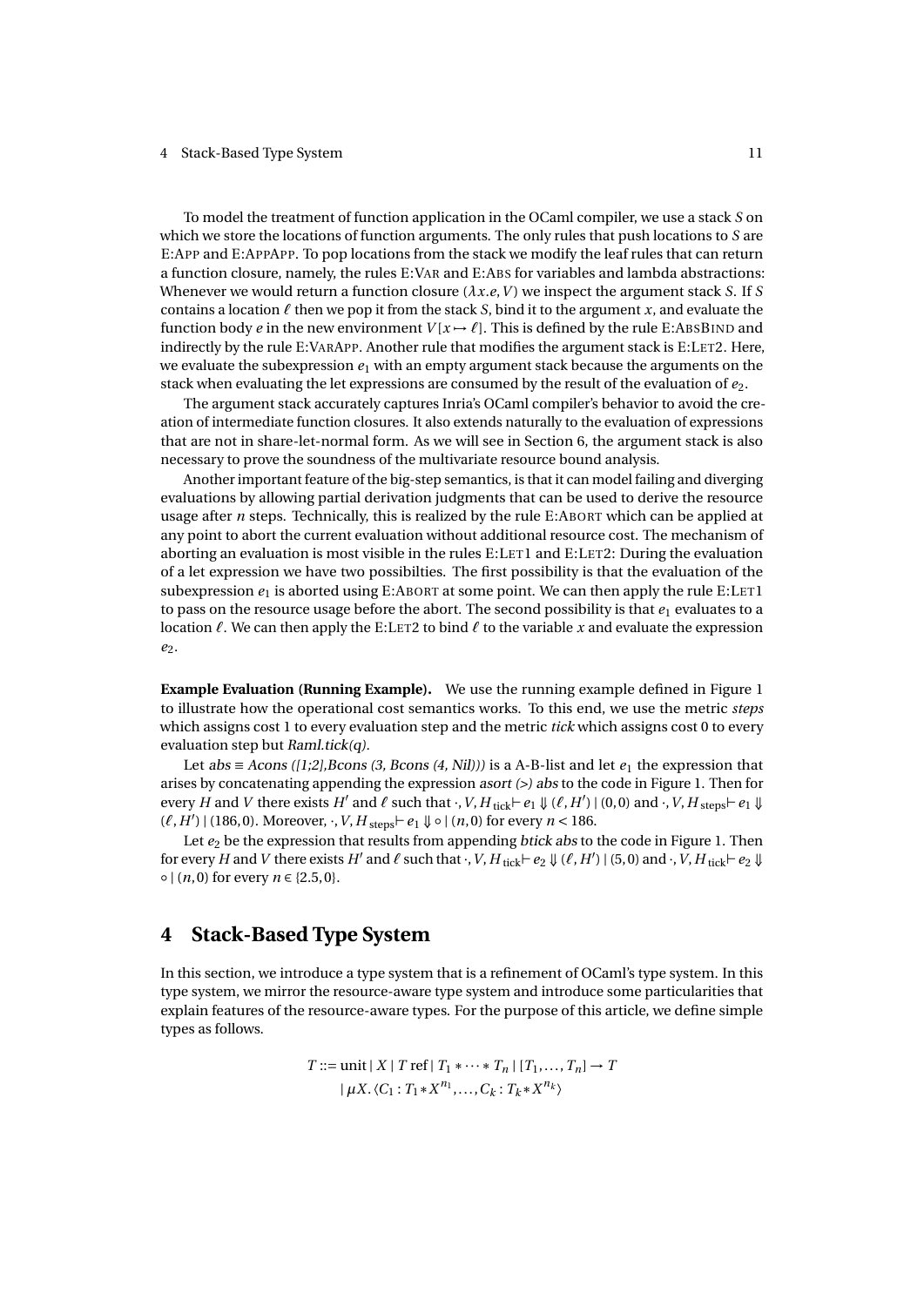To model the treatment of function application in the OCaml compiler, we use a stack $S$ on which we store the locations of function arguments. The only rules that push locations to $S$ are E:APP and E:APPAPP. To pop locations from the stack we modify the leaf rules that can return a function closure, namely, the rules E:VAR and E:ABS for variables and lambda abstractions: Whenever we would return a function closure $(\lambda x.e, V)$ we inspect the argument stack $S$. If $S$ contains a location $\ell$ then we pop it from the stack $S$, bind it to the argument $x$, and evaluate the function body $e$ in the new environment $V[x \mapsto \ell]$. This is defined by the rule E:ABSBIND and indirectly by the rule E:VARAPP. Another rule that modifies the argument stack is E:LET2. Here, we evaluate the subexpression $e_1$ with an empty argument stack because the arguments on the stack when evaluating the let expressions are consumed by the result of the evaluation of $e_2$.

The argument stack accurately captures Inria's OCaml compiler's behavior to avoid the creation of intermediate function closures. It also extends naturally to the evaluation of expressions that are not in share-let-normal form. As we will see in Section 6, the argument stack is also necessary to prove the soundness of the multivariate resource bound analysis.

Another important feature of the big-step semantics, is that it can model failing and diverging evaluations by allowing partial derivation judgments that can be used to derive the resource usage after $n$ steps. Technically, this is realized by the rule E:ABORT which can be applied at any point to abort the current evaluation without additional resource cost. The mechanism of aborting an evaluation is most visible in the rules E:LET1 and E:LET2: During the evaluation of a let expression we have two possibilties. The first possibility is that the evaluation of the subexpression $e_1$ is aborted using E:ABORT at some point. We can then apply the rule E:LET1 to pass on the resource usage before the abort. The second possibility is that $e_1$ evaluates to a location $\ell$. We can then apply the E:LET2 to bind $\ell$ to the variable $x$ and evaluate the expression $e_2$.

**Example Evaluation (Running Example).** We use the running example defined in Figure 1 to illustrate how the operational cost semantics works. To this end, we use the metric *steps* which assigns cost 1 to every evaluation step and the metric *tick* which assigns cost 0 to every evaluation step but *Raml.tick(q)*.

Let *abs* ≡ *Acons ([1;2],Bcons (3, Bcons (4, Nil)))* is a A-B-list and let $e_1$ the expression that arises by concatenating appending the expression *asort (>) abs* to the code in Figure 1. Then for every $H$ and $V$ there exists $H'$ and $\ell$ such that $\cdot, V, H\,{}_{\text{tick}}\!\vdash e_1 \Downarrow (\ell, H') \mid (0,0)$ and $\cdot, V, H\,{}_{\text{steps}}\!\vdash e_1 \Downarrow (\ell, H') \mid (186, 0)$. Moreover, $\cdot, V, H\,{}_{\text{steps}}\!\vdash e_1 \Downarrow \circ \mid (n, 0)$ for every $n < 186$.

Let $e_2$ be the expression that results from appending *btick abs* to the code in Figure 1. Then for every $H$ and $V$ there exists $H'$ and $\ell$ such that $\cdot, V, H\,{}_{\text{tick}}\!\vdash e_2 \Downarrow (\ell, H') \mid (5, 0)$ and $\cdot, V, H\,{}_{\text{tick}}\!\vdash e_2 \Downarrow \circ \mid (n, 0)$ for every $n \in \{2.5, 0\}$.

# 4 Stack-Based Type System

In this section, we introduce a type system that is a refinement of OCaml's type system. In this type system, we mirror the resource-aware type system and introduce some particularities that explain features of the resource-aware types. For the purpose of this article, we define simple types as follows.

$$
\begin{aligned}
T ::= \text{unit} \mid X \mid T\ \text{ref} \mid T_1 * \cdots * T_n \mid [T_1, \ldots, T_n] \to T \\
\mid \mu X. \langle C_1 : T_1 * X^{n_1}, \ldots, C_k : T_k * X^{n_k} \rangle
\end{aligned}
$$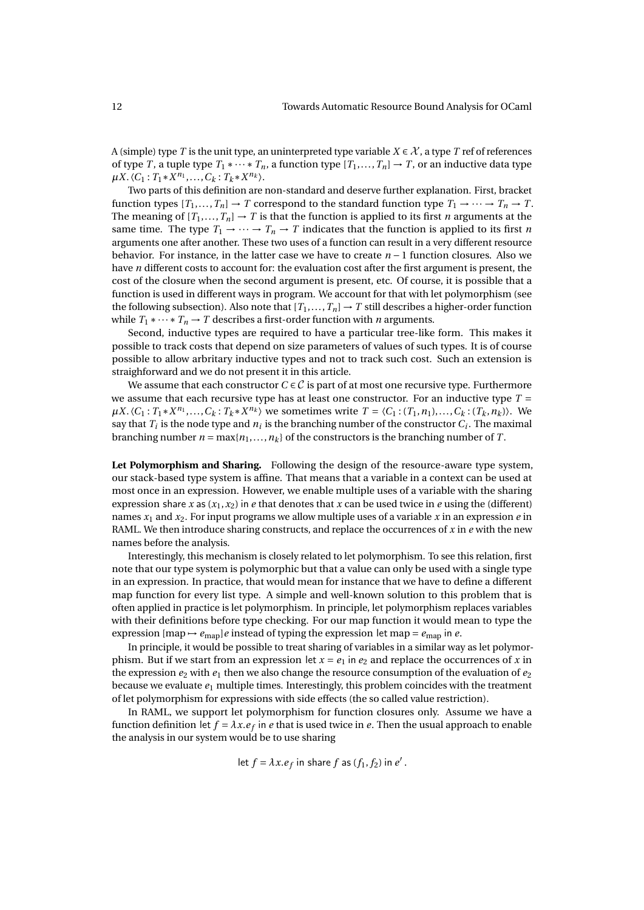A (simple) type $T$ is the unit type, an uninterpreted type variable $X \in \mathcal{X}$, a type $T$ ref of references of type $T$, a tuple type $T_1 * \cdots * T_n$, a function type $[T_1,\ldots,T_n] \to T$, or an inductive data type $\mu X.\langle C_1 : T_1 * X^{n_1},\ldots,C_k : T_k * X^{n_k}\rangle$.

Two parts of this definition are non-standard and deserve further explanation. First, bracket function types $[T_1,\ldots,T_n] \to T$ correspond to the standard function type $T_1 \to \cdots \to T_n \to T$. The meaning of $[T_1,\ldots,T_n] \to T$ is that the function is applied to its first $n$ arguments at the same time. The type $T_1 \to \cdots \to T_n \to T$ indicates that the function is applied to its first $n$ arguments one after another. These two uses of a function can result in a very different resource behavior. For instance, in the latter case we have to create $n-1$ function closures. Also we have $n$ different costs to account for: the evaluation cost after the first argument is present, the cost of the closure when the second argument is present, etc. Of course, it is possible that a function is used in different ways in program. We account for that with let polymorphism (see the following subsection). Also note that $[T_1,\ldots,T_n] \to T$ still describes a higher-order function while $T_1 * \cdots * T_n \to T$ describes a first-order function with $n$ arguments.

Second, inductive types are required to have a particular tree-like form. This makes it possible to track costs that depend on size parameters of values of such types. It is of course possible to allow arbitrary inductive types and not to track such cost. Such an extension is straighforward and we do not present it in this article.

We assume that each constructor $C \in \mathcal{C}$ is part of at most one recursive type. Furthermore we assume that each recursive type has at least one constructor. For an inductive type $T = \mu X.\langle C_1 : T_1 * X^{n_1},\ldots,C_k : T_k * X^{n_k}\rangle$ we sometimes write $T = \langle C_1 : (T_1,n_1),\ldots,C_k : (T_k,n_k)\rangle$. We say that $T_i$ is the node type and $n_i$ is the branching number of the constructor $C_i$. The maximal branching number $n = \max\{n_1,\ldots,n_k\}$ of the constructors is the branching number of $T$.

**Let Polymorphism and Sharing.** Following the design of the resource-aware type system, our stack-based type system is affine. That means that a variable in a context can be used at most once in an expression. However, we enable multiple uses of a variable with the sharing expression share $x$ as $(x_1,x_2)$ in $e$ that denotes that $x$ can be used twice in $e$ using the (different) names $x_1$ and $x_2$. For input programs we allow multiple uses of a variable $x$ in an expression $e$ in RAML. We then introduce sharing constructs, and replace the occurrences of $x$ in $e$ with the new names before the analysis.

Interestingly, this mechanism is closely related to let polymorphism. To see this relation, first note that our type system is polymorphic but that a value can only be used with a single type in an expression. In practice, that would mean for instance that we have to define a different map function for every list type. A simple and well-known solution to this problem that is often applied in practice is let polymorphism. In principle, let polymorphism replaces variables with their definitions before type checking. For our map function it would mean to type the expression $[\mathrm{map} \mapsto e_{\mathrm{map}}]e$ instead of typing the expression let map $= e_{\mathrm{map}}$ in $e$.

In principle, it would be possible to treat sharing of variables in a similar way as let polymorphism. But if we start from an expression let $x = e_1$ in $e_2$ and replace the occurrences of $x$ in the expression $e_2$ with $e_1$ then we also change the resource consumption of the evaluation of $e_2$ because we evaluate $e_1$ multiple times. Interestingly, this problem coincides with the treatment of let polymorphism for expressions with side effects (the so called value restriction).

In RAML, we support let polymorphism for function closures only. Assume we have a function definition let $f = \lambda x.e_f$ in $e$ that is used twice in $e$. Then the usual approach to enable the analysis in our system would be to use sharing

$$\mathsf{let}\ f = \lambda x.e_f\ \mathsf{in}\ \mathsf{share}\ f\ \mathsf{as}\ (f_1,f_2)\ \mathsf{in}\ e'\,.$$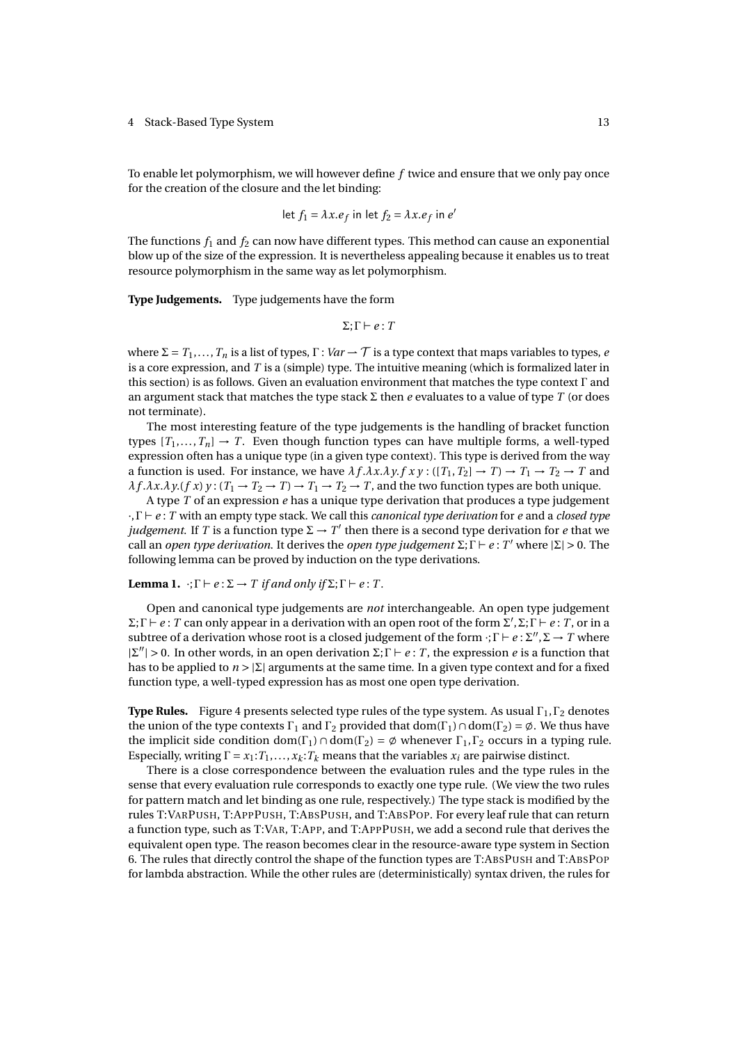To enable let polymorphism, we will however define $f$ twice and ensure that we only pay once for the creation of the closure and the let binding:

$$\mathsf{let}\ f_1 = \lambda x.e_f\ \mathsf{in}\ \mathsf{let}\ f_2 = \lambda x.e_f\ \mathsf{in}\ e'$$

The functions $f_1$ and $f_2$ can now have different types. This method can cause an exponential blow up of the size of the expression. It is nevertheless appealing because it enables us to treat resource polymorphism in the same way as let polymorphism.

**Type Judgements.** Type judgements have the form

$$\Sigma;\Gamma \vdash e : T$$

where $\Sigma = T_1,\ldots,T_n$ is a list of types, $\Gamma : Var \rightharpoonup \mathcal{T}$ is a type context that maps variables to types, $e$ is a core expression, and $T$ is a (simple) type. The intuitive meaning (which is formalized later in this section) is as follows. Given an evaluation environment that matches the type context $\Gamma$ and an argument stack that matches the type stack $\Sigma$ then $e$ evaluates to a value of type $T$ (or does not terminate).

The most interesting feature of the type judgements is the handling of bracket function types $[T_1,\ldots,T_n] \to T$. Even though function types can have multiple forms, a well-typed expression often has a unique type (in a given type context). This type is derived from the way a function is used. For instance, we have $\lambda f.\lambda x.\lambda y.f\,x\,y : ([T_1,T_2] \to T) \to T_1 \to T_2 \to T$ and $\lambda f.\lambda x.\lambda y.(f\,x)\,y : (T_1 \to T_2 \to T) \to T_1 \to T_2 \to T$, and the two function types are both unique.

A type $T$ of an expression $e$ has a unique type derivation that produces a type judgement $\cdot,\Gamma \vdash e : T$ with an empty type stack. We call this *canonical type derivation* for $e$ and a *closed type judgement*. If $T$ is a function type $\Sigma \to T'$ then there is a second type derivation for $e$ that we call an *open type derivation*. It derives the *open type judgement* $\Sigma;\Gamma \vdash e : T'$ where $|\Sigma| > 0$. The following lemma can be proved by induction on the type derivations.

**Lemma 1.** *$\cdot;\Gamma \vdash e : \Sigma \to T$ if and only if $\Sigma;\Gamma \vdash e : T$.*

Open and canonical type judgements are *not* interchangeable. An open type judgement $\Sigma;\Gamma \vdash e : T$ can only appear in a derivation with an open root of the form $\Sigma',\Sigma;\Gamma \vdash e : T$, or in a subtree of a derivation whose root is a closed judgement of the form $\cdot;\Gamma \vdash e : \Sigma'',\Sigma \to T$ where $|\Sigma''| > 0$. In other words, in an open derivation $\Sigma;\Gamma \vdash e : T$, the expression $e$ is a function that has to be applied to $n > |\Sigma|$ arguments at the same time. In a given type context and for a fixed function type, a well-typed expression has as most one open type derivation.

**Type Rules.** Figure 4 presents selected type rules of the type system. As usual $\Gamma_1,\Gamma_2$ denotes the union of the type contexts $\Gamma_1$ and $\Gamma_2$ provided that $\mathrm{dom}(\Gamma_1) \cap \mathrm{dom}(\Gamma_2) = \emptyset$. We thus have the implicit side condition $\mathrm{dom}(\Gamma_1) \cap \mathrm{dom}(\Gamma_2) = \emptyset$ whenever $\Gamma_1,\Gamma_2$ occurs in a typing rule. Especially, writing $\Gamma = x_1{:}T_1,\ldots,x_k{:}T_k$ means that the variables $x_i$ are pairwise distinct.

There is a close correspondence between the evaluation rules and the type rules in the sense that every evaluation rule corresponds to exactly one type rule. (We view the two rules for pattern match and let binding as one rule, respectively.) The type stack is modified by the rules T:VarPush, T:AppPush, T:AbsPush, and T:AbsPop. For every leaf rule that can return a function type, such as T:Var, T:App, and T:AppPush, we add a second rule that derives the equivalent open type. The reason becomes clear in the resource-aware type system in Section 6. The rules that directly control the shape of the function types are T:AbsPush and T:AbsPop for lambda abstraction. While the other rules are (deterministically) syntax driven, the rules for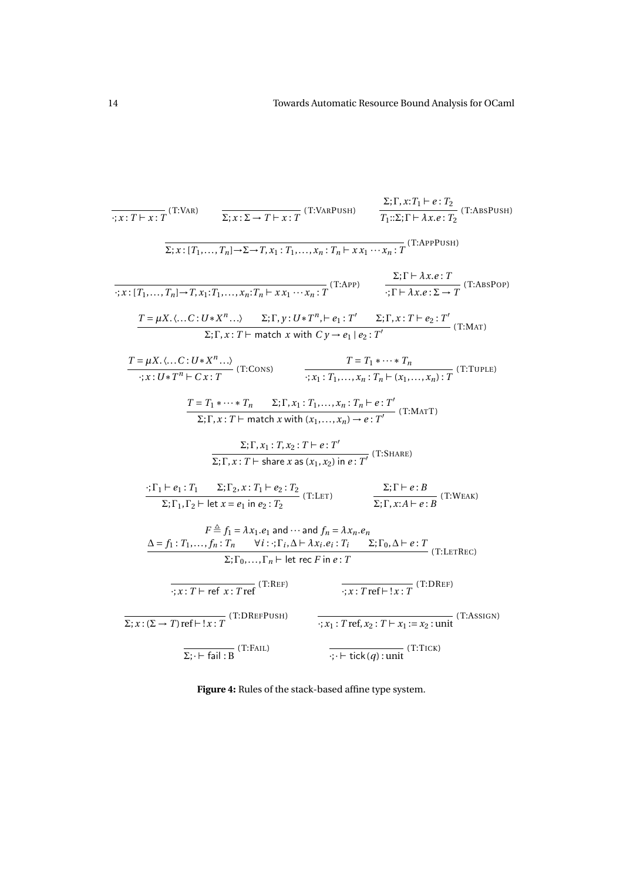$$\frac{}{\cdot; x : T \vdash x : T}\ (\text{T:Var}) \qquad \frac{}{\Sigma; x : \Sigma \to T \vdash x : T}\ (\text{T:VarPush}) \qquad \frac{\Sigma; \Gamma, x{:}T_1 \vdash e : T_2}{T_1{::}\Sigma; \Gamma \vdash \lambda x.e : T_2}\ (\text{T:AbsPush})$$

$$\frac{}{\Sigma; x : [T_1, \ldots, T_n] \to \Sigma \to T, x_1 : T_1, \ldots, x_n : T_n \vdash x\, x_1 \cdots x_n : T}\ (\text{T:AppPush})$$

$$\frac{}{\cdot; x : [T_1, \ldots, T_n] \to T, x_1{:}T_1, \ldots, x_n{:}T_n \vdash x\, x_1 \cdots x_n : T}\ (\text{T:App}) \qquad \frac{\Sigma; \Gamma \vdash \lambda x.e : T}{\cdot; \Gamma \vdash \lambda x.e : \Sigma \to T}\ (\text{T:AbsPop})$$

$$\frac{T = \mu X. \langle \ldots C : U * X^n \ldots \rangle \qquad \Sigma; \Gamma, y : U * T^n, \vdash e_1 : T' \qquad \Sigma; \Gamma, x : T \vdash e_2 : T'}{\Sigma; \Gamma, x : T \vdash \mathsf{match}\ x\ \mathsf{with}\ C\, y \to e_1 \mid e_2 : T'}\ (\text{T:Mat})$$

$$\frac{T = \mu X. \langle \ldots C : U * X^n \ldots \rangle}{\cdot; x : U * T^n \vdash C\, x : T}\ (\text{T:Cons}) \qquad \frac{T = T_1 * \cdots * T_n}{\cdot; x_1 : T_1, \ldots, x_n : T_n \vdash (x_1, \ldots, x_n) : T}\ (\text{T:Tuple})$$

$$\frac{T = T_1 * \cdots * T_n \qquad \Sigma; \Gamma, x_1 : T_1, \ldots, x_n : T_n \vdash e : T'}{\Sigma; \Gamma, x : T \vdash \mathsf{match}\ x\ \mathsf{with}\ (x_1, \ldots, x_n) \to e : T'}\ (\text{T:MatT})$$

$$\frac{\Sigma; \Gamma, x_1 : T, x_2 : T \vdash e : T'}{\Sigma; \Gamma, x : T \vdash \mathsf{share}\ x\ \mathsf{as}\ (x_1, x_2)\ \mathsf{in}\ e : T'}\ (\text{T:Share})$$

$$\frac{\cdot; \Gamma_1 \vdash e_1 : T_1 \qquad \Sigma; \Gamma_2, x : T_1 \vdash e_2 : T_2}{\Sigma; \Gamma_1, \Gamma_2 \vdash \mathsf{let}\ x = e_1\ \mathsf{in}\ e_2 : T_2}\ (\text{T:Let}) \qquad \frac{\Sigma; \Gamma \vdash e : B}{\Sigma; \Gamma, x{:}A \vdash e : B}\ (\text{T:Weak})$$

$$\frac{\begin{array}{c} F \triangleq f_1 = \lambda x_1.e_1\ \mathsf{and}\ \cdots\ \mathsf{and}\ f_n = \lambda x_n.e_n \\ \Delta = f_1 : T_1, \ldots, f_n : T_n \qquad \forall i : \cdot; \Gamma_i, \Delta \vdash \lambda x_i.e_i : T_i \qquad \Sigma; \Gamma_0, \Delta \vdash e : T \end{array}}{\Sigma; \Gamma_0, \ldots, \Gamma_n \vdash \mathsf{let\ rec}\ F\ \mathsf{in}\ e : T}\ (\text{T:LetRec})$$

$$\frac{}{\cdot; x : T \vdash \mathsf{ref}\ x : T\,\mathsf{ref}}\ (\text{T:Ref}) \qquad \frac{}{\cdot; x : T\,\mathsf{ref} \vdash\ !x : T}\ (\text{T:DRef})$$

$$\frac{}{\Sigma; x : (\Sigma \to T)\,\mathsf{ref} \vdash\ !x : T}\ (\text{T:DRefPush}) \qquad \frac{}{\cdot; x_1 : T\,\mathsf{ref}, x_2 : T \vdash x_1 := x_2 : \mathsf{unit}}\ (\text{T:Assign})$$

$$\frac{}{\Sigma; \cdot \vdash \mathsf{fail} : \mathrm{B}}\ (\text{T:Fail}) \qquad \frac{}{\cdot; \cdot \vdash \mathsf{tick}\,(q) : \mathsf{unit}}\ (\text{T:Tick})$$

**Figure 4:** Rules of the stack-based affine type system.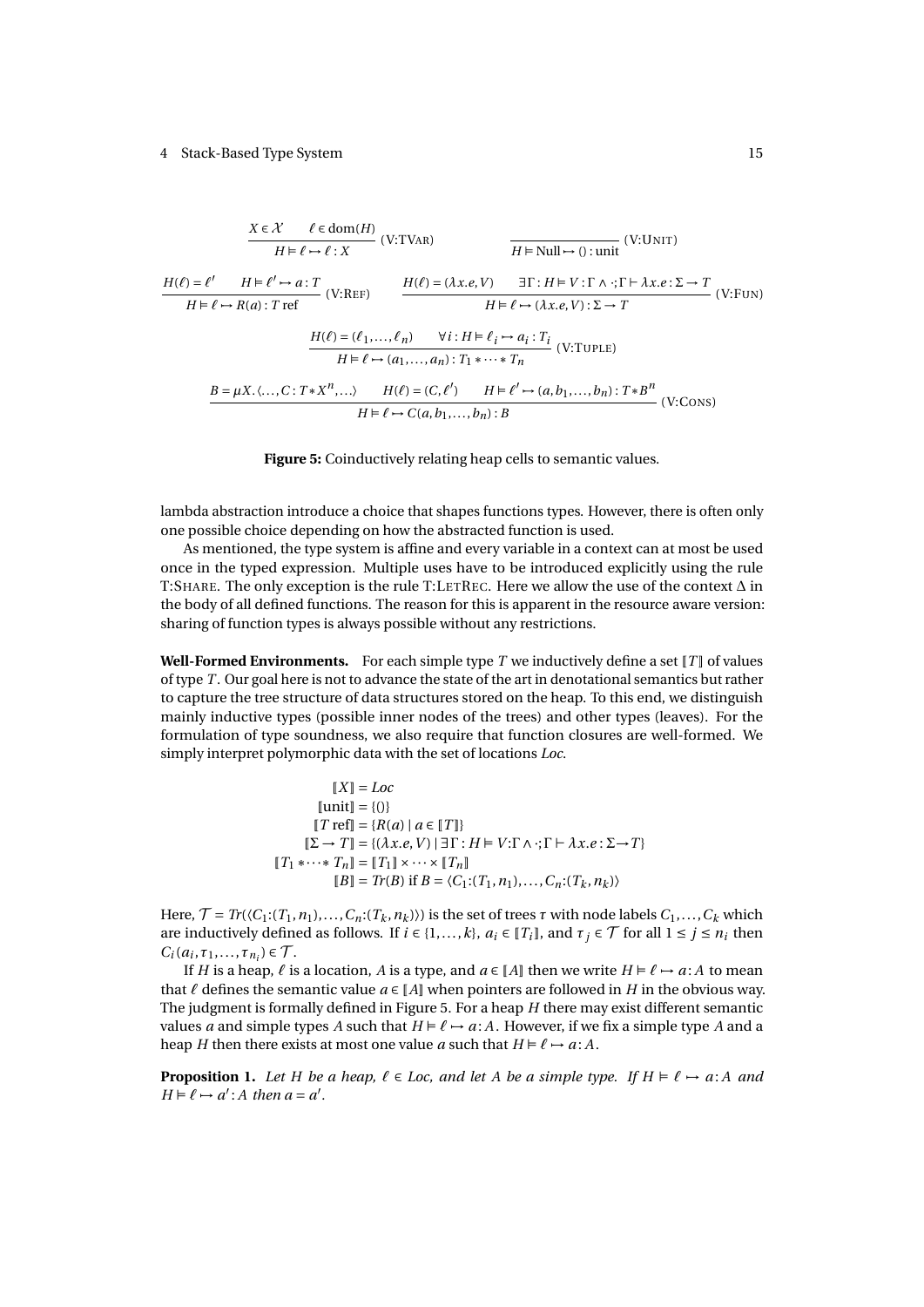$$\frac{X \in \mathcal{X} \qquad \ell \in \mathrm{dom}(H)}{H \vDash \ell \mapsto \ell : X} \text{(V:TVAR)} \qquad \frac{}{H \vDash \mathrm{Null} \mapsto () : \mathrm{unit}} \text{(V:UNIT)}$$

$$\frac{H(\ell) = \ell' \qquad H \vDash \ell' \mapsto a : T}{H \vDash \ell \mapsto R(a) : T \text{ ref}} \text{(V:REF)} \qquad \frac{H(\ell) = (\lambda x.e, V) \qquad \exists \Gamma : H \vDash V : \Gamma \wedge \cdot ; \Gamma \vdash \lambda x.e : \Sigma \to T}{H \vDash \ell \mapsto (\lambda x.e, V) : \Sigma \to T} \text{(V:FUN)}$$

$$\frac{H(\ell) = (\ell_1, \ldots, \ell_n) \qquad \forall i : H \vDash \ell_i \mapsto a_i : T_i}{H \vDash \ell \mapsto (a_1, \ldots, a_n) : T_1 * \cdots * T_n} \text{(V:TUPLE)}$$

$$\frac{B = \mu X. \langle \ldots, C : T * X^n, \ldots \rangle \qquad H(\ell) = (C, \ell') \qquad H \vDash \ell' \mapsto (a, b_1, \ldots, b_n) : T * B^n}{H \vDash \ell \mapsto C(a, b_1, \ldots, b_n) : B} \text{(V:CONS)}$$

**Figure 5:** Coinductively relating heap cells to semantic values.

lambda abstraction introduce a choice that shapes functions types. However, there is often only one possible choice depending on how the abstracted function is used.

As mentioned, the type system is affine and every variable in a context can at most be used once in the typed expression. Multiple uses have to be introduced explicitly using the rule T:SHARE. The only exception is the rule T:LETREC. Here we allow the use of the context $\Delta$ in the body of all defined functions. The reason for this is apparent in the resource aware version: sharing of function types is always possible without any restrictions.

**Well-Formed Environments.** For each simple type $T$ we inductively define a set $[\![T]\!]$ of values of type $T$. Our goal here is not to advance the state of the art in denotational semantics but rather to capture the tree structure of data structures stored on the heap. To this end, we distinguish mainly inductive types (possible inner nodes of the trees) and other types (leaves). For the formulation of type soundness, we also require that function closures are well-formed. We simply interpret polymorphic data with the set of locations *Loc*.

$$\begin{aligned}
[\![X]\!] &= Loc \\
[\![\mathrm{unit}]\!] &= \{()\} \\
[\![T \text{ ref}]\!] &= \{R(a) \mid a \in [\![T]\!]\} \\
[\![\Sigma \to T]\!] &= \{(\lambda x.e, V) \mid \exists \Gamma : H \vDash V{:}\Gamma \wedge \cdot ; \Gamma \vdash \lambda x.e : \Sigma {\to} T\} \\
[\![T_1 * \cdots * T_n]\!] &= [\![T_1]\!] \times \cdots \times [\![T_n]\!] \\
[\![B]\!] &= Tr(B) \text{ if } B = \langle C_1{:}(T_1, n_1), \ldots, C_n{:}(T_k, n_k) \rangle
\end{aligned}$$

Here, $\mathcal{T} = Tr(\langle C_1{:}(T_1, n_1), \ldots, C_n{:}(T_k, n_k) \rangle)$ is the set of trees $\tau$ with node labels $C_1, \ldots, C_k$ which are inductively defined as follows. If $i \in \{1, \ldots, k\}$, $a_i \in [\![T_i]\!]$, and $\tau_j \in \mathcal{T}$ for all $1 \le j \le n_i$ then $C_i(a_i, \tau_1, \ldots, \tau_{n_i}) \in \mathcal{T}$.

If $H$ is a heap, $\ell$ is a location, $A$ is a type, and $a \in [\![A]\!]$ then we write $H \vDash \ell \mapsto a : A$ to mean that $\ell$ defines the semantic value $a \in [\![A]\!]$ when pointers are followed in $H$ in the obvious way. The judgment is formally defined in Figure 5. For a heap $H$ there may exist different semantic values $a$ and simple types $A$ such that $H \vDash \ell \mapsto a : A$. However, if we fix a simple type $A$ and a heap $H$ then there exists at most one value $a$ such that $H \vDash \ell \mapsto a : A$.

**Proposition 1.** *Let $H$ be a heap, $\ell \in Loc$, and let $A$ be a simple type. If $H \vDash \ell \mapsto a : A$ and $H \vDash \ell \mapsto a' : A$ then $a = a'$.*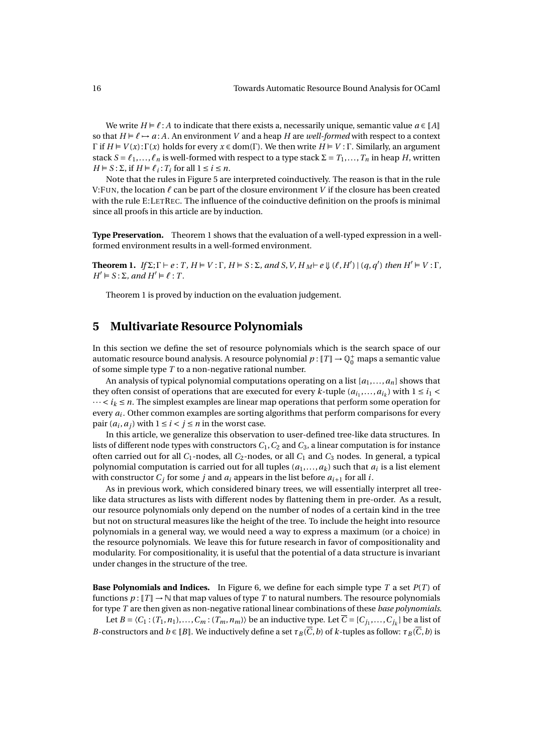We write $H \vDash \ell : A$ to indicate that there exists a, necessarily unique, semantic value $a \in [\![A]\!]$ so that $H \vDash \ell \mapsto a : A$. An environment $V$ and a heap $H$ are *well-formed* with respect to a context $\Gamma$ if $H \vDash V(x) : \Gamma(x)$ holds for every $x \in \text{dom}(\Gamma)$. We then write $H \vDash V : \Gamma$. Similarly, an argument stack $S = \ell_1, \ldots, \ell_n$ is well-formed with respect to a type stack $\Sigma = T_1, \ldots, T_n$ in heap $H$, written $H \vDash S : \Sigma$, if $H \vDash \ell_i : T_i$ for all $1 \le i \le n$.

Note that the rules in Figure 5 are interpreted coinductively. The reason is that in the rule V:FUN, the location $\ell$ can be part of the closure environment $V$ if the closure has been created with the rule E:LETREC. The influence of the coinductive definition on the proofs is minimal since all proofs in this article are by induction.

**Type Preservation.** Theorem 1 shows that the evaluation of a well-typed expression in a well-formed environment results in a well-formed environment.

**Theorem 1.** *If* $\Sigma; \Gamma \vdash e : T$*,* $H \vDash V : \Gamma$*,* $H \vDash S : \Sigma$*, and* $S, V, H \;_M\!\vdash e \Downarrow (\ell, H') \mid (q, q')$ *then* $H' \vDash V : \Gamma$*,* $H' \vDash S : \Sigma$*, and* $H' \vDash \ell : T$*.*

Theorem 1 is proved by induction on the evaluation judgement.

## 5 Multivariate Resource Polynomials

In this section we define the set of resource polynomials which is the search space of our automatic resource bound analysis. A resource polynomial $p : [\![T]\!] \to \mathbb{Q}_0^+$ maps a semantic value of some simple type $T$ to a non-negative rational number.

An analysis of typical polynomial computations operating on a list $[a_1, \ldots, a_n]$ shows that they often consist of operations that are executed for every $k$-tuple $(a_{i_1}, \ldots, a_{i_k})$ with $1 \le i_1 < \cdots < i_k \le n$. The simplest examples are linear map operations that perform some operation for every $a_i$. Other common examples are sorting algorithms that perform comparisons for every pair $(a_i, a_j)$ with $1 \le i < j \le n$ in the worst case.

In this article, we generalize this observation to user-defined tree-like data structures. In lists of different node types with constructors $C_1, C_2$ and $C_3$, a linear computation is for instance often carried out for all $C_1$-nodes, all $C_2$-nodes, or all $C_1$ and $C_3$ nodes. In general, a typical polynomial computation is carried out for all tuples $(a_1, \ldots, a_k)$ such that $a_i$ is a list element with constructor $C_j$ for some $j$ and $a_i$ appears in the list before $a_{i+1}$ for all $i$.

As in previous work, which considered binary trees, we will essentially interpret all tree-like data structures as lists with different nodes by flattening them in pre-order. As a result, our resource polynomials only depend on the number of nodes of a certain kind in the tree but not on structural measures like the height of the tree. To include the height into resource polynomials in a general way, we would need a way to express a maximum (or a choice) in the resource polynomials. We leave this for future research in favor of compositionality and modularity. For compositionality, it is useful that the potential of a data structure is invariant under changes in the structure of the tree.

**Base Polynomials and Indices.** In Figure 6, we define for each simple type $T$ a set $P(T)$ of functions $p : [\![T]\!] \to \mathbb{N}$ that map values of type $T$ to natural numbers. The resource polynomials for type $T$ are then given as non-negative rational linear combinations of these *base polynomials*.

Let $B = \langle C_1 : (T_1, n_1), \ldots, C_m : (T_m, n_m) \rangle$ be an inductive type. Let $\overline{C} = [C_{j_1}, \ldots, C_{j_k}]$ be a list of $B$-constructors and $b \in [\![B]\!]$. We inductively define a set $\tau_B(\overline{C}, b)$ of $k$-tuples as follow: $\tau_B(\overline{C}, b)$ is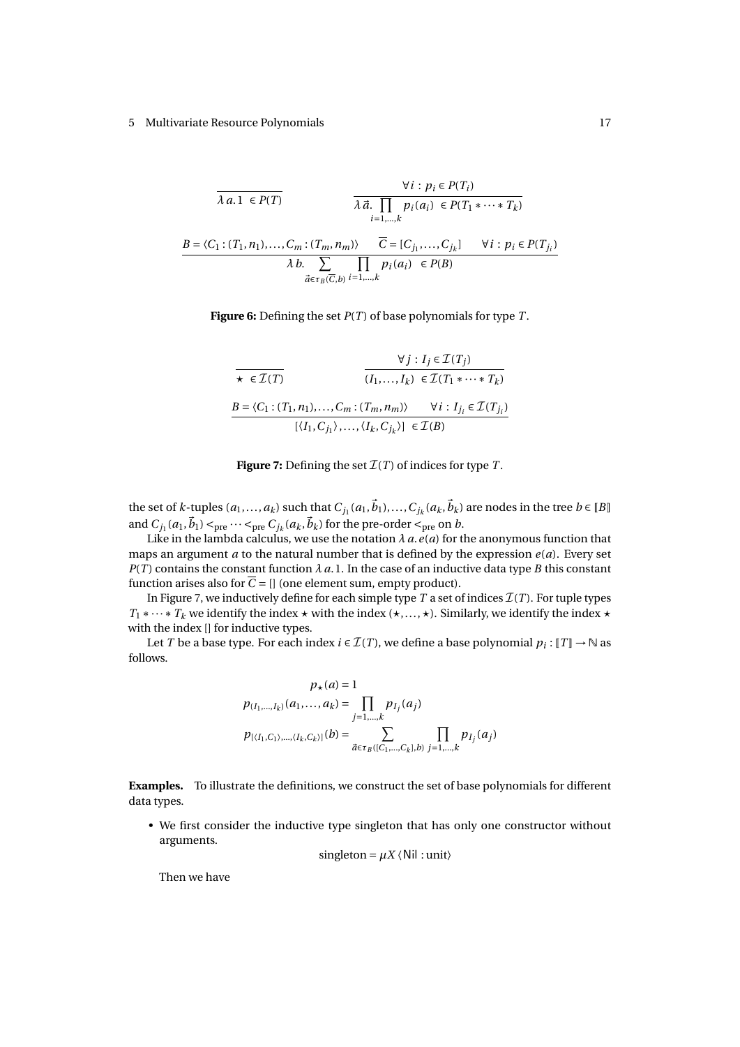$$\frac{}{\lambda\, a.\, 1 \ \in P(T)} \qquad \frac{\forall i : p_i \in P(T_i)}{\lambda\, \vec{a}.\, \prod_{i=1,\ldots,k} p_i(a_i) \ \in P(T_1 * \cdots * T_k)}$$

$$\frac{B = \langle C_1 : (T_1, n_1), \ldots, C_m : (T_m, n_m) \rangle \qquad \overline{C} = [C_{j_1}, \ldots, C_{j_k}] \qquad \forall i : p_i \in P(T_{j_i})}{\lambda\, b.\, \sum_{\vec{a} \in \tau_B(\overline{C}, b)} \prod_{i=1,\ldots,k} p_i(a_i) \ \in P(B)}$$

**Figure 6:** Defining the set $P(T)$ of base polynomials for type $T$.

$$\frac{}{\star \ \in \mathcal{I}(T)} \qquad \frac{\forall j : I_j \in \mathcal{I}(T_j)}{(I_1, \ldots, I_k) \ \in \mathcal{I}(T_1 * \cdots * T_k)}$$

$$\frac{B = \langle C_1 : (T_1, n_1), \ldots, C_m : (T_m, n_m) \rangle \qquad \forall i : I_{j_i} \in \mathcal{I}(T_{j_i})}{[\langle I_1, C_{j_1} \rangle, \ldots, \langle I_k, C_{j_k} \rangle] \ \in \mathcal{I}(B)}$$

**Figure 7:** Defining the set $\mathcal{I}(T)$ of indices for type $T$.

the set of $k$-tuples $(a_1, \ldots, a_k)$ such that $C_{j_1}(a_1, \vec{b}_1), \ldots, C_{j_k}(a_k, \vec{b}_k)$ are nodes in the tree $b \in [\![B]\!]$ and $C_{j_1}(a_1, \vec{b}_1) <_{\text{pre}} \cdots <_{\text{pre}} C_{j_k}(a_k, \vec{b}_k)$ for the pre-order $<_{\text{pre}}$ on $b$.

Like in the lambda calculus, we use the notation $\lambda\, a.\, e(a)$ for the anonymous function that maps an argument $a$ to the natural number that is defined by the expression $e(a)$. Every set $P(T)$ contains the constant function $\lambda\, a.\, 1$. In the case of an inductive data type $B$ this constant function arises also for $\overline{C} = []$ (one element sum, empty product).

In Figure 7, we inductively define for each simple type $T$ a set of indices $\mathcal{I}(T)$. For tuple types $T_1 * \cdots * T_k$ we identify the index $\star$ with the index $(\star, \ldots, \star)$. Similarly, we identify the index $\star$ with the index $[]$ for inductive types.

Let $T$ be a base type. For each index $i \in \mathcal{I}(T)$, we define a base polynomial $p_i : [\![T]\!] \to \mathbb{N}$ as follows.

$$p_\star(a) = 1$$

$$p_{(I_1, \ldots, I_k)}(a_1, \ldots, a_k) = \prod_{j=1,\ldots,k} p_{I_j}(a_j)$$

$$p_{[\langle I_1, C_1 \rangle, \ldots, \langle I_k, C_k \rangle]}(b) = \sum_{\vec{a} \in \tau_B([C_1, \ldots, C_k], b)} \prod_{j=1,\ldots,k} p_{I_j}(a_j)$$

**Examples.** To illustrate the definitions, we construct the set of base polynomials for different data types.

- We first consider the inductive type singleton that has only one constructor without arguments.

  $$\text{singleton} = \mu X \, \langle \mathsf{Nil} : \text{unit} \rangle$$

  Then we have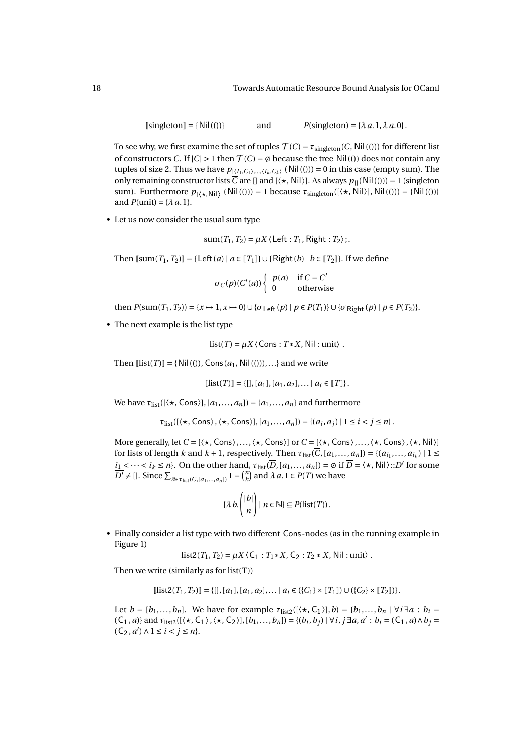$$[\![\text{singleton}]\!] = \{\mathsf{Nil}(())\} \qquad \text{and} \qquad P(\text{singleton}) = \{\lambda\, a.1, \lambda\, a.0\}.$$

To see why, we first examine the set of tuples $\mathcal{T}(\overline{C}) = \tau_{\text{singleton}}(\overline{C}, \mathsf{Nil}(()))$ for different list of constructors $\overline{C}$. If $|\overline{C}| > 1$ then $\mathcal{T}(\overline{C}) = \emptyset$ because the tree $\mathsf{Nil}(())$ does not contain any tuples of size 2. Thus we have $p_{[\langle I_1, C_1\rangle, \ldots, \langle I_k, C_k\rangle]}(\mathsf{Nil}(())) = 0$ in this case (empty sum). The only remaining constructor lists $\overline{C}$ are $[]$ and $[\langle\star, \mathsf{Nil}\rangle]$. As always $p_{[]}(\mathsf{Nil}(())) = 1$ (singleton sum). Furthermore $p_{[\langle\star,\mathsf{Nil}\rangle]}(\mathsf{Nil}(())) = 1$ because $\tau_{\text{singleton}}([\langle\star, \mathsf{Nil}\rangle], \mathsf{Nil}(())) = \{\mathsf{Nil}(())\}$ and $P(\text{unit}) = \{\lambda\, a.1\}$.

- Let us now consider the usual sum type

$$\text{sum}(T_1, T_2) = \mu X \langle \mathsf{Left} : T_1, \mathsf{Right} : T_2\rangle;.$$

Then $[\![\text{sum}(T_1, T_2)]\!] = \{\mathsf{Left}(a) \mid a \in [\![T_1]\!]\} \cup \{\mathsf{Right}(b) \mid b \in [\![T_2]\!]\}$. If we define

$$\sigma_C(p)(C'(a)) \begin{cases} p(a) & \text{if } C = C' \\ 0 & \text{otherwise} \end{cases}$$

then $P(\text{sum}(T_1, T_2)) = \{x \mapsto 1, x \mapsto 0\} \cup \{\sigma_{\mathsf{Left}}(p) \mid p \in P(T_1)\} \cup \{\sigma_{\mathsf{Right}}(p) \mid p \in P(T_2)\}$.

- The next example is the list type

$$\text{list}(T) = \mu X \langle \mathsf{Cons} : T * X, \mathsf{Nil} : \text{unit}\rangle\ .$$

Then $[\![\text{list}(T)]\!] = \{\mathsf{Nil}(()), \mathsf{Cons}(a_1, \mathsf{Nil}(())), \ldots\}$ and we write

$$[\![\text{list}(T)]\!] = \{[], [a_1], [a_1, a_2], \ldots \mid a_i \in [\![T]\!]\}.$$

We have $\tau_{\text{list}}([\langle\star, \mathsf{Cons}\rangle], [a_1, \ldots, a_n]) = \{a_1, \ldots, a_n\}$ and furthermore

$$\tau_{\text{list}}([\langle\star, \mathsf{Cons}\rangle, \langle\star, \mathsf{Cons}\rangle], [a_1, \ldots, a_n]) = \{(a_i, a_j) \mid 1 \leq i < j \leq n\}.$$

More generally, let $\overline{C} = [\langle\star, \mathsf{Cons}\rangle, \ldots, \langle\star, \mathsf{Cons}\rangle]$ or $\overline{C} = [\langle\star, \mathsf{Cons}\rangle, \ldots, \langle\star, \mathsf{Cons}\rangle, \langle\star, \mathsf{Nil}\rangle]$ for lists of length $k$ and $k+1$, respectively. Then $\tau_{\text{list}}(\overline{C}, [a_1, \ldots, a_n]) = \{(a_{i_1}, \ldots, a_{i_k}) \mid 1 \leq i_1 < \cdots < i_k \leq n\}$. On the other hand, $\tau_{\text{list}}(\overline{D}, [a_1, \ldots, a_n]) = \emptyset$ if $\overline{D} = \langle\star, \mathsf{Nil}\rangle :: \overline{D'}$ for some $\overline{D'} \neq []$. Since $\sum_{\vec{a} \in \tau_{\text{list}}(\overline{C}, [a_1, \ldots, a_n])} 1 = \binom{n}{k}$ and $\lambda\, a.1 \in P(T)$ we have

$$\{\lambda\, b.\binom{|b|}{n} \mid n \in \mathbb{N}\} \subseteq P(\text{list}(T)).$$

- Finally consider a list type with two different $\mathsf{Cons}$-nodes (as in the running example in Figure 1)

$$\text{list2}(T_1, T_2) = \mu X \langle \mathsf{C_1} : T_1 * X, \mathsf{C_2} : T_2 * X, \mathsf{Nil} : \text{unit}\rangle\ .$$

Then we write (similarly as for list(T))

$$[\![\text{list2}(T_1, T_2)]\!] = \{[], [a_1], [a_1, a_2], \ldots \mid a_i \in (\{C_1\} \times [\![T_1]\!]) \cup (\{C_2\} \times [\![T_2]\!])\}.$$

Let $b = [b_1, \ldots, b_n]$. We have for example $\tau_{\text{list2}}([\langle\star, \mathsf{C_1}\rangle], b) = \{b_1, \ldots, b_n \mid \forall i\, \exists a : b_i = (\mathsf{C_1}, a)\}$ and $\tau_{\text{list2}}([\langle\star, \mathsf{C_1}\rangle, \langle\star, \mathsf{C_2}\rangle], [b_1, \ldots, b_n]) = \{(b_i, b_j) \mid \forall i, j\, \exists a, a' : b_i = (\mathsf{C_1}, a) \wedge b_j = (\mathsf{C_2}, a') \wedge 1 \leq i < j \leq n\}$.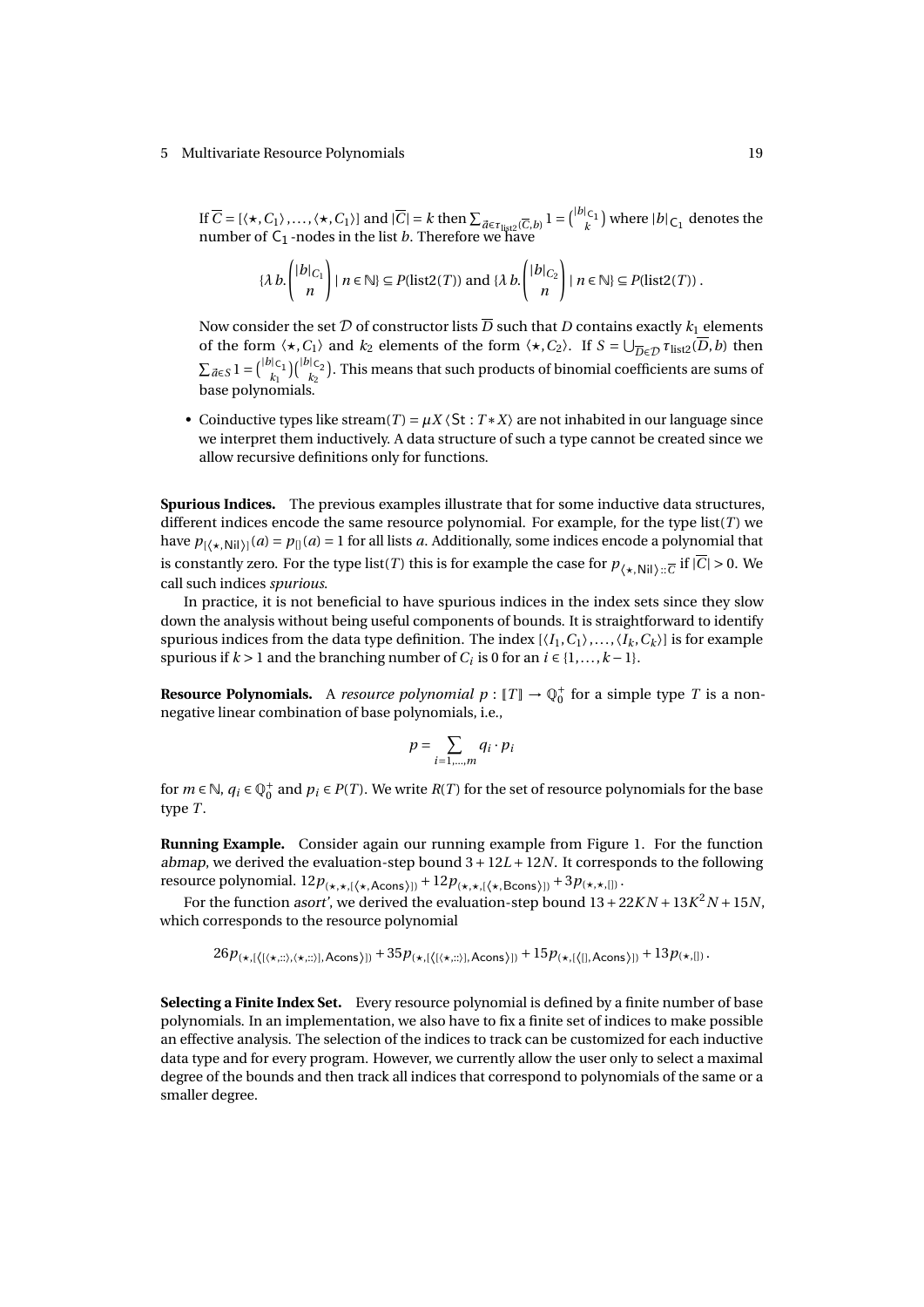If $\overline{C} = [\langle \star, C_1\rangle, \ldots, \langle \star, C_1\rangle]$ and $|\overline{C}| = k$ then $\sum_{\vec{a} \in \tau_{\text{list2}}(\overline{C}, b)} 1 = \binom{|b|_{C_1}}{k}$ where $|b|_{C_1}$ denotes the number of $C_1$-nodes in the list $b$. Therefore we have

$$\{\lambda\, b. \binom{|b|_{C_1}}{n} \mid n \in \mathbb{N}\} \subseteq P(\text{list2}(T)) \text{ and } \{\lambda\, b. \binom{|b|_{C_2}}{n} \mid n \in \mathbb{N}\} \subseteq P(\text{list2}(T))\,.$$

Now consider the set $\mathcal{D}$ of constructor lists $\overline{D}$ such that $D$ contains exactly $k_1$ elements of the form $\langle \star, C_1\rangle$ and $k_2$ elements of the form $\langle \star, C_2\rangle$. If $S = \bigcup_{\overline{D} \in \mathcal{D}} \tau_{\text{list2}}(\overline{D}, b)$ then $\sum_{\vec{a} \in S} 1 = \binom{|b|_{C_1}}{k_1}\binom{|b|_{C_2}}{k_2}$. This means that such products of binomial coefficients are sums of base polynomials.

- Coinductive types like $\text{stream}(T) = \mu X \langle \mathsf{St} : T * X\rangle$ are not inhabited in our language since we interpret them inductively. A data structure of such a type cannot be created since we allow recursive definitions only for functions.

**Spurious Indices.** The previous examples illustrate that for some inductive data structures, different indices encode the same resource polynomial. For example, for the type $\text{list}(T)$ we have $p_{[\langle \star, \mathsf{Nil}\rangle]}(a) = p_{[]}(a) = 1$ for all lists $a$. Additionally, some indices encode a polynomial that is constantly zero. For the type $\text{list}(T)$ this is for example the case for $p_{\langle \star, \mathsf{Nil}\rangle :: \overline{C}}$ if $|\overline{C}| > 0$. We call such indices *spurious*.

In practice, it is not beneficial to have spurious indices in the index sets since they slow down the analysis without being useful components of bounds. It is straightforward to identify spurious indices from the data type definition. The index $[\langle I_1, C_1\rangle, \ldots, \langle I_k, C_k\rangle]$ is for example spurious if $k > 1$ and the branching number of $C_i$ is 0 for an $i \in \{1, \ldots, k-1\}$.

**Resource Polynomials.** A *resource polynomial* $p : [\![T]\!] \to \mathbb{Q}_0^+$ for a simple type $T$ is a non-negative linear combination of base polynomials, i.e.,

$$p = \sum_{i=1,\ldots,m} q_i \cdot p_i$$

for $m \in \mathbb{N}$, $q_i \in \mathbb{Q}_0^+$ and $p_i \in P(T)$. We write $R(T)$ for the set of resource polynomials for the base type $T$.

**Running Example.** Consider again our running example from Figure 1. For the function *abmap*, we derived the evaluation-step bound $3 + 12L + 12N$. It corresponds to the following resource polynomial. $12p_{(\star,\star,[\langle \star, \mathsf{Acons}\rangle])} + 12p_{(\star,\star,[\langle \star, \mathsf{Bcons}\rangle])} + 3p_{(\star,\star,[])}$.

For the function *asort'*, we derived the evaluation-step bound $13 + 22KN + 13K^2N + 15N$, which corresponds to the resource polynomial

$$26p_{(\star,[\langle [\langle \star, ::\rangle, \langle \star, ::\rangle], \mathsf{Acons}\rangle])} + 35p_{(\star,[\langle [\langle \star, ::\rangle], \mathsf{Acons}\rangle])} + 15p_{(\star,[\langle [], \mathsf{Acons}\rangle])} + 13p_{(\star,[])}\,.$$

**Selecting a Finite Index Set.** Every resource polynomial is defined by a finite number of base polynomials. In an implementation, we also have to fix a finite set of indices to make possible an effective analysis. The selection of the indices to track can be customized for each inductive data type and for every program. However, we currently allow the user only to select a maximal degree of the bounds and then track all indices that correspond to polynomials of the same or a smaller degree.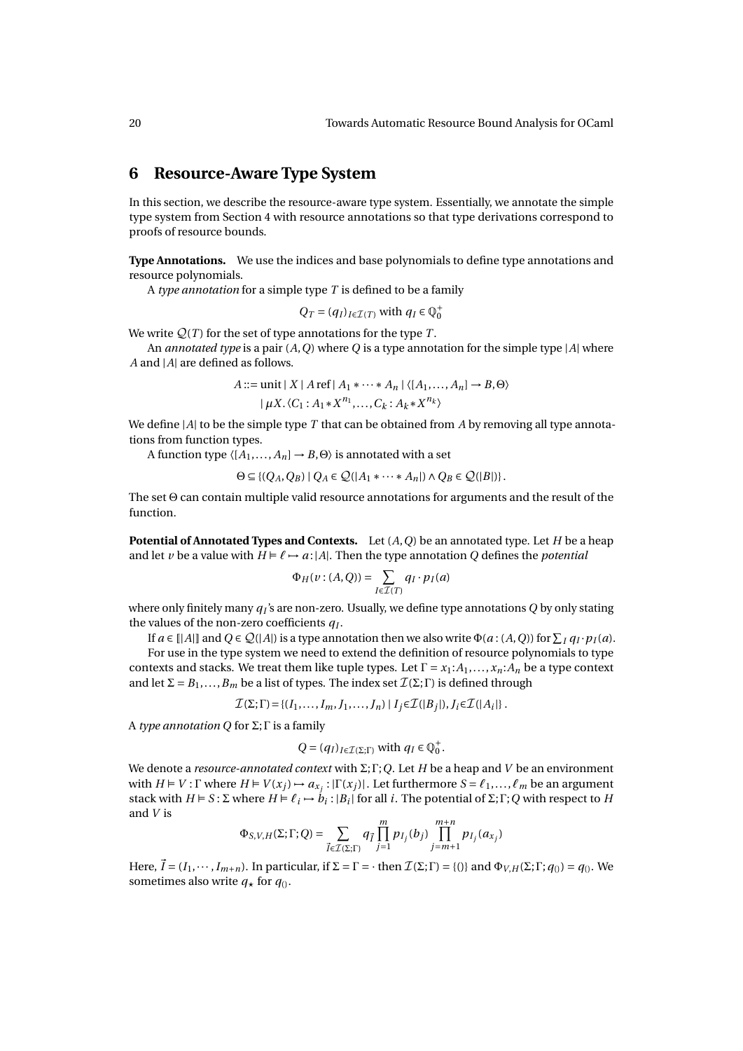## 6 Resource-Aware Type System

In this section, we describe the resource-aware type system. Essentially, we annotate the simple type system from Section 4 with resource annotations so that type derivations correspond to proofs of resource bounds.

**Type Annotations.** We use the indices and base polynomials to define type annotations and resource polynomials.

A *type annotation* for a simple type $T$ is defined to be a family

$$Q_T = (q_I)_{I \in \mathcal{I}(T)} \text{ with } q_I \in \mathbb{Q}_0^+$$

We write $\mathcal{Q}(T)$ for the set of type annotations for the type $T$.

An *annotated type* is a pair $(A, Q)$ where $Q$ is a type annotation for the simple type $|A|$ where $A$ and $|A|$ are defined as follows.

$$A ::= \text{unit} \mid X \mid A\,\text{ref} \mid A_1 * \cdots * A_n \mid \langle [A_1, \ldots, A_n] \to B, \Theta \rangle$$
$$\mid \mu X. \langle C_1 : A_1 * X^{n_1}, \ldots, C_k : A_k * X^{n_k} \rangle$$

We define $|A|$ to be the simple type $T$ that can be obtained from $A$ by removing all type annotations from function types.

A function type $\langle [A_1, \ldots, A_n] \to B, \Theta \rangle$ is annotated with a set

$$\Theta \subseteq \{(Q_A, Q_B) \mid Q_A \in \mathcal{Q}(|A_1 * \cdots * A_n|) \wedge Q_B \in \mathcal{Q}(|B|)\}.$$

The set $\Theta$ can contain multiple valid resource annotations for arguments and the result of the function.

**Potential of Annotated Types and Contexts.** Let $(A, Q)$ be an annotated type. Let $H$ be a heap and let $v$ be a value with $H \vDash \ell \mapsto a : |A|$. Then the type annotation $Q$ defines the *potential*

$$\Phi_H(v : (A, Q)) = \sum_{I \in \mathcal{I}(T)} q_I \cdot p_I(a)$$

where only finitely many $q_I$'s are non-zero. Usually, we define type annotations $Q$ by only stating the values of the non-zero coefficients $q_I$.

If $a \in [\![|A|]\!]$ and $Q \in \mathcal{Q}(|A|)$ is a type annotation then we also write $\Phi(a : (A, Q))$ for $\sum_I q_I \cdot p_I(a)$.

For use in the type system we need to extend the definition of resource polynomials to type contexts and stacks. We treat them like tuple types. Let $\Gamma = x_1{:}A_1, \ldots, x_n{:}A_n$ be a type context and let $\Sigma = B_1, \ldots, B_m$ be a list of types. The index set $\mathcal{I}(\Sigma; \Gamma)$ is defined through

$$\mathcal{I}(\Sigma; \Gamma) = \{(I_1, \ldots, I_m, J_1, \ldots, J_n) \mid I_j \in \mathcal{I}(|B_j|), J_i \in \mathcal{I}(|A_i|\}.$$

A *type annotation* $Q$ for $\Sigma; \Gamma$ is a family

$$Q = (q_I)_{I \in \mathcal{I}(\Sigma;\Gamma)} \text{ with } q_I \in \mathbb{Q}_0^+.$$

We denote a *resource-annotated context* with $\Sigma; \Gamma; Q$. Let $H$ be a heap and $V$ be an environment with $H \vDash V : \Gamma$ where $H \vDash V(x_j) \mapsto a_{x_j} : |\Gamma(x_j)|$. Let furthermore $S = \ell_1, \ldots, \ell_m$ be an argument stack with $H \vDash S : \Sigma$ where $H \vDash \ell_i \mapsto b_i : |B_i|$ for all $i$. The potential of $\Sigma; \Gamma; Q$ with respect to $H$ and $V$ is

$$\Phi_{S,V,H}(\Sigma; \Gamma; Q) = \sum_{\vec{I} \in \mathcal{I}(\Sigma;\Gamma)} q_{\vec{I}} \prod_{j=1}^{m} p_{I_j}(b_j) \prod_{j=m+1}^{m+n} p_{I_j}(a_{x_j})$$

Here, $\vec{I} = (I_1, \cdots, I_{m+n})$. In particular, if $\Sigma = \Gamma = \cdot$ then $\mathcal{I}(\Sigma; \Gamma) = \{()\}$ and $\Phi_{V,H}(\Sigma; \Gamma; q_{()}) = q_{()}$. We sometimes also write $q_\star$ for $q_{()}$.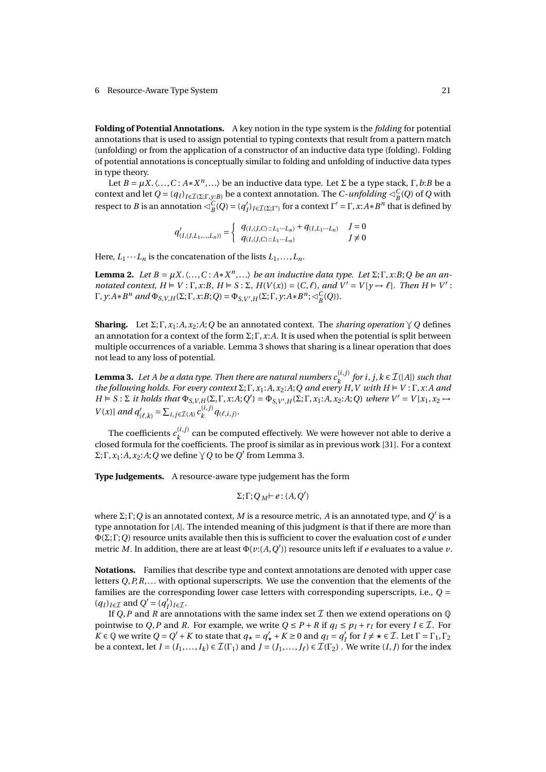**Folding of Potential Annotations.** A key notion in the type system is the *folding* for potential annotations that is used to assign potential to typing contexts that result from a pattern match (unfolding) or from the application of a constructor of an inductive data type (folding). Folding of potential annotations is conceptually similar to folding and unfolding of inductive data types in type theory.

Let $B = \mu X. \langle \ldots, C : A * X^n, \ldots \rangle$ be an inductive data type. Let $\Sigma$ be a type stack, $\Gamma, b{:}B$ be a context and let $Q = (q_I)_{I \in \mathcal{I}(\Sigma;\Gamma,y:B)}$ be a context annotation. The *C-unfolding* $\lhd_B^C(Q)$ of $Q$ with respect to $B$ is an annotation $\lhd_B^C(Q) = (q'_I)_{I \in \mathcal{I}(\Sigma;\Gamma')}$ for a context $\Gamma' = \Gamma, x{:}A * B^n$ that is defined by

$$q'_{(I,(J,L_1,\ldots,L_n))} = \begin{cases} q_{(I,\langle J,C\rangle :: L_1 \cdots L_n)} + q_{(I,L_1 \cdots L_n)} & J = 0 \\ q_{(I,\langle J,C\rangle :: L_1 \cdots L_n)} & J \neq 0 \end{cases}$$

Here, $L_1 \cdots L_n$ is the concatenation of the lists $L_1, \ldots, L_n$.

**Lemma 2.** *Let $B = \mu X. \langle \ldots, C : A * X^n, \ldots \rangle$ be an inductive data type. Let $\Sigma; \Gamma, x{:}B; Q$ be an annotated context, $H \vDash V : \Gamma, x{:}B$, $H \vDash S : \Sigma$, $H(V(x)) = (C, \ell)$, and $V' = V[y \mapsto \ell]$. Then $H \vDash V' : \Gamma, y{:}A * B^n$ and $\Phi_{S,V,H}(\Sigma; \Gamma, x{:}B; Q) = \Phi_{S,V',H}(\Sigma; \Gamma, y{:}A * B^n; \lhd_B^C(Q))$.*

**Sharing.** Let $\Sigma; \Gamma, x_1{:}A, x_2{:}A; Q$ be an annotated context. The *sharing operation* $\curlyvee Q$ defines an annotation for a context of the form $\Sigma; \Gamma, x{:}A$. It is used when the potential is split between multiple occurrences of a variable. Lemma 3 shows that sharing is a linear operation that does not lead to any loss of potential.

**Lemma 3.** *Let $A$ be a data type. Then there are natural numbers $c_k^{(i,j)}$ for $i, j, k \in \mathcal{I}(|A|)$ such that the following holds. For every context $\Sigma; \Gamma, x_1{:}A, x_2{:}A; Q$ and every $H, V$ with $H \vDash V : \Gamma, x{:}A$ and $H \vDash S : \Sigma$ it holds that $\Phi_{S,V,H}(\Sigma, \Gamma, x{:}A; Q') = \Phi_{S,V',H}(\Sigma; \Gamma, x_1{:}A, x_2{:}A; Q)$ where $V' = V[x_1, x_2 \mapsto V(x)]$ and $q'_{(\ell,k)} = \sum_{i,j \in \mathcal{I}(A)} c_k^{(i,j)} q_{(\ell,i,j)}$.*

The coefficients $c_k^{(i,j)}$ can be computed effectively. We were however not able to derive a closed formula for the coefficients. The proof is similar as in previous work [31]. For a context $\Sigma; \Gamma, x_1{:}A, x_2{:}A; Q$ we define $\curlyvee Q$ to be $Q'$ from Lemma 3.

**Type Judgements.** A resource-aware type judgement has the form

$$\Sigma; \Gamma; Q \;{}_M\!\vdash e : (A, Q')$$

where $\Sigma; \Gamma; Q$ is an annotated context, $M$ is a resource metric, $A$ is an annotated type, and $Q'$ is a type annotation for $|A|$. The intended meaning of this judgment is that if there are more than $\Phi(\Sigma; \Gamma; Q)$ resource units available then this is sufficient to cover the evaluation cost of $e$ under metric $M$. In addition, there are at least $\Phi(v{:}(A, Q'))$ resource units left if $e$ evaluates to a value $v$.

**Notations.** Families that describe type and context annotations are denoted with upper case letters $Q, P, R, \ldots$ with optional superscripts. We use the convention that the elements of the families are the corresponding lower case letters with corresponding superscripts, i.e., $Q = (q_I)_{I \in \mathcal{I}}$ and $Q' = (q'_I)_{I \in \mathcal{I}}$.

If $Q, P$ and $R$ are annotations with the same index set $\mathcal{I}$ then we extend operations on $\mathbb{Q}$ pointwise to $Q, P$ and $R$. For example, we write $Q \leq P + R$ if $q_I \leq p_I + r_I$ for every $I \in \mathcal{I}$. For $K \in \mathbb{Q}$ we write $Q = Q' + K$ to state that $q_\star = q'_\star + K \geq 0$ and $q_I = q'_I$ for $I \neq \star \in \mathcal{I}$. Let $\Gamma = \Gamma_1, \Gamma_2$ be a context, let $I = (I_1, \ldots, I_k) \in \mathcal{I}(\Gamma_1)$ and $J = (J_1, \ldots, J_\ell) \in \mathcal{I}(\Gamma_2)$ . We write $(I, J)$ for the index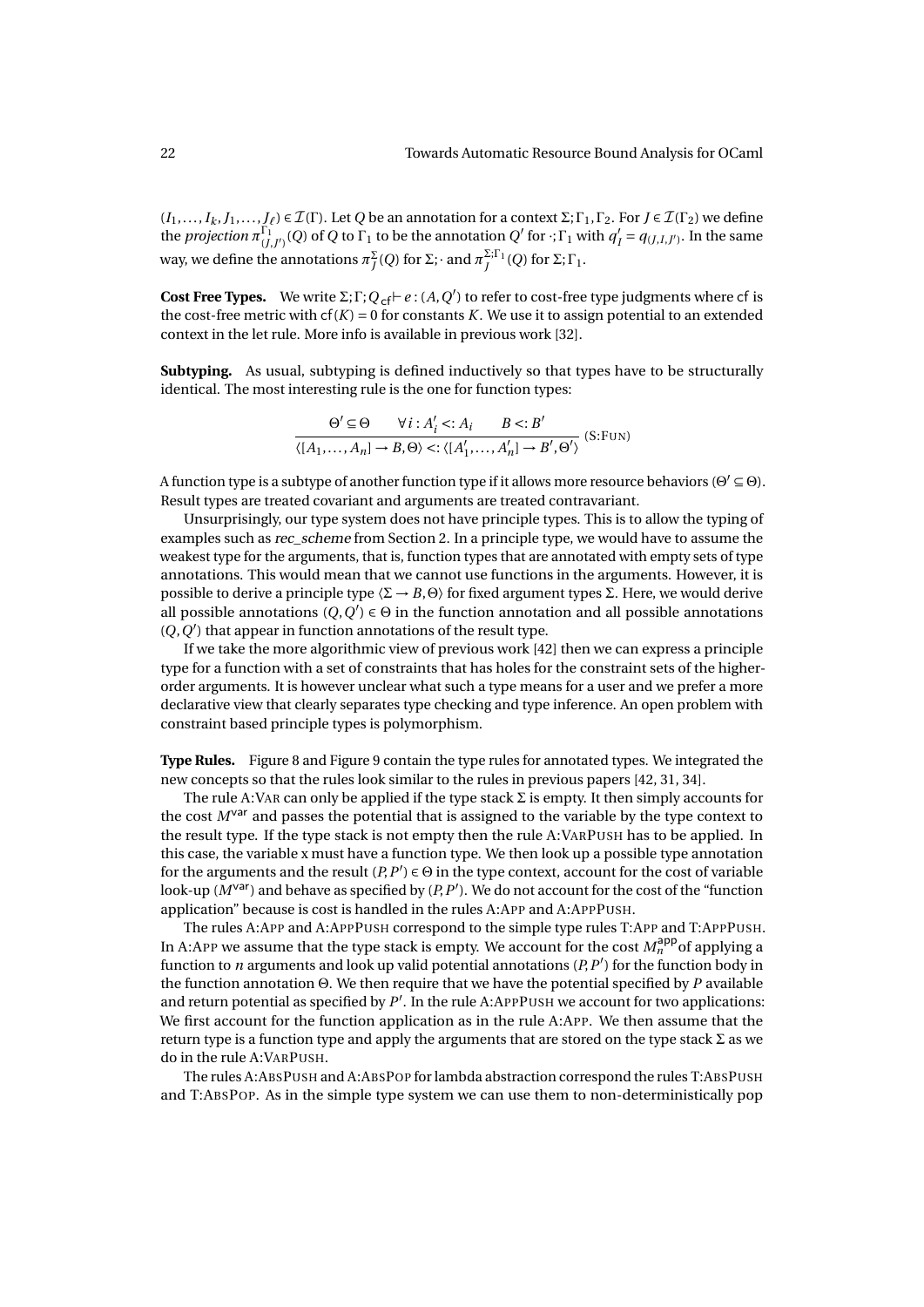$(I_1,\ldots,I_k,J_1,\ldots,J_\ell) \in \mathcal{I}(\Gamma)$. Let $Q$ be an annotation for a context $\Sigma;\Gamma_1,\Gamma_2$. For $J \in \mathcal{I}(\Gamma_2)$ we define the *projection* $\pi^{\Gamma_1}_{(J,J')}(Q)$ of $Q$ to $\Gamma_1$ to be the annotation $Q'$ for $\cdot;\Gamma_1$ with $q'_I = q_{(J,I,J')}$. In the same way, we define the annotations $\pi^{\Sigma}_J(Q)$ for $\Sigma;\cdot$ and $\pi^{\Sigma;\Gamma_1}_J(Q)$ for $\Sigma;\Gamma_1$.

**Cost Free Types.** We write $\Sigma;\Gamma;Q \underset{\mathsf{cf}}{\vdash} e : (A,Q')$ to refer to cost-free type judgments where $\mathsf{cf}$ is the cost-free metric with $\mathsf{cf}(K) = 0$ for constants $K$. We use it to assign potential to an extended context in the let rule. More info is available in previous work [32].

**Subtyping.** As usual, subtyping is defined inductively so that types have to be structurally identical. The most interesting rule is the one for function types:

$$\frac{\Theta' \subseteq \Theta \qquad \forall i : A'_i <: A_i \qquad B <: B'}{\langle [A_1,\ldots,A_n] \to B, \Theta\rangle <: \langle [A'_1,\ldots,A'_n] \to B', \Theta'\rangle}\ (\text{S:FUN})$$

A function type is a subtype of another function type if it allows more resource behaviors ($\Theta' \subseteq \Theta$). Result types are treated covariant and arguments are treated contravariant.

Unsurprisingly, our type system does not have principle types. This is to allow the typing of examples such as *rec_scheme* from Section 2. In a principle type, we would have to assume the weakest type for the arguments, that is, function types that are annotated with empty sets of type annotations. This would mean that we cannot use functions in the arguments. However, it is possible to derive a principle type $\langle \Sigma \to B, \Theta\rangle$ for fixed argument types $\Sigma$. Here, we would derive all possible annotations $(Q,Q') \in \Theta$ in the function annotation and all possible annotations $(Q,Q')$ that appear in function annotations of the result type.

If we take the more algorithmic view of previous work [42] then we can express a principle type for a function with a set of constraints that has holes for the constraint sets of the higher-order arguments. It is however unclear what such a type means for a user and we prefer a more declarative view that clearly separates type checking and type inference. An open problem with constraint based principle types is polymorphism.

**Type Rules.** Figure 8 and Figure 9 contain the type rules for annotated types. We integrated the new concepts so that the rules look similar to the rules in previous papers [42, 31, 34].

The rule A:VAR can only be applied if the type stack $\Sigma$ is empty. It then simply accounts for the cost $M^{\mathsf{var}}$ and passes the potential that is assigned to the variable by the type context to the result type. If the type stack is not empty then the rule A:VARPUSH has to be applied. In this case, the variable x must have a function type. We then look up a possible type annotation for the arguments and the result $(P,P') \in \Theta$ in the type context, account for the cost of variable look-up ($M^{\mathsf{var}}$) and behave as specified by $(P,P')$. We do not account for the cost of the "function application" because is cost is handled in the rules A:APP and A:APPPUSH.

The rules A:APP and A:APPPUSH correspond to the simple type rules T:APP and T:APPPUSH. In A:APP we assume that the type stack is empty. We account for the cost $M^{\mathsf{app}}_n$ of applying a function to $n$ arguments and look up valid potential annotations $(P,P')$ for the function body in the function annotation $\Theta$. We then require that we have the potential specified by $P$ available and return potential as specified by $P'$. In the rule A:APPPUSH we account for two applications: We first account for the function application as in the rule A:APP. We then assume that the return type is a function type and apply the arguments that are stored on the type stack $\Sigma$ as we do in the rule A:VARPUSH.

The rules A:ABSPUSH and A:ABSPOP for lambda abstraction correspond the rules T:ABSPUSH and T:ABSPOP. As in the simple type system we can use them to non-deterministically pop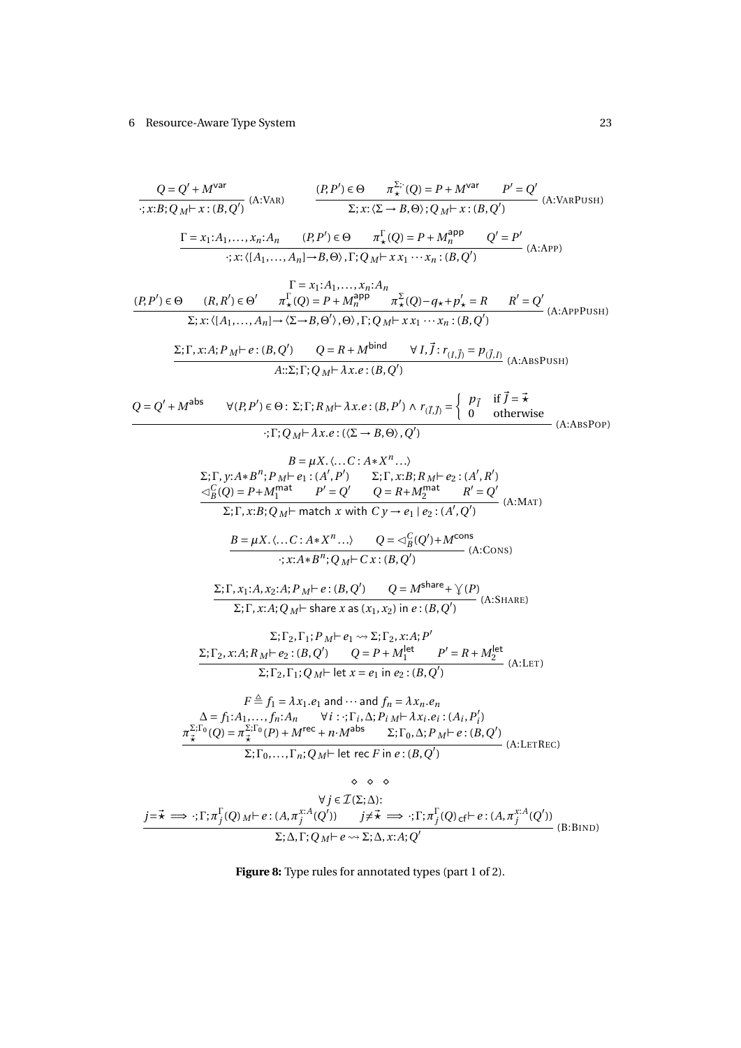$$\frac{Q = Q' + M^{\mathsf{var}}}{\cdot; x{:}B; Q \;{}_M\!\vdash x : (B, Q')} \text{ (A:VAR)} \qquad \frac{(P, P') \in \Theta \qquad \pi_{\star}^{\Sigma;\cdot}(Q) = P + M^{\mathsf{var}} \qquad P' = Q'}{\Sigma; x{:}\langle \Sigma \to B, \Theta \rangle ; Q \;{}_M\!\vdash x : (B, Q')} \text{ (A:VARPUSH)}$$

$$\frac{\Gamma = x_1{:}A_1, \ldots, x_n{:}A_n \qquad (P, P') \in \Theta \qquad \pi_{\star}^{\Gamma}(Q) = P + M_n^{\mathsf{app}} \qquad Q' = P'}{\cdot; x{:}\langle [A_1, \ldots, A_n] \to B, \Theta \rangle, \Gamma; Q \;{}_M\!\vdash x\, x_1 \cdots x_n : (B, Q')} \text{ (A:APP)}$$

$$\frac{\begin{array}{c}\Gamma = x_1{:}A_1, \ldots, x_n{:}A_n \\ (P, P') \in \Theta \qquad (R, R') \in \Theta' \qquad \pi_{\star}^{\Gamma}(Q) = P + M_n^{\mathsf{app}} \qquad \pi_{\star}^{\Sigma}(Q) - q_{\star} + p'_{\star} = R \qquad R' = Q'\end{array}}{\Sigma; x{:}\langle [A_1, \ldots, A_n] \to \langle \Sigma \to B, \Theta' \rangle, \Theta \rangle, \Gamma; Q \;{}_M\!\vdash x\, x_1 \cdots x_n : (B, Q')} \text{ (A:APPPUSH)}$$

$$\frac{\Sigma; \Gamma, x{:}A; P \;{}_M\!\vdash e : (B, Q') \qquad Q = R + M^{\mathsf{bind}} \qquad \forall\, I, \vec{J} : r_{(I, \vec{J})} = p_{(\vec{J}, I)}}{A{::}\Sigma; \Gamma; Q \;{}_M\!\vdash \lambda x.e : (B, Q')} \text{ (A:ABSPUSH)}$$

$$\frac{Q = Q' + M^{\mathsf{abs}} \qquad \forall (P, P') \in \Theta \colon\ \Sigma; \Gamma; R \;{}_M\!\vdash \lambda x.e : (B, P') \wedge r_{(\vec{I}, \vec{J})} = \begin{cases} p_{\vec{I}} & \text{if } \vec{J} = \vec{\star} \\ 0 & \text{otherwise} \end{cases}}{\cdot; \Gamma; Q \;{}_M\!\vdash \lambda x.e : (\langle \Sigma \to B, \Theta \rangle, Q')} \text{ (A:ABSPOP)}$$

$$\frac{\begin{array}{c} B = \mu X. \langle \ldots C : A * X^n \ldots \rangle \\ \Sigma; \Gamma, y{:}A * B^n; P \;{}_M\!\vdash e_1 : (A', P') \qquad \Sigma; \Gamma, x{:}B; R \;{}_M\!\vdash e_2 : (A', R') \\ \lhd_B^C(Q) = P + M_1^{\mathsf{mat}} \qquad P' = Q' \qquad Q = R + M_2^{\mathsf{mat}} \qquad R' = Q' \end{array}}{\Sigma; \Gamma, x{:}B; Q \;{}_M\!\vdash \mathsf{match}\ x\ \mathsf{with}\ C\, y \to e_1 \mid e_2 : (A', Q')} \text{ (A:MAT)}$$

$$\frac{B = \mu X. \langle \ldots C : A * X^n \ldots \rangle \qquad Q = \lhd_B^C(Q') + M^{\mathsf{cons}}}{\cdot; x{:}A * B^n; Q \;{}_M\!\vdash C\, x : (B, Q')} \text{ (A:CONS)}$$

$$\frac{\Sigma; \Gamma, x_1{:}A, x_2{:}A; P \;{}_M\!\vdash e : (B, Q') \qquad Q = M^{\mathsf{share}} + \curlyvee(P)}{\Sigma; \Gamma, x{:}A; Q \;{}_M\!\vdash \mathsf{share}\ x\ \mathsf{as}\ (x_1, x_2)\ \mathsf{in}\ e : (B, Q')} \text{ (A:SHARE)}$$

$$\frac{\begin{array}{c} \Sigma; \Gamma_2, \Gamma_1; P \;{}_M\!\vdash e_1 \rightsquigarrow \Sigma; \Gamma_2, x{:}A; P' \\ \Sigma; \Gamma_2, x{:}A; R \;{}_M\!\vdash e_2 : (B, Q') \qquad Q = P + M_1^{\mathsf{let}} \qquad P' = R + M_2^{\mathsf{let}} \end{array}}{\Sigma; \Gamma_2, \Gamma_1; Q \;{}_M\!\vdash \mathsf{let}\ x = e_1\ \mathsf{in}\ e_2 : (B, Q')} \text{ (A:LET)}$$

$$\frac{\begin{array}{c} F \triangleq f_1 = \lambda x_1.e_1\ \mathsf{and} \cdots \mathsf{and}\ f_n = \lambda x_n.e_n \\ \Delta = f_1{:}A_1, \ldots, f_n{:}A_n \qquad \forall i : \cdot; \Gamma_i, \Delta; P_i \;{}_M\!\vdash \lambda x_i.e_i : (A_i, P'_i) \\ \pi_{\vec{\star}}^{\Sigma;\Gamma_0}(Q) = \pi_{\vec{\star}}^{\Sigma;\Gamma_0}(P) + M^{\mathsf{rec}} + n \cdot M^{\mathsf{abs}} \qquad \Sigma; \Gamma_0, \Delta; P \;{}_M\!\vdash e : (B, Q') \end{array}}{\Sigma; \Gamma_0, \ldots, \Gamma_n; Q \;{}_M\!\vdash \mathsf{let\ rec}\ F\ \mathsf{in}\ e : (B, Q')} \text{ (A:LETREC)}$$

$\diamond \quad \diamond \quad \diamond$

$$\frac{\begin{array}{c} \forall\, j \in \mathcal{I}(\Sigma; \Delta) \colon \\ j = \vec{\star} \implies \cdot; \Gamma; \pi_j^{\Gamma}(Q) \;{}_M\!\vdash e : (A, \pi_j^{x:A}(Q')) \qquad j \neq \vec{\star} \implies \cdot; \Gamma; \pi_j^{\Gamma}(Q) \;{}_{\mathsf{cf}}\!\vdash e : (A, \pi_j^{x:A}(Q')) \end{array}}{\Sigma; \Delta, \Gamma; Q \;{}_M\!\vdash e \rightsquigarrow \Sigma; \Delta, x{:}A; Q'} \text{ (B:BIND)}$$

**Figure 8:** Type rules for annotated types (part 1 of 2).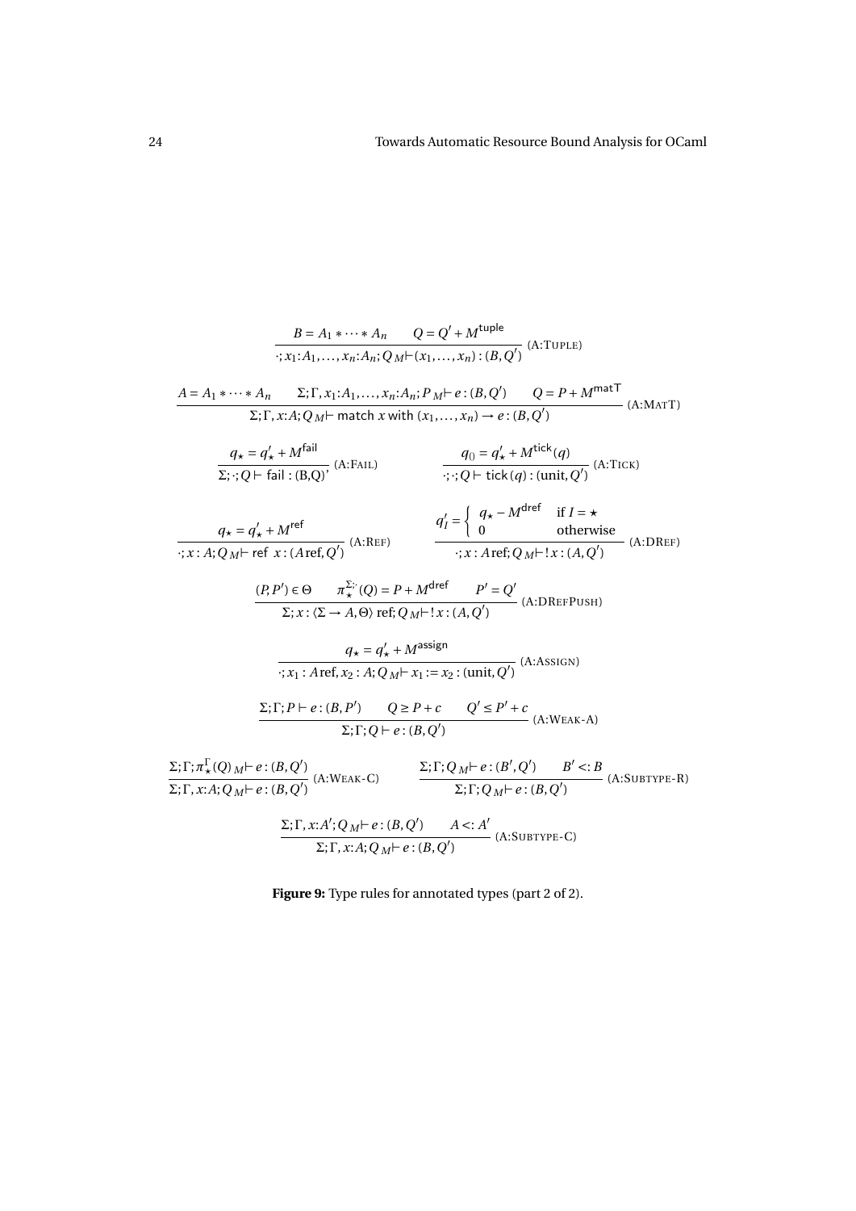$$\frac{B = A_1 * \cdots * A_n \qquad Q = Q' + M^{\mathsf{tuple}}}{\cdot; x_1{:}A_1, \ldots, x_n{:}A_n; Q \;{}_M\!\vdash (x_1, \ldots, x_n) : (B, Q')} \text{ (A:TUPLE)}$$

$$\frac{A = A_1 * \cdots * A_n \qquad \Sigma; \Gamma, x_1{:}A_1, \ldots, x_n{:}A_n; P \;{}_M\!\vdash e : (B, Q') \qquad Q = P + M^{\mathsf{matT}}}{\Sigma; \Gamma, x{:}A; Q \;{}_M\!\vdash \mathsf{match}\ x\ \mathsf{with}\ (x_1, \ldots, x_n) \rightarrow e : (B, Q')} \text{ (A:MATT)}$$

$$\frac{q_\star = q'_\star + M^{\mathsf{fail}}}{\Sigma; \cdot; Q \vdash \mathsf{fail} : (B,Q)'} \text{ (A:FAIL)} \qquad \frac{q_{()} = q'_\star + M^{\mathsf{tick}}(q)}{\cdot; \cdot; Q \vdash \mathsf{tick}\,(q) : (\mathrm{unit}, Q')} \text{ (A:TICK)}$$

$$\frac{q_\star = q'_\star + M^{\mathsf{ref}}}{\cdot; x : A; Q \;{}_M\!\vdash \mathsf{ref}\ x : (A\,\mathrm{ref}, Q')} \text{ (A:REF)} \qquad \frac{q'_I = \begin{cases} q_\star - M^{\mathsf{dref}} & \text{if } I = \star \\ 0 & \text{otherwise} \end{cases}}{\cdot; x : A\,\mathrm{ref}; Q \;{}_M\!\vdash !\,x : (A, Q')} \text{ (A:DREF)}$$

$$\frac{(P, P') \in \Theta \qquad \pi_\star^{\Sigma;\cdot}(Q) = P + M^{\mathsf{dref}} \qquad P' = Q'}{\Sigma; x : \langle \Sigma \rightarrow A, \Theta \rangle\ \mathrm{ref}; Q \;{}_M\!\vdash !\,x : (A, Q')} \text{ (A:DREFPUSH)}$$

$$\frac{q_\star = q'_\star + M^{\mathsf{assign}}}{\cdot; x_1 : A\,\mathrm{ref}, x_2 : A; Q \;{}_M\!\vdash x_1 := x_2 : (\mathrm{unit}, Q')} \text{ (A:ASSIGN)}$$

$$\frac{\Sigma; \Gamma; P \vdash e : (B, P') \qquad Q \geq P + c \qquad Q' \leq P' + c}{\Sigma; \Gamma; Q \vdash e : (B, Q')} \text{ (A:WEAK-A)}$$

$$\frac{\Sigma; \Gamma; \pi_\star^\Gamma(Q) \;{}_M\!\vdash e : (B, Q')}{\Sigma; \Gamma, x{:}A; Q \;{}_M\!\vdash e : (B, Q')} \text{ (A:WEAK-C)} \qquad \frac{\Sigma; \Gamma; Q \;{}_M\!\vdash e : (B', Q') \qquad B' <: B}{\Sigma; \Gamma; Q \;{}_M\!\vdash e : (B, Q')} \text{ (A:SUBTYPE-R)}$$

$$\frac{\Sigma; \Gamma, x{:}A'; Q \;{}_M\!\vdash e : (B, Q') \qquad A <: A'}{\Sigma; \Gamma, x{:}A; Q \;{}_M\!\vdash e : (B, Q')} \text{ (A:SUBTYPE-C)}$$

**Figure 9:** Type rules for annotated types (part 2 of 2).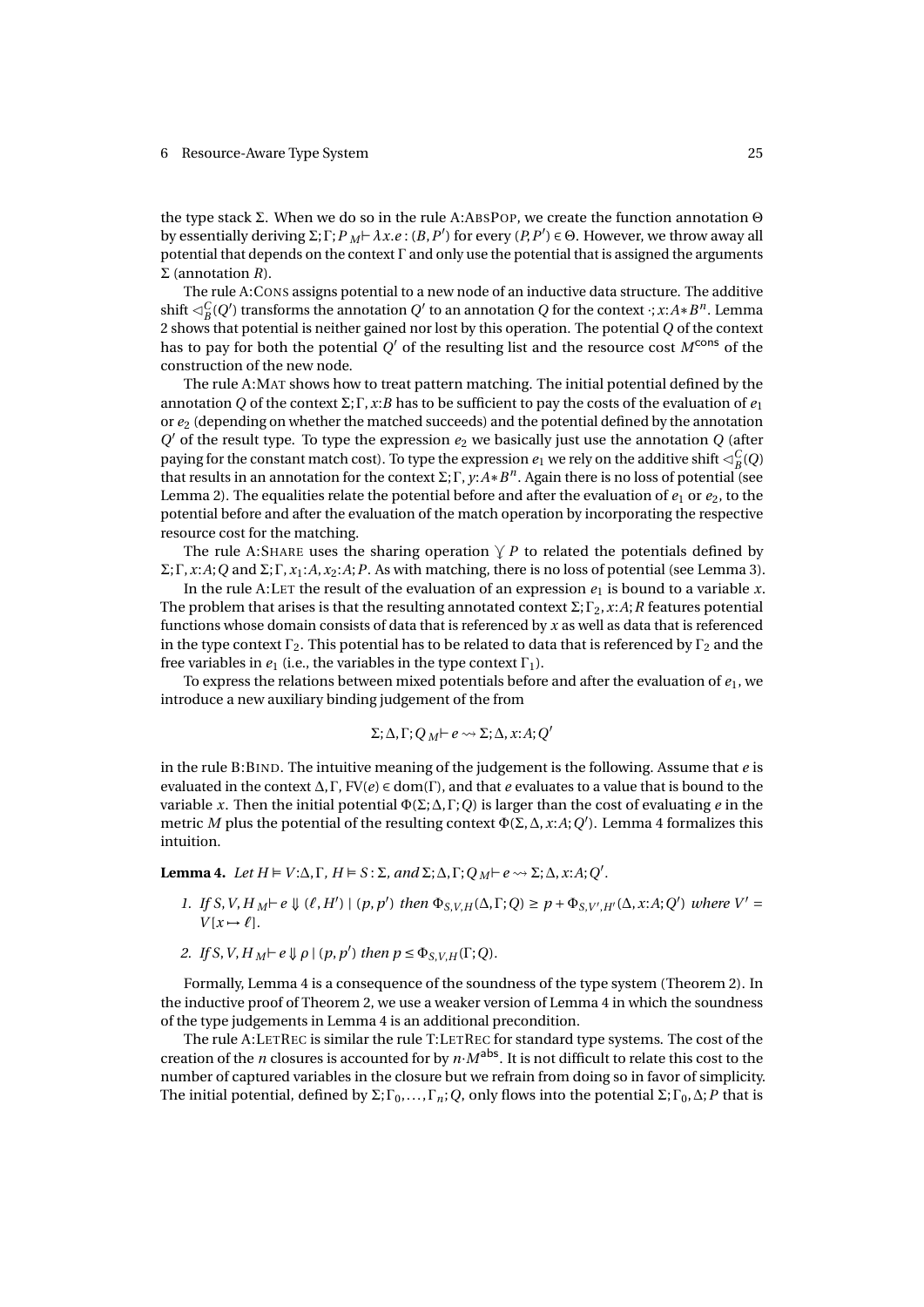the type stack $\Sigma$. When we do so in the rule A:AbsPop, we create the function annotation $\Theta$ by essentially deriving $\Sigma;\Gamma;P\;{}_M\!\vdash \lambda x.e : (B,P')$ for every $(P,P') \in \Theta$. However, we throw away all potential that depends on the context $\Gamma$ and only use the potential that is assigned the arguments $\Sigma$ (annotation $R$).

The rule A:Cons assigns potential to a new node of an inductive data structure. The additive shift $\lhd^C_B(Q')$ transforms the annotation $Q'$ to an annotation $Q$ for the context $\cdot; x{:}A{*}B^n$. Lemma 2 shows that potential is neither gained nor lost by this operation. The potential $Q$ of the context has to pay for both the potential $Q'$ of the resulting list and the resource cost $M^{\mathsf{cons}}$ of the construction of the new node.

The rule A:Mat shows how to treat pattern matching. The initial potential defined by the annotation $Q$ of the context $\Sigma;\Gamma, x{:}B$ has to be sufficient to pay the costs of the evaluation of $e_1$ or $e_2$ (depending on whether the matched succeeds) and the potential defined by the annotation $Q'$ of the result type. To type the expression $e_2$ we basically just use the annotation $Q$ (after paying for the constant match cost). To type the expression $e_1$ we rely on the additive shift $\lhd^C_B(Q)$ that results in an annotation for the context $\Sigma;\Gamma, y{:}A{*}B^n$. Again there is no loss of potential (see Lemma 2). The equalities relate the potential before and after the evaluation of $e_1$ or $e_2$, to the potential before and after the evaluation of the match operation by incorporating the respective resource cost for the matching.

The rule A:Share uses the sharing operation $\curlyvee P$ to related the potentials defined by $\Sigma;\Gamma, x{:}A;Q$ and $\Sigma;\Gamma, x_1{:}A, x_2{:}A;P$. As with matching, there is no loss of potential (see Lemma 3).

In the rule A:Let the result of the evaluation of an expression $e_1$ is bound to a variable $x$. The problem that arises is that the resulting annotated context $\Sigma;\Gamma_2, x{:}A;R$ features potential functions whose domain consists of data that is referenced by $x$ as well as data that is referenced in the type context $\Gamma_2$. This potential has to be related to data that is referenced by $\Gamma_2$ and the free variables in $e_1$ (i.e., the variables in the type context $\Gamma_1$).

To express the relations between mixed potentials before and after the evaluation of $e_1$, we introduce a new auxiliary binding judgement of the from

$$\Sigma;\Delta,\Gamma;Q\;{}_M\!\vdash e \rightsquigarrow \Sigma;\Delta, x{:}A;Q'$$

in the rule B:Bind. The intuitive meaning of the judgement is the following. Assume that $e$ is evaluated in the context $\Delta,\Gamma$, $\mathrm{FV}(e) \in \mathrm{dom}(\Gamma)$, and that $e$ evaluates to a value that is bound to the variable $x$. Then the initial potential $\Phi(\Sigma;\Delta,\Gamma;Q)$ is larger than the cost of evaluating $e$ in the metric $M$ plus the potential of the resulting context $\Phi(\Sigma,\Delta, x{:}A;Q')$. Lemma 4 formalizes this intuition.

**Lemma 4.** *Let $H \vDash V{:}\Delta,\Gamma$, $H \vDash S : \Sigma$, and $\Sigma;\Delta,\Gamma;Q\;{}_M\!\vdash e \rightsquigarrow \Sigma;\Delta, x{:}A;Q'$.*

1. *If $S,V,H\;{}_M\!\vdash e \Downarrow (\ell, H') \mid (p,p')$ then $\Phi_{S,V,H}(\Delta,\Gamma;Q) \geq p + \Phi_{S,V',H'}(\Delta, x{:}A;Q')$ where $V' = V[x \mapsto \ell]$.*
2. *If $S,V,H\;{}_M\!\vdash e \Downarrow \rho \mid (p,p')$ then $p \leq \Phi_{S,V,H}(\Gamma;Q)$.*

Formally, Lemma 4 is a consequence of the soundness of the type system (Theorem 2). In the inductive proof of Theorem 2, we use a weaker version of Lemma 4 in which the soundness of the type judgements in Lemma 4 is an additional precondition.

The rule A:LetRec is similar the rule T:LetRec for standard type systems. The cost of the creation of the $n$ closures is accounted for by $n{\cdot}M^{\mathsf{abs}}$. It is not difficult to relate this cost to the number of captured variables in the closure but we refrain from doing so in favor of simplicity. The initial potential, defined by $\Sigma;\Gamma_0,\ldots,\Gamma_n;Q$, only flows into the potential $\Sigma;\Gamma_0,\Delta;P$ that is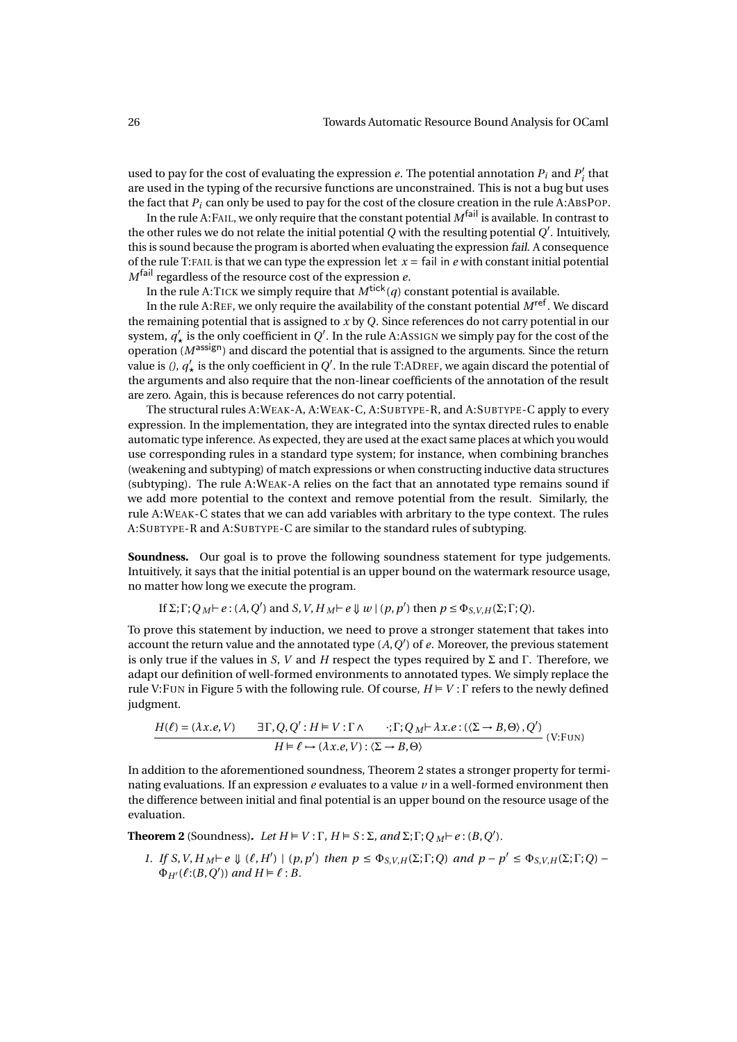used to pay for the cost of evaluating the expression $e$. The potential annotation $P_i$ and $P'_i$ that are used in the typing of the recursive functions are unconstrained. This is not a bug but uses the fact that $P_i$ can only be used to pay for the cost of the closure creation in the rule A:AbsPop.

In the rule A:Fail, we only require that the constant potential $M^{\mathsf{fail}}$ is available. In contrast to the other rules we do not relate the initial potential $Q$ with the resulting potential $Q'$. Intuitively, this is sound because the program is aborted when evaluating the expression *fail*. A consequence of the rule T:fail is that we can type the expression let $x$ = fail in $e$ with constant initial potential $M^{\mathsf{fail}}$ regardless of the resource cost of the expression $e$.

In the rule A:Tick we simply require that $M^{\mathsf{tick}}(q)$ constant potential is available.

In the rule A:Ref, we only require the availability of the constant potential $M^{\mathsf{ref}}$. We discard the remaining potential that is assigned to $x$ by $Q$. Since references do not carry potential in our system, $q'_\star$ is the only coefficient in $Q'$. In the rule A:Assign we simply pay for the cost of the operation ($M^{\mathsf{assign}}$) and discard the potential that is assigned to the arguments. Since the return value is *()*, $q'_\star$ is the only coefficient in $Q'$. In the rule T:ADref, we again discard the potential of the arguments and also require that the non-linear coefficients of the annotation of the result are zero. Again, this is because references do not carry potential.

The structural rules A:Weak-A, A:Weak-C, A:Subtype-R, and A:Subtype-C apply to every expression. In the implementation, they are integrated into the syntax directed rules to enable automatic type inference. As expected, they are used at the exact same places at which you would use corresponding rules in a standard type system; for instance, when combining branches (weakening and subtyping) of match expressions or when constructing inductive data structures (subtyping). The rule A:Weak-A relies on the fact that an annotated type remains sound if we add more potential to the context and remove potential from the result. Similarly, the rule A:Weak-C states that we can add variables with arbritary to the type context. The rules A:Subtype-R and A:Subtype-C are similar to the standard rules of subtyping.

**Soundness.** Our goal is to prove the following soundness statement for type judgements. Intuitively, it says that the initial potential is an upper bound on the watermark resource usage, no matter how long we execute the program.

$$\text{If } \Sigma;\Gamma;Q \;{}_M\!\vdash e : (A, Q') \text{ and } S, V, H \;{}_M\!\vdash e \Downarrow w \mid (p, p') \text{ then } p \le \Phi_{S,V,H}(\Sigma;\Gamma;Q).$$

To prove this statement by induction, we need to prove a stronger statement that takes into account the return value and the annotated type $(A, Q')$ of $e$. Moreover, the previous statement is only true if the values in $S$, $V$ and $H$ respect the types required by $\Sigma$ and $\Gamma$. Therefore, we adapt our definition of well-formed environments to annotated types. We simply replace the rule V:Fun in Figure 5 with the following rule. Of course, $H \vDash V : \Gamma$ refers to the newly defined judgment.

$$\frac{H(\ell) = (\lambda x.e, V) \qquad \exists \Gamma, Q, Q' : H \vDash V : \Gamma \wedge \quad \cdot;\Gamma;Q \;{}_M\!\vdash \lambda x.e : (\langle \Sigma \to B, \Theta\rangle, Q')}{H \vDash \ell \mapsto (\lambda x.e, V) : \langle \Sigma \to B, \Theta\rangle} \;(\text{V:Fun})$$

In addition to the aforementioned soundness, Theorem 2 states a stronger property for terminating evaluations. If an expression $e$ evaluates to a value $v$ in a well-formed environment then the difference between initial and final potential is an upper bound on the resource usage of the evaluation.

**Theorem 2** (Soundness)**.** *Let $H \vDash V : \Gamma$, $H \vDash S : \Sigma$, and $\Sigma;\Gamma;Q \;{}_M\!\vdash e : (B, Q')$.*

1. *If $S, V, H \;{}_M\!\vdash e \Downarrow (\ell, H') \mid (p, p')$ then $p \le \Phi_{S,V,H}(\Sigma;\Gamma;Q)$ and $p - p' \le \Phi_{S,V,H}(\Sigma;\Gamma;Q) - \Phi_{H'}(\ell{:}(B, Q'))$ and $H \vDash \ell : B$.*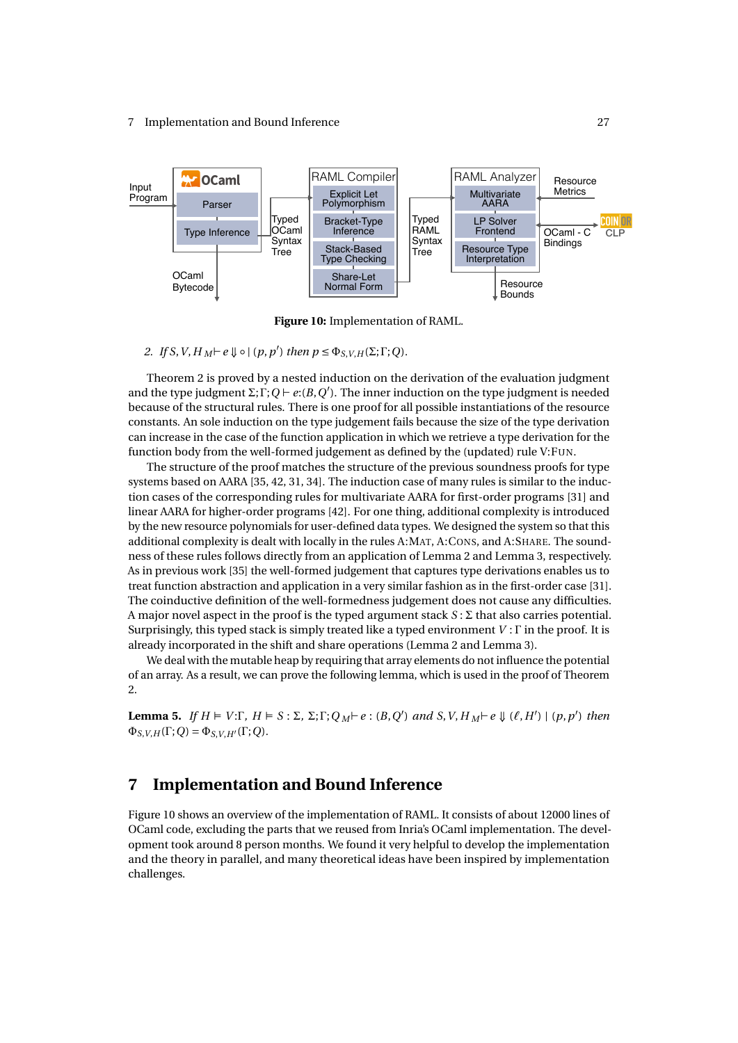Figure 10: Implementation of RAML.

2. *If* $S, V, H\ {}_M\!\vdash e \Downarrow \circ \mid (p, p')$ *then* $p \le \Phi_{S,V,H}(\Sigma;\Gamma;Q)$.

Theorem 2 is proved by a nested induction on the derivation of the evaluation judgment and the type judgment $\Sigma;\Gamma;Q \vdash e{:}(B,Q')$. The inner induction on the type judgment is needed because of the structural rules. There is one proof for all possible instantiations of the resource constants. An sole induction on the type judgement fails because the size of the type derivation can increase in the case of the function application in which we retrieve a type derivation for the function body from the well-formed judgement as defined by the (updated) rule V:FUN.

The structure of the proof matches the structure of the previous soundness proofs for type systems based on AARA [35, 42, 31, 34]. The induction case of many rules is similar to the induction cases of the corresponding rules for multivariate AARA for first-order programs [31] and linear AARA for higher-order programs [42]. For one thing, additional complexity is introduced by the new resource polynomials for user-defined data types. We designed the system so that this additional complexity is dealt with locally in the rules A:MAT, A:CONS, and A:SHARE. The soundness of these rules follows directly from an application of Lemma 2 and Lemma 3, respectively. As in previous work [35] the well-formed judgement that captures type derivations enables us to treat function abstraction and application in a very similar fashion as in the first-order case [31]. The coinductive definition of the well-formedness judgement does not cause any difficulties. A major novel aspect in the proof is the typed argument stack $S:\Sigma$ that also carries potential. Surprisingly, this typed stack is simply treated like a typed environment $V:\Gamma$ in the proof. It is already incorporated in the shift and share operations (Lemma 2 and Lemma 3).

We deal with the mutable heap by requiring that array elements do not influence the potential of an array. As a result, we can prove the following lemma, which is used in the proof of Theorem 2.

**Lemma 5.** *If* $H \vDash V{:}\Gamma$, $H \vDash S : \Sigma$, $\Sigma;\Gamma;Q\ {}_M\!\vdash e : (B,Q')$ *and* $S, V, H\ {}_M\!\vdash e \Downarrow (\ell, H') \mid (p, p')$ *then* $\Phi_{S,V,H}(\Gamma;Q) = \Phi_{S,V,H'}(\Gamma;Q)$.

## 7 Implementation and Bound Inference

Figure 10 shows an overview of the implementation of RAML. It consists of about 12000 lines of OCaml code, excluding the parts that we reused from Inria's OCaml implementation. The development took around 8 person months. We found it very helpful to develop the implementation and the theory in parallel, and many theoretical ideas have been inspired by implementation challenges.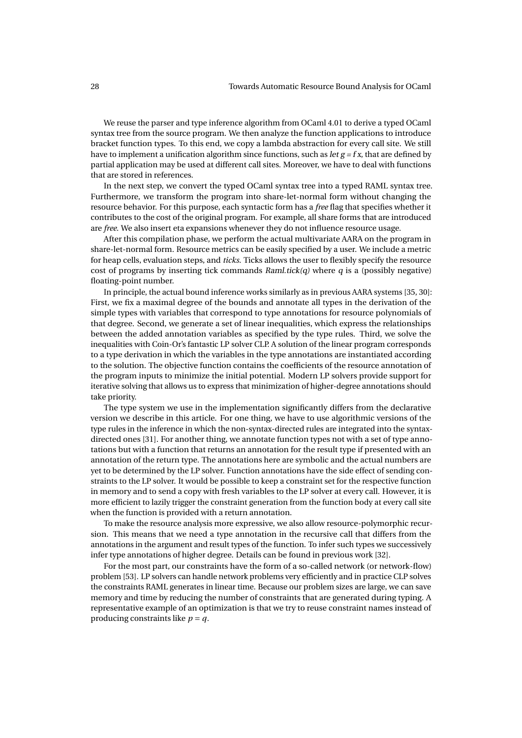We reuse the parser and type inference algorithm from OCaml 4.01 to derive a typed OCaml syntax tree from the source program. We then analyze the function applications to introduce bracket function types. To this end, we copy a lambda abstraction for every call site. We still have to implement a unification algorithm since functions, such as *let g = f x*, that are defined by partial application may be used at different call sites. Moreover, we have to deal with functions that are stored in references.

In the next step, we convert the typed OCaml syntax tree into a typed RAML syntax tree. Furthermore, we transform the program into share-let-normal form without changing the resource behavior. For this purpose, each syntactic form has a *free* flag that specifies whether it contributes to the cost of the original program. For example, all share forms that are introduced are *free*. We also insert eta expansions whenever they do not influence resource usage.

After this compilation phase, we perform the actual multivariate AARA on the program in share-let-normal form. Resource metrics can be easily specified by a user. We include a metric for heap cells, evaluation steps, and *ticks*. Ticks allows the user to flexibly specify the resource cost of programs by inserting tick commands *Raml.tick(q)* where $q$ is a (possibly negative) floating-point number.

In principle, the actual bound inference works similarly as in previous AARA systems [35, 30]: First, we fix a maximal degree of the bounds and annotate all types in the derivation of the simple types with variables that correspond to type annotations for resource polynomials of that degree. Second, we generate a set of linear inequalities, which express the relationships between the added annotation variables as specified by the type rules. Third, we solve the inequalities with Coin-Or's fantastic LP solver CLP. A solution of the linear program corresponds to a type derivation in which the variables in the type annotations are instantiated according to the solution. The objective function contains the coefficients of the resource annotation of the program inputs to minimize the initial potential. Modern LP solvers provide support for iterative solving that allows us to express that minimization of higher-degree annotations should take priority.

The type system we use in the implementation significantly differs from the declarative version we describe in this article. For one thing, we have to use algorithmic versions of the type rules in the inference in which the non-syntax-directed rules are integrated into the syntax-directed ones [31]. For another thing, we annotate function types not with a set of type annotations but with a function that returns an annotation for the result type if presented with an annotation of the return type. The annotations here are symbolic and the actual numbers are yet to be determined by the LP solver. Function annotations have the side effect of sending constraints to the LP solver. It would be possible to keep a constraint set for the respective function in memory and to send a copy with fresh variables to the LP solver at every call. However, it is more efficient to lazily trigger the constraint generation from the function body at every call site when the function is provided with a return annotation.

To make the resource analysis more expressive, we also allow resource-polymorphic recursion. This means that we need a type annotation in the recursive call that differs from the annotations in the argument and result types of the function. To infer such types we successively infer type annotations of higher degree. Details can be found in previous work [32].

For the most part, our constraints have the form of a so-called network (or network-flow) problem [53]. LP solvers can handle network problems very efficiently and in practice CLP solves the constraints RAML generates in linear time. Because our problem sizes are large, we can save memory and time by reducing the number of constraints that are generated during typing. A representative example of an optimization is that we try to reuse constraint names instead of producing constraints like $p = q$.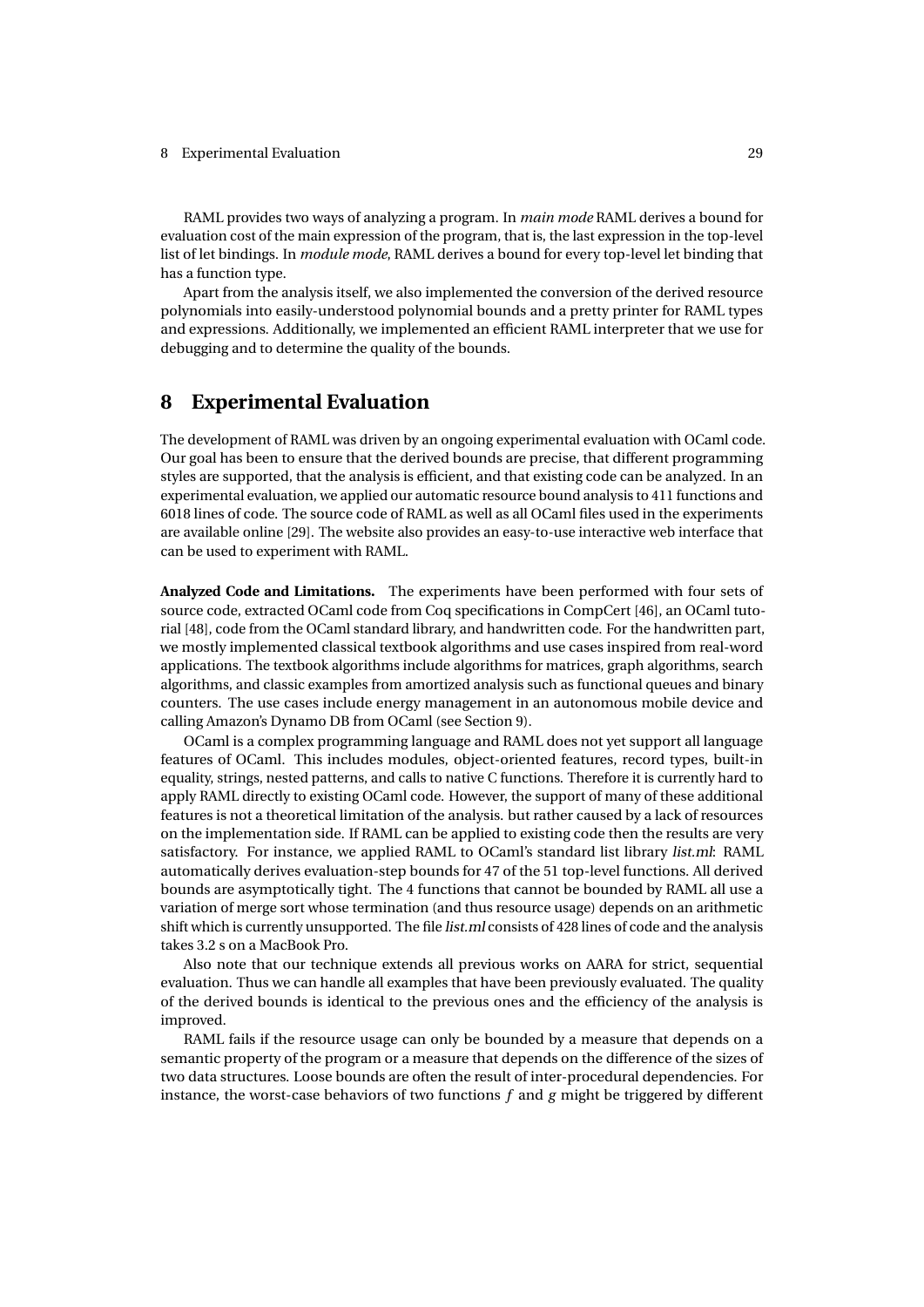RAML provides two ways of analyzing a program. In *main mode* RAML derives a bound for evaluation cost of the main expression of the program, that is, the last expression in the top-level list of let bindings. In *module mode*, RAML derives a bound for every top-level let binding that has a function type.

Apart from the analysis itself, we also implemented the conversion of the derived resource polynomials into easily-understood polynomial bounds and a pretty printer for RAML types and expressions. Additionally, we implemented an efficient RAML interpreter that we use for debugging and to determine the quality of the bounds.

# 8 Experimental Evaluation

The development of RAML was driven by an ongoing experimental evaluation with OCaml code. Our goal has been to ensure that the derived bounds are precise, that different programming styles are supported, that the analysis is efficient, and that existing code can be analyzed. In an experimental evaluation, we applied our automatic resource bound analysis to 411 functions and 6018 lines of code. The source code of RAML as well as all OCaml files used in the experiments are available online [29]. The website also provides an easy-to-use interactive web interface that can be used to experiment with RAML.

**Analyzed Code and Limitations.** The experiments have been performed with four sets of source code, extracted OCaml code from Coq specifications in CompCert [46], an OCaml tutorial [48], code from the OCaml standard library, and handwritten code. For the handwritten part, we mostly implemented classical textbook algorithms and use cases inspired from real-word applications. The textbook algorithms include algorithms for matrices, graph algorithms, search algorithms, and classic examples from amortized analysis such as functional queues and binary counters. The use cases include energy management in an autonomous mobile device and calling Amazon's Dynamo DB from OCaml (see Section 9).

OCaml is a complex programming language and RAML does not yet support all language features of OCaml. This includes modules, object-oriented features, record types, built-in equality, strings, nested patterns, and calls to native C functions. Therefore it is currently hard to apply RAML directly to existing OCaml code. However, the support of many of these additional features is not a theoretical limitation of the analysis. but rather caused by a lack of resources on the implementation side. If RAML can be applied to existing code then the results are very satisfactory. For instance, we applied RAML to OCaml's standard list library *list.ml*: RAML automatically derives evaluation-step bounds for 47 of the 51 top-level functions. All derived bounds are asymptotically tight. The 4 functions that cannot be bounded by RAML all use a variation of merge sort whose termination (and thus resource usage) depends on an arithmetic shift which is currently unsupported. The file *list.ml* consists of 428 lines of code and the analysis takes 3.2 s on a MacBook Pro.

Also note that our technique extends all previous works on AARA for strict, sequential evaluation. Thus we can handle all examples that have been previously evaluated. The quality of the derived bounds is identical to the previous ones and the efficiency of the analysis is improved.

RAML fails if the resource usage can only be bounded by a measure that depends on a semantic property of the program or a measure that depends on the difference of the sizes of two data structures. Loose bounds are often the result of inter-procedural dependencies. For instance, the worst-case behaviors of two functions $f$ and $g$ might be triggered by different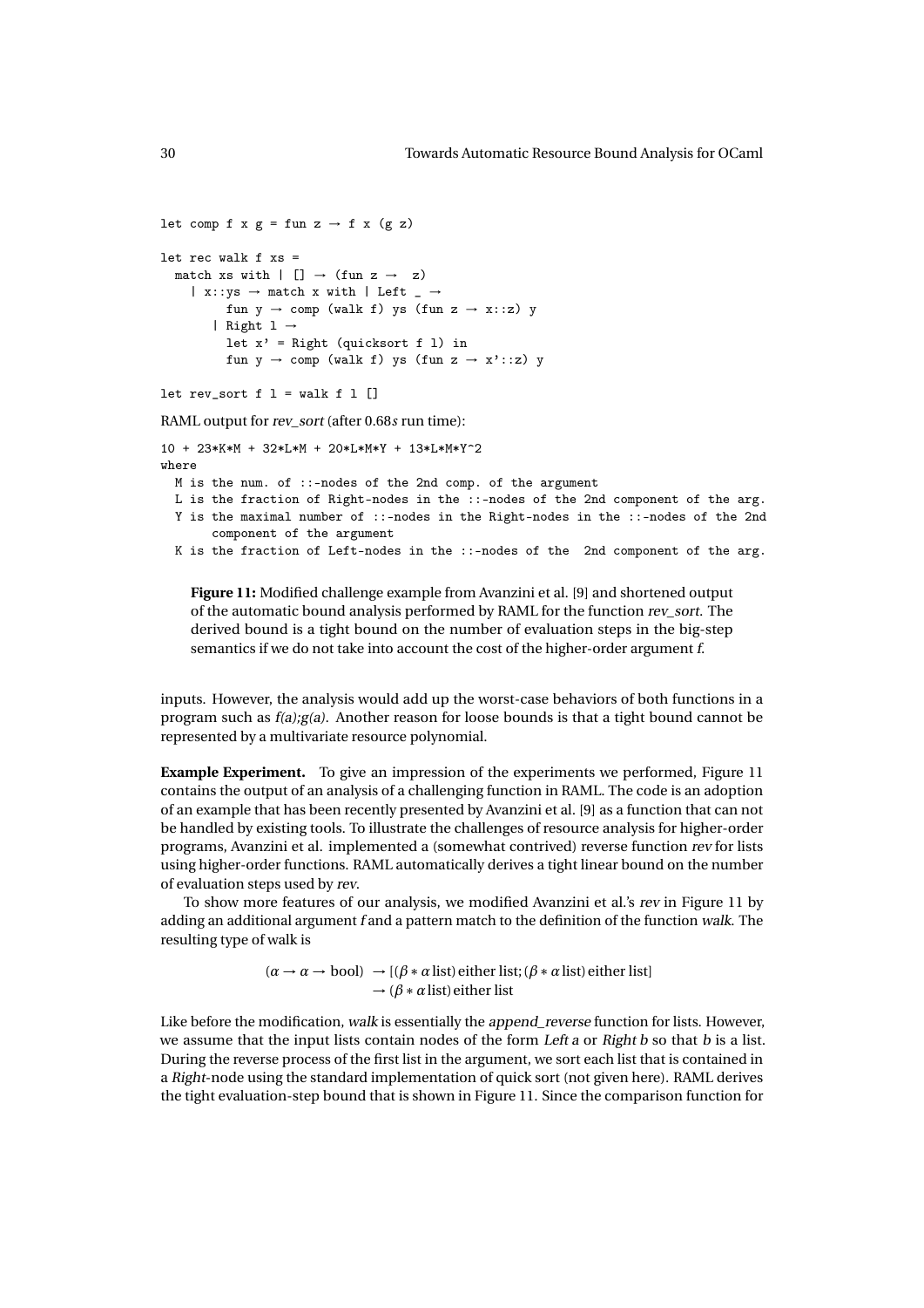```
let comp f x g = fun z → f x (g z)

let rec walk f xs =
  match xs with | [] → (fun z →  z)
    | x::ys → match x with | Left _ →
         fun y → comp (walk f) ys (fun z → x::z) y
       | Right l →
         let x' = Right (quicksort f l) in
         fun y → comp (walk f) ys (fun z → x'::z) y

let rev_sort f l = walk f l []
```

RAML output for *rev_sort* (after 0.68*s* run time):

```
10 + 23*K*M + 32*L*M + 20*L*M*Y + 13*L*M*Y^2
where
  M is the num. of ::-nodes of the 2nd comp. of the argument
  L is the fraction of Right-nodes in the ::-nodes of the 2nd component of the arg.
  Y is the maximal number of ::-nodes in the Right-nodes in the ::-nodes of the 2nd
       component of the argument
  K is the fraction of Left-nodes in the ::-nodes of the  2nd component of the arg.
```

**Figure 11:** Modified challenge example from Avanzini et al. [9] and shortened output of the automatic bound analysis performed by RAML for the function *rev_sort*. The derived bound is a tight bound on the number of evaluation steps in the big-step semantics if we do not take into account the cost of the higher-order argument *f*.

inputs. However, the analysis would add up the worst-case behaviors of both functions in a program such as *f(a);g(a)*. Another reason for loose bounds is that a tight bound cannot be represented by a multivariate resource polynomial.

**Example Experiment.** To give an impression of the experiments we performed, Figure 11 contains the output of an analysis of a challenging function in RAML. The code is an adoption of an example that has been recently presented by Avanzini et al. [9] as a function that can not be handled by existing tools. To illustrate the challenges of resource analysis for higher-order programs, Avanzini et al. implemented a (somewhat contrived) reverse function *rev* for lists using higher-order functions. RAML automatically derives a tight linear bound on the number of evaluation steps used by *rev*.

To show more features of our analysis, we modified Avanzini et al.'s *rev* in Figure 11 by adding an additional argument *f* and a pattern match to the definition of the function *walk*. The resulting type of walk is

$$
\begin{aligned}
(\alpha \to \alpha \to \mathrm{bool}) \;&\to [(\beta * \alpha\,\mathrm{list})\,\mathrm{either}\,\mathrm{list}; (\beta * \alpha\,\mathrm{list})\,\mathrm{either}\,\mathrm{list}] \\
&\to (\beta * \alpha\,\mathrm{list})\,\mathrm{either}\,\mathrm{list}
\end{aligned}
$$

Like before the modification, *walk* is essentially the *append_reverse* function for lists. However, we assume that the input lists contain nodes of the form *Left a* or *Right b* so that *b* is a list. During the reverse process of the first list in the argument, we sort each list that is contained in a *Right*-node using the standard implementation of quick sort (not given here). RAML derives the tight evaluation-step bound that is shown in Figure 11. Since the comparison function for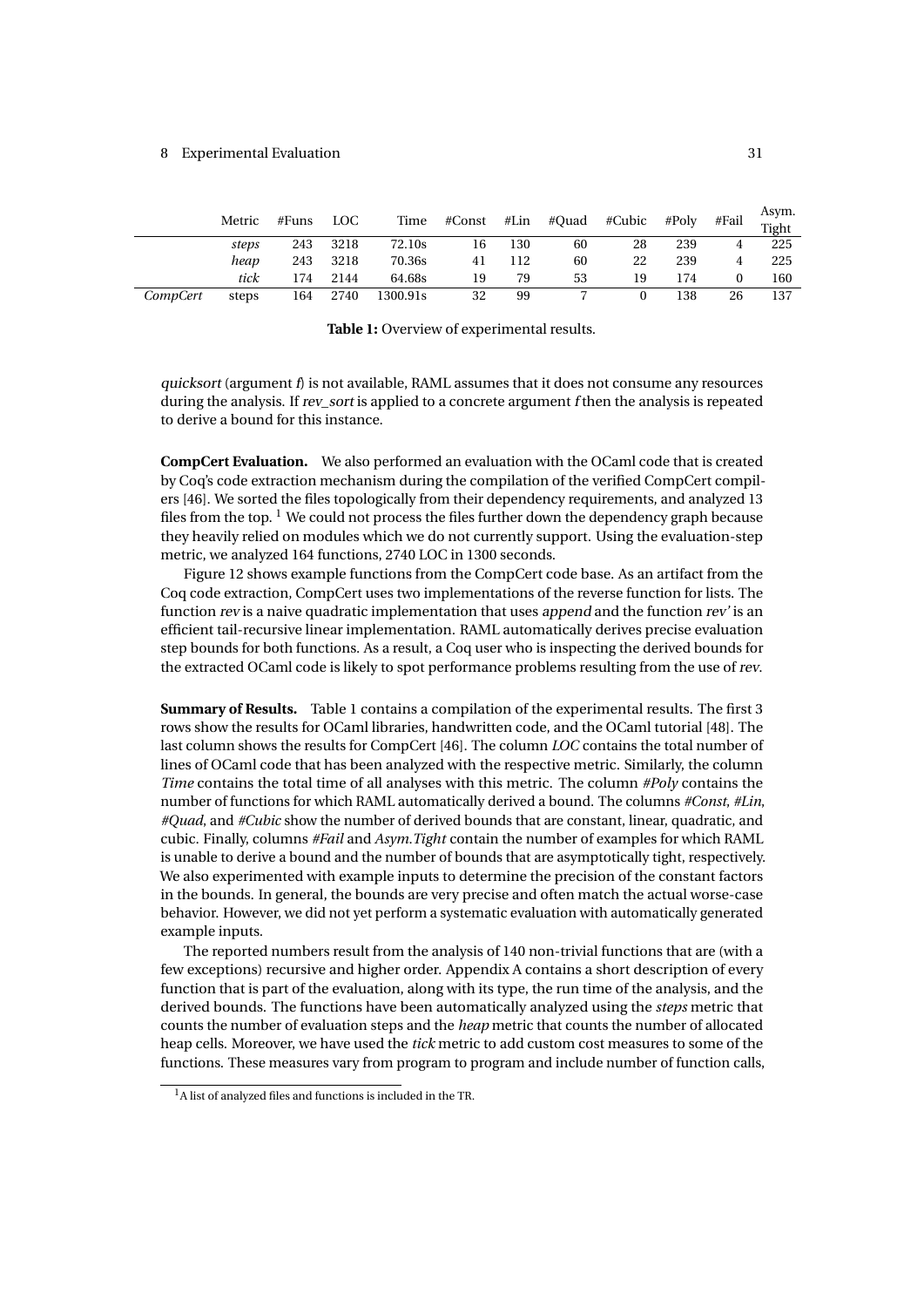| | Metric | #Funs | LOC | Time | #Const | #Lin | #Quad | #Cubic | #Poly | #Fail | Asym. Tight |
|---|---|---|---|---|---|---|---|---|---|---|---|
| | *steps* | 243 | 3218 | 72.10s | 16 | 130 | 60 | 28 | 239 | 4 | 225 |
| | *heap* | 243 | 3218 | 70.36s | 41 | 112 | 60 | 22 | 239 | 4 | 225 |
| | *tick* | 174 | 2144 | 64.68s | 19 | 79 | 53 | 19 | 174 | 0 | 160 |
| *CompCert* | steps | 164 | 2740 | 1300.91s | 32 | 99 | 7 | 0 | 138 | 26 | 137 |

**Table 1:** Overview of experimental results.

*quicksort* (argument *f*) is not available, RAML assumes that it does not consume any resources during the analysis. If *rev_sort* is applied to a concrete argument *f* then the analysis is repeated to derive a bound for this instance.

**CompCert Evaluation.** We also performed an evaluation with the OCaml code that is created by Coq's code extraction mechanism during the compilation of the verified CompCert compilers [46]. We sorted the files topologically from their dependency requirements, and analyzed 13 files from the top. [1] We could not process the files further down the dependency graph because they heavily relied on modules which we do not currently support. Using the evaluation-step metric, we analyzed 164 functions, 2740 LOC in 1300 seconds.

Figure 12 shows example functions from the CompCert code base. As an artifact from the Coq code extraction, CompCert uses two implementations of the reverse function for lists. The function *rev* is a naive quadratic implementation that uses *append* and the function *rev'* is an efficient tail-recursive linear implementation. RAML automatically derives precise evaluation step bounds for both functions. As a result, a Coq user who is inspecting the derived bounds for the extracted OCaml code is likely to spot performance problems resulting from the use of *rev*.

**Summary of Results.** Table 1 contains a compilation of the experimental results. The first 3 rows show the results for OCaml libraries, handwritten code, and the OCaml tutorial [48]. The last column shows the results for CompCert [46]. The column *LOC* contains the total number of lines of OCaml code that has been analyzed with the respective metric. Similarly, the column *Time* contains the total time of all analyses with this metric. The column *#Poly* contains the number of functions for which RAML automatically derived a bound. The columns *#Const*, *#Lin*, *#Quad*, and *#Cubic* show the number of derived bounds that are constant, linear, quadratic, and cubic. Finally, columns *#Fail* and *Asym.Tight* contain the number of examples for which RAML is unable to derive a bound and the number of bounds that are asymptotically tight, respectively. We also experimented with example inputs to determine the precision of the constant factors in the bounds. In general, the bounds are very precise and often match the actual worse-case behavior. However, we did not yet perform a systematic evaluation with automatically generated example inputs.

The reported numbers result from the analysis of 140 non-trivial functions that are (with a few exceptions) recursive and higher order. Appendix A contains a short description of every function that is part of the evaluation, along with its type, the run time of the analysis, and the derived bounds. The functions have been automatically analyzed using the *steps* metric that counts the number of evaluation steps and the *heap* metric that counts the number of allocated heap cells. Moreover, we have used the *tick* metric to add custom cost measures to some of the functions. These measures vary from program to program and include number of function calls,

[1] A list of analyzed files and functions is included in the TR.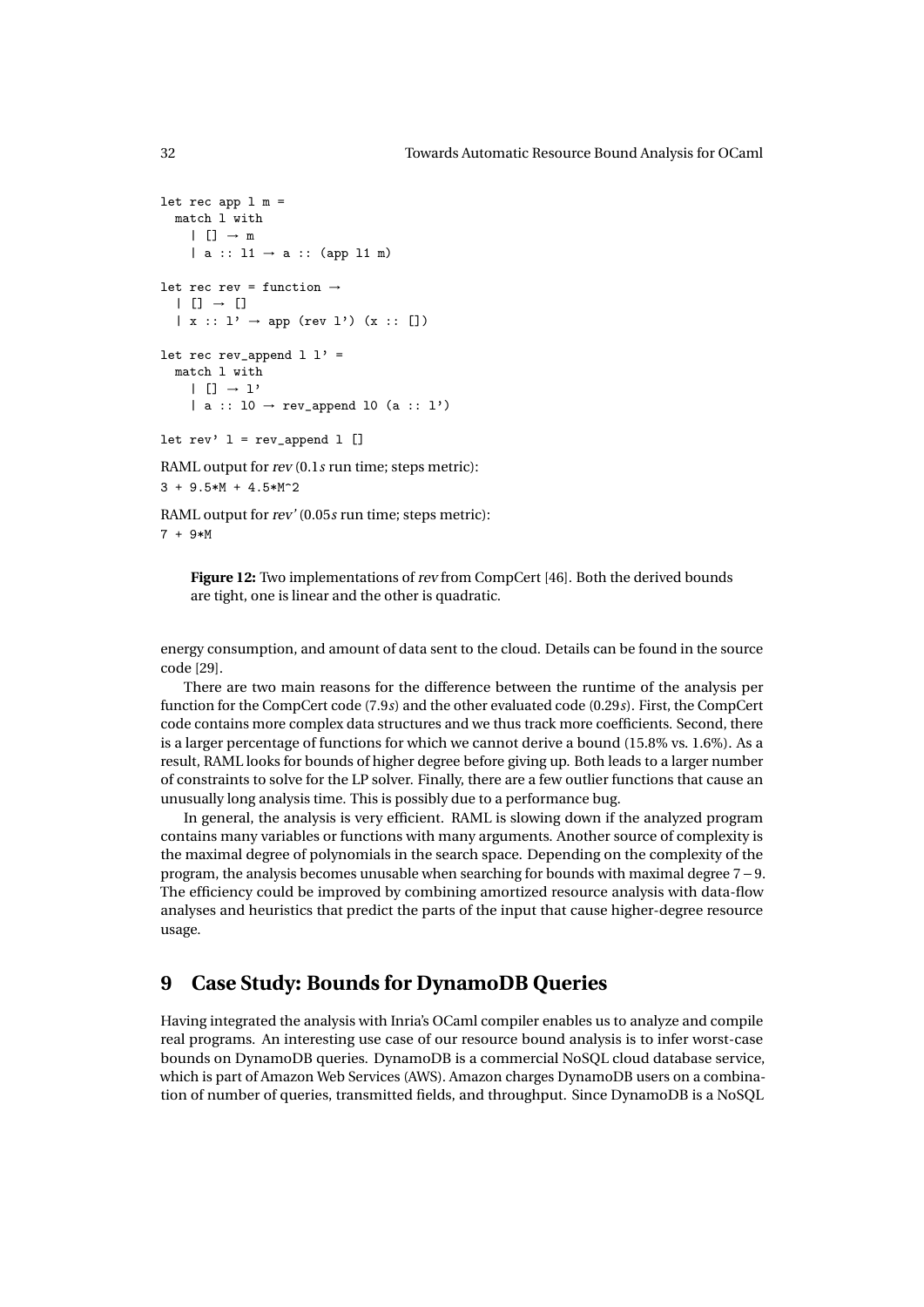```
let rec app l m =
  match l with
    | [] → m
    | a :: l1 → a :: (app l1 m)

let rec rev = function →
  | [] → []
  | x :: l' → app (rev l') (x :: [])

let rec rev_append l l' =
  match l with
    | [] → l'
    | a :: l0 → rev_append l0 (a :: l')

let rev' l = rev_append l []
```

RAML output for *rev* (0.1*s* run time; steps metric):

```
3 + 9.5*M + 4.5*M^2
```

RAML output for *rev'* (0.05*s* run time; steps metric):

```
7 + 9*M
```

**Figure 12:** Two implementations of *rev* from CompCert [46]. Both the derived bounds are tight, one is linear and the other is quadratic.

energy consumption, and amount of data sent to the cloud. Details can be found in the source code [29].

There are two main reasons for the difference between the runtime of the analysis per function for the CompCert code (7.9*s*) and the other evaluated code (0.29*s*). First, the CompCert code contains more complex data structures and we thus track more coefficients. Second, there is a larger percentage of functions for which we cannot derive a bound (15.8% vs. 1.6%). As a result, RAML looks for bounds of higher degree before giving up. Both leads to a larger number of constraints to solve for the LP solver. Finally, there are a few outlier functions that cause an unusually long analysis time. This is possibly due to a performance bug.

In general, the analysis is very efficient. RAML is slowing down if the analyzed program contains many variables or functions with many arguments. Another source of complexity is the maximal degree of polynomials in the search space. Depending on the complexity of the program, the analysis becomes unusable when searching for bounds with maximal degree 7 – 9. The efficiency could be improved by combining amortized resource analysis with data-flow analyses and heuristics that predict the parts of the input that cause higher-degree resource usage.

# 9 Case Study: Bounds for DynamoDB Queries

Having integrated the analysis with Inria's OCaml compiler enables us to analyze and compile real programs. An interesting use case of our resource bound analysis is to infer worst-case bounds on DynamoDB queries. DynamoDB is a commercial NoSQL cloud database service, which is part of Amazon Web Services (AWS). Amazon charges DynamoDB users on a combination of number of queries, transmitted fields, and throughput. Since DynamoDB is a NoSQL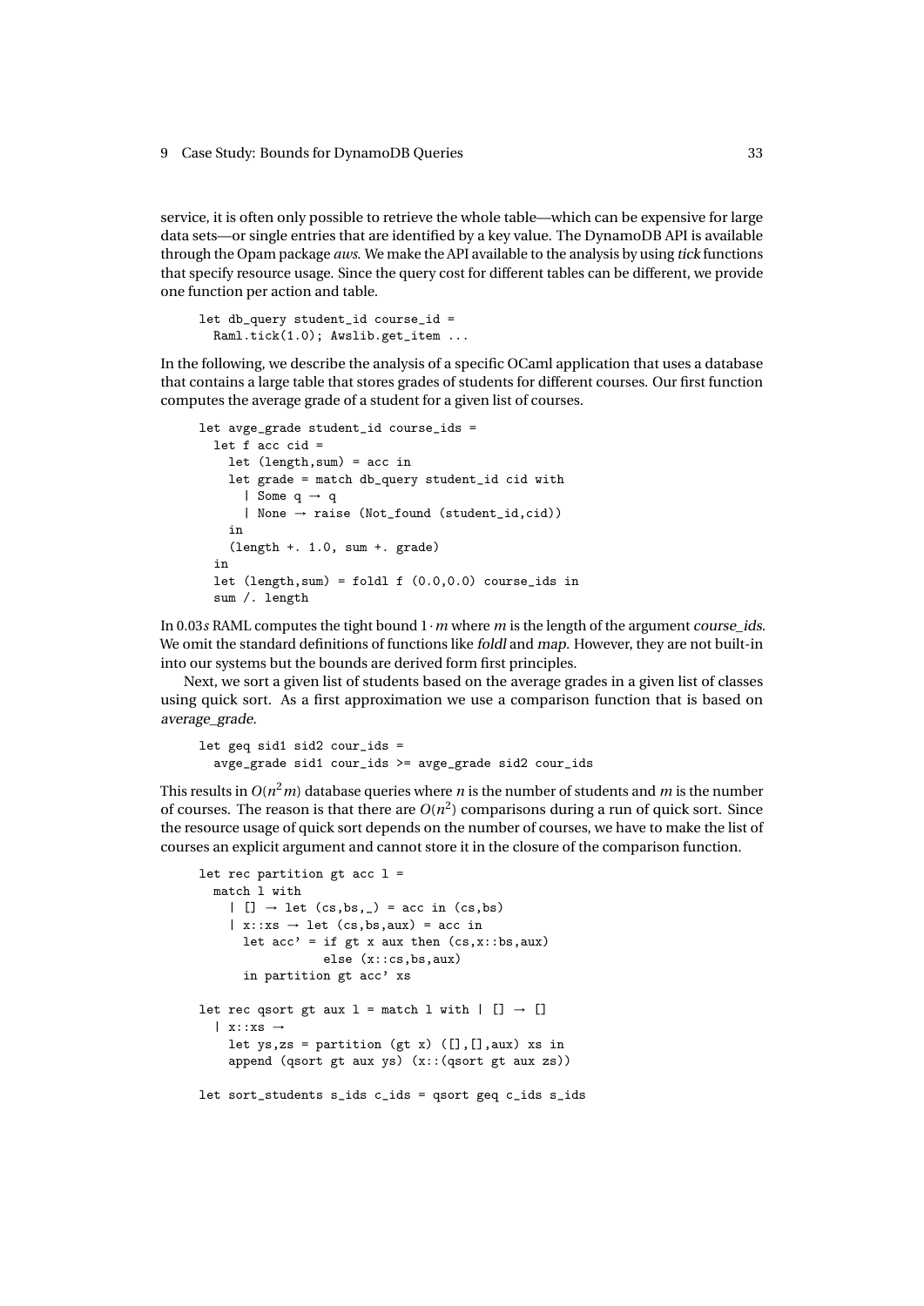service, it is often only possible to retrieve the whole table—which can be expensive for large data sets—or single entries that are identified by a key value. The DynamoDB API is available through the Opam package *aws*. We make the API available to the analysis by using *tick* functions that specify resource usage. Since the query cost for different tables can be different, we provide one function per action and table.

```
let db_query student_id course_id =
  Raml.tick(1.0); Awslib.get_item ...
```

In the following, we describe the analysis of a specific OCaml application that uses a database that contains a large table that stores grades of students for different courses. Our first function computes the average grade of a student for a given list of courses.

```
let avge_grade student_id course_ids =
  let f acc cid =
    let (length,sum) = acc in
    let grade = match db_query student_id cid with
      | Some q → q
      | None → raise (Not_found (student_id,cid))
    in
    (length +. 1.0, sum +. grade)
  in
  let (length,sum) = foldl f (0.0,0.0) course_ids in
  sum /. length
```

In 0.03*s* RAML computes the tight bound $1 \cdot m$ where $m$ is the length of the argument *course_ids*. We omit the standard definitions of functions like *foldl* and *map*. However, they are not built-in into our systems but the bounds are derived form first principles.

Next, we sort a given list of students based on the average grades in a given list of classes using quick sort. As a first approximation we use a comparison function that is based on *average_grade*.

```
let geq sid1 sid2 cour_ids =
  avge_grade sid1 cour_ids >= avge_grade sid2 cour_ids
```

This results in $O(n^2 m)$ database queries where $n$ is the number of students and $m$ is the number of courses. The reason is that there are $O(n^2)$ comparisons during a run of quick sort. Since the resource usage of quick sort depends on the number of courses, we have to make the list of courses an explicit argument and cannot store it in the closure of the comparison function.

```
let rec partition gt acc l =
  match l with
    | [] → let (cs,bs,_) = acc in (cs,bs)
    | x::xs → let (cs,bs,aux) = acc in
      let acc' = if gt x aux then (cs,x::bs,aux)
                 else (x::cs,bs,aux)
      in partition gt acc' xs

let rec qsort gt aux l = match l with | [] → []
  | x::xs →
    let ys,zs = partition (gt x) ([],[],aux) xs in
    append (qsort gt aux ys) (x::(qsort gt aux zs))

let sort_students s_ids c_ids = qsort geq c_ids s_ids
```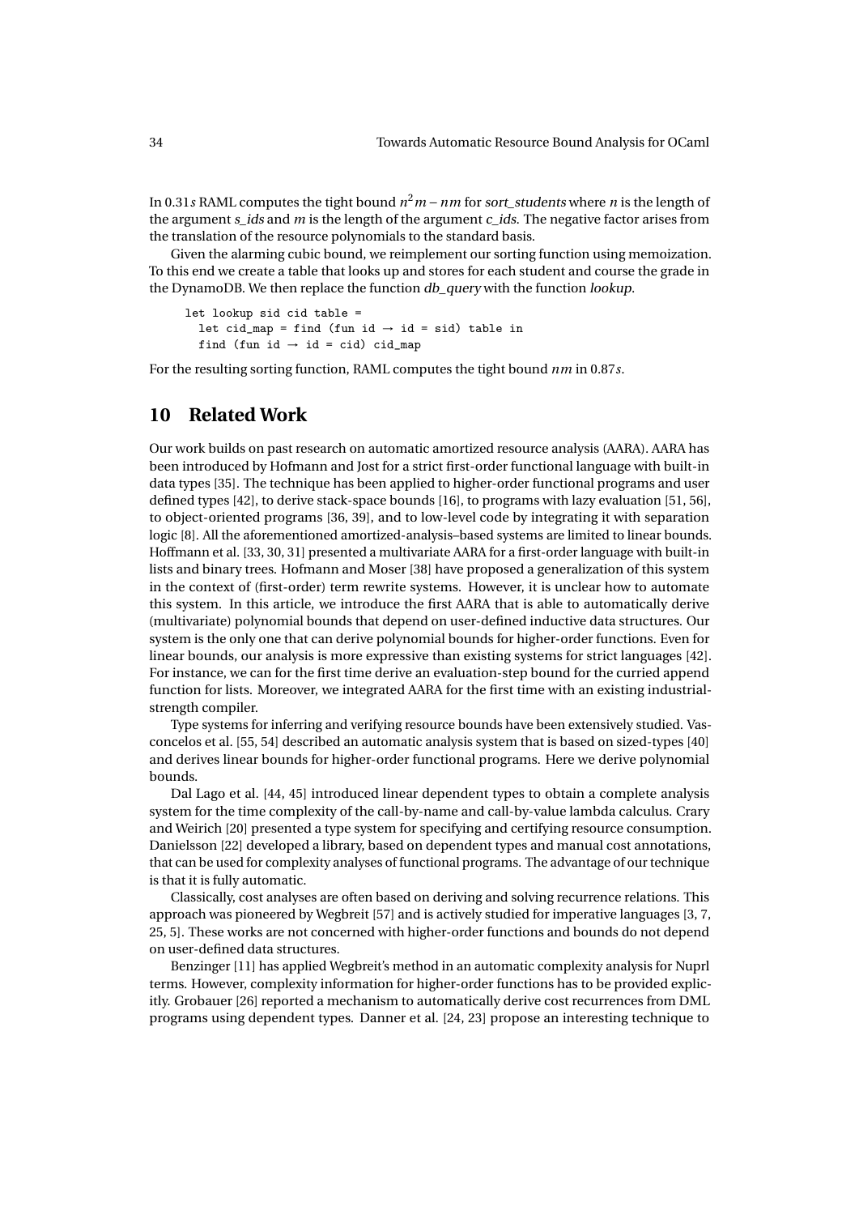In $0.31s$ RAML computes the tight bound $n^2m - nm$ for *sort_students* where $n$ is the length of the argument *s_ids* and $m$ is the length of the argument *c_ids*. The negative factor arises from the translation of the resource polynomials to the standard basis.

Given the alarming cubic bound, we reimplement our sorting function using memoization. To this end we create a table that looks up and stores for each student and course the grade in the DynamoDB. We then replace the function *db_query* with the function *lookup*.

```
let lookup sid cid table =
  let cid_map = find (fun id → id = sid) table in
  find (fun id → id = cid) cid_map
```

For the resulting sorting function, RAML computes the tight bound $nm$ in $0.87s$.

## 10 Related Work

Our work builds on past research on automatic amortized resource analysis (AARA). AARA has been introduced by Hofmann and Jost for a strict first-order functional language with built-in data types [35]. The technique has been applied to higher-order functional programs and user defined types [42], to derive stack-space bounds [16], to programs with lazy evaluation [51, 56], to object-oriented programs [36, 39], and to low-level code by integrating it with separation logic [8]. All the aforementioned amortized-analysis–based systems are limited to linear bounds. Hoffmann et al. [33, 30, 31] presented a multivariate AARA for a first-order language with built-in lists and binary trees. Hofmann and Moser [38] have proposed a generalization of this system in the context of (first-order) term rewrite systems. However, it is unclear how to automate this system. In this article, we introduce the first AARA that is able to automatically derive (multivariate) polynomial bounds that depend on user-defined inductive data structures. Our system is the only one that can derive polynomial bounds for higher-order functions. Even for linear bounds, our analysis is more expressive than existing systems for strict languages [42]. For instance, we can for the first time derive an evaluation-step bound for the curried append function for lists. Moreover, we integrated AARA for the first time with an existing industrial-strength compiler.

Type systems for inferring and verifying resource bounds have been extensively studied. Vasconcelos et al. [55, 54] described an automatic analysis system that is based on sized-types [40] and derives linear bounds for higher-order functional programs. Here we derive polynomial bounds.

Dal Lago et al. [44, 45] introduced linear dependent types to obtain a complete analysis system for the time complexity of the call-by-name and call-by-value lambda calculus. Crary and Weirich [20] presented a type system for specifying and certifying resource consumption. Danielsson [22] developed a library, based on dependent types and manual cost annotations, that can be used for complexity analyses of functional programs. The advantage of our technique is that it is fully automatic.

Classically, cost analyses are often based on deriving and solving recurrence relations. This approach was pioneered by Wegbreit [57] and is actively studied for imperative languages [3, 7, 25, 5]. These works are not concerned with higher-order functions and bounds do not depend on user-defined data structures.

Benzinger [11] has applied Wegbreit's method in an automatic complexity analysis for Nuprl terms. However, complexity information for higher-order functions has to be provided explicitly. Grobauer [26] reported a mechanism to automatically derive cost recurrences from DML programs using dependent types. Danner et al. [24, 23] propose an interesting technique to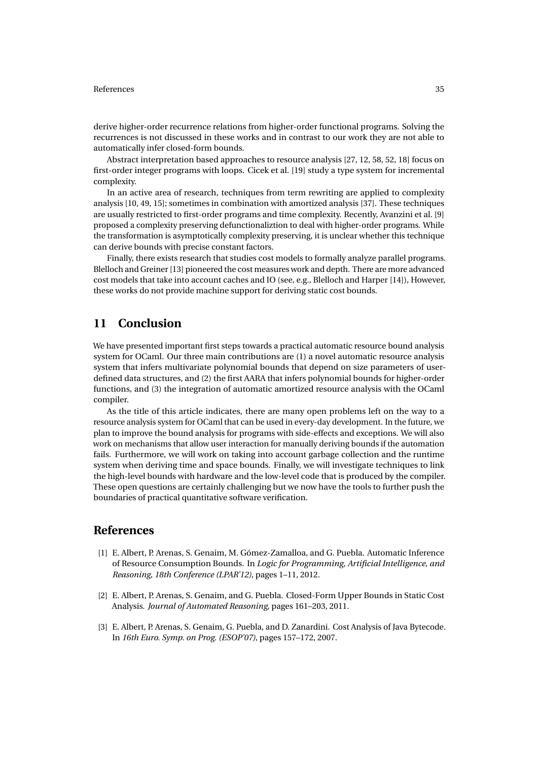derive higher-order recurrence relations from higher-order functional programs. Solving the recurrences is not discussed in these works and in contrast to our work they are not able to automatically infer closed-form bounds.

Abstract interpretation based approaches to resource analysis [27, 12, 58, 52, 18] focus on first-order integer programs with loops. Cicek et al. [19] study a type system for incremental complexity.

In an active area of research, techniques from term rewriting are applied to complexity analysis [10, 49, 15]; sometimes in combination with amortized analysis [37]. These techniques are usually restricted to first-order programs and time complexity. Recently, Avanzini et al. [9] proposed a complexity preserving defunctionaliztion to deal with higher-order programs. While the transformation is asymptotically complexity preserving, it is unclear whether this technique can derive bounds with precise constant factors.

Finally, there exists research that studies cost models to formally analyze parallel programs. Blelloch and Greiner [13] pioneered the cost measures work and depth. There are more advanced cost models that take into account caches and IO (see, e.g., Blelloch and Harper [14]), However, these works do not provide machine support for deriving static cost bounds.

## 11 Conclusion

We have presented important first steps towards a practical automatic resource bound analysis system for OCaml. Our three main contributions are (1) a novel automatic resource analysis system that infers multivariate polynomial bounds that depend on size parameters of user-defined data structures, and (2) the first AARA that infers polynomial bounds for higher-order functions, and (3) the integration of automatic amortized resource analysis with the OCaml compiler.

As the title of this article indicates, there are many open problems left on the way to a resource analysis system for OCaml that can be used in every-day development. In the future, we plan to improve the bound analysis for programs with side-effects and exceptions. We will also work on mechanisms that allow user interaction for manually deriving bounds if the automation fails. Furthermore, we will work on taking into account garbage collection and the runtime system when deriving time and space bounds. Finally, we will investigate techniques to link the high-level bounds with hardware and the low-level code that is produced by the compiler. These open questions are certainly challenging but we now have the tools to further push the boundaries of practical quantitative software verification.

## References

[1] E. Albert, P. Arenas, S. Genaim, M. Gómez-Zamalloa, and G. Puebla. Automatic Inference of Resource Consumption Bounds. In *Logic for Programming, Artificial Intelligence, and Reasoning, 18th Conference (LPAR'12)*, pages 1–11, 2012.

[2] E. Albert, P. Arenas, S. Genaim, and G. Puebla. Closed-Form Upper Bounds in Static Cost Analysis. *Journal of Automated Reasoning*, pages 161–203, 2011.

[3] E. Albert, P. Arenas, S. Genaim, G. Puebla, and D. Zanardini. Cost Analysis of Java Bytecode. In *16th Euro. Symp. on Prog. (ESOP'07)*, pages 157–172, 2007.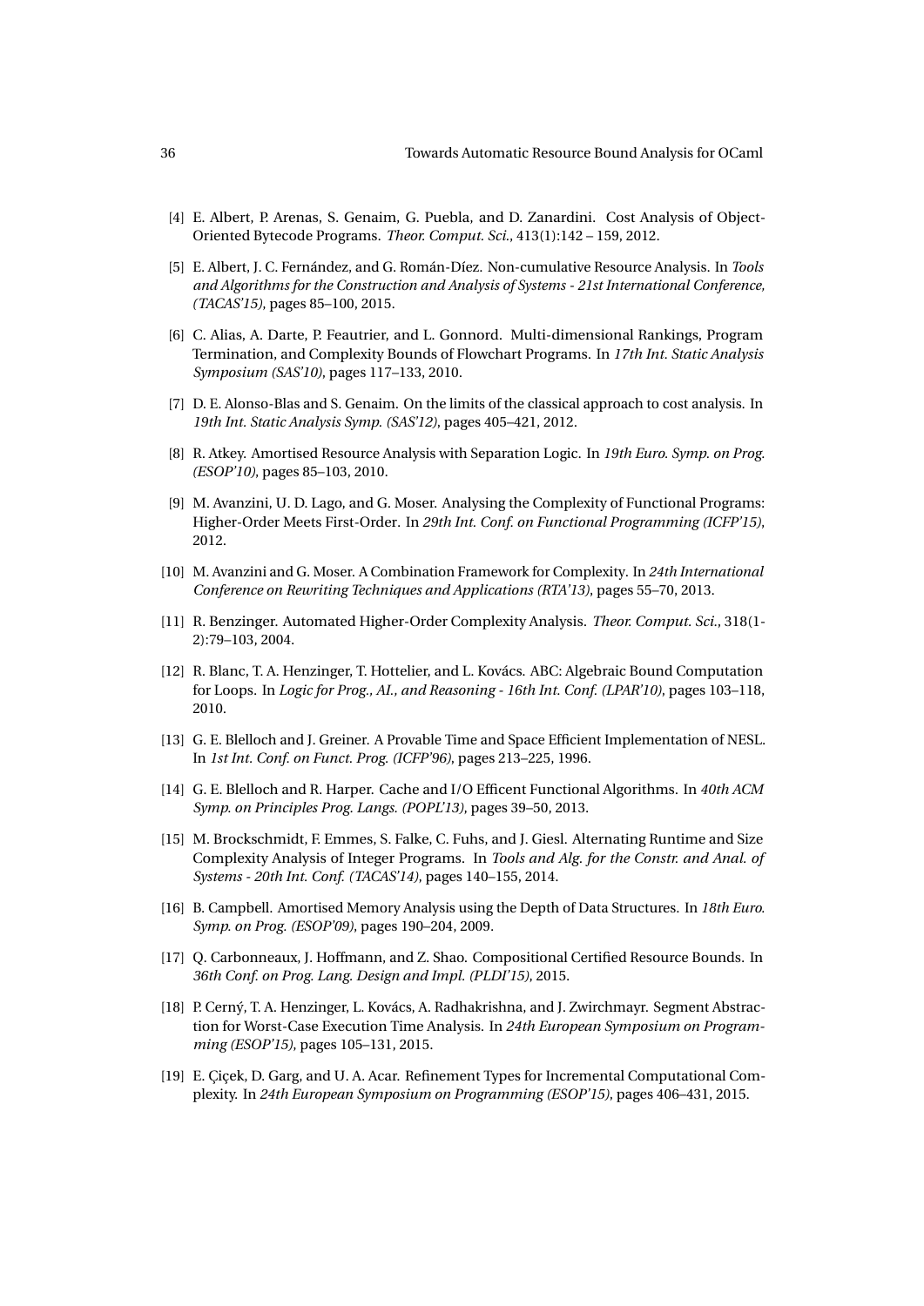[4] E. Albert, P. Arenas, S. Genaim, G. Puebla, and D. Zanardini. Cost Analysis of Object-Oriented Bytecode Programs. *Theor. Comput. Sci.*, 413(1):142 – 159, 2012.

[5] E. Albert, J. C. Fernández, and G. Román-Díez. Non-cumulative Resource Analysis. In *Tools and Algorithms for the Construction and Analysis of Systems - 21st International Conference, (TACAS'15)*, pages 85–100, 2015.

[6] C. Alias, A. Darte, P. Feautrier, and L. Gonnord. Multi-dimensional Rankings, Program Termination, and Complexity Bounds of Flowchart Programs. In *17th Int. Static Analysis Symposium (SAS'10)*, pages 117–133, 2010.

[7] D. E. Alonso-Blas and S. Genaim. On the limits of the classical approach to cost analysis. In *19th Int. Static Analysis Symp. (SAS'12)*, pages 405–421, 2012.

[8] R. Atkey. Amortised Resource Analysis with Separation Logic. In *19th Euro. Symp. on Prog. (ESOP'10)*, pages 85–103, 2010.

[9] M. Avanzini, U. D. Lago, and G. Moser. Analysing the Complexity of Functional Programs: Higher-Order Meets First-Order. In *29th Int. Conf. on Functional Programming (ICFP'15)*, 2012.

[10] M. Avanzini and G. Moser. A Combination Framework for Complexity. In *24th International Conference on Rewriting Techniques and Applications (RTA'13)*, pages 55–70, 2013.

[11] R. Benzinger. Automated Higher-Order Complexity Analysis. *Theor. Comput. Sci.*, 318(1-2):79–103, 2004.

[12] R. Blanc, T. A. Henzinger, T. Hottelier, and L. Kovács. ABC: Algebraic Bound Computation for Loops. In *Logic for Prog., AI., and Reasoning - 16th Int. Conf. (LPAR'10)*, pages 103–118, 2010.

[13] G. E. Blelloch and J. Greiner. A Provable Time and Space Efficient Implementation of NESL. In *1st Int. Conf. on Funct. Prog. (ICFP'96)*, pages 213–225, 1996.

[14] G. E. Blelloch and R. Harper. Cache and I/O Efficent Functional Algorithms. In *40th ACM Symp. on Principles Prog. Langs. (POPL'13)*, pages 39–50, 2013.

[15] M. Brockschmidt, F. Emmes, S. Falke, C. Fuhs, and J. Giesl. Alternating Runtime and Size Complexity Analysis of Integer Programs. In *Tools and Alg. for the Constr. and Anal. of Systems - 20th Int. Conf. (TACAS'14)*, pages 140–155, 2014.

[16] B. Campbell. Amortised Memory Analysis using the Depth of Data Structures. In *18th Euro. Symp. on Prog. (ESOP'09)*, pages 190–204, 2009.

[17] Q. Carbonneaux, J. Hoffmann, and Z. Shao. Compositional Certified Resource Bounds. In *36th Conf. on Prog. Lang. Design and Impl. (PLDI'15)*, 2015.

[18] P. Cerný, T. A. Henzinger, L. Kovács, A. Radhakrishna, and J. Zwirchmayr. Segment Abstraction for Worst-Case Execution Time Analysis. In *24th European Symposium on Programming (ESOP'15)*, pages 105–131, 2015.

[19] E. Çiçek, D. Garg, and U. A. Acar. Refinement Types for Incremental Computational Complexity. In *24th European Symposium on Programming (ESOP'15)*, pages 406–431, 2015.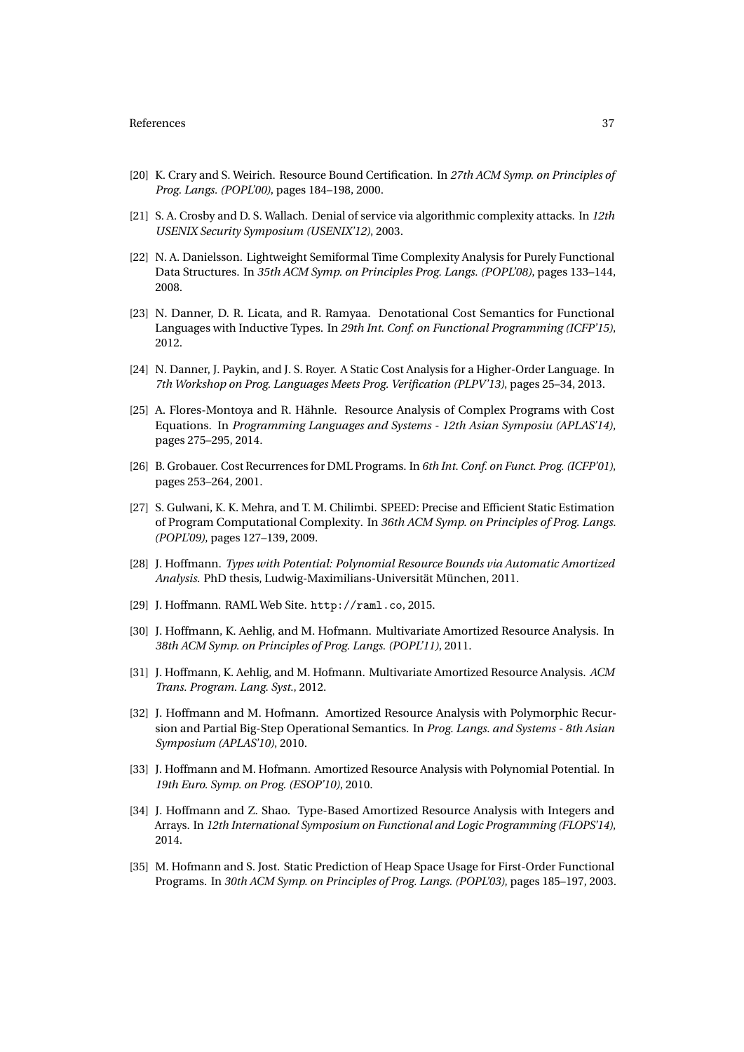[20] K. Crary and S. Weirich. Resource Bound Certification. In *27th ACM Symp. on Principles of Prog. Langs. (POPL'00)*, pages 184–198, 2000.

[21] S. A. Crosby and D. S. Wallach. Denial of service via algorithmic complexity attacks. In *12th USENIX Security Symposium (USENIX'12)*, 2003.

[22] N. A. Danielsson. Lightweight Semiformal Time Complexity Analysis for Purely Functional Data Structures. In *35th ACM Symp. on Principles Prog. Langs. (POPL'08)*, pages 133–144, 2008.

[23] N. Danner, D. R. Licata, and R. Ramyaa. Denotational Cost Semantics for Functional Languages with Inductive Types. In *29th Int. Conf. on Functional Programming (ICFP'15)*, 2012.

[24] N. Danner, J. Paykin, and J. S. Royer. A Static Cost Analysis for a Higher-Order Language. In *7th Workshop on Prog. Languages Meets Prog. Verification (PLPV'13)*, pages 25–34, 2013.

[25] A. Flores-Montoya and R. Hähnle. Resource Analysis of Complex Programs with Cost Equations. In *Programming Languages and Systems - 12th Asian Symposiu (APLAS'14)*, pages 275–295, 2014.

[26] B. Grobauer. Cost Recurrences for DML Programs. In *6th Int. Conf. on Funct. Prog. (ICFP'01)*, pages 253–264, 2001.

[27] S. Gulwani, K. K. Mehra, and T. M. Chilimbi. SPEED: Precise and Efficient Static Estimation of Program Computational Complexity. In *36th ACM Symp. on Principles of Prog. Langs. (POPL'09)*, pages 127–139, 2009.

[28] J. Hoffmann. *Types with Potential: Polynomial Resource Bounds via Automatic Amortized Analysis*. PhD thesis, Ludwig-Maximilians-Universität München, 2011.

[29] J. Hoffmann. RAML Web Site. `http://raml.co`, 2015.

[30] J. Hoffmann, K. Aehlig, and M. Hofmann. Multivariate Amortized Resource Analysis. In *38th ACM Symp. on Principles of Prog. Langs. (POPL'11)*, 2011.

[31] J. Hoffmann, K. Aehlig, and M. Hofmann. Multivariate Amortized Resource Analysis. *ACM Trans. Program. Lang. Syst.*, 2012.

[32] J. Hoffmann and M. Hofmann. Amortized Resource Analysis with Polymorphic Recursion and Partial Big-Step Operational Semantics. In *Prog. Langs. and Systems - 8th Asian Symposium (APLAS'10)*, 2010.

[33] J. Hoffmann and M. Hofmann. Amortized Resource Analysis with Polynomial Potential. In *19th Euro. Symp. on Prog. (ESOP'10)*, 2010.

[34] J. Hoffmann and Z. Shao. Type-Based Amortized Resource Analysis with Integers and Arrays. In *12th International Symposium on Functional and Logic Programming (FLOPS'14)*, 2014.

[35] M. Hofmann and S. Jost. Static Prediction of Heap Space Usage for First-Order Functional Programs. In *30th ACM Symp. on Principles of Prog. Langs. (POPL'03)*, pages 185–197, 2003.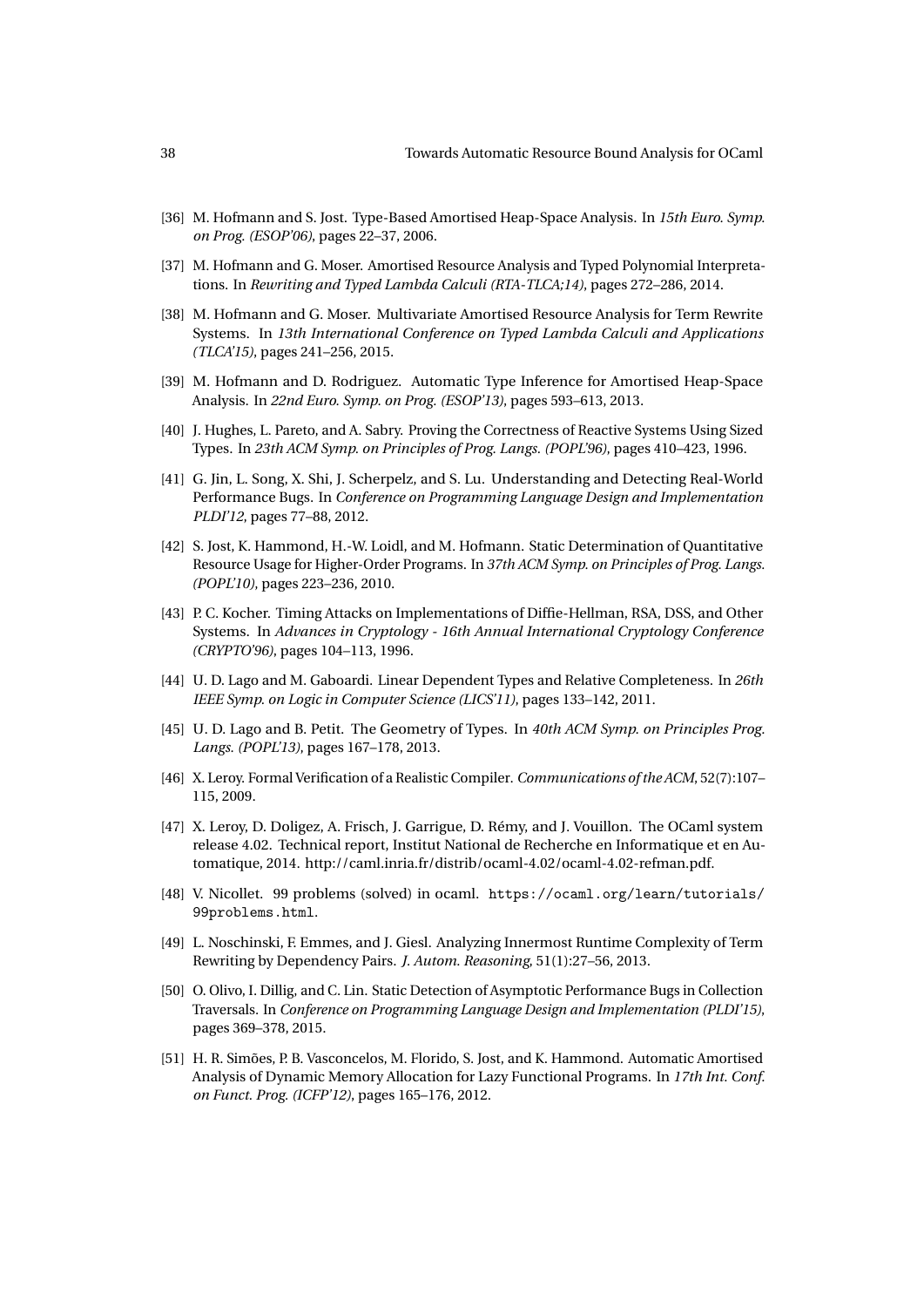[36] M. Hofmann and S. Jost. Type-Based Amortised Heap-Space Analysis. In *15th Euro. Symp. on Prog. (ESOP'06)*, pages 22–37, 2006.

[37] M. Hofmann and G. Moser. Amortised Resource Analysis and Typed Polynomial Interpretations. In *Rewriting and Typed Lambda Calculi (RTA-TLCA;14)*, pages 272–286, 2014.

[38] M. Hofmann and G. Moser. Multivariate Amortised Resource Analysis for Term Rewrite Systems. In *13th International Conference on Typed Lambda Calculi and Applications (TLCA'15)*, pages 241–256, 2015.

[39] M. Hofmann and D. Rodriguez. Automatic Type Inference for Amortised Heap-Space Analysis. In *22nd Euro. Symp. on Prog. (ESOP'13)*, pages 593–613, 2013.

[40] J. Hughes, L. Pareto, and A. Sabry. Proving the Correctness of Reactive Systems Using Sized Types. In *23th ACM Symp. on Principles of Prog. Langs. (POPL'96)*, pages 410–423, 1996.

[41] G. Jin, L. Song, X. Shi, J. Scherpelz, and S. Lu. Understanding and Detecting Real-World Performance Bugs. In *Conference on Programming Language Design and Implementation PLDI'12*, pages 77–88, 2012.

[42] S. Jost, K. Hammond, H.-W. Loidl, and M. Hofmann. Static Determination of Quantitative Resource Usage for Higher-Order Programs. In *37th ACM Symp. on Principles of Prog. Langs. (POPL'10)*, pages 223–236, 2010.

[43] P. C. Kocher. Timing Attacks on Implementations of Diffie-Hellman, RSA, DSS, and Other Systems. In *Advances in Cryptology - 16th Annual International Cryptology Conference (CRYPTO'96)*, pages 104–113, 1996.

[44] U. D. Lago and M. Gaboardi. Linear Dependent Types and Relative Completeness. In *26th IEEE Symp. on Logic in Computer Science (LICS'11)*, pages 133–142, 2011.

[45] U. D. Lago and B. Petit. The Geometry of Types. In *40th ACM Symp. on Principles Prog. Langs. (POPL'13)*, pages 167–178, 2013.

[46] X. Leroy. Formal Verification of a Realistic Compiler. *Communications of the ACM*, 52(7):107–115, 2009.

[47] X. Leroy, D. Doligez, A. Frisch, J. Garrigue, D. Rémy, and J. Vouillon. The OCaml system release 4.02. Technical report, Institut National de Recherche en Informatique et en Automatique, 2014. http://caml.inria.fr/distrib/ocaml-4.02/ocaml-4.02-refman.pdf.

[48] V. Nicollet. 99 problems (solved) in ocaml. `https://ocaml.org/learn/tutorials/99problems.html`.

[49] L. Noschinski, F. Emmes, and J. Giesl. Analyzing Innermost Runtime Complexity of Term Rewriting by Dependency Pairs. *J. Autom. Reasoning*, 51(1):27–56, 2013.

[50] O. Olivo, I. Dillig, and C. Lin. Static Detection of Asymptotic Performance Bugs in Collection Traversals. In *Conference on Programming Language Design and Implementation (PLDI'15)*, pages 369–378, 2015.

[51] H. R. Simões, P. B. Vasconcelos, M. Florido, S. Jost, and K. Hammond. Automatic Amortised Analysis of Dynamic Memory Allocation for Lazy Functional Programs. In *17th Int. Conf. on Funct. Prog. (ICFP'12)*, pages 165–176, 2012.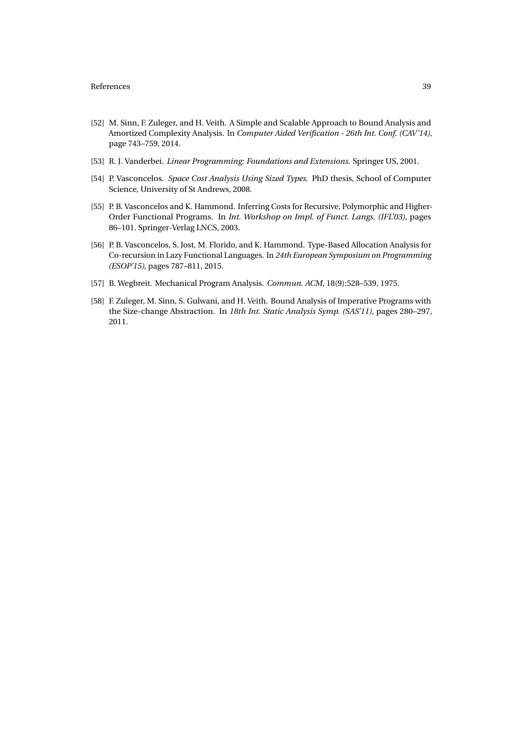[52] M. Sinn, F. Zuleger, and H. Veith. A Simple and Scalable Approach to Bound Analysis and Amortized Complexity Analysis. In *Computer Aided Verification - 26th Int. Conf. (CAV'14)*, page 743–759, 2014.

[53] R. J. Vanderbei. *Linear Programming: Foundations and Extensions.* Springer US, 2001.

[54] P. Vasconcelos. *Space Cost Analysis Using Sized Types.* PhD thesis, School of Computer Science, University of St Andrews, 2008.

[55] P. B. Vasconcelos and K. Hammond. Inferring Costs for Recursive, Polymorphic and Higher-Order Functional Programs. In *Int. Workshop on Impl. of Funct. Langs. (IFL'03)*, pages 86–101. Springer-Verlag LNCS, 2003.

[56] P. B. Vasconcelos, S. Jost, M. Florido, and K. Hammond. Type-Based Allocation Analysis for Co-recursion in Lazy Functional Languages. In *24th European Symposium on Programming (ESOP'15)*, pages 787–811, 2015.

[57] B. Wegbreit. Mechanical Program Analysis. *Commun. ACM*, 18(9):528–539, 1975.

[58] F. Zuleger, M. Sinn, S. Gulwani, and H. Veith. Bound Analysis of Imperative Programs with the Size-change Abstraction. In *18th Int. Static Analysis Symp. (SAS'11)*, pages 280–297, 2011.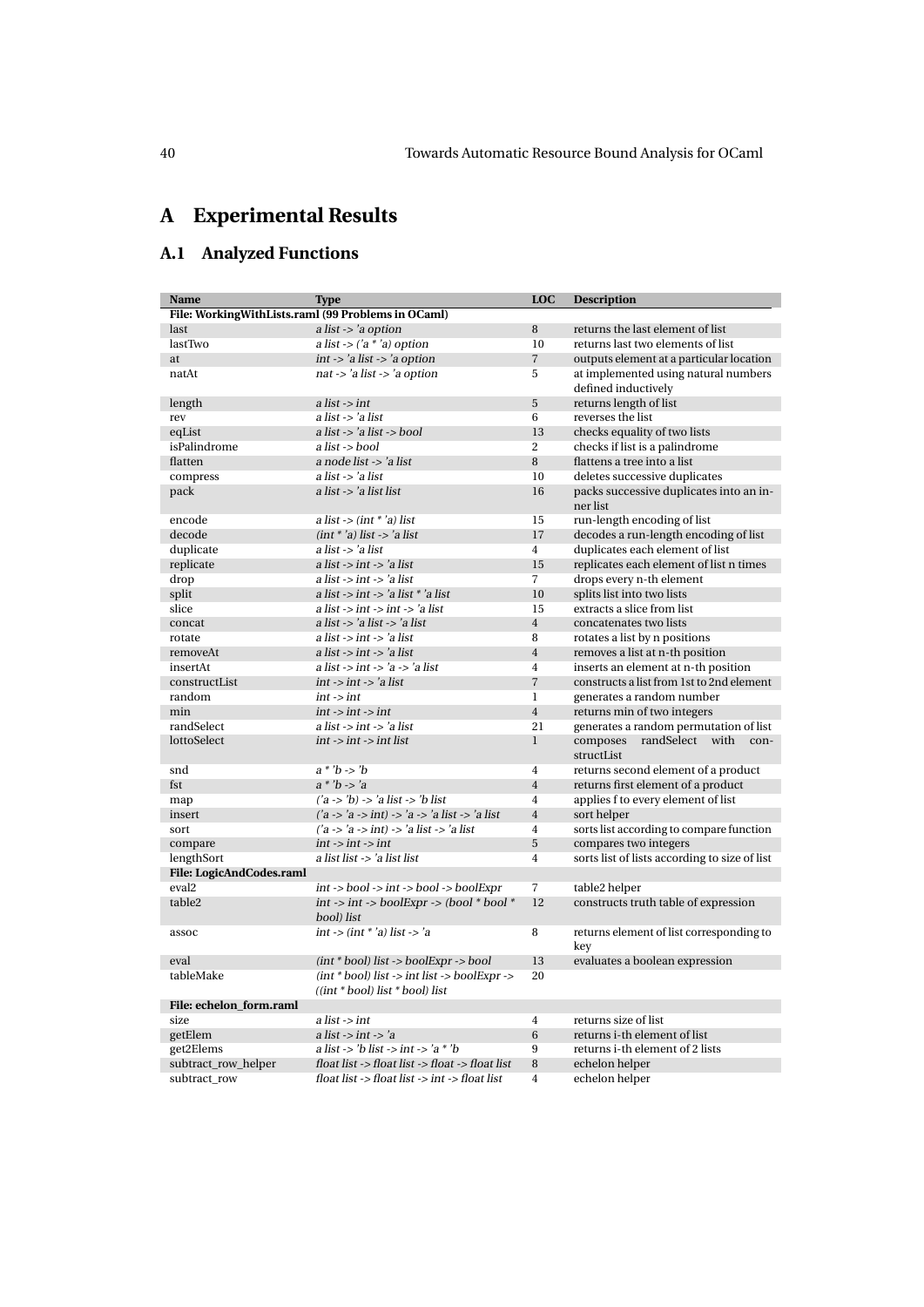# A Experimental Results

## A.1 Analyzed Functions

| Name | Type | LOC | Description |
|---|---|---|---|
| **File: WorkingWithLists.raml (99 Problems in OCaml)** | | | |
| last | *a list -> 'a option* | 8 | returns the last element of list |
| lastTwo | *a list -> ('a * 'a) option* | 10 | returns last two elements of list |
| at | *int -> 'a list -> 'a option* | 7 | outputs element at a particular location |
| natAt | *nat -> 'a list -> 'a option* | 5 | at implemented using natural numbers defined inductively |
| length | *a list -> int* | 5 | returns length of list |
| rev | *a list -> 'a list* | 6 | reverses the list |
| eqList | *a list -> 'a list -> bool* | 13 | checks equality of two lists |
| isPalindrome | *a list -> bool* | 2 | checks if list is a palindrome |
| flatten | *a node list -> 'a list* | 8 | flattens a tree into a list |
| compress | *a list -> 'a list* | 10 | deletes successive duplicates |
| pack | *a list -> 'a list list* | 16 | packs successive duplicates into an inner list |
| encode | *a list -> (int * 'a) list* | 15 | run-length encoding of list |
| decode | *(int * 'a) list -> 'a list* | 17 | decodes a run-length encoding of list |
| duplicate | *a list -> 'a list* | 4 | duplicates each element of list |
| replicate | *a list -> int -> 'a list* | 15 | replicates each element of list n times |
| drop | *a list -> int -> 'a list* | 7 | drops every n-th element |
| split | *a list -> int -> 'a list * 'a list* | 10 | splits list into two lists |
| slice | *a list -> int -> int -> 'a list* | 15 | extracts a slice from list |
| concat | *a list -> 'a list -> 'a list* | 4 | concatenates two lists |
| rotate | *a list -> int -> 'a list* | 8 | rotates a list by n positions |
| removeAt | *a list -> int -> 'a list* | 4 | removes a list at n-th position |
| insertAt | *a list -> int -> 'a -> 'a list* | 4 | inserts an element at n-th position |
| constructList | *int -> int -> 'a list* | 7 | constructs a list from 1st to 2nd element |
| random | *int -> int* | 1 | generates a random number |
| min | *int -> int -> int* | 4 | returns min of two integers |
| randSelect | *a list -> int -> 'a list* | 21 | generates a random permutation of list |
| lottoSelect | *int -> int -> int list* | 1 | composes randSelect with constructList |
| snd | *a * 'b -> 'b* | 4 | returns second element of a product |
| fst | *a * 'b -> 'a* | 4 | returns first element of a product |
| map | *('a -> 'b) -> 'a list -> 'b list* | 4 | applies f to every element of list |
| insert | *('a -> 'a -> int) -> 'a -> 'a list -> 'a list* | 4 | sort helper |
| sort | *('a -> 'a -> int) -> 'a list -> 'a list* | 4 | sorts list according to compare function |
| compare | *int -> int -> int* | 5 | compares two integers |
| lengthSort | *a list list -> 'a list list* | 4 | sorts list of lists according to size of list |
| **File: LogicAndCodes.raml** | | | |
| eval2 | *int -> bool -> int -> bool -> boolExpr* | 7 | table2 helper |
| table2 | *int -> int -> boolExpr -> (bool * bool * bool) list* | 12 | constructs truth table of expression |
| assoc | *int -> (int * 'a) list -> 'a* | 8 | returns element of list corresponding to key |
| eval | *(int * bool) list -> boolExpr -> bool* | 13 | evaluates a boolean expression |
| tableMake | *(int * bool) list -> int list -> boolExpr -> ((int * bool) list * bool) list* | 20 | |
| **File: echelon_form.raml** | | | |
| size | *a list -> int* | 4 | returns size of list |
| getElem | *a list -> int -> 'a* | 6 | returns i-th element of list |
| get2Elems | *a list -> 'b list -> int -> 'a * 'b* | 9 | returns i-th element of 2 lists |
| subtract_row_helper | *float list -> float list -> float -> float list* | 8 | echelon helper |
| subtract_row | *float list -> float list -> int -> float list* | 4 | echelon helper |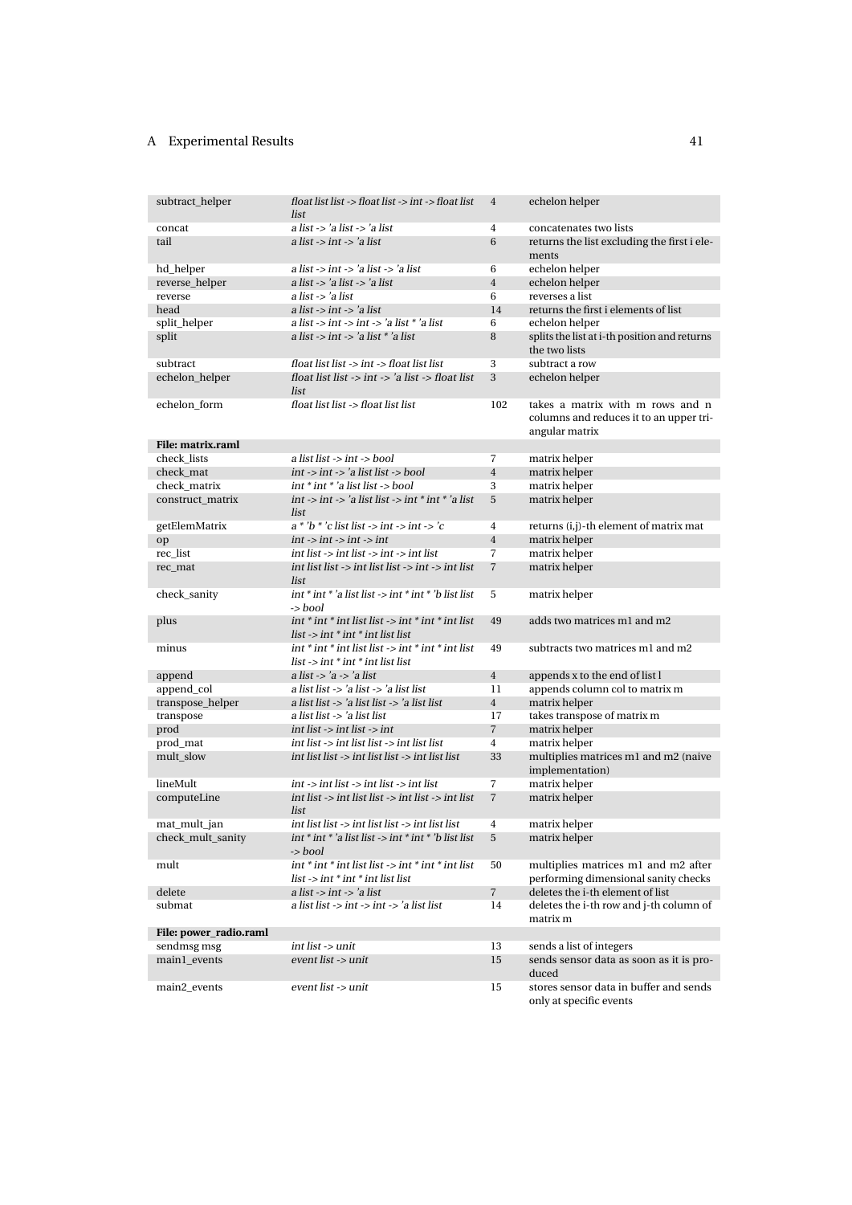| | | | |
|---|---|---|---|
| subtract_helper | *float list list -> float list -> int -> float list list* | 4 | echelon helper |
| concat | *a list -> 'a list -> 'a list* | 4 | concatenates two lists |
| tail | *a list -> int -> 'a list* | 6 | returns the list excluding the first i elements |
| hd_helper | *a list -> int -> 'a list -> 'a list* | 6 | echelon helper |
| reverse_helper | *a list -> 'a list -> 'a list* | 4 | echelon helper |
| reverse | *a list -> 'a list* | 6 | reverses a list |
| head | *a list -> int -> 'a list* | 14 | returns the first i elements of list |
| split_helper | *a list -> int -> int -> 'a list * 'a list* | 6 | echelon helper |
| split | *a list -> int -> 'a list * 'a list* | 8 | splits the list at i-th position and returns the two lists |
| subtract | *float list list -> int -> float list list* | 3 | subtract a row |
| echelon_helper | *float list list -> int -> 'a list -> float list list* | 3 | echelon helper |
| echelon_form | *float list list -> float list list* | 102 | takes a matrix with m rows and n columns and reduces it to an upper triangular matrix |
| **File: matrix.raml** | | | |
| check_lists | *a list list -> int -> bool* | 7 | matrix helper |
| check_mat | *int -> int -> 'a list list -> bool* | 4 | matrix helper |
| check_matrix | *int * int * 'a list list -> bool* | 3 | matrix helper |
| construct_matrix | *int -> int -> 'a list list -> int * int * 'a list list* | 5 | matrix helper |
| getElemMatrix | *a * 'b * 'c list list -> int -> int -> 'c* | 4 | returns (i,j)-th element of matrix mat |
| op | *int -> int -> int -> int* | 4 | matrix helper |
| rec_list | *int list -> int list -> int -> int list* | 7 | matrix helper |
| rec_mat | *int list list -> int list list -> int -> int list list* | 7 | matrix helper |
| check_sanity | *int * int * 'a list list -> int * int * 'b list list -> bool* | 5 | matrix helper |
| plus | *int * int * int list list -> int * int * int list list -> int * int * int list list* | 49 | adds two matrices m1 and m2 |
| minus | *int * int * int list list -> int * int * int list list -> int * int * int list list* | 49 | subtracts two matrices m1 and m2 |
| append | *a list -> 'a -> 'a list* | 4 | appends x to the end of list l |
| append_col | *a list list -> 'a list -> 'a list list* | 11 | appends column col to matrix m |
| transpose_helper | *a list list -> 'a list list -> 'a list list* | 4 | matrix helper |
| transpose | *a list list -> 'a list list* | 17 | takes transpose of matrix m |
| prod | *int list -> int list list -> int* | 7 | matrix helper |
| prod_mat | *int list -> int list list -> int list list* | 4 | matrix helper |
| mult_slow | *int list list -> int list list -> int list list* | 33 | multiplies matrices m1 and m2 (naive implementation) |
| lineMult | *int -> int list -> int list -> int list* | 7 | matrix helper |
| computeLine | *int list -> int list list -> int list -> int list list* | 7 | matrix helper |
| mat_mult_jan | *int list list -> int list list -> int list list* | 4 | matrix helper |
| check_mult_sanity | *int * int * 'a list list -> int * int * 'b list list -> bool* | 5 | matrix helper |
| mult | *int * int * int list list -> int * int * int list list -> int * int * int list list* | 50 | multiplies matrices m1 and m2 after performing dimensional sanity checks |
| delete | *a list -> int -> 'a list* | 7 | deletes the i-th element of list |
| submat | *a list list -> int -> int -> 'a list list* | 14 | deletes the i-th row and j-th column of matrix m |
| **File: power_radio.raml** | | | |
| sendmsg msg | *int list -> unit* | 13 | sends a list of integers |
| main1_events | *event list -> unit* | 15 | sends sensor data as soon as it is produced |
| main2_events | *event list -> unit* | 15 | stores sensor data in buffer and sends only at specific events |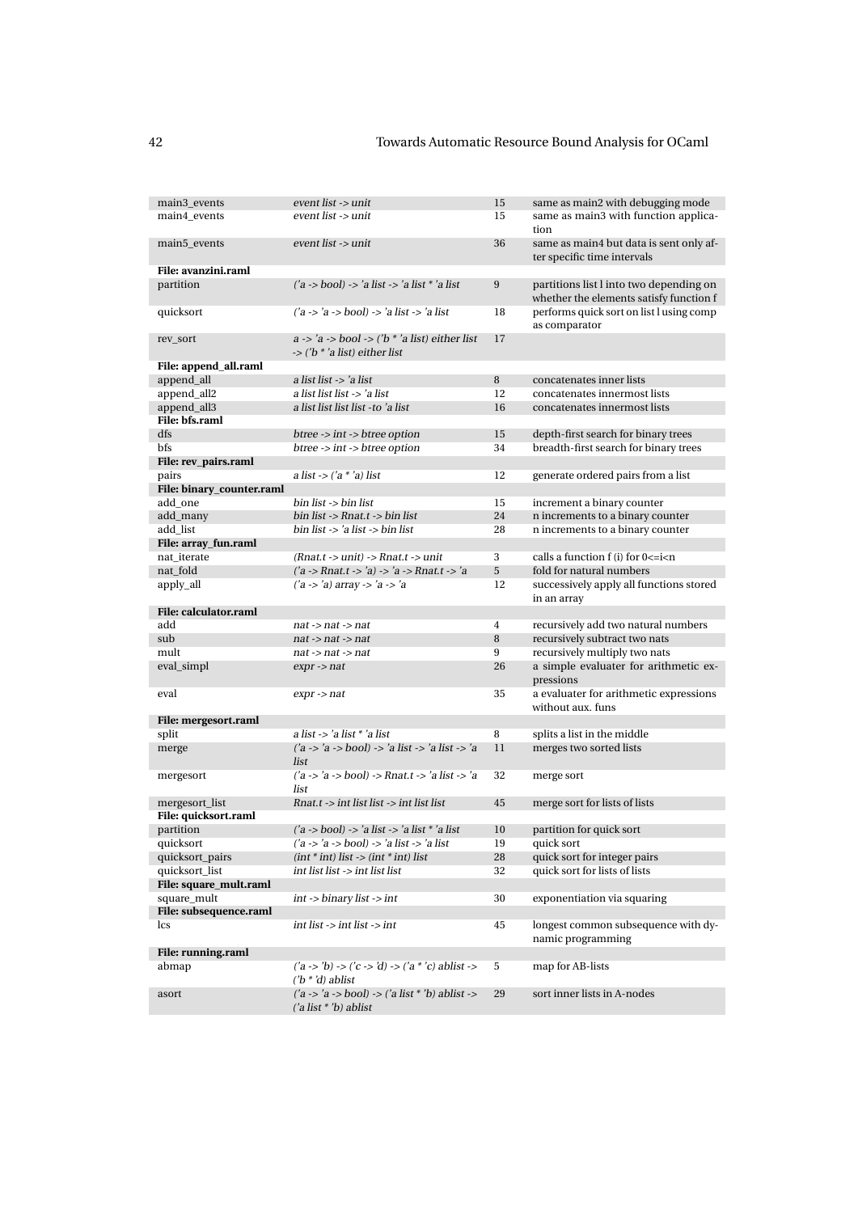| | | | |
|---|---|---|---|
| main3_events | *event list -> unit* | 15 | same as main2 with debugging mode |
| main4_events | *event list -> unit* | 15 | same as main3 with function application |
| main5_events | *event list -> unit* | 36 | same as main4 but data is sent only after specific time intervals |
| **File: avanzini.raml** | | | |
| partition | *('a -> bool) -> 'a list -> 'a list * 'a list* | 9 | partitions list l into two depending on whether the elements satisfy function f |
| quicksort | *('a -> 'a -> bool) -> 'a list -> 'a list* | 18 | performs quick sort on list l using comp as comparator |
| rev_sort | *a -> 'a -> bool -> ('b * 'a list) either list -> ('b * 'a list) either list* | 17 | |
| **File: append_all.raml** | | | |
| append_all | *a list list -> 'a list* | 8 | concatenates inner lists |
| append_all2 | *a list list list -> 'a list* | 12 | concatenates innermost lists |
| append_all3 | *a list list list list -to 'a list* | 16 | concatenates innermost lists |
| **File: bfs.raml** | | | |
| dfs | *btree -> int -> btree option* | 15 | depth-first search for binary trees |
| bfs | *btree -> int -> btree option* | 34 | breadth-first search for binary trees |
| **File: rev_pairs.raml** | | | |
| pairs | *a list -> ('a * 'a) list* | 12 | generate ordered pairs from a list |
| **File: binary_counter.raml** | | | |
| add_one | *bin list -> bin list* | 15 | increment a binary counter |
| add_many | *bin list -> Rnat.t -> bin list* | 24 | n increments to a binary counter |
| add_list | *bin list -> 'a list -> bin list* | 28 | n increments to a binary counter |
| **File: array_fun.raml** | | | |
| nat_iterate | *(Rnat.t -> unit) -> Rnat.t -> unit* | 3 | calls a function f (i) for 0<=i<n |
| nat_fold | *('a -> Rnat.t -> 'a) -> 'a -> Rnat.t -> 'a* | 5 | fold for natural numbers |
| apply_all | *('a -> 'a) array -> 'a -> 'a* | 12 | successively apply all functions stored in an array |
| **File: calculator.raml** | | | |
| add | *nat -> nat -> nat* | 4 | recursively add two natural numbers |
| sub | *nat -> nat -> nat* | 8 | recursively subtract two nats |
| mult | *nat -> nat -> nat* | 9 | recursively multiply two nats |
| eval_simpl | *expr -> nat* | 26 | a simple evaluater for arithmetic expressions |
| eval | *expr -> nat* | 35 | a evaluater for arithmetic expressions without aux. funs |
| **File: mergesort.raml** | | | |
| split | *a list -> 'a list * 'a list* | 8 | splits a list in the middle |
| merge | *('a -> 'a -> bool) -> 'a list -> 'a list -> 'a list* | 11 | merges two sorted lists |
| mergesort | *('a -> 'a -> bool) -> Rnat.t -> 'a list -> 'a list* | 32 | merge sort |
| mergesort_list | *Rnat.t -> int list list -> int list list* | 45 | merge sort for lists of lists |
| **File: quicksort.raml** | | | |
| partition | *('a -> bool) -> 'a list -> 'a list * 'a list* | 10 | partition for quick sort |
| quicksort | *('a -> 'a -> bool) -> 'a list -> 'a list* | 19 | quick sort |
| quicksort_pairs | *(int * int) list -> (int * int) list* | 28 | quick sort for integer pairs |
| quicksort_list | *int list list -> int list list* | 32 | quick sort for lists of lists |
| **File: square_mult.raml** | | | |
| square_mult | *int -> binary list -> int* | 30 | exponentiation via squaring |
| **File: subsequence.raml** | | | |
| lcs | *int list -> int list -> int* | 45 | longest common subsequence with dynamic programming |
| **File: running.raml** | | | |
| abmap | *('a -> 'b) -> ('c -> 'd) -> ('a * 'c) ablist -> ('b * 'd) ablist* | 5 | map for AB-lists |
| asort | *('a -> 'a -> bool) -> ('a list * 'b) ablist -> ('a list * 'b) ablist* | 29 | sort inner lists in A-nodes |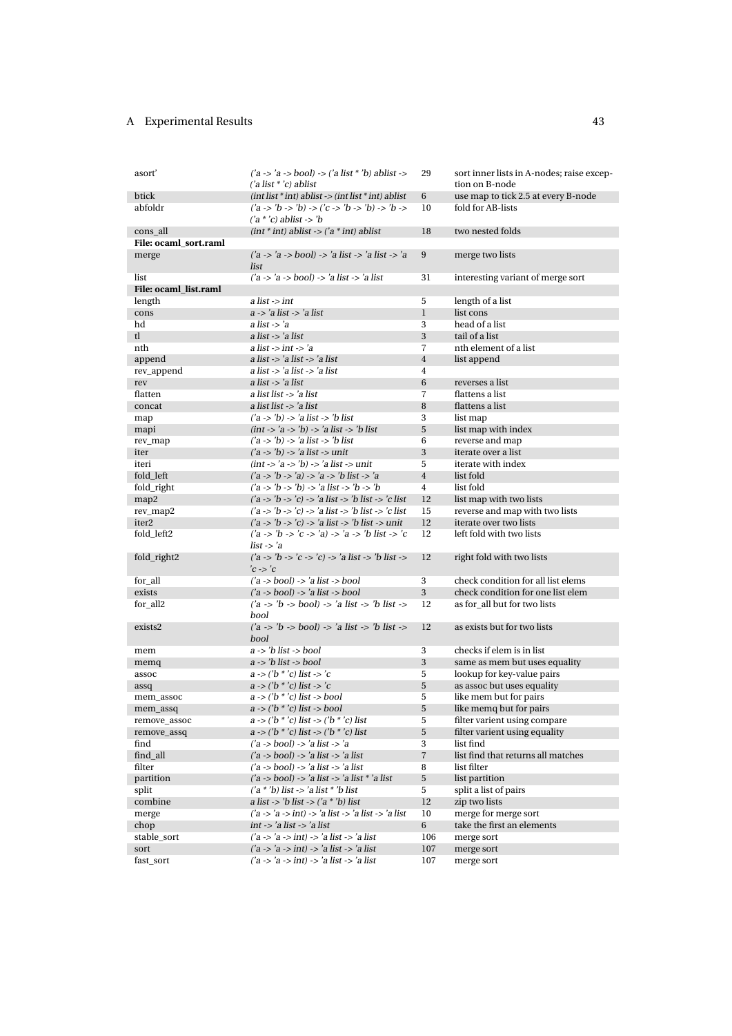| | | | |
|---|---|---|---|
| asort' | ('a -> 'a -> bool) -> ('a list * 'b) ablist -> ('a list * 'c) ablist | 29 | sort inner lists in A-nodes; raise exception on B-node |
| btick | (int list * int) ablist -> (int list * int) ablist | 6 | use map to tick 2.5 at every B-node |
| abfoldr | ('a -> 'b -> 'b) -> ('c -> 'b -> 'b) -> 'b -> ('a * 'c) ablist -> 'b | 10 | fold for AB-lists |
| cons_all | (int * int) ablist -> ('a * int) ablist | 18 | two nested folds |
| **File: ocaml_sort.raml** | | | |
| merge | ('a -> 'a -> bool) -> 'a list -> 'a list -> 'a list | 9 | merge two lists |
| list | ('a -> 'a -> bool) -> 'a list -> 'a list | 31 | interesting variant of merge sort |
| **File: ocaml_list.raml** | | | |
| length | a list -> int | 5 | length of a list |
| cons | a -> 'a list -> 'a list | 1 | list cons |
| hd | a list -> 'a | 3 | head of a list |
| tl | a list -> 'a list | 3 | tail of a list |
| nth | a list -> int -> 'a | 7 | nth element of a list |
| append | a list -> 'a list -> 'a list | 4 | list append |
| rev_append | a list -> 'a list -> 'a list | 4 | |
| rev | a list -> 'a list | 6 | reverses a list |
| flatten | a list list -> 'a list | 7 | flattens a list |
| concat | a list list -> 'a list | 8 | flattens a list |
| map | ('a -> 'b) -> 'a list -> 'b list | 3 | list map |
| mapi | (int -> 'a -> 'b) -> 'a list -> 'b list | 5 | list map with index |
| rev_map | ('a -> 'b) -> 'a list -> 'b list | 6 | reverse and map |
| iter | ('a -> 'b) -> 'a list -> unit | 3 | iterate over a list |
| iteri | (int -> 'a -> 'b) -> 'a list -> unit | 5 | iterate with index |
| fold_left | ('a -> 'b -> 'a) -> 'a -> 'b list -> 'a | 4 | list fold |
| fold_right | ('a -> 'b -> 'b) -> 'a list -> 'b -> 'b | 4 | list fold |
| map2 | ('a -> 'b -> 'c) -> 'a list -> 'b list -> 'c list | 12 | list map with two lists |
| rev_map2 | ('a -> 'b -> 'c) -> 'a list -> 'b list -> 'c list | 15 | reverse and map with two lists |
| iter2 | ('a -> 'b -> 'c) -> 'a list -> 'b list -> unit | 12 | iterate over two lists |
| fold_left2 | ('a -> 'b -> 'c -> 'a) -> 'a -> 'b list -> 'c list -> 'a | 12 | left fold with two lists |
| fold_right2 | ('a -> 'b -> 'c -> 'c) -> 'a list -> 'b list -> 'c -> 'c | 12 | right fold with two lists |
| for_all | ('a -> bool) -> 'a list -> bool | 3 | check condition for all list elems |
| exists | ('a -> bool) -> 'a list -> bool | 3 | check condition for one list elem |
| for_all2 | ('a -> 'b -> bool) -> 'a list -> 'b list -> bool | 12 | as for_all but for two lists |
| exists2 | ('a -> 'b -> bool) -> 'a list -> 'b list -> bool | 12 | as exists but for two lists |
| mem | a -> 'b list -> bool | 3 | checks if elem is in list |
| memq | a -> 'b list -> bool | 3 | same as mem but uses equality |
| assoc | a -> ('b * 'c) list -> 'c | 5 | lookup for key-value pairs |
| assq | a -> ('b * 'c) list -> 'c | 5 | as assoc but uses equality |
| mem_assoc | a -> ('b * 'c) list -> bool | 5 | like mem but for pairs |
| mem_assq | a -> ('b * 'c) list -> bool | 5 | like memq but for pairs |
| remove_assoc | a -> ('b * 'c) list -> ('b * 'c) list | 5 | filter varient using compare |
| remove_assq | a -> ('b * 'c) list -> ('b * 'c) list | 5 | filter varient using equality |
| find | ('a -> bool) -> 'a list -> 'a | 3 | list find |
| find_all | ('a -> bool) -> 'a list -> 'a list | 7 | list find that returns all matches |
| filter | ('a -> bool) -> 'a list -> 'a list | 8 | list filter |
| partition | ('a -> bool) -> 'a list -> 'a list * 'a list | 5 | list partition |
| split | ('a * 'b) list -> 'a list * 'b list | 5 | split a list of pairs |
| combine | a list -> 'b list -> ('a * 'b) list | 12 | zip two lists |
| merge | ('a -> 'a -> int) -> 'a list -> 'a list -> 'a list | 10 | merge for merge sort |
| chop | int -> 'a list -> 'a list | 6 | take the first an elements |
| stable_sort | ('a -> 'a -> int) -> 'a list -> 'a list | 106 | merge sort |
| sort | ('a -> 'a -> int) -> 'a list -> 'a list | 107 | merge sort |
| fast_sort | ('a -> 'a -> int) -> 'a list -> 'a list | 107 | merge sort |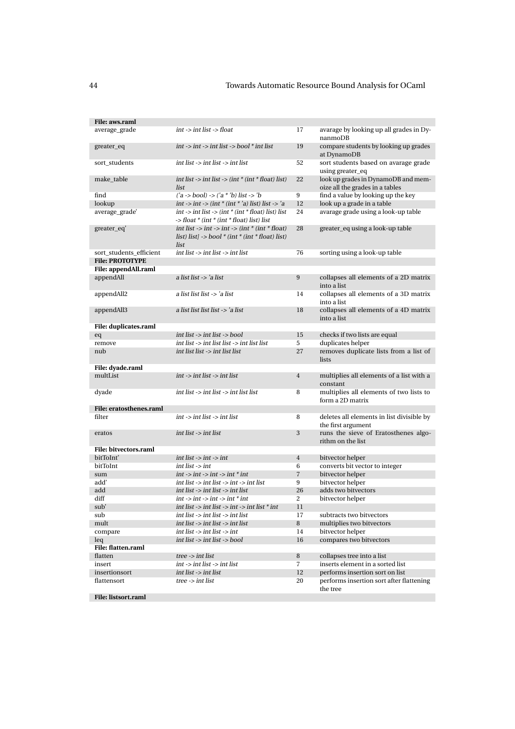| | | | |
|---|---|---|---|
| **File: aws.raml** | | | |
| average_grade | *int -> int list -> float* | 17 | avarage by looking up all grades in DynanmoDB |
| greater_eq | *int -> int -> int list -> bool * int list* | 19 | compare students by looking up grades at DynamoDB |
| sort_students | *int list -> int list -> int list* | 52 | sort students based on avarage grade using greater_eq |
| make_table | *int list -> int list -> (int * (int * float) list) list* | 22 | look up grades in DynamoDB and memoize all the grades in a tables |
| find | *('a -> bool) -> ('a * 'b) list -> 'b* | 9 | find a value by looking up the key |
| lookup | *int -> int -> (int * (int * 'a) list) list -> 'a* | 12 | look up a grade in a table |
| average_grade' | *int -> int list -> (int * (int * float) list) list -> float * (int * (int * float) list) list* | 24 | avarage grade using a look-up table |
| greater_eq' | *int list -> int -> int -> (int * (int * float) list) list] -> bool * (int * (int * float) list) list* | 28 | greater_eq using a look-up table |
| sort_students_efficient | *int list -> int list -> int list* | 76 | sorting using a look-up table |
| **File: PROTOTYPE** | | | |
| **File: appendAll.raml** | | | |
| appendAll | *a list list -> 'a list* | 9 | collapses all elements of a 2D matrix into a list |
| appendAll2 | *a list list list -> 'a list* | 14 | collapses all elements of a 3D matrix into a list |
| appendAll3 | *a list list list list -> 'a list* | 18 | collapses all elements of a 4D matrix into a list |
| **File: duplicates.raml** | | | |
| eq | *int list -> int list -> bool* | 15 | checks if two lists are equal |
| remove | *int list -> int list list -> int list list* | 5 | duplicates helper |
| nub | *int list list -> int list list* | 27 | removes duplicate lists from a list of lists |
| **File: dyade.raml** | | | |
| multList | *int -> int list -> int list* | 4 | multiplies all elements of a list with a constant |
| dyade | *int list -> int list -> int list list* | 8 | multiplies all elements of two lists to form a 2D matrix |
| **File: eratosthenes.raml** | | | |
| filter | *int -> int list -> int list* | 8 | deletes all elements in list divisible by the first argument |
| eratos | *int list -> int list* | 3 | runs the sieve of Eratosthenes algorithm on the list |
| **File: bitvectors.raml** | | | |
| bitToInt' | *int list -> int -> int* | 4 | bitvector helper |
| bitToInt | *int list -> int* | 6 | converts bit vector to integer |
| sum | *int -> int -> int -> int * int* | 7 | bitvector helper |
| add' | *int list -> int list -> int -> int list* | 9 | bitvector helper |
| add | *int list -> int list -> int list* | 26 | adds two bitvectors |
| diff | *int -> int -> int -> int * int* | 2 | bitvector helper |
| sub' | *int list -> int list -> int -> int list * int* | 11 | |
| sub | *int list -> int list -> int list* | 17 | subtracts two bitvectors |
| mult | *int list -> int list -> int list* | 8 | multiplies two bitvectors |
| compare | *int list -> int list -> int* | 14 | bitvector helper |
| leq | *int list -> int list -> bool* | 16 | compares two bitvectors |
| **File: flatten.raml** | | | |
| flatten | *tree -> int list* | 8 | collapses tree into a list |
| insert | *int -> int list -> int list* | 7 | inserts element in a sorted list |
| insertionsort | *int list -> int list* | 12 | performs insertion sort on list |
| flattensort | *tree -> int list* | 20 | performs insertion sort after flattening the tree |
| **File: listsort.raml** | | | |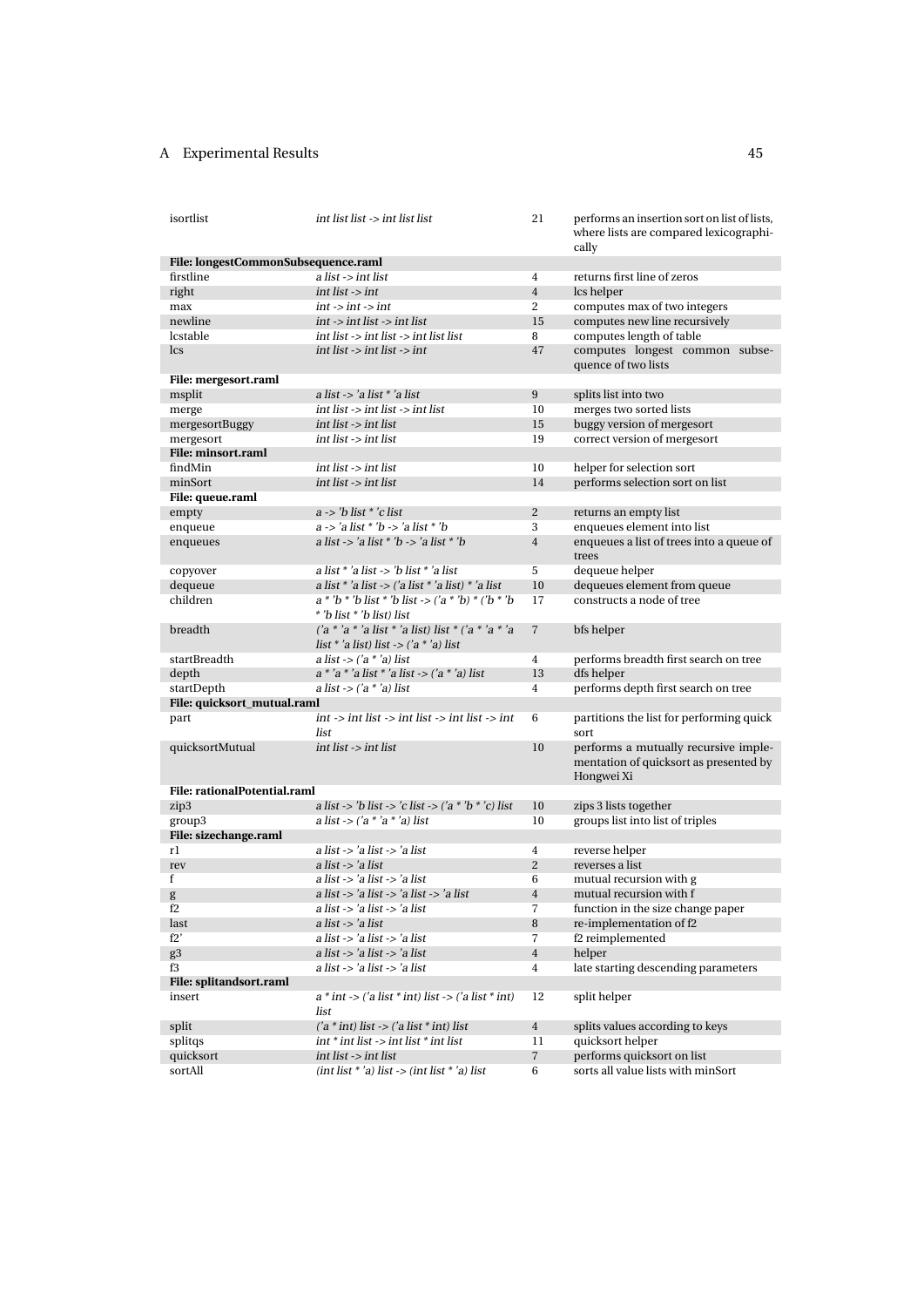| | | | |
|---|---|---|---|
| isortlist | *int list list -> int list list* | 21 | performs an insertion sort on list of lists, where lists are compared lexicographically |
| **File: longestCommonSubsequence.raml** | | | |
| firstline | *a list -> int list* | 4 | returns first line of zeros |
| right | *int list -> int* | 4 | lcs helper |
| max | *int -> int -> int* | 2 | computes max of two integers |
| newline | *int -> int list -> int list* | 15 | computes new line recursively |
| lcstable | *int list -> int list -> int list list* | 8 | computes length of table |
| lcs | *int list -> int list -> int* | 47 | computes longest common subsequence of two lists |
| **File: mergesort.raml** | | | |
| msplit | *a list -> 'a list * 'a list* | 9 | splits list into two |
| merge | *int list -> int list -> int list* | 10 | merges two sorted lists |
| mergesortBuggy | *int list -> int list* | 15 | buggy version of mergesort |
| mergesort | *int list -> int list* | 19 | correct version of mergesort |
| **File: minsort.raml** | | | |
| findMin | *int list -> int list* | 10 | helper for selection sort |
| minSort | *int list -> int list* | 14 | performs selection sort on list |
| **File: queue.raml** | | | |
| empty | *a -> 'b list * 'c list* | 2 | returns an empty list |
| enqueue | *a -> 'a list * 'b -> 'a list * 'b* | 3 | enqueues element into list |
| enqueues | *a list -> 'a list * 'b -> 'a list * 'b* | 4 | enqueues a list of trees into a queue of trees |
| copyover | *a list * 'a list -> 'b list * 'a list* | 5 | dequeue helper |
| dequeue | *a list * 'a list -> ('a list * 'a list) * 'a list* | 10 | dequeues element from queue |
| children | *a * 'b * 'b list * 'b list -> ('a * 'b) * ('b * 'b * 'b list * 'b list) list* | 17 | constructs a node of tree |
| breadth | *('a * 'a * 'a list * 'a list) list * ('a * 'a * 'a list * 'a list) list -> ('a * 'a) list* | 7 | bfs helper |
| startBreadth | *a list -> ('a * 'a) list* | 4 | performs breadth first search on tree |
| depth | *a * 'a * 'a list * 'a list -> ('a * 'a) list* | 13 | dfs helper |
| startDepth | *a list -> ('a * 'a) list* | 4 | performs depth first search on tree |
| **File: quicksort_mutual.raml** | | | |
| part | *int -> int list -> int list -> int list -> int list* | 6 | partitions the list for performing quick sort |
| quicksortMutual | *int list -> int list* | 10 | performs a mutually recursive implementation of quicksort as presented by Hongwei Xi |
| **File: rationalPotential.raml** | | | |
| zip3 | *a list -> 'b list -> 'c list -> ('a * 'b * 'c) list* | 10 | zips 3 lists together |
| group3 | *a list -> ('a * 'a * 'a) list* | 10 | groups list into list of triples |
| **File: sizechange.raml** | | | |
| r1 | *a list -> 'a list -> 'a list* | 4 | reverse helper |
| rev | *a list -> 'a list* | 2 | reverses a list |
| f | *a list -> 'a list -> 'a list* | 6 | mutual recursion with g |
| g | *a list -> 'a list -> 'a list -> 'a list* | 4 | mutual recursion with f |
| f2 | *a list -> 'a list -> 'a list* | 7 | function in the size change paper |
| last | *a list -> 'a list* | 8 | re-implementation of f2 |
| f2' | *a list -> 'a list -> 'a list* | 7 | f2 reimplemented |
| g3 | *a list -> 'a list -> 'a list* | 4 | helper |
| f3 | *a list -> 'a list -> 'a list* | 4 | late starting descending parameters |
| **File: splitandsort.raml** | | | |
| insert | *a * int -> ('a list * int) list -> ('a list * int) list* | 12 | split helper |
| split | *('a * int) list -> ('a list * int) list* | 4 | splits values according to keys |
| splitqs | *int * int list -> int list * int list* | 11 | quicksort helper |
| quicksort | *int list -> int list* | 7 | performs quicksort on list |
| sortAll | *(int list * 'a) list -> (int list * 'a) list* | 6 | sorts all value lists with minSort |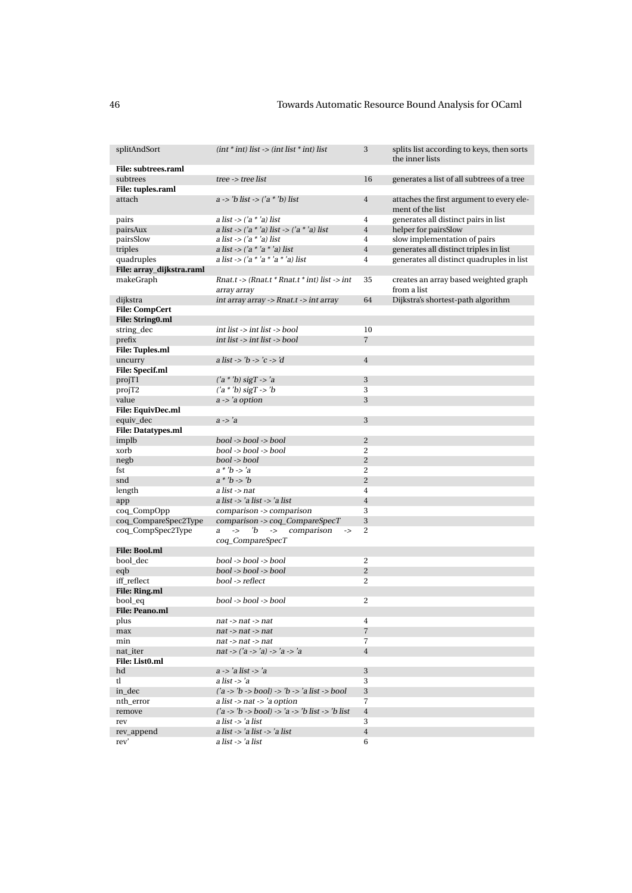| | | | |
|---|---|---|---|
| splitAndSort | *(int * int) list -> (int list * int) list* | 3 | splits list according to keys, then sorts the inner lists |
| **File: subtrees.raml** | | | |
| subtrees | *tree -> tree list* | 16 | generates a list of all subtrees of a tree |
| **File: tuples.raml** | | | |
| attach | *a -> 'b list -> ('a * 'b) list* | 4 | attaches the first argument to every element of the list |
| pairs | *a list -> ('a * 'a) list* | 4 | generates all distinct pairs in list |
| pairsAux | *a list -> ('a * 'a) list -> ('a * 'a) list* | 4 | helper for pairsSlow |
| pairsSlow | *a list -> ('a * 'a) list* | 4 | slow implementation of pairs |
| triples | *a list -> ('a * 'a * 'a) list* | 4 | generates all distinct triples in list |
| quadruples | *a list -> ('a * 'a * 'a * 'a) list* | 4 | generates all distinct quadruples in list |
| **File: array_dijkstra.raml** | | | |
| makeGraph | *Rnat.t -> (Rnat.t * Rnat.t * int) list -> int array array* | 35 | creates an array based weighted graph from a list |
| dijkstra | *int array array -> Rnat.t -> int array* | 64 | Dijkstra's shortest-path algorithm |
| **File: CompCert** | | | |
| **File: String0.ml** | | | |
| string_dec | *int list -> int list -> bool* | 10 | |
| prefix | *int list -> int list -> bool* | 7 | |
| **File: Tuples.ml** | | | |
| uncurry | *a list -> 'b -> 'c -> 'd* | 4 | |
| **File: Specif.ml** | | | |
| projT1 | *('a * 'b) sigT -> 'a* | 3 | |
| projT2 | *('a * 'b) sigT -> 'b* | 3 | |
| value | *a -> 'a option* | 3 | |
| **File: EquivDec.ml** | | | |
| equiv_dec | *a -> 'a* | 3 | |
| **File: Datatypes.ml** | | | |
| implb | *bool -> bool -> bool* | 2 | |
| xorb | *bool -> bool -> bool* | 2 | |
| negb | *bool -> bool* | 2 | |
| fst | *a * 'b -> 'a* | 2 | |
| snd | *a * 'b -> 'b* | 2 | |
| length | *a list -> nat* | 4 | |
| app | *a list -> 'a list -> 'a list* | 4 | |
| coq_CompOpp | *comparison -> comparison* | 3 | |
| coq_CompareSpec2Type | *comparison -> coq_CompareSpecT* | 3 | |
| coq_CompSpec2Type | *a -> 'b -> comparison -> coq_CompareSpecT* | 2 | |
| **File: Bool.ml** | | | |
| bool_dec | *bool -> bool -> bool* | 2 | |
| eqb | *bool -> bool -> bool* | 2 | |
| iff_reflect | *bool -> reflect* | 2 | |
| **File: Ring.ml** | | | |
| bool_eq | *bool -> bool -> bool* | 2 | |
| **File: Peano.ml** | | | |
| plus | *nat -> nat -> nat* | 4 | |
| max | *nat -> nat -> nat* | 7 | |
| min | *nat -> nat -> nat* | 7 | |
| nat_iter | *nat -> ('a -> 'a) -> 'a -> 'a* | 4 | |
| **File: List0.ml** | | | |
| hd | *a -> 'a list -> 'a* | 3 | |
| tl | *a list -> 'a* | 3 | |
| in_dec | *('a -> 'b -> bool) -> 'b -> 'a list -> bool* | 3 | |
| nth_error | *a list -> nat -> 'a option* | 7 | |
| remove | *('a -> 'b -> bool) -> 'a -> 'b list -> 'b list* | 4 | |
| rev | *a list -> 'a list* | 3 | |
| rev_append | *a list -> 'a list -> 'a list* | 4 | |
| rev' | *a list -> 'a list* | 6 | |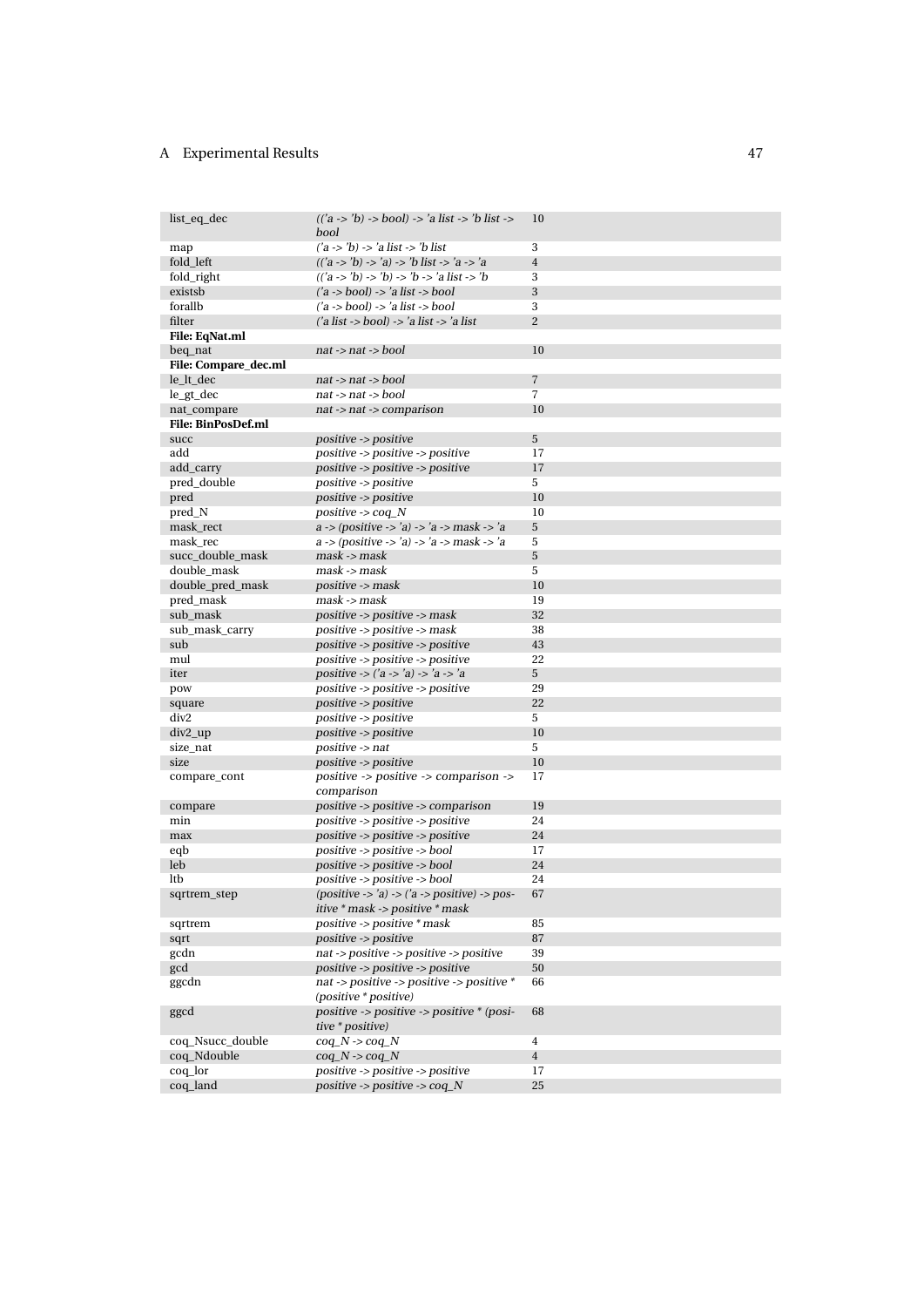| | | |
|---|---|---|
| list_eq_dec | *(('a -> 'b) -> bool) -> 'a list -> 'b list -> bool* | 10 |
| map | *('a -> 'b) -> 'a list -> 'b list* | 3 |
| fold_left | *(('a -> 'b) -> 'a) -> 'b list -> 'a -> 'a* | 4 |
| fold_right | *(('a -> 'b) -> 'b) -> 'b -> 'a list -> 'b* | 3 |
| existsb | *('a -> bool) -> 'a list -> bool* | 3 |
| forallb | *('a -> bool) -> 'a list -> bool* | 3 |
| filter | *('a list -> bool) -> 'a list -> 'a list* | 2 |
| **File: EqNat.ml** | | |
| beq_nat | *nat -> nat -> bool* | 10 |
| **File: Compare_dec.ml** | | |
| le_lt_dec | *nat -> nat -> bool* | 7 |
| le_gt_dec | *nat -> nat -> bool* | 7 |
| nat_compare | *nat -> nat -> comparison* | 10 |
| **File: BinPosDef.ml** | | |
| succ | *positive -> positive* | 5 |
| add | *positive -> positive -> positive* | 17 |
| add_carry | *positive -> positive -> positive* | 17 |
| pred_double | *positive -> positive* | 5 |
| pred | *positive -> positive* | 10 |
| pred_N | *positive -> coq_N* | 10 |
| mask_rect | *a -> (positive -> 'a) -> 'a -> mask -> 'a* | 5 |
| mask_rec | *a -> (positive -> 'a) -> 'a -> mask -> 'a* | 5 |
| succ_double_mask | *mask -> mask* | 5 |
| double_mask | *mask -> mask* | 5 |
| double_pred_mask | *positive -> mask* | 10 |
| pred_mask | *mask -> mask* | 19 |
| sub_mask | *positive -> positive -> mask* | 32 |
| sub_mask_carry | *positive -> positive -> mask* | 38 |
| sub | *positive -> positive -> positive* | 43 |
| mul | *positive -> positive -> positive* | 22 |
| iter | *positive -> ('a -> 'a) -> 'a -> 'a* | 5 |
| pow | *positive -> positive -> positive* | 29 |
| square | *positive -> positive* | 22 |
| div2 | *positive -> positive* | 5 |
| div2_up | *positive -> positive* | 10 |
| size_nat | *positive -> nat* | 5 |
| size | *positive -> positive* | 10 |
| compare_cont | *positive -> positive -> comparison -> comparison* | 17 |
| compare | *positive -> positive -> comparison* | 19 |
| min | *positive -> positive -> positive* | 24 |
| max | *positive -> positive -> positive* | 24 |
| eqb | *positive -> positive -> bool* | 17 |
| leb | *positive -> positive -> bool* | 24 |
| ltb | *positive -> positive -> bool* | 24 |
| sqrtrem_step | *(positive -> 'a) -> ('a -> positive) -> positive * mask -> positive * mask* | 67 |
| sqrtrem | *positive -> positive * mask* | 85 |
| sqrt | *positive -> positive* | 87 |
| gcdn | *nat -> positive -> positive -> positive* | 39 |
| gcd | *positive -> positive -> positive* | 50 |
| ggcdn | *nat -> positive -> positive -> positive * (positive * positive)* | 66 |
| ggcd | *positive -> positive -> positive * (positive * positive)* | 68 |
| coq_Nsucc_double | *coq_N -> coq_N* | 4 |
| coq_Ndouble | *coq_N -> coq_N* | 4 |
| coq_lor | *positive -> positive -> positive* | 17 |
| coq_land | *positive -> positive -> coq_N* | 25 |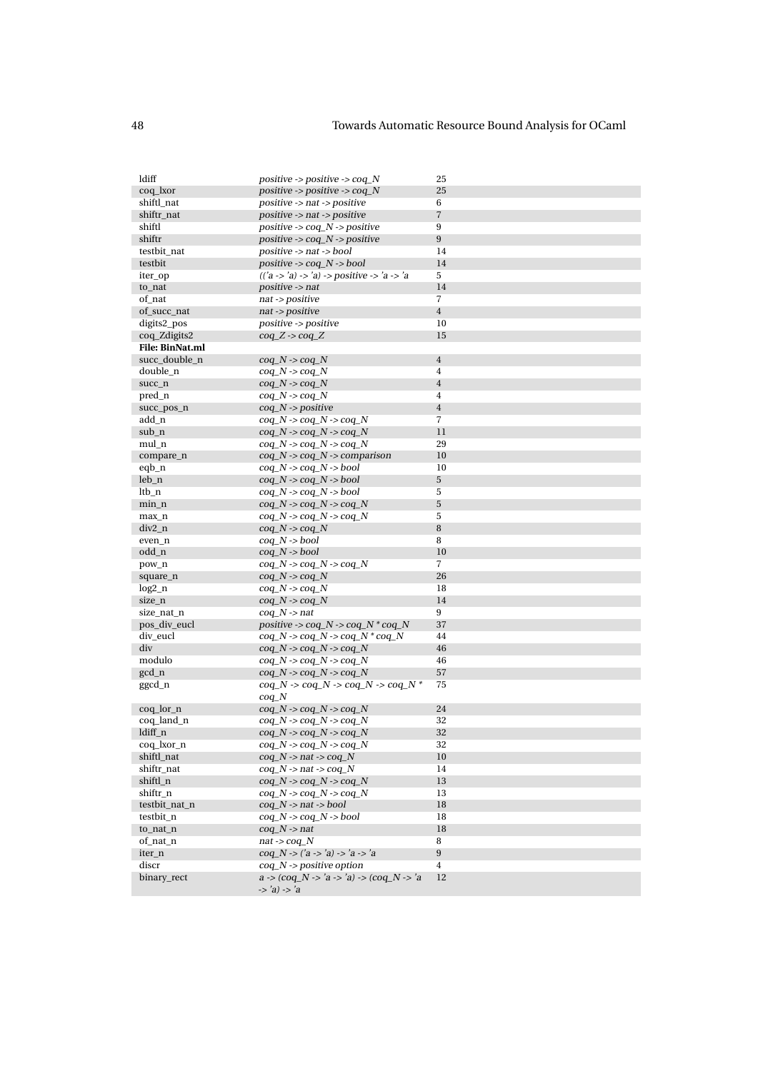| | | |
|---|---|---|
| ldiff | *positive -> positive -> coq_N* | 25 |
| coq_lxor | *positive -> positive -> coq_N* | 25 |
| shiftl_nat | *positive -> nat -> positive* | 6 |
| shiftr_nat | *positive -> nat -> positive* | 7 |
| shiftl | *positive -> coq_N -> positive* | 9 |
| shiftr | *positive -> coq_N -> positive* | 9 |
| testbit_nat | *positive -> nat -> bool* | 14 |
| testbit | *positive -> coq_N -> bool* | 14 |
| iter_op | *(('a -> 'a) -> 'a) -> positive -> 'a -> 'a* | 5 |
| to_nat | *positive -> nat* | 14 |
| of_nat | *nat -> positive* | 7 |
| of_succ_nat | *nat -> positive* | 4 |
| digits2_pos | *positive -> positive* | 10 |
| coq_Zdigits2 | *coq_Z -> coq_Z* | 15 |
| **File: BinNat.ml** | | |
| succ_double_n | *coq_N -> coq_N* | 4 |
| double_n | *coq_N -> coq_N* | 4 |
| succ_n | *coq_N -> coq_N* | 4 |
| pred_n | *coq_N -> coq_N* | 4 |
| succ_pos_n | *coq_N -> positive* | 4 |
| add_n | *coq_N -> coq_N -> coq_N* | 7 |
| sub_n | *coq_N -> coq_N -> coq_N* | 11 |
| mul_n | *coq_N -> coq_N -> coq_N* | 29 |
| compare_n | *coq_N -> coq_N -> comparison* | 10 |
| eqb_n | *coq_N -> coq_N -> bool* | 10 |
| leb_n | *coq_N -> coq_N -> bool* | 5 |
| ltb_n | *coq_N -> coq_N -> bool* | 5 |
| min_n | *coq_N -> coq_N -> coq_N* | 5 |
| max_n | *coq_N -> coq_N -> coq_N* | 5 |
| div2_n | *coq_N -> coq_N* | 8 |
| even_n | *coq_N -> bool* | 8 |
| odd_n | *coq_N -> bool* | 10 |
| pow_n | *coq_N -> coq_N -> coq_N* | 7 |
| square_n | *coq_N -> coq_N* | 26 |
| log2_n | *coq_N -> coq_N* | 18 |
| size_n | *coq_N -> coq_N* | 14 |
| size_nat_n | *coq_N -> nat* | 9 |
| pos_div_eucl | *positive -> coq_N -> coq_N * coq_N* | 37 |
| div_eucl | *coq_N -> coq_N -> coq_N * coq_N* | 44 |
| div | *coq_N -> coq_N -> coq_N* | 46 |
| modulo | *coq_N -> coq_N -> coq_N* | 46 |
| gcd_n | *coq_N -> coq_N -> coq_N* | 57 |
| ggcd_n | *coq_N -> coq_N -> coq_N -> coq_N * coq_N* | 75 |
| coq_lor_n | *coq_N -> coq_N -> coq_N* | 24 |
| coq_land_n | *coq_N -> coq_N -> coq_N* | 32 |
| ldiff_n | *coq_N -> coq_N -> coq_N* | 32 |
| coq_lxor_n | *coq_N -> coq_N -> coq_N* | 32 |
| shiftl_nat | *coq_N -> nat -> coq_N* | 10 |
| shiftr_nat | *coq_N -> nat -> coq_N* | 14 |
| shiftl_n | *coq_N -> coq_N -> coq_N* | 13 |
| shiftr_n | *coq_N -> coq_N -> coq_N* | 13 |
| testbit_nat_n | *coq_N -> nat -> bool* | 18 |
| testbit_n | *coq_N -> coq_N -> bool* | 18 |
| to_nat_n | *coq_N -> nat* | 18 |
| of_nat_n | *nat -> coq_N* | 8 |
| iter_n | *coq_N -> ('a -> 'a) -> 'a -> 'a* | 9 |
| discr | *coq_N -> positive option* | 4 |
| binary_rect | *a -> (coq_N -> 'a -> 'a) -> (coq_N -> 'a -> 'a) -> 'a* | 12 |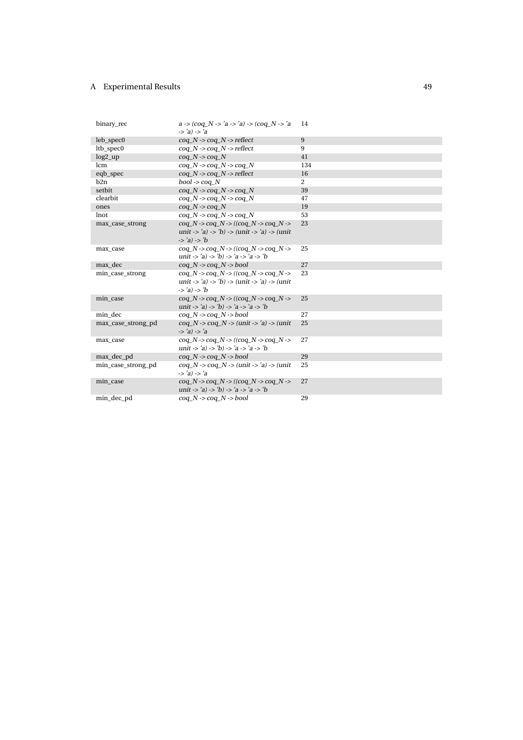| | | |
|---|---|---|
| binary_rec | *a -> (coq_N -> 'a -> 'a) -> (coq_N -> 'a -> 'a) -> 'a* | 14 |
| leb_spec0 | *coq_N -> coq_N -> reflect* | 9 |
| ltb_spec0 | *coq_N -> coq_N -> reflect* | 9 |
| log2_up | *coq_N -> coq_N* | 41 |
| lcm | *coq_N -> coq_N -> coq_N* | 134 |
| eqb_spec | *coq_N -> coq_N -> reflect* | 16 |
| b2n | *bool -> coq_N* | 2 |
| setbit | *coq_N -> coq_N -> coq_N* | 39 |
| clearbit | *coq_N -> coq_N -> coq_N* | 47 |
| ones | *coq_N -> coq_N* | 19 |
| lnot | *coq_N -> coq_N -> coq_N* | 53 |
| max_case_strong | *coq_N -> coq_N -> ((coq_N -> coq_N -> unit -> 'a) -> 'b) -> (unit -> 'a) -> (unit -> 'a) -> 'b* | 23 |
| max_case | *coq_N -> coq_N -> ((coq_N -> coq_N -> unit -> 'a) -> 'b) -> 'a -> 'a -> 'b* | 25 |
| max_dec | *coq_N -> coq_N -> bool* | 27 |
| min_case_strong | *coq_N -> coq_N -> ((coq_N -> coq_N -> unit -> 'a) -> 'b) -> (unit -> 'a) -> (unit -> 'a) -> 'b* | 23 |
| min_case | *coq_N -> coq_N -> ((coq_N -> coq_N -> unit -> 'a) -> 'b) -> 'a -> 'a -> 'b* | 25 |
| min_dec | *coq_N -> coq_N -> bool* | 27 |
| max_case_strong_pd | *coq_N -> coq_N -> (unit -> 'a) -> (unit -> 'a) -> 'a* | 25 |
| max_case | *coq_N -> coq_N -> ((coq_N -> coq_N -> unit -> 'a) -> 'b) -> 'a -> 'a -> 'b* | 27 |
| max_dec_pd | *coq_N -> coq_N -> bool* | 29 |
| min_case_strong_pd | *coq_N -> coq_N -> (unit -> 'a) -> (unit -> 'a) -> 'a* | 25 |
| min_case | *coq_N -> coq_N -> ((coq_N -> coq_N -> unit -> 'a) -> 'b) -> 'a -> 'a -> 'b* | 27 |
| min_dec_pd | *coq_N -> coq_N -> bool* | 29 |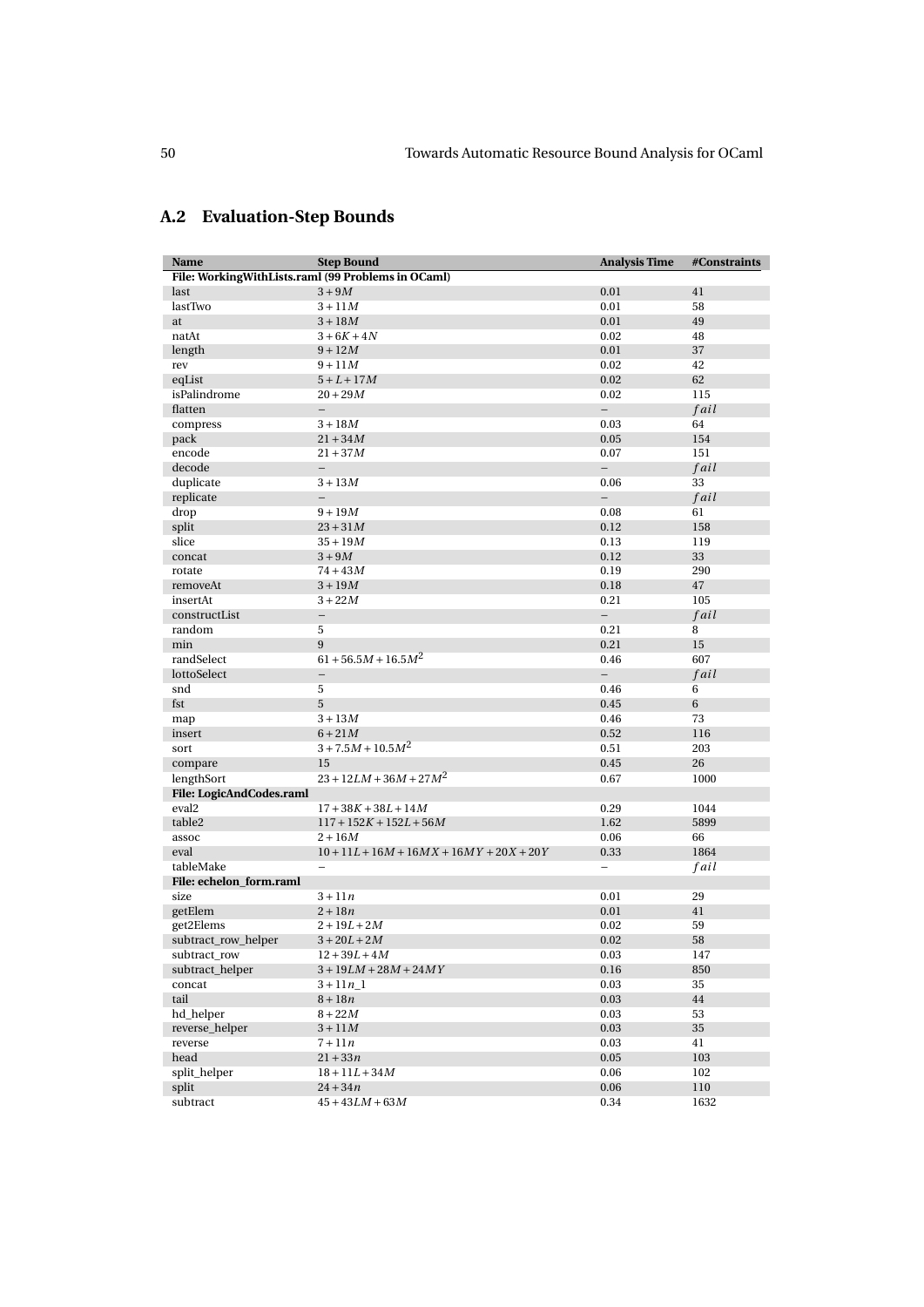## A.2 Evaluation-Step Bounds

| Name | Step Bound | Analysis Time | #Constraints |
|---|---|---|---|
| **File: WorkingWithLists.raml (99 Problems in OCaml)** | | | |
| last | $3+9M$ | 0.01 | 41 |
| lastTwo | $3+11M$ | 0.01 | 58 |
| at | $3+18M$ | 0.01 | 49 |
| natAt | $3+6K+4N$ | 0.02 | 48 |
| length | $9+12M$ | 0.01 | 37 |
| rev | $9+11M$ | 0.02 | 42 |
| eqList | $5+L+17M$ | 0.02 | 62 |
| isPalindrome | $20+29M$ | 0.02 | 115 |
| flatten | – | – | $fail$ |
| compress | $3+18M$ | 0.03 | 64 |
| pack | $21+34M$ | 0.05 | 154 |
| encode | $21+37M$ | 0.07 | 151 |
| decode | – | – | $fail$ |
| duplicate | $3+13M$ | 0.06 | 33 |
| replicate | – | – | $fail$ |
| drop | $9+19M$ | 0.08 | 61 |
| split | $23+31M$ | 0.12 | 158 |
| slice | $35+19M$ | 0.13 | 119 |
| concat | $3+9M$ | 0.12 | 33 |
| rotate | $74+43M$ | 0.19 | 290 |
| removeAt | $3+19M$ | 0.18 | 47 |
| insertAt | $3+22M$ | 0.21 | 105 |
| constructList | – | – | $fail$ |
| random | 5 | 0.21 | 8 |
| min | 9 | 0.21 | 15 |
| randSelect | $61+56.5M+16.5M^2$ | 0.46 | 607 |
| lottoSelect | – | – | $fail$ |
| snd | 5 | 0.46 | 6 |
| fst | 5 | 0.45 | 6 |
| map | $3+13M$ | 0.46 | 73 |
| insert | $6+21M$ | 0.52 | 116 |
| sort | $3+7.5M+10.5M^2$ | 0.51 | 203 |
| compare | 15 | 0.45 | 26 |
| lengthSort | $23+12LM+36M+27M^2$ | 0.67 | 1000 |
| **File: LogicAndCodes.raml** | | | |
| eval2 | $17+38K+38L+14M$ | 0.29 | 1044 |
| table2 | $117+152K+152L+56M$ | 1.62 | 5899 |
| assoc | $2+16M$ | 0.06 | 66 |
| eval | $10+11L+16M+16MX+16MY+20X+20Y$ | 0.33 | 1864 |
| tableMake | – | – | $fail$ |
| **File: echelon_form.raml** | | | |
| size | $3+11n$ | 0.01 | 29 |
| getElem | $2+18n$ | 0.01 | 41 |
| get2Elems | $2+19L+2M$ | 0.02 | 59 |
| subtract_row_helper | $3+20L+2M$ | 0.02 | 58 |
| subtract_row | $12+39L+4M$ | 0.03 | 147 |
| subtract_helper | $3+19LM+28M+24MY$ | 0.16 | 850 |
| concat | $3+11n\_1$ | 0.03 | 35 |
| tail | $8+18n$ | 0.03 | 44 |
| hd_helper | $8+22M$ | 0.03 | 53 |
| reverse_helper | $3+11M$ | 0.03 | 35 |
| reverse | $7+11n$ | 0.03 | 41 |
| head | $21+33n$ | 0.05 | 103 |
| split_helper | $18+11L+34M$ | 0.06 | 102 |
| split | $24+34n$ | 0.06 | 110 |
| subtract | $45+43LM+63M$ | 0.34 | 1632 |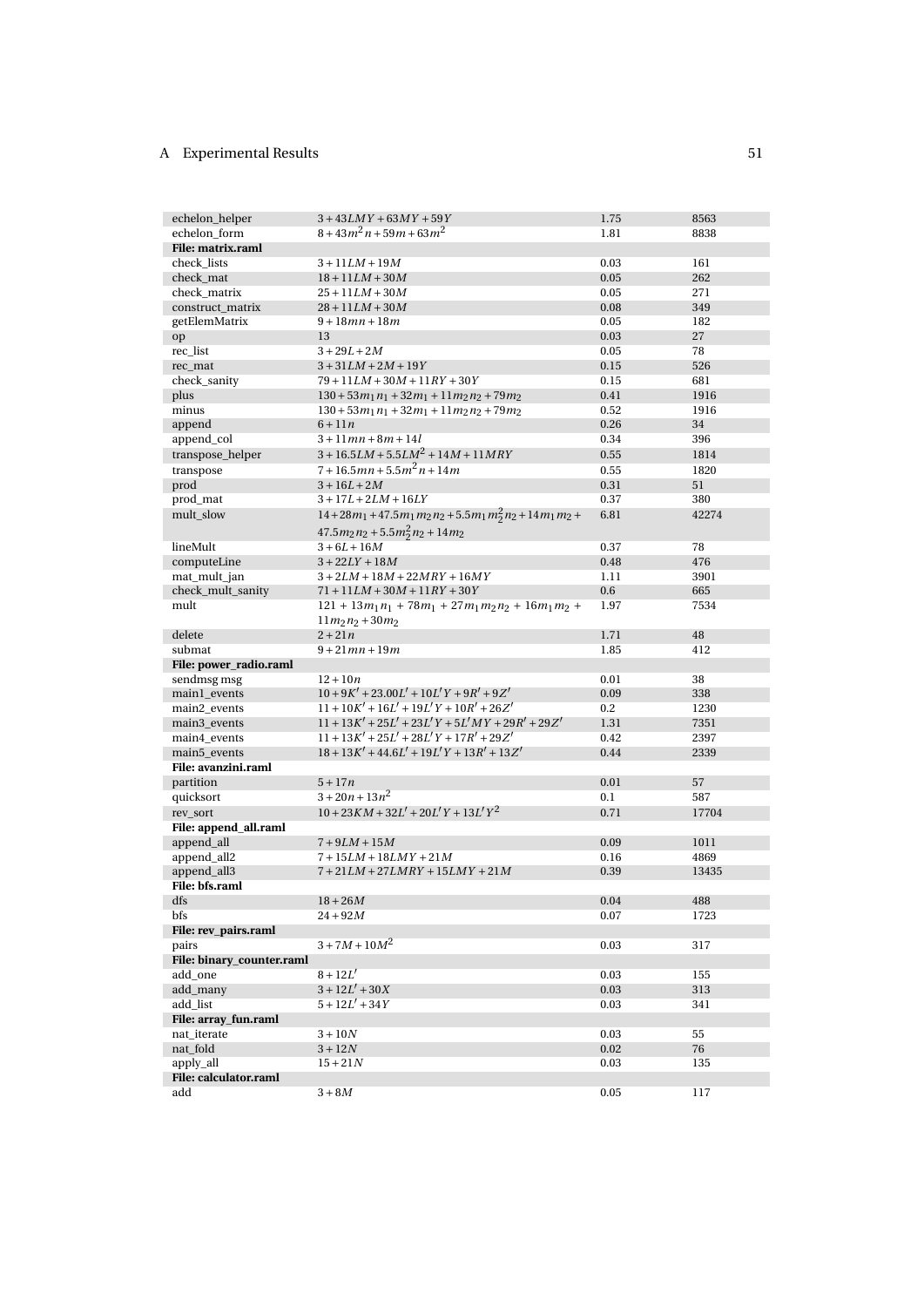| | | | |
|---|---|---|---|
| echelon_helper | $3+43LMY+63MY+59Y$ | 1.75 | 8563 |
| echelon_form | $8+43m^2n+59m+63m^2$ | 1.81 | 8838 |
| **File: matrix.raml** | | | |
| check_lists | $3+11LM+19M$ | 0.03 | 161 |
| check_mat | $18+11LM+30M$ | 0.05 | 262 |
| check_matrix | $25+11LM+30M$ | 0.05 | 271 |
| construct_matrix | $28+11LM+30M$ | 0.08 | 349 |
| getElemMatrix | $9+18mn+18m$ | 0.05 | 182 |
| op | 13 | 0.03 | 27 |
| rec_list | $3+29L+2M$ | 0.05 | 78 |
| rec_mat | $3+31LM+2M+19Y$ | 0.15 | 526 |
| check_sanity | $79+11LM+30M+11RY+30Y$ | 0.15 | 681 |
| plus | $130+53m_1n_1+32m_1+11m_2n_2+79m_2$ | 0.41 | 1916 |
| minus | $130+53m_1n_1+32m_1+11m_2n_2+79m_2$ | 0.52 | 1916 |
| append | $6+11n$ | 0.26 | 34 |
| append_col | $3+11mn+8m+14l$ | 0.34 | 396 |
| transpose_helper | $3+16.5LM+5.5LM^2+14M+11MRY$ | 0.55 | 1814 |
| transpose | $7+16.5mn+5.5m^2n+14m$ | 0.55 | 1820 |
| prod | $3+16L+2M$ | 0.31 | 51 |
| prod_mat | $3+17L+2LM+16LY$ | 0.37 | 380 |
| mult_slow | $14+28m_1+47.5m_1m_2n_2+5.5m_1m_2^2n_2+14m_1m_2+47.5m_2n_2+5.5m_2^2n_2+14m_2$ | 6.81 | 42274 |
| lineMult | $3+6L+16M$ | 0.37 | 78 |
| computeLine | $3+22LY+18M$ | 0.48 | 476 |
| mat_mult_jan | $3+2LM+18M+22MRY+16MY$ | 1.11 | 3901 |
| check_mult_sanity | $71+11LM+30M+11RY+30Y$ | 0.6 | 665 |
| mult | $121+13m_1n_1+78m_1+27m_1m_2n_2+16m_1m_2+11m_2n_2+30m_2$ | 1.97 | 7534 |
| delete | $2+21n$ | 1.71 | 48 |
| submat | $9+21mn+19m$ | 1.85 | 412 |
| **File: power_radio.raml** | | | |
| sendmsg msg | $12+10n$ | 0.01 | 38 |
| main1_events | $10+9K'+23.00L'+10L'Y+9R'+9Z'$ | 0.09 | 338 |
| main2_events | $11+10K'+16L'+19L'Y+10R'+26Z'$ | 0.2 | 1230 |
| main3_events | $11+13K'+25L'+23L'Y+5L'MY+29R'+29Z'$ | 1.31 | 7351 |
| main4_events | $11+13K'+25L'+28L'Y+17R'+29Z'$ | 0.42 | 2397 |
| main5_events | $18+13K'+44.6L'+19L'Y+13R'+13Z'$ | 0.44 | 2339 |
| **File: avanzini.raml** | | | |
| partition | $5+17n$ | 0.01 | 57 |
| quicksort | $3+20n+13n^2$ | 0.1 | 587 |
| rev_sort | $10+23KM+32L'+20L'Y+13L'Y^2$ | 0.71 | 17704 |
| **File: append_all.raml** | | | |
| append_all | $7+9LM+15M$ | 0.09 | 1011 |
| append_all2 | $7+15LM+18LMY+21M$ | 0.16 | 4869 |
| append_all3 | $7+21LM+27LMRY+15LMY+21M$ | 0.39 | 13435 |
| **File: bfs.raml** | | | |
| dfs | $18+26M$ | 0.04 | 488 |
| bfs | $24+92M$ | 0.07 | 1723 |
| **File: rev_pairs.raml** | | | |
| pairs | $3+7M+10M^2$ | 0.03 | 317 |
| **File: binary_counter.raml** | | | |
| add_one | $8+12L'$ | 0.03 | 155 |
| add_many | $3+12L'+30X$ | 0.03 | 313 |
| add_list | $5+12L'+34Y$ | 0.03 | 341 |
| **File: array_fun.raml** | | | |
| nat_iterate | $3+10N$ | 0.03 | 55 |
| nat_fold | $3+12N$ | 0.02 | 76 |
| apply_all | $15+21N$ | 0.03 | 135 |
| **File: calculator.raml** | | | |
| add | $3+8M$ | 0.05 | 117 |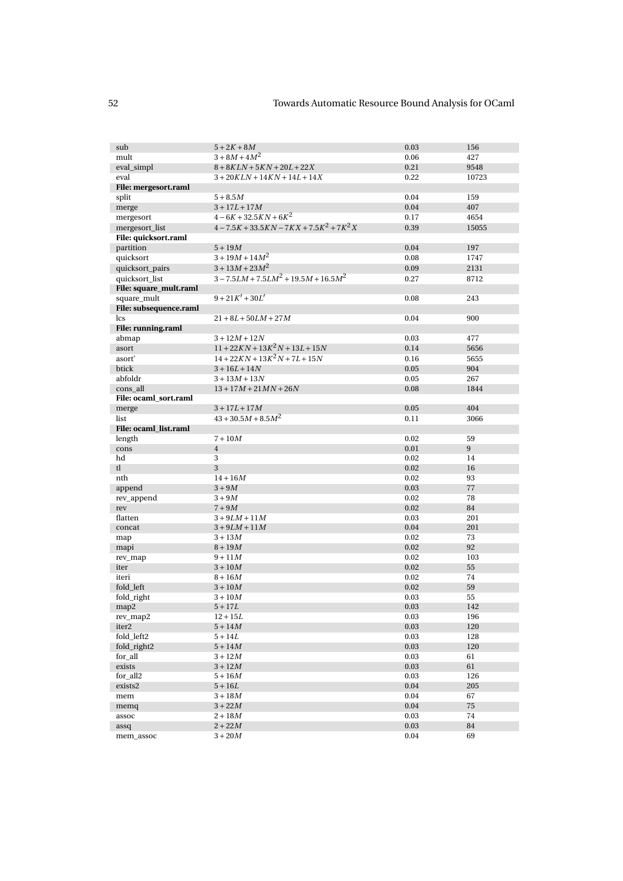| | | | |
|---|---|---|---|
| sub | $5+2K+8M$ | 0.03 | 156 |
| mult | $3+8M+4M^2$ | 0.06 | 427 |
| eval_simpl | $8+8KLN+5KN+20L+22X$ | 0.21 | 9548 |
| eval | $3+20KLN+14KN+14L+14X$ | 0.22 | 10723 |
| **File: mergesort.raml** | | | |
| split | $5+8.5M$ | 0.04 | 159 |
| merge | $3+17L+17M$ | 0.04 | 407 |
| mergesort | $4-6K+32.5KN+6K^2$ | 0.17 | 4654 |
| mergesort_list | $4-7.5K+33.5KN-7KX+7.5K^2+7K^2X$ | 0.39 | 15055 |
| **File: quicksort.raml** | | | |
| partition | $5+19M$ | 0.04 | 197 |
| quicksort | $3+19M+14M^2$ | 0.08 | 1747 |
| quicksort_pairs | $3+13M+23M^2$ | 0.09 | 2131 |
| quicksort_list | $3-7.5LM+7.5LM^2+19.5M+16.5M^2$ | 0.27 | 8712 |
| **File: square_mult.raml** | | | |
| square_mult | $9+21K'+30L'$ | 0.08 | 243 |
| **File: subsequence.raml** | | | |
| lcs | $21+8L+50LM+27M$ | 0.04 | 900 |
| **File: running.raml** | | | |
| abmap | $3+12M+12N$ | 0.03 | 477 |
| asort | $11+22KN+13K^2N+13L+15N$ | 0.14 | 5656 |
| asort' | $14+22KN+13K^2N+7L+15N$ | 0.16 | 5655 |
| btick | $3+16L+14N$ | 0.05 | 904 |
| abfoldr | $3+13M+13N$ | 0.05 | 267 |
| cons_all | $13+17M+21MN+26N$ | 0.08 | 1844 |
| **File: ocaml_sort.raml** | | | |
| merge | $3+17L+17M$ | 0.05 | 404 |
| list | $43+30.5M+8.5M^2$ | 0.11 | 3066 |
| **File: ocaml_list.raml** | | | |
| length | $7+10M$ | 0.02 | 59 |
| cons | $4$ | 0.01 | 9 |
| hd | $3$ | 0.02 | 14 |
| tl | $3$ | 0.02 | 16 |
| nth | $14+16M$ | 0.02 | 93 |
| append | $3+9M$ | 0.03 | 77 |
| rev_append | $3+9M$ | 0.02 | 78 |
| rev | $7+9M$ | 0.02 | 84 |
| flatten | $3+9LM+11M$ | 0.03 | 201 |
| concat | $3+9LM+11M$ | 0.04 | 201 |
| map | $3+13M$ | 0.02 | 73 |
| mapi | $8+19M$ | 0.02 | 92 |
| rev_map | $9+11M$ | 0.02 | 103 |
| iter | $3+10M$ | 0.02 | 55 |
| iteri | $8+16M$ | 0.02 | 74 |
| fold_left | $3+10M$ | 0.02 | 59 |
| fold_right | $3+10M$ | 0.03 | 55 |
| map2 | $5+17L$ | 0.03 | 142 |
| rev_map2 | $12+15L$ | 0.03 | 196 |
| iter2 | $5+14M$ | 0.03 | 120 |
| fold_left2 | $5+14L$ | 0.03 | 128 |
| fold_right2 | $5+14M$ | 0.03 | 120 |
| for_all | $3+12M$ | 0.03 | 61 |
| exists | $3+12M$ | 0.03 | 61 |
| for_all2 | $5+16M$ | 0.03 | 126 |
| exists2 | $5+16L$ | 0.04 | 205 |
| mem | $3+18M$ | 0.04 | 67 |
| memq | $3+22M$ | 0.04 | 75 |
| assoc | $2+18M$ | 0.03 | 74 |
| assq | $2+22M$ | 0.03 | 84 |
| mem_assoc | $3+20M$ | 0.04 | 69 |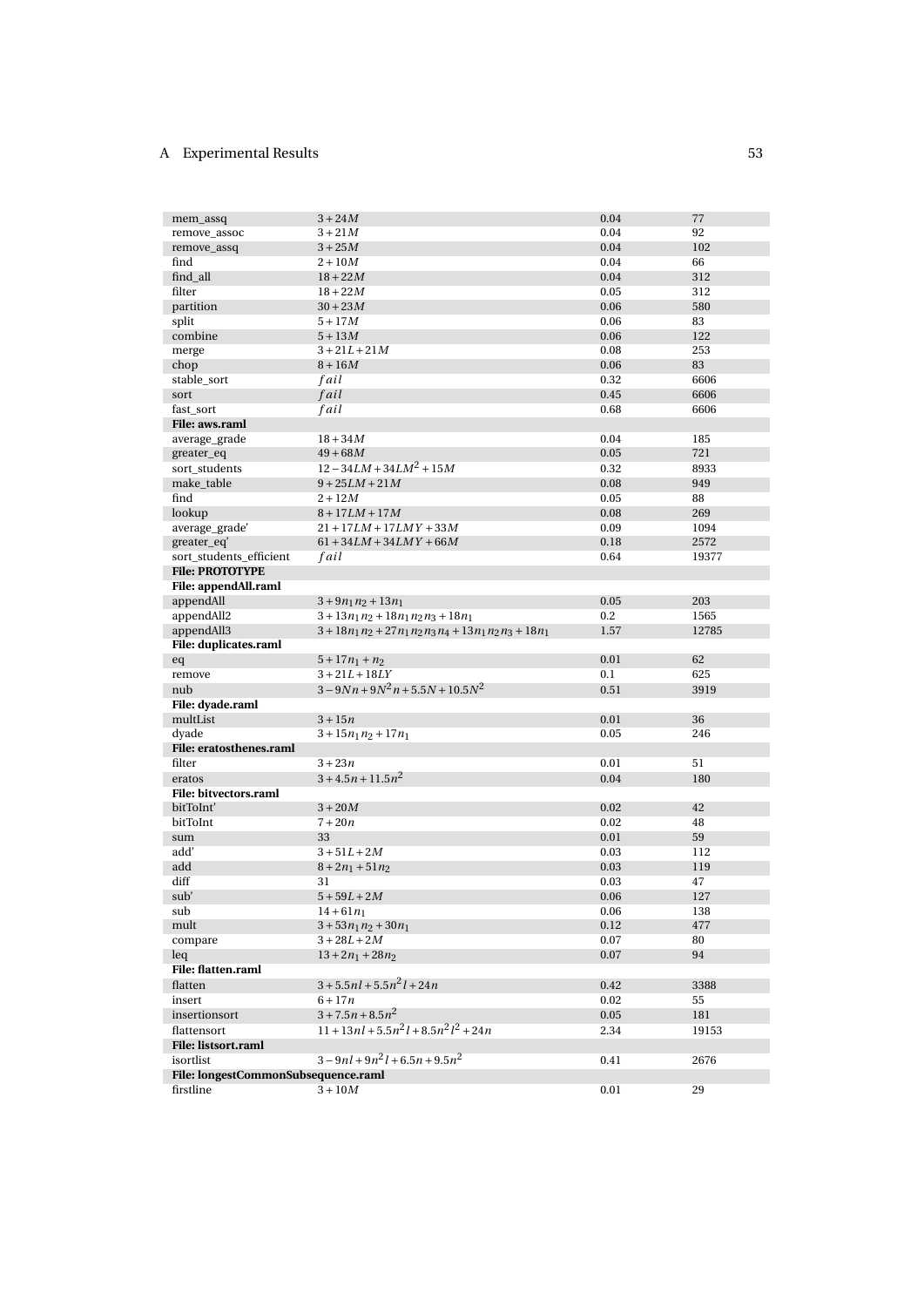| | | | |
|---|---|---|---|
| mem_assq | $3+24M$ | 0.04 | 77 |
| remove_assoc | $3+21M$ | 0.04 | 92 |
| remove_assq | $3+25M$ | 0.04 | 102 |
| find | $2+10M$ | 0.04 | 66 |
| find_all | $18+22M$ | 0.04 | 312 |
| filter | $18+22M$ | 0.05 | 312 |
| partition | $30+23M$ | 0.06 | 580 |
| split | $5+17M$ | 0.06 | 83 |
| combine | $5+13M$ | 0.06 | 122 |
| merge | $3+21L+21M$ | 0.08 | 253 |
| chop | $8+16M$ | 0.06 | 83 |
| stable_sort | $fail$ | 0.32 | 6606 |
| sort | $fail$ | 0.45 | 6606 |
| fast_sort | $fail$ | 0.68 | 6606 |
| **File: aws.raml** | | | |
| average_grade | $18+34M$ | 0.04 | 185 |
| greater_eq | $49+68M$ | 0.05 | 721 |
| sort_students | $12-34LM+34LM^2+15M$ | 0.32 | 8933 |
| make_table | $9+25LM+21M$ | 0.08 | 949 |
| find | $2+12M$ | 0.05 | 88 |
| lookup | $8+17LM+17M$ | 0.08 | 269 |
| average_grade' | $21+17LM+17LMY+33M$ | 0.09 | 1094 |
| greater_eq' | $61+34LM+34LMY+66M$ | 0.18 | 2572 |
| sort_students_efficient | $fail$ | 0.64 | 19377 |
| **File: PROTOTYPE** | | | |
| **File: appendAll.raml** | | | |
| appendAll | $3+9n_1n_2+13n_1$ | 0.05 | 203 |
| appendAll2 | $3+13n_1n_2+18n_1n_2n_3+18n_1$ | 0.2 | 1565 |
| appendAll3 | $3+18n_1n_2+27n_1n_2n_3n_4+13n_1n_2n_3+18n_1$ | 1.57 | 12785 |
| **File: duplicates.raml** | | | |
| eq | $5+17n_1+n_2$ | 0.01 | 62 |
| remove | $3+21L+18LY$ | 0.1 | 625 |
| nub | $3-9Nn+9N^2n+5.5N+10.5N^2$ | 0.51 | 3919 |
| **File: dyade.raml** | | | |
| multList | $3+15n$ | 0.01 | 36 |
| dyade | $3+15n_1n_2+17n_1$ | 0.05 | 246 |
| **File: eratosthenes.raml** | | | |
| filter | $3+23n$ | 0.01 | 51 |
| eratos | $3+4.5n+11.5n^2$ | 0.04 | 180 |
| **File: bitvectors.raml** | | | |
| bitToInt' | $3+20M$ | 0.02 | 42 |
| bitToInt | $7+20n$ | 0.02 | 48 |
| sum | 33 | 0.01 | 59 |
| add' | $3+51L+2M$ | 0.03 | 112 |
| add | $8+2n_1+51n_2$ | 0.03 | 119 |
| diff | 31 | 0.03 | 47 |
| sub' | $5+59L+2M$ | 0.06 | 127 |
| sub | $14+61n_1$ | 0.06 | 138 |
| mult | $3+53n_1n_2+30n_1$ | 0.12 | 477 |
| compare | $3+28L+2M$ | 0.07 | 80 |
| leq | $13+2n_1+28n_2$ | 0.07 | 94 |
| **File: flatten.raml** | | | |
| flatten | $3+5.5nl+5.5n^2l+24n$ | 0.42 | 3388 |
| insert | $6+17n$ | 0.02 | 55 |
| insertionsort | $3+7.5n+8.5n^2$ | 0.05 | 181 |
| flattensort | $11+13nl+5.5n^2l+8.5n^2l^2+24n$ | 2.34 | 19153 |
| **File: listsort.raml** | | | |
| isortlist | $3-9nl+9n^2l+6.5n+9.5n^2$ | 0.41 | 2676 |
| **File: longestCommonSubsequence.raml** | | | |
| firstline | $3+10M$ | 0.01 | 29 |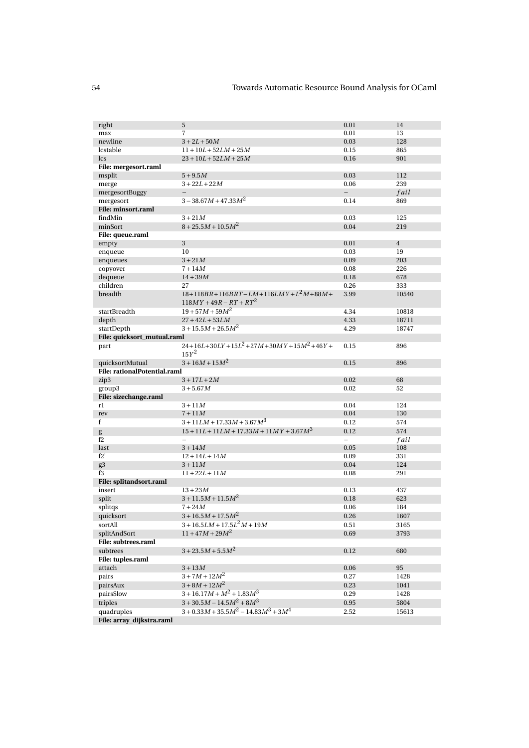| | | | |
|---|---|---|---|
| right | 5 | 0.01 | 14 |
| max | 7 | 0.01 | 13 |
| newline | $3+2L+50M$ | 0.03 | 128 |
| lcstable | $11+10L+52LM+25M$ | 0.15 | 865 |
| lcs | $23+10L+52LM+25M$ | 0.16 | 901 |
| **File: mergesort.raml** | | | |
| msplit | $5+9.5M$ | 0.03 | 112 |
| merge | $3+22L+22M$ | 0.06 | 239 |
| mergesortBuggy | – | – | $fail$ |
| mergesort | $3-38.67M+47.33M^2$ | 0.14 | 869 |
| **File: minsort.raml** | | | |
| findMin | $3+21M$ | 0.03 | 125 |
| minSort | $8+25.5M+10.5M^2$ | 0.04 | 219 |
| **File: queue.raml** | | | |
| empty | 3 | 0.01 | 4 |
| enqueue | 10 | 0.03 | 19 |
| enqueues | $3+21M$ | 0.09 | 203 |
| copyover | $7+14M$ | 0.08 | 226 |
| dequeue | $14+39M$ | 0.18 | 678 |
| children | 27 | 0.26 | 333 |
| breadth | $18+118BR+116BRT-LM+116LMY+L^2M+88M+118MY+49R-RT+RT^2$ | 3.99 | 10540 |
| startBreadth | $19+57M+59M^2$ | 4.34 | 10818 |
| depth | $27+42L+53LM$ | 4.33 | 18711 |
| startDepth | $3+15.5M+26.5M^2$ | 4.29 | 18747 |
| **File: quicksort_mutual.raml** | | | |
| part | $24+16L+30LY+15L^2+27M+30MY+15M^2+46Y+15Y^2$ | 0.15 | 896 |
| quicksortMutual | $3+16M+15M^2$ | 0.15 | 896 |
| **File: rationalPotential.raml** | | | |
| zip3 | $3+17L+2M$ | 0.02 | 68 |
| group3 | $3+5.67M$ | 0.02 | 52 |
| **File: sizechange.raml** | | | |
| r1 | $3+11M$ | 0.04 | 124 |
| rev | $7+11M$ | 0.04 | 130 |
| f | $3+11LM+17.33M+3.67M^3$ | 0.12 | 574 |
| g | $15+11L+11LM+17.33M+11MY+3.67M^3$ | 0.12 | 574 |
| f2 | – | – | $fail$ |
| last | $3+14M$ | 0.05 | 108 |
| f2' | $12+14L+14M$ | 0.09 | 331 |
| g3 | $3+11M$ | 0.04 | 124 |
| f3 | $11+22L+11M$ | 0.08 | 291 |
| **File: splitandsort.raml** | | | |
| insert | $13+23M$ | 0.13 | 437 |
| split | $3+11.5M+11.5M^2$ | 0.18 | 623 |
| splitqs | $7+24M$ | 0.06 | 184 |
| quicksort | $3+16.5M+17.5M^2$ | 0.26 | 1607 |
| sortAll | $3+16.5LM+17.5L^2M+19M$ | 0.51 | 3165 |
| splitAndSort | $11+47M+29M^2$ | 0.69 | 3793 |
| **File: subtrees.raml** | | | |
| subtrees | $3+23.5M+5.5M^2$ | 0.12 | 680 |
| **File: tuples.raml** | | | |
| attach | $3+13M$ | 0.06 | 95 |
| pairs | $3+7M+12M^2$ | 0.27 | 1428 |
| pairsAux | $3+8M+12M^2$ | 0.23 | 1041 |
| pairsSlow | $3+16.17M+M^2+1.83M^3$ | 0.29 | 1428 |
| triples | $3+30.5M-14.5M^2+8M^3$ | 0.95 | 5804 |
| quadruples | $3+0.33M+35.5M^2-14.83M^3+3M^4$ | 2.52 | 15613 |
| **File: array_dijkstra.raml** | | | |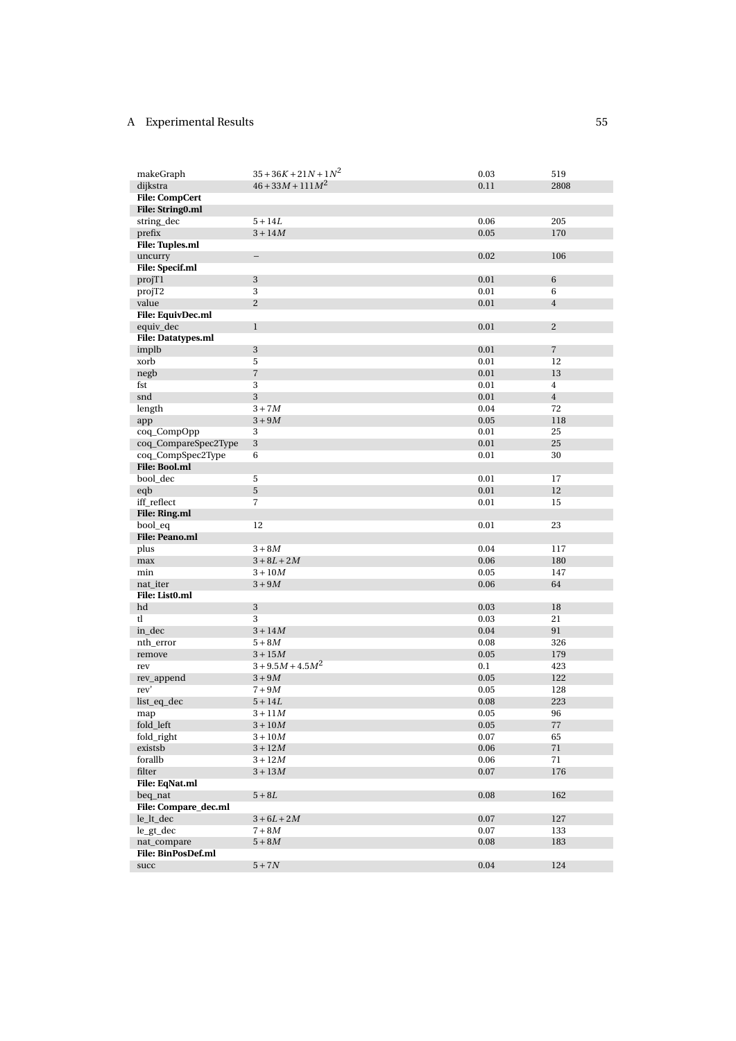| | | | |
|---|---|---|---|
| makeGraph | $35+36K+21N+1N^2$ | 0.03 | 519 |
| dijkstra | $46+33M+111M^2$ | 0.11 | 2808 |
| **File: CompCert** | | | |
| **File: String0.ml** | | | |
| string_dec | $5+14L$ | 0.06 | 205 |
| prefix | $3+14M$ | 0.05 | 170 |
| **File: Tuples.ml** | | | |
| uncurry | – | 0.02 | 106 |
| **File: Specif.ml** | | | |
| projT1 | 3 | 0.01 | 6 |
| projT2 | 3 | 0.01 | 6 |
| value | 2 | 0.01 | 4 |
| **File: EquivDec.ml** | | | |
| equiv_dec | 1 | 0.01 | 2 |
| **File: Datatypes.ml** | | | |
| implb | 3 | 0.01 | 7 |
| xorb | 5 | 0.01 | 12 |
| negb | 7 | 0.01 | 13 |
| fst | 3 | 0.01 | 4 |
| snd | 3 | 0.01 | 4 |
| length | $3+7M$ | 0.04 | 72 |
| app | $3+9M$ | 0.05 | 118 |
| coq_CompOpp | 3 | 0.01 | 25 |
| coq_CompareSpec2Type | 3 | 0.01 | 25 |
| coq_CompSpec2Type | 6 | 0.01 | 30 |
| **File: Bool.ml** | | | |
| bool_dec | 5 | 0.01 | 17 |
| eqb | 5 | 0.01 | 12 |
| iff_reflect | 7 | 0.01 | 15 |
| **File: Ring.ml** | | | |
| bool_eq | 12 | 0.01 | 23 |
| **File: Peano.ml** | | | |
| plus | $3+8M$ | 0.04 | 117 |
| max | $3+8L+2M$ | 0.06 | 180 |
| min | $3+10M$ | 0.05 | 147 |
| nat_iter | $3+9M$ | 0.06 | 64 |
| **File: List0.ml** | | | |
| hd | 3 | 0.03 | 18 |
| tl | 3 | 0.03 | 21 |
| in_dec | $3+14M$ | 0.04 | 91 |
| nth_error | $5+8M$ | 0.08 | 326 |
| remove | $3+15M$ | 0.05 | 179 |
| rev | $3+9.5M+4.5M^2$ | 0.1 | 423 |
| rev_append | $3+9M$ | 0.05 | 122 |
| rev' | $7+9M$ | 0.05 | 128 |
| list_eq_dec | $5+14L$ | 0.08 | 223 |
| map | $3+11M$ | 0.05 | 96 |
| fold_left | $3+10M$ | 0.05 | 77 |
| fold_right | $3+10M$ | 0.07 | 65 |
| existsb | $3+12M$ | 0.06 | 71 |
| forallb | $3+12M$ | 0.06 | 71 |
| filter | $3+13M$ | 0.07 | 176 |
| **File: EqNat.ml** | | | |
| beq_nat | $5+8L$ | 0.08 | 162 |
| **File: Compare_dec.ml** | | | |
| le_lt_dec | $3+6L+2M$ | 0.07 | 127 |
| le_gt_dec | $7+8M$ | 0.07 | 133 |
| nat_compare | $5+8M$ | 0.08 | 183 |
| **File: BinPosDef.ml** | | | |
| succ | $5+7N$ | 0.04 | 124 |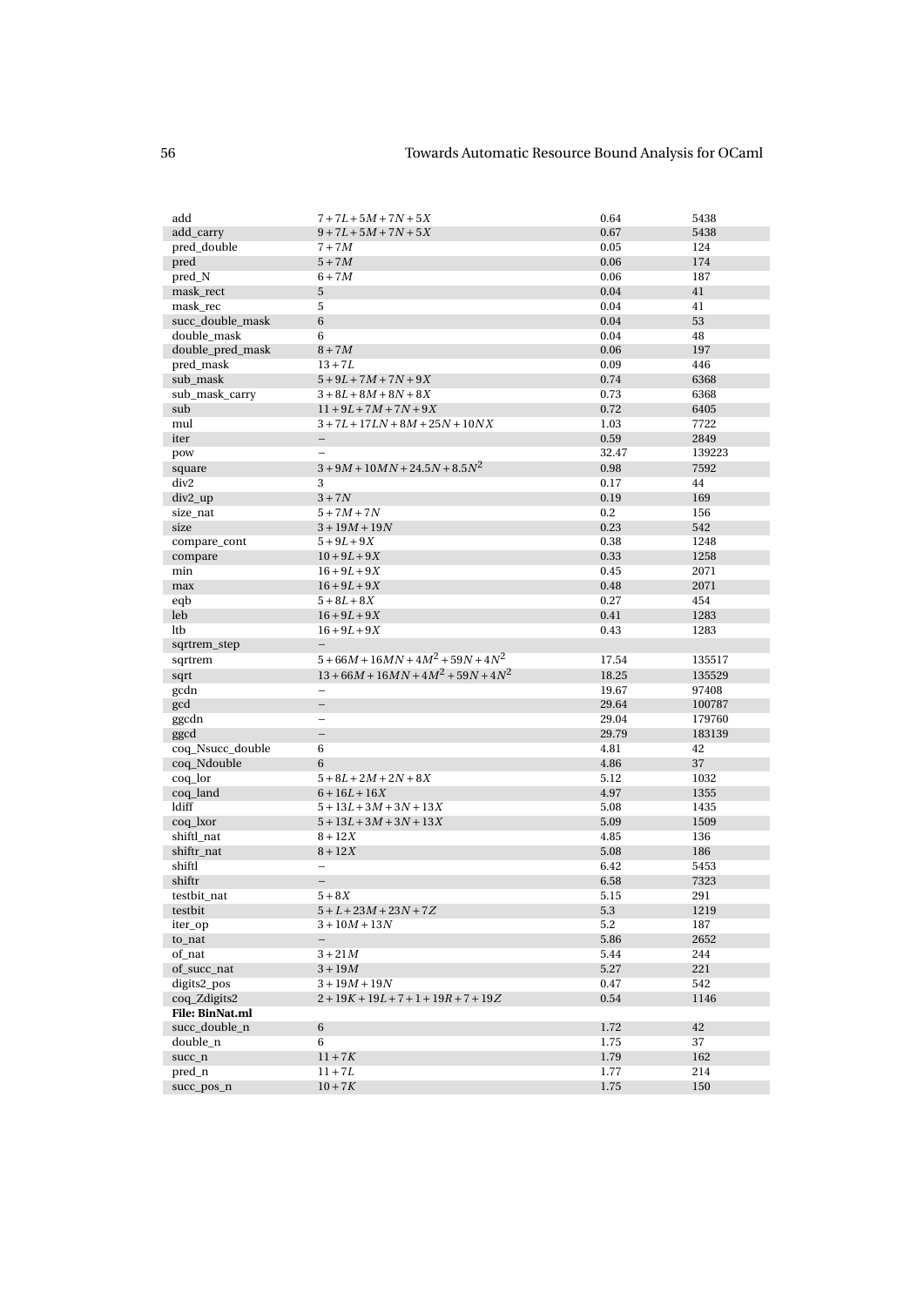| | | | |
|---|---|---|---|
| add | $7+7L+5M+7N+5X$ | 0.64 | 5438 |
| add_carry | $9+7L+5M+7N+5X$ | 0.67 | 5438 |
| pred_double | $7+7M$ | 0.05 | 124 |
| pred | $5+7M$ | 0.06 | 174 |
| pred_N | $6+7M$ | 0.06 | 187 |
| mask_rect | 5 | 0.04 | 41 |
| mask_rec | 5 | 0.04 | 41 |
| succ_double_mask | 6 | 0.04 | 53 |
| double_mask | 6 | 0.04 | 48 |
| double_pred_mask | $8+7M$ | 0.06 | 197 |
| pred_mask | $13+7L$ | 0.09 | 446 |
| sub_mask | $5+9L+7M+7N+9X$ | 0.74 | 6368 |
| sub_mask_carry | $3+8L+8M+8N+8X$ | 0.73 | 6368 |
| sub | $11+9L+7M+7N+9X$ | 0.72 | 6405 |
| mul | $3+7L+17LN+8M+25N+10NX$ | 1.03 | 7722 |
| iter | – | 0.59 | 2849 |
| pow | – | 32.47 | 139223 |
| square | $3+9M+10MN+24.5N+8.5N^2$ | 0.98 | 7592 |
| div2 | 3 | 0.17 | 44 |
| div2_up | $3+7N$ | 0.19 | 169 |
| size_nat | $5+7M+7N$ | 0.2 | 156 |
| size | $3+19M+19N$ | 0.23 | 542 |
| compare_cont | $5+9L+9X$ | 0.38 | 1248 |
| compare | $10+9L+9X$ | 0.33 | 1258 |
| min | $16+9L+9X$ | 0.45 | 2071 |
| max | $16+9L+9X$ | 0.48 | 2071 |
| eqb | $5+8L+8X$ | 0.27 | 454 |
| leb | $16+9L+9X$ | 0.41 | 1283 |
| ltb | $16+9L+9X$ | 0.43 | 1283 |
| sqrtrem_step | – | | |
| sqrtrem | $5+66M+16MN+4M^2+59N+4N^2$ | 17.54 | 135517 |
| sqrt | $13+66M+16MN+4M^2+59N+4N^2$ | 18.25 | 135529 |
| gcdn | – | 19.67 | 97408 |
| gcd | – | 29.64 | 100787 |
| ggcdn | – | 29.04 | 179760 |
| ggcd | – | 29.79 | 183139 |
| coq_Nsucc_double | 6 | 4.81 | 42 |
| coq_Ndouble | 6 | 4.86 | 37 |
| coq_lor | $5+8L+2M+2N+8X$ | 5.12 | 1032 |
| coq_land | $6+16L+16X$ | 4.97 | 1355 |
| ldiff | $5+13L+3M+3N+13X$ | 5.08 | 1435 |
| coq_lxor | $5+13L+3M+3N+13X$ | 5.09 | 1509 |
| shiftl_nat | $8+12X$ | 4.85 | 136 |
| shiftr_nat | $8+12X$ | 5.08 | 186 |
| shiftl | – | 6.42 | 5453 |
| shiftr | – | 6.58 | 7323 |
| testbit_nat | $5+8X$ | 5.15 | 291 |
| testbit | $5+L+23M+23N+7Z$ | 5.3 | 1219 |
| iter_op | $3+10M+13N$ | 5.2 | 187 |
| to_nat | – | 5.86 | 2652 |
| of_nat | $3+21M$ | 5.44 | 244 |
| of_succ_nat | $3+19M$ | 5.27 | 221 |
| digits2_pos | $3+19M+19N$ | 0.47 | 542 |
| coq_Zdigits2 | $2+19K+19L+7+1+19R+7+19Z$ | 0.54 | 1146 |
| **File: BinNat.ml** | | | |
| succ_double_n | 6 | 1.72 | 42 |
| double_n | 6 | 1.75 | 37 |
| succ_n | $11+7K$ | 1.79 | 162 |
| pred_n | $11+7L$ | 1.77 | 214 |
| succ_pos_n | $10+7K$ | 1.75 | 150 |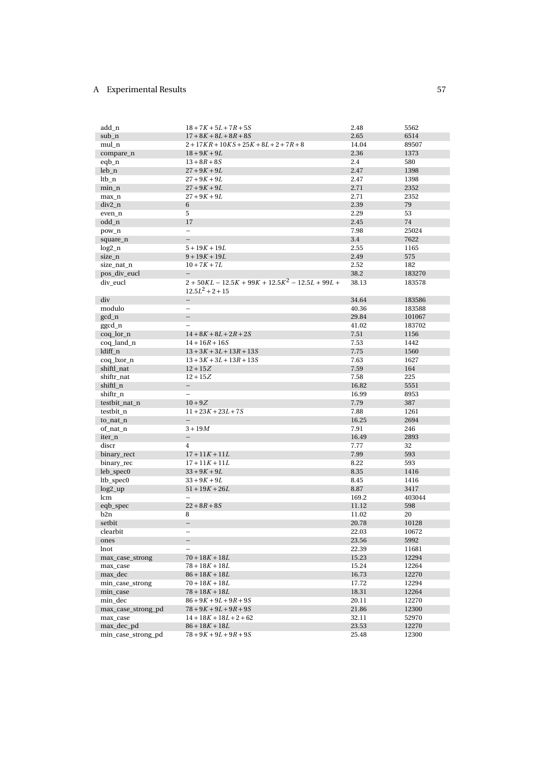| | | | |
|---|---|---|---|
| add_n | $18+7K+5L+7R+5S$ | 2.48 | 5562 |
| sub_n | $17+8K+8L+8R+8S$ | 2.65 | 6514 |
| mul_n | $2+17KR+10KS+25K+8L+2+7R+8$ | 14.04 | 89507 |
| compare_n | $18+9K+9L$ | 2.36 | 1373 |
| eqb_n | $13+8R+8S$ | 2.4 | 580 |
| leb_n | $27+9K+9L$ | 2.47 | 1398 |
| ltb_n | $27+9K+9L$ | 2.47 | 1398 |
| min_n | $27+9K+9L$ | 2.71 | 2352 |
| max_n | $27+9K+9L$ | 2.71 | 2352 |
| div2_n | 6 | 2.39 | 79 |
| even_n | 5 | 2.29 | 53 |
| odd_n | 17 | 2.45 | 74 |
| pow_n | – | 7.98 | 25024 |
| square_n | – | 3.4 | 7622 |
| log2_n | $5+19K+19L$ | 2.55 | 1165 |
| size_n | $9+19K+19L$ | 2.49 | 575 |
| size_nat_n | $10+7K+7L$ | 2.52 | 182 |
| pos_div_eucl | – | 38.2 | 183270 |
| div_eucl | $2+50KL-12.5K+99K+12.5K^2-12.5L+99L+12.5L^2+2+15$ | 38.13 | 183578 |
| div | – | 34.64 | 183586 |
| modulo | – | 40.36 | 183588 |
| gcd_n | – | 29.84 | 101067 |
| ggcd_n | – | 41.02 | 183702 |
| coq_lor_n | $14+8K+8L+2R+2S$ | 7.51 | 1156 |
| coq_land_n | $14+16R+16S$ | 7.53 | 1442 |
| ldiff_n | $13+3K+3L+13R+13S$ | 7.75 | 1560 |
| coq_lxor_n | $13+3K+3L+13R+13S$ | 7.63 | 1627 |
| shiftl_nat | $12+15Z$ | 7.59 | 164 |
| shiftr_nat | $12+15Z$ | 7.58 | 225 |
| shiftl_n | – | 16.82 | 5551 |
| shiftr_n | – | 16.99 | 8953 |
| testbit_nat_n | $10+9Z$ | 7.79 | 387 |
| testbit_n | $11+23K+23L+7S$ | 7.88 | 1261 |
| to_nat_n | – | 16.25 | 2694 |
| of_nat_n | $3+19M$ | 7.91 | 246 |
| iter_n | – | 16.49 | 2893 |
| discr | 4 | 7.77 | 32 |
| binary_rect | $17+11K+11L$ | 7.99 | 593 |
| binary_rec | $17+11K+11L$ | 8.22 | 593 |
| leb_spec0 | $33+9K+9L$ | 8.35 | 1416 |
| ltb_spec0 | $33+9K+9L$ | 8.45 | 1416 |
| log2_up | $51+19K+26L$ | 8.87 | 3417 |
| lcm | – | 169.2 | 403044 |
| eqb_spec | $22+8R+8S$ | 11.12 | 598 |
| b2n | 8 | 11.02 | 20 |
| setbit | – | 20.78 | 10128 |
| clearbit | – | 22.03 | 10672 |
| ones | – | 23.56 | 5992 |
| lnot | – | 22.39 | 11681 |
| max_case_strong | $70+18K+18L$ | 15.23 | 12294 |
| max_case | $78+18K+18L$ | 15.24 | 12264 |
| max_dec | $86+18K+18L$ | 16.73 | 12270 |
| min_case_strong | $70+18K+18L$ | 17.72 | 12294 |
| min_case | $78+18K+18L$ | 18.31 | 12264 |
| min_dec | $86+9K+9L+9R+9S$ | 20.11 | 12270 |
| max_case_strong_pd | $78+9K+9L+9R+9S$ | 21.86 | 12300 |
| max_case | $14+18K+18L+2+62$ | 32.11 | 52970 |
| max_dec_pd | $86+18K+18L$ | 23.53 | 12270 |
| min_case_strong_pd | $78+9K+9L+9R+9S$ | 25.48 | 12300 |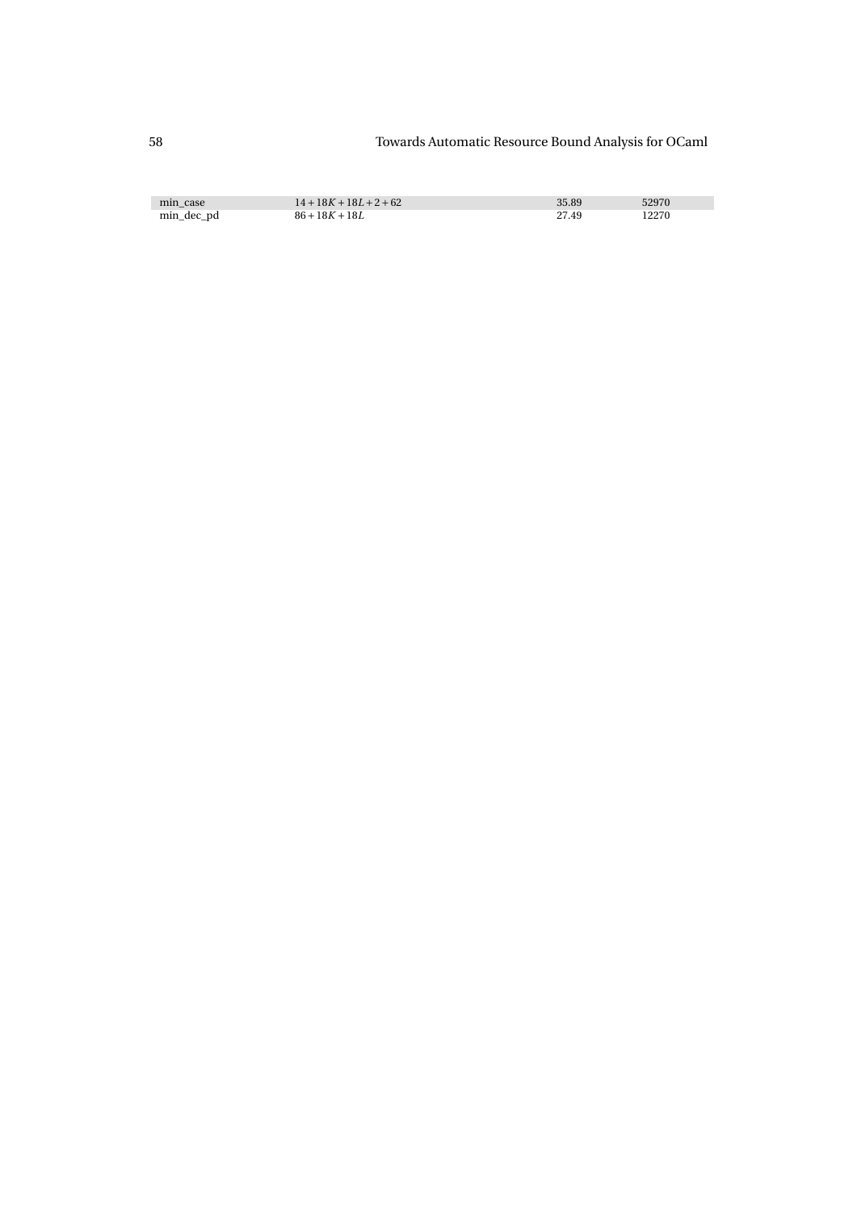| | | | |
|---|---|---|---|
| min_case | $14+18K+18L+2+62$ | 35.89 | 52970 |
| min_dec_pd | $86+18K+18L$ | 27.49 | 12270 |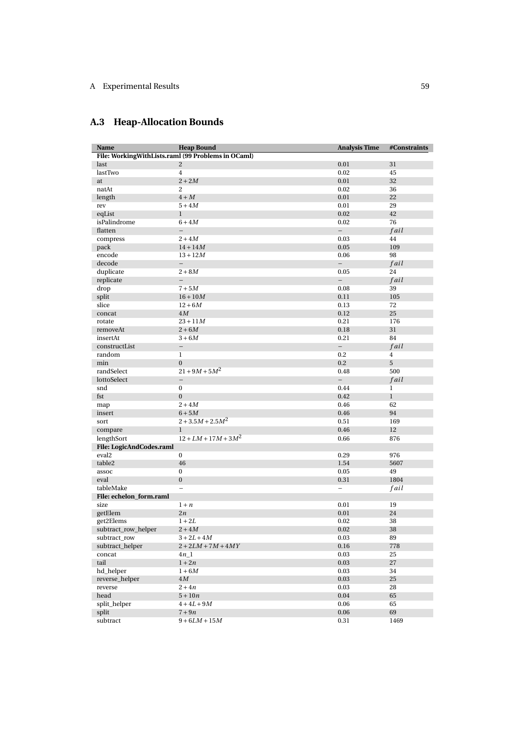## A.3 Heap-Allocation Bounds

| Name | Heap Bound | Analysis Time | #Constraints |
|---|---|---|---|
| **File: WorkingWithLists.raml (99 Problems in OCaml)** | | | |
| last | $2$ | 0.01 | 31 |
| lastTwo | $4$ | 0.02 | 45 |
| at | $2+2M$ | 0.01 | 32 |
| natAt | $2$ | 0.02 | 36 |
| length | $4+M$ | 0.01 | 22 |
| rev | $5+4M$ | 0.01 | 29 |
| eqList | $1$ | 0.02 | 42 |
| isPalindrome | $6+4M$ | 0.02 | 76 |
| flatten | – | – | $fail$ |
| compress | $2+4M$ | 0.03 | 44 |
| pack | $14+14M$ | 0.05 | 109 |
| encode | $13+12M$ | 0.06 | 98 |
| decode | – | – | $fail$ |
| duplicate | $2+8M$ | 0.05 | 24 |
| replicate | – | – | $fail$ |
| drop | $7+5M$ | 0.08 | 39 |
| split | $16+10M$ | 0.11 | 105 |
| slice | $12+6M$ | 0.13 | 72 |
| concat | $4M$ | 0.12 | 25 |
| rotate | $23+11M$ | 0.21 | 176 |
| removeAt | $2+6M$ | 0.18 | 31 |
| insertAt | $3+6M$ | 0.21 | 84 |
| constructList | – | – | $fail$ |
| random | $1$ | 0.2 | 4 |
| min | $0$ | 0.2 | 5 |
| randSelect | $21+9M+5M^2$ | 0.48 | 500 |
| lottoSelect | – | – | $fail$ |
| snd | $0$ | 0.44 | 1 |
| fst | $0$ | 0.42 | 1 |
| map | $2+4M$ | 0.46 | 62 |
| insert | $6+5M$ | 0.46 | 94 |
| sort | $2+3.5M+2.5M^2$ | 0.51 | 169 |
| compare | $1$ | 0.46 | 12 |
| lengthSort | $12+LM+17M+3M^2$ | 0.66 | 876 |
| **File: LogicAndCodes.raml** | | | |
| eval2 | $0$ | 0.29 | 976 |
| table2 | $46$ | 1.54 | 5607 |
| assoc | $0$ | 0.05 | 49 |
| eval | $0$ | 0.31 | 1804 |
| tableMake | – | – | $fail$ |
| **File: echelon_form.raml** | | | |
| size | $1+n$ | 0.01 | 19 |
| getElem | $2n$ | 0.01 | 24 |
| get2Elems | $1+2L$ | 0.02 | 38 |
| subtract_row_helper | $2+4M$ | 0.02 | 38 |
| subtract_row | $3+2L+4M$ | 0.03 | 89 |
| subtract_helper | $2+2LM+7M+4MY$ | 0.16 | 778 |
| concat | $4n\_1$ | 0.03 | 25 |
| tail | $1+2n$ | 0.03 | 27 |
| hd_helper | $1+6M$ | 0.03 | 34 |
| reverse_helper | $4M$ | 0.03 | 25 |
| reverse | $2+4n$ | 0.03 | 28 |
| head | $5+10n$ | 0.04 | 65 |
| split_helper | $4+4L+9M$ | 0.06 | 65 |
| split | $7+9n$ | 0.06 | 69 |
| subtract | $9+6LM+15M$ | 0.31 | 1469 |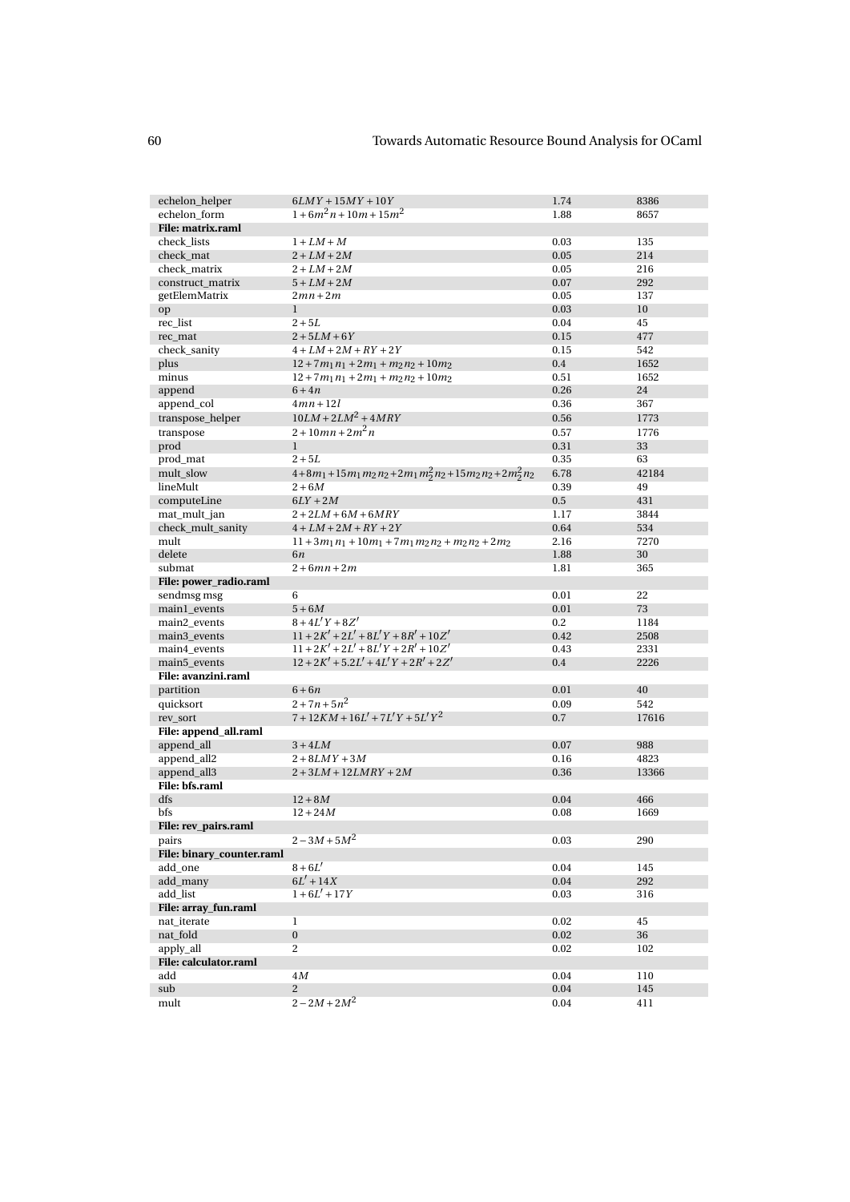| | | | |
|---|---|---|---|
| echelon_helper | $6LMY+15MY+10Y$ | 1.74 | 8386 |
| echelon_form | $1+6m^2n+10m+15m^2$ | 1.88 | 8657 |
| **File: matrix.raml** | | | |
| check_lists | $1+LM+M$ | 0.03 | 135 |
| check_mat | $2+LM+2M$ | 0.05 | 214 |
| check_matrix | $2+LM+2M$ | 0.05 | 216 |
| construct_matrix | $5+LM+2M$ | 0.07 | 292 |
| getElemMatrix | $2mn+2m$ | 0.05 | 137 |
| op | 1 | 0.03 | 10 |
| rec_list | $2+5L$ | 0.04 | 45 |
| rec_mat | $2+5LM+6Y$ | 0.15 | 477 |
| check_sanity | $4+LM+2M+RY+2Y$ | 0.15 | 542 |
| plus | $12+7m_1n_1+2m_1+m_2n_2+10m_2$ | 0.4 | 1652 |
| minus | $12+7m_1n_1+2m_1+m_2n_2+10m_2$ | 0.51 | 1652 |
| append | $6+4n$ | 0.26 | 24 |
| append_col | $4mn+12l$ | 0.36 | 367 |
| transpose_helper | $10LM+2LM^2+4MRY$ | 0.56 | 1773 |
| transpose | $2+10mn+2m^2n$ | 0.57 | 1776 |
| prod | 1 | 0.31 | 33 |
| prod_mat | $2+5L$ | 0.35 | 63 |
| mult_slow | $4+8m_1+15m_1m_2n_2+2m_1m_2^2n_2+15m_2n_2+2m_2^2n_2$ | 6.78 | 42184 |
| lineMult | $2+6M$ | 0.39 | 49 |
| computeLine | $6LY+2M$ | 0.5 | 431 |
| mat_mult_jan | $2+2LM+6M+6MRY$ | 1.17 | 3844 |
| check_mult_sanity | $4+LM+2M+RY+2Y$ | 0.64 | 534 |
| mult | $11+3m_1n_1+10m_1+7m_1m_2n_2+m_2n_2+2m_2$ | 2.16 | 7270 |
| delete | $6n$ | 1.88 | 30 |
| submat | $2+6mn+2m$ | 1.81 | 365 |
| **File: power_radio.raml** | | | |
| sendmsg msg | 6 | 0.01 | 22 |
| main1_events | $5+6M$ | 0.01 | 73 |
| main2_events | $8+4L'Y+8Z'$ | 0.2 | 1184 |
| main3_events | $11+2K'+2L'+8L'Y+8R'+10Z'$ | 0.42 | 2508 |
| main4_events | $11+2K'+2L'+8L'Y+2R'+10Z'$ | 0.43 | 2331 |
| main5_events | $12+2K'+5.2L'+4L'Y+2R'+2Z'$ | 0.4 | 2226 |
| **File: avanzini.raml** | | | |
| partition | $6+6n$ | 0.01 | 40 |
| quicksort | $2+7n+5n^2$ | 0.09 | 542 |
| rev_sort | $7+12KM+16L'+7L'Y+5L'Y^2$ | 0.7 | 17616 |
| **File: append_all.raml** | | | |
| append_all | $3+4LM$ | 0.07 | 988 |
| append_all2 | $2+8LMY+3M$ | 0.16 | 4823 |
| append_all3 | $2+3LM+12LMRY+2M$ | 0.36 | 13366 |
| **File: bfs.raml** | | | |
| dfs | $12+8M$ | 0.04 | 466 |
| bfs | $12+24M$ | 0.08 | 1669 |
| **File: rev_pairs.raml** | | | |
| pairs | $2-3M+5M^2$ | 0.03 | 290 |
| **File: binary_counter.raml** | | | |
| add_one | $8+6L'$ | 0.04 | 145 |
| add_many | $6L'+14X$ | 0.04 | 292 |
| add_list | $1+6L'+17Y$ | 0.03 | 316 |
| **File: array_fun.raml** | | | |
| nat_iterate | 1 | 0.02 | 45 |
| nat_fold | 0 | 0.02 | 36 |
| apply_all | 2 | 0.02 | 102 |
| **File: calculator.raml** | | | |
| add | $4M$ | 0.04 | 110 |
| sub | 2 | 0.04 | 145 |
| mult | $2-2M+2M^2$ | 0.04 | 411 |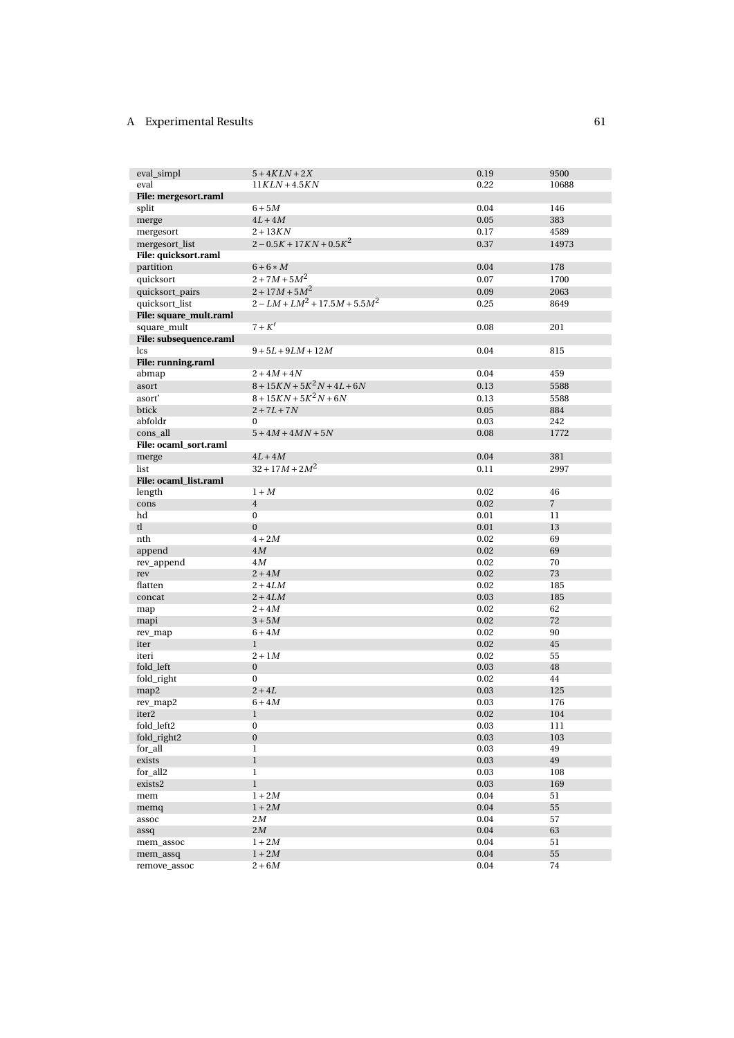| | | | |
|---|---|---|---|
| eval_simpl | $5+4KLN+2X$ | 0.19 | 9500 |
| eval | $11KLN+4.5KN$ | 0.22 | 10688 |
| **File: mergesort.raml** | | | |
| split | $6+5M$ | 0.04 | 146 |
| merge | $4L+4M$ | 0.05 | 383 |
| mergesort | $2+13KN$ | 0.17 | 4589 |
| mergesort_list | $2-0.5K+17KN+0.5K^2$ | 0.37 | 14973 |
| **File: quicksort.raml** | | | |
| partition | $6+6*M$ | 0.04 | 178 |
| quicksort | $2+7M+5M^2$ | 0.07 | 1700 |
| quicksort_pairs | $2+17M+5M^2$ | 0.09 | 2063 |
| quicksort_list | $2-LM+LM^2+17.5M+5.5M^2$ | 0.25 | 8649 |
| **File: square_mult.raml** | | | |
| square_mult | $7+K'$ | 0.08 | 201 |
| **File: subsequence.raml** | | | |
| lcs | $9+5L+9LM+12M$ | 0.04 | 815 |
| **File: running.raml** | | | |
| abmap | $2+4M+4N$ | 0.04 | 459 |
| asort | $8+15KN+5K^2N+4L+6N$ | 0.13 | 5588 |
| asort' | $8+15KN+5K^2N+6N$ | 0.13 | 5588 |
| btick | $2+7L+7N$ | 0.05 | 884 |
| abfoldr | $0$ | 0.03 | 242 |
| cons_all | $5+4M+4MN+5N$ | 0.08 | 1772 |
| **File: ocaml_sort.raml** | | | |
| merge | $4L+4M$ | 0.04 | 381 |
| list | $32+17M+2M^2$ | 0.11 | 2997 |
| **File: ocaml_list.raml** | | | |
| length | $1+M$ | 0.02 | 46 |
| cons | $4$ | 0.02 | 7 |
| hd | $0$ | 0.01 | 11 |
| tl | $0$ | 0.01 | 13 |
| nth | $4+2M$ | 0.02 | 69 |
| append | $4M$ | 0.02 | 69 |
| rev_append | $4M$ | 0.02 | 70 |
| rev | $2+4M$ | 0.02 | 73 |
| flatten | $2+4LM$ | 0.02 | 185 |
| concat | $2+4LM$ | 0.03 | 185 |
| map | $2+4M$ | 0.02 | 62 |
| mapi | $3+5M$ | 0.02 | 72 |
| rev_map | $6+4M$ | 0.02 | 90 |
| iter | $1$ | 0.02 | 45 |
| iteri | $2+1M$ | 0.02 | 55 |
| fold_left | $0$ | 0.03 | 48 |
| fold_right | $0$ | 0.02 | 44 |
| map2 | $2+4L$ | 0.03 | 125 |
| rev_map2 | $6+4M$ | 0.03 | 176 |
| iter2 | $1$ | 0.02 | 104 |
| fold_left2 | $0$ | 0.03 | 111 |
| fold_right2 | $0$ | 0.03 | 103 |
| for_all | $1$ | 0.03 | 49 |
| exists | $1$ | 0.03 | 49 |
| for_all2 | $1$ | 0.03 | 108 |
| exists2 | $1$ | 0.03 | 169 |
| mem | $1+2M$ | 0.04 | 51 |
| memq | $1+2M$ | 0.04 | 55 |
| assoc | $2M$ | 0.04 | 57 |
| assq | $2M$ | 0.04 | 63 |
| mem_assoc | $1+2M$ | 0.04 | 51 |
| mem_assq | $1+2M$ | 0.04 | 55 |
| remove_assoc | $2+6M$ | 0.04 | 74 |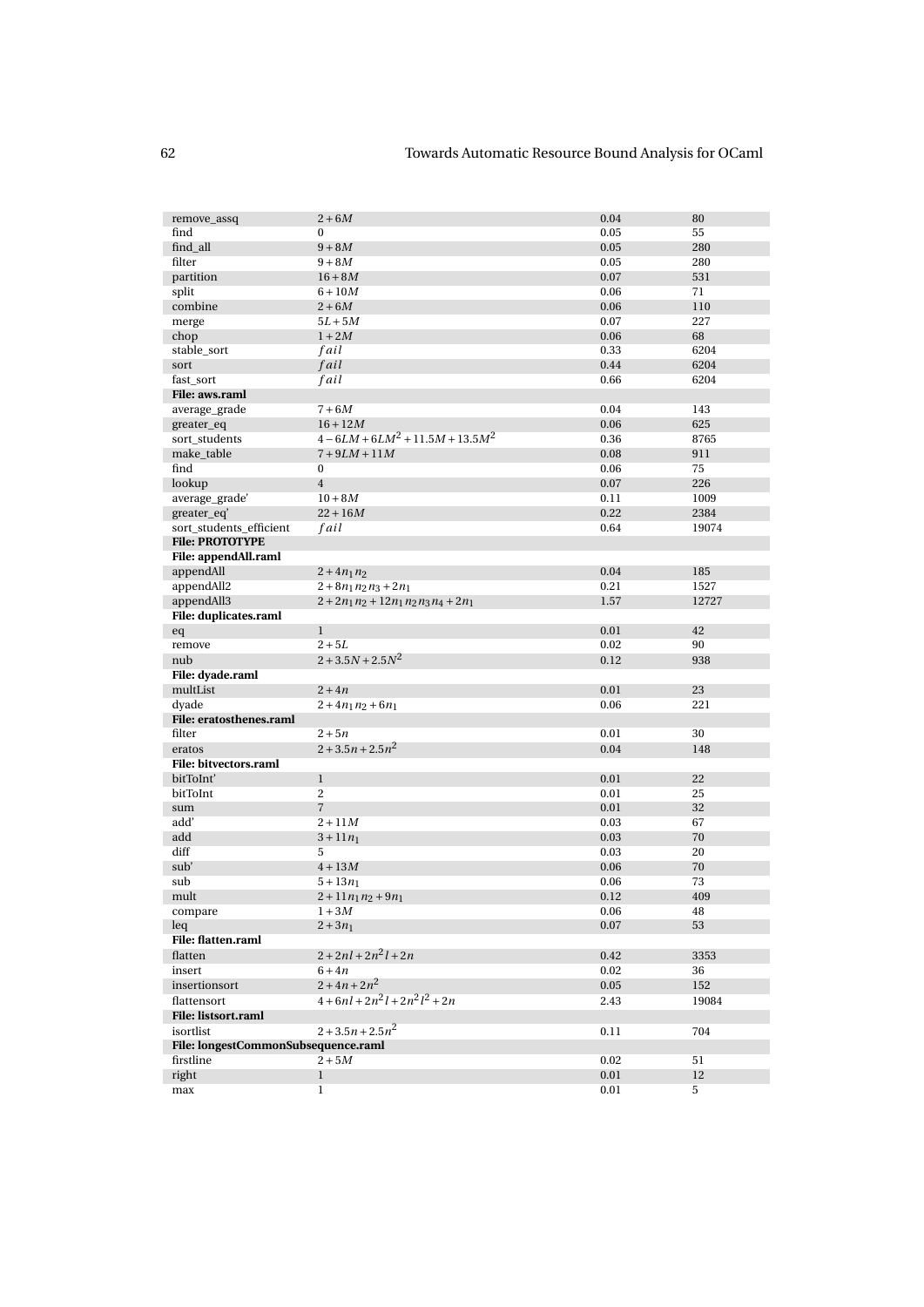| | | | |
|---|---|---|---|
| remove_assq | $2+6M$ | 0.04 | 80 |
| find | 0 | 0.05 | 55 |
| find_all | $9+8M$ | 0.05 | 280 |
| filter | $9+8M$ | 0.05 | 280 |
| partition | $16+8M$ | 0.07 | 531 |
| split | $6+10M$ | 0.06 | 71 |
| combine | $2+6M$ | 0.06 | 110 |
| merge | $5L+5M$ | 0.07 | 227 |
| chop | $1+2M$ | 0.06 | 68 |
| stable_sort | *fail* | 0.33 | 6204 |
| sort | *fail* | 0.44 | 6204 |
| fast_sort | *fail* | 0.66 | 6204 |
| **File: aws.raml** | | | |
| average_grade | $7+6M$ | 0.04 | 143 |
| greater_eq | $16+12M$ | 0.06 | 625 |
| sort_students | $4-6LM+6LM^2+11.5M+13.5M^2$ | 0.36 | 8765 |
| make_table | $7+9LM+11M$ | 0.08 | 911 |
| find | 0 | 0.06 | 75 |
| lookup | 4 | 0.07 | 226 |
| average_grade' | $10+8M$ | 0.11 | 1009 |
| greater_eq' | $22+16M$ | 0.22 | 2384 |
| sort_students_efficient | *fail* | 0.64 | 19074 |
| **File: PROTOTYPE** | | | |
| **File: appendAll.raml** | | | |
| appendAll | $2+4n_1n_2$ | 0.04 | 185 |
| appendAll2 | $2+8n_1n_2n_3+2n_1$ | 0.21 | 1527 |
| appendAll3 | $2+2n_1n_2+12n_1n_2n_3n_4+2n_1$ | 1.57 | 12727 |
| **File: duplicates.raml** | | | |
| eq | 1 | 0.01 | 42 |
| remove | $2+5L$ | 0.02 | 90 |
| nub | $2+3.5N+2.5N^2$ | 0.12 | 938 |
| **File: dyade.raml** | | | |
| multList | $2+4n$ | 0.01 | 23 |
| dyade | $2+4n_1n_2+6n_1$ | 0.06 | 221 |
| **File: eratosthenes.raml** | | | |
| filter | $2+5n$ | 0.01 | 30 |
| eratos | $2+3.5n+2.5n^2$ | 0.04 | 148 |
| **File: bitvectors.raml** | | | |
| bitToInt' | 1 | 0.01 | 22 |
| bitToInt | 2 | 0.01 | 25 |
| sum | 7 | 0.01 | 32 |
| add' | $2+11M$ | 0.03 | 67 |
| add | $3+11n_1$ | 0.03 | 70 |
| diff | 5 | 0.03 | 20 |
| sub' | $4+13M$ | 0.06 | 70 |
| sub | $5+13n_1$ | 0.06 | 73 |
| mult | $2+11n_1n_2+9n_1$ | 0.12 | 409 |
| compare | $1+3M$ | 0.06 | 48 |
| leq | $2+3n_1$ | 0.07 | 53 |
| **File: flatten.raml** | | | |
| flatten | $2+2nl+2n^2l+2n$ | 0.42 | 3353 |
| insert | $6+4n$ | 0.02 | 36 |
| insertionsort | $2+4n+2n^2$ | 0.05 | 152 |
| flattensort | $4+6nl+2n^2l+2n^2l^2+2n$ | 2.43 | 19084 |
| **File: listsort.raml** | | | |
| isortlist | $2+3.5n+2.5n^2$ | 0.11 | 704 |
| **File: longestCommonSubsequence.raml** | | | |
| firstline | $2+5M$ | 0.02 | 51 |
| right | 1 | 0.01 | 12 |
| max | 1 | 0.01 | 5 |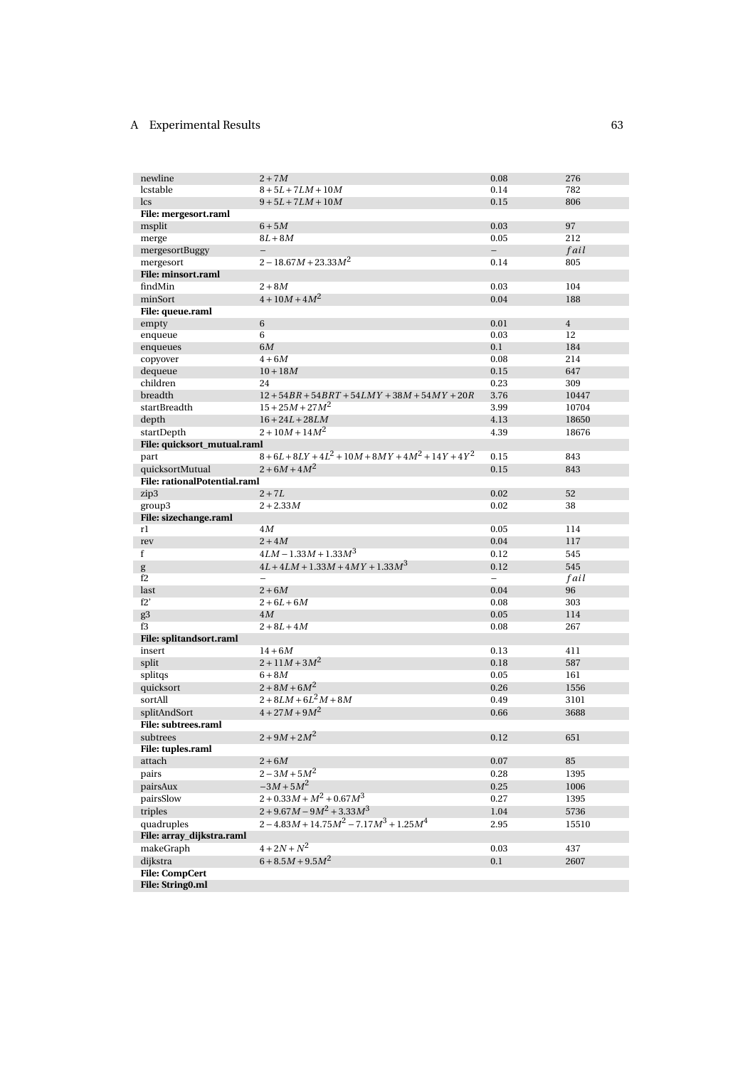| | | | |
|---|---|---|---|
| newline | $2 + 7M$ | 0.08 | 276 |
| lcstable | $8 + 5L + 7LM + 10M$ | 0.14 | 782 |
| lcs | $9 + 5L + 7LM + 10M$ | 0.15 | 806 |
| **File: mergesort.raml** | | | |
| msplit | $6 + 5M$ | 0.03 | 97 |
| merge | $8L + 8M$ | 0.05 | 212 |
| mergesortBuggy | – | – | $fail$ |
| mergesort | $2 - 18.67M + 23.33M^2$ | 0.14 | 805 |
| **File: minsort.raml** | | | |
| findMin | $2 + 8M$ | 0.03 | 104 |
| minSort | $4 + 10M + 4M^2$ | 0.04 | 188 |
| **File: queue.raml** | | | |
| empty | 6 | 0.01 | 4 |
| enqueue | 6 | 0.03 | 12 |
| enqueues | $6M$ | 0.1 | 184 |
| copyover | $4 + 6M$ | 0.08 | 214 |
| dequeue | $10 + 18M$ | 0.15 | 647 |
| children | 24 | 0.23 | 309 |
| breadth | $12 + 54BR + 54BRT + 54LMY + 38M + 54MY + 20R$ | 3.76 | 10447 |
| startBreadth | $15 + 25M + 27M^2$ | 3.99 | 10704 |
| depth | $16 + 24L + 28LM$ | 4.13 | 18650 |
| startDepth | $2 + 10M + 14M^2$ | 4.39 | 18676 |
| **File: quicksort_mutual.raml** | | | |
| part | $8 + 6L + 8LY + 4L^2 + 10M + 8MY + 4M^2 + 14Y + 4Y^2$ | 0.15 | 843 |
| quicksortMutual | $2 + 6M + 4M^2$ | 0.15 | 843 |
| **File: rationalPotential.raml** | | | |
| zip3 | $2 + 7L$ | 0.02 | 52 |
| group3 | $2 + 2.33M$ | 0.02 | 38 |
| **File: sizechange.raml** | | | |
| r1 | $4M$ | 0.05 | 114 |
| rev | $2 + 4M$ | 0.04 | 117 |
| f | $4LM - 1.33M + 1.33M^3$ | 0.12 | 545 |
| g | $4L + 4LM + 1.33M + 4MY + 1.33M^3$ | 0.12 | 545 |
| f2 | – | – | $fail$ |
| last | $2 + 6M$ | 0.04 | 96 |
| f2' | $2 + 6L + 6M$ | 0.08 | 303 |
| g3 | $4M$ | 0.05 | 114 |
| f3 | $2 + 8L + 4M$ | 0.08 | 267 |
| **File: splitandsort.raml** | | | |
| insert | $14 + 6M$ | 0.13 | 411 |
| split | $2 + 11M + 3M^2$ | 0.18 | 587 |
| splitqs | $6 + 8M$ | 0.05 | 161 |
| quicksort | $2 + 8M + 6M^2$ | 0.26 | 1556 |
| sortAll | $2 + 8LM + 6L^2M + 8M$ | 0.49 | 3101 |
| splitAndSort | $4 + 27M + 9M^2$ | 0.66 | 3688 |
| **File: subtrees.raml** | | | |
| subtrees | $2 + 9M + 2M^2$ | 0.12 | 651 |
| **File: tuples.raml** | | | |
| attach | $2 + 6M$ | 0.07 | 85 |
| pairs | $2 - 3M + 5M^2$ | 0.28 | 1395 |
| pairsAux | $-3M + 5M^2$ | 0.25 | 1006 |
| pairsSlow | $2 + 0.33M + M^2 + 0.67M^3$ | 0.27 | 1395 |
| triples | $2 + 9.67M - 9M^2 + 3.33M^3$ | 1.04 | 5736 |
| quadruples | $2 - 4.83M + 14.75M^2 - 7.17M^3 + 1.25M^4$ | 2.95 | 15510 |
| **File: array_dijkstra.raml** | | | |
| makeGraph | $4 + 2N + N^2$ | 0.03 | 437 |
| dijkstra | $6 + 8.5M + 9.5M^2$ | 0.1 | 2607 |
| **File: CompCert** | | | |
| **File: String0.ml** | | | |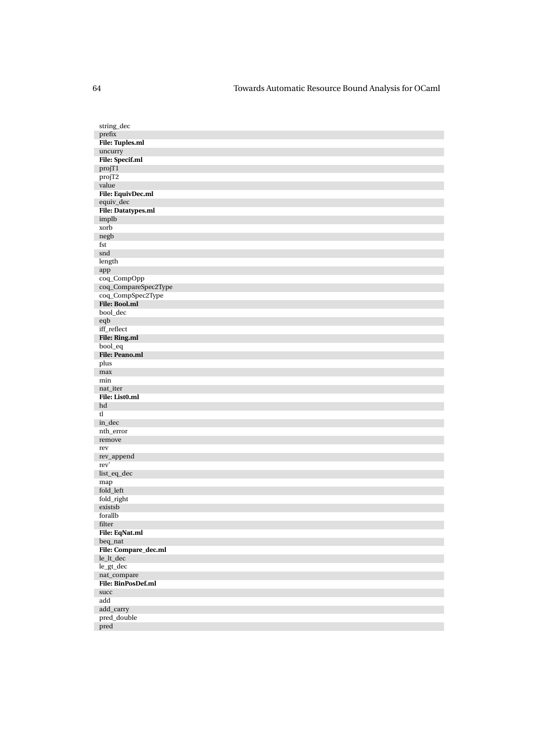| string_dec |
|---|
| prefix |
| **File: Tuples.ml** |
| uncurry |
| **File: Specif.ml** |
| projT1 |
| projT2 |
| value |
| **File: EquivDec.ml** |
| equiv_dec |
| **File: Datatypes.ml** |
| implb |
| xorb |
| negb |
| fst |
| snd |
| length |
| app |
| coq_CompOpp |
| coq_CompareSpec2Type |
| coq_CompSpec2Type |
| **File: Bool.ml** |
| bool_dec |
| eqb |
| iff_reflect |
| **File: Ring.ml** |
| bool_eq |
| **File: Peano.ml** |
| plus |
| max |
| min |
| nat_iter |
| **File: List0.ml** |
| hd |
| tl |
| in_dec |
| nth_error |
| remove |
| rev |
| rev_append |
| rev' |
| list_eq_dec |
| map |
| fold_left |
| fold_right |
| existsb |
| forallb |
| filter |
| **File: EqNat.ml** |
| beq_nat |
| **File: Compare_dec.ml** |
| le_lt_dec |
| le_gt_dec |
| nat_compare |
| **File: BinPosDef.ml** |
| succ |
| add |
| add_carry |
| pred_double |
| pred |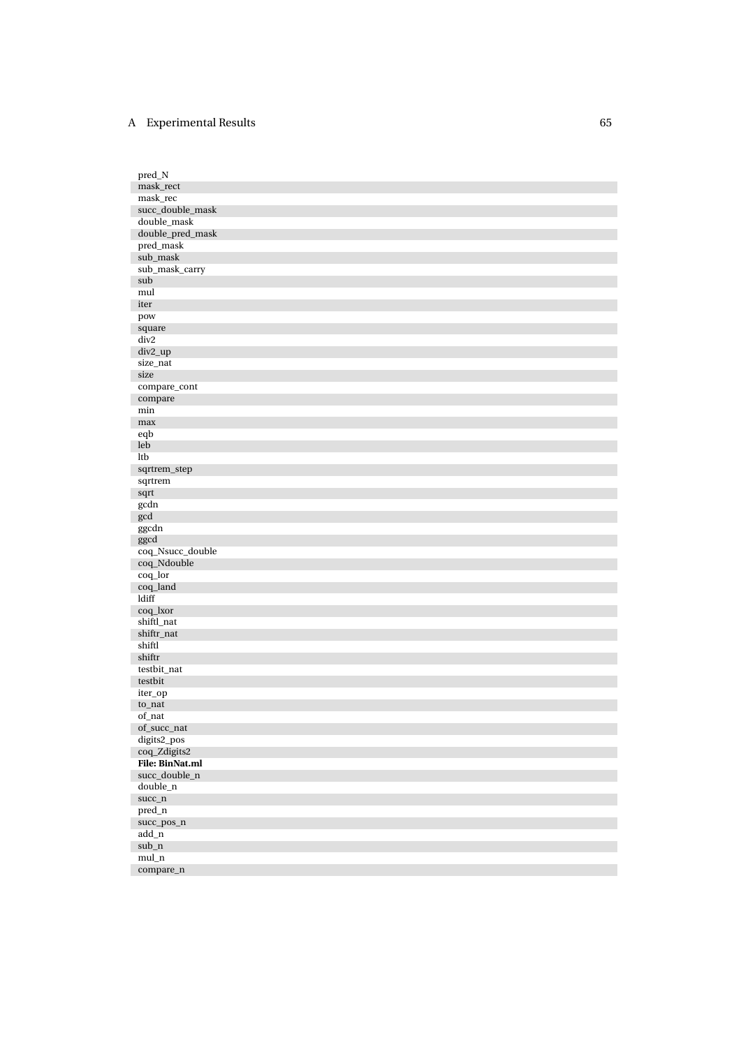| |
|---|
| pred_N |
| mask_rect |
| mask_rec |
| succ_double_mask |
| double_mask |
| double_pred_mask |
| pred_mask |
| sub_mask |
| sub_mask_carry |
| sub |
| mul |
| iter |
| pow |
| square |
| div2 |
| div2_up |
| size_nat |
| size |
| compare_cont |
| compare |
| min |
| max |
| eqb |
| leb |
| ltb |
| sqrtrem_step |
| sqrtrem |
| sqrt |
| gcdn |
| gcd |
| ggcdn |
| ggcd |
| coq_Nsucc_double |
| coq_Ndouble |
| coq_lor |
| coq_land |
| ldiff |
| coq_lxor |
| shiftl_nat |
| shiftr_nat |
| shiftl |
| shiftr |
| testbit_nat |
| testbit |
| iter_op |
| to_nat |
| of_nat |
| of_succ_nat |
| digits2_pos |
| coq_Zdigits2 |
| **File: BinNat.ml** |
| succ_double_n |
| double_n |
| succ_n |
| pred_n |
| succ_pos_n |
| add_n |
| sub_n |
| mul_n |
| compare_n |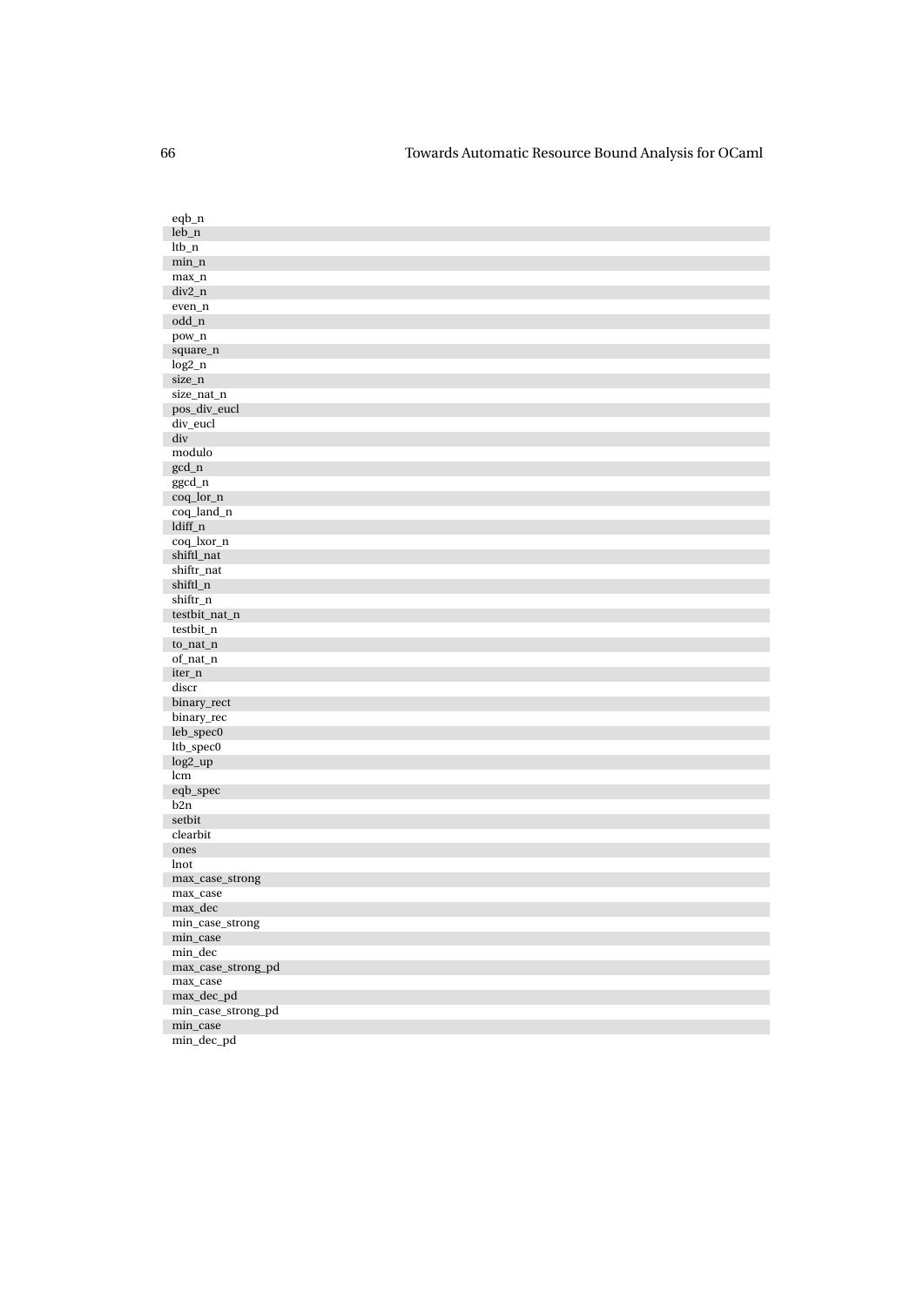| |
|---|
| eqb_n |
| leb_n |
| ltb_n |
| min_n |
| max_n |
| div2_n |
| even_n |
| odd_n |
| pow_n |
| square_n |
| log2_n |
| size_n |
| size_nat_n |
| pos_div_eucl |
| div_eucl |
| div |
| modulo |
| gcd_n |
| ggcd_n |
| coq_lor_n |
| coq_land_n |
| ldiff_n |
| coq_lxor_n |
| shiftl_nat |
| shiftr_nat |
| shiftl_n |
| shiftr_n |
| testbit_nat_n |
| testbit_n |
| to_nat_n |
| of_nat_n |
| iter_n |
| discr |
| binary_rect |
| binary_rec |
| leb_spec0 |
| ltb_spec0 |
| log2_up |
| lcm |
| eqb_spec |
| b2n |
| setbit |
| clearbit |
| ones |
| lnot |
| max_case_strong |
| max_case |
| max_dec |
| min_case_strong |
| min_case |
| min_dec |
| max_case_strong_pd |
| max_case |
| max_dec_pd |
| min_case_strong_pd |
| min_case |
| min_dec_pd |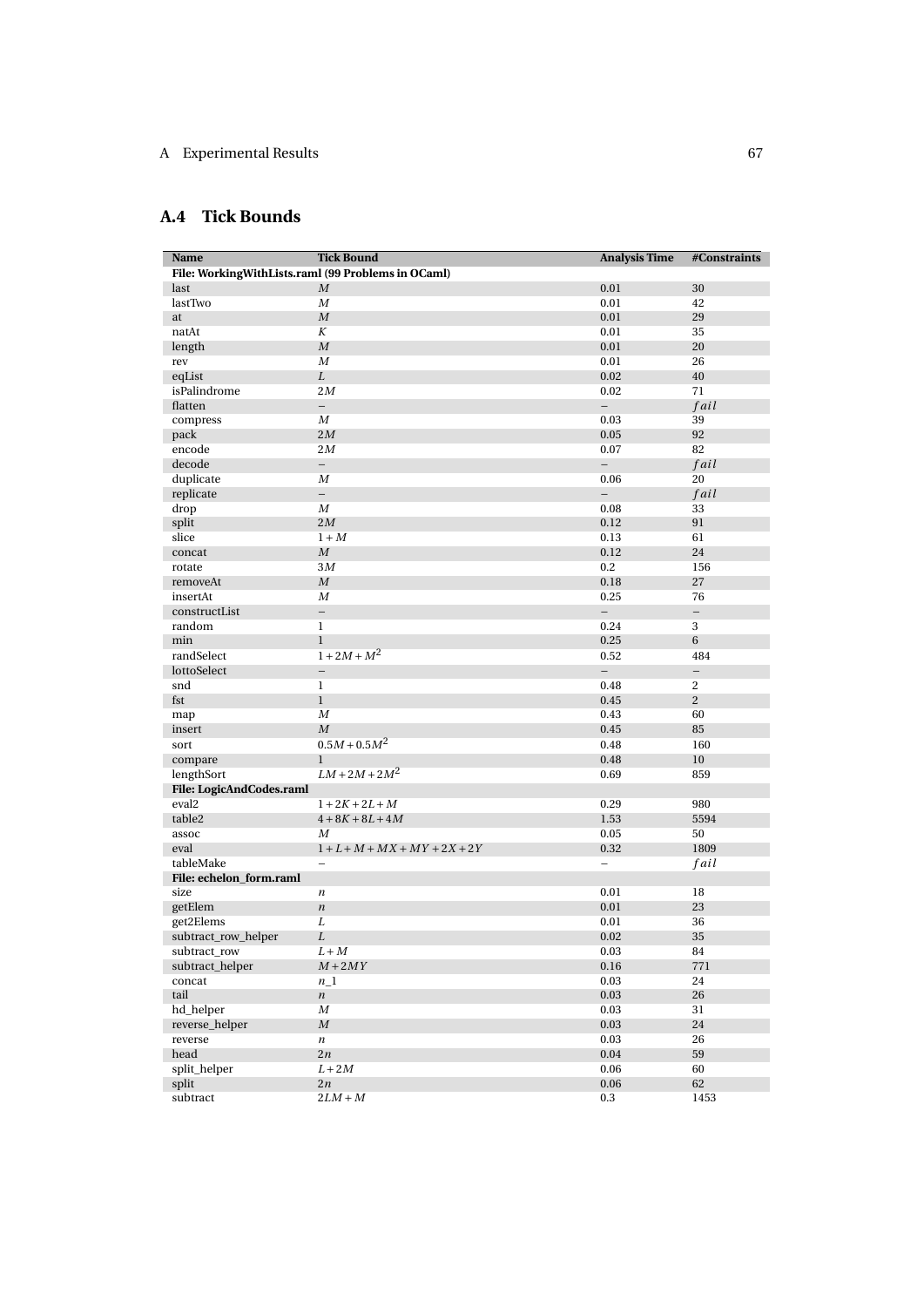## A.4 Tick Bounds

| Name | Tick Bound | Analysis Time | #Constraints |
|---|---|---|---|
| **File: WorkingWithLists.raml (99 Problems in OCaml)** | | | |
| last | $M$ | 0.01 | 30 |
| lastTwo | $M$ | 0.01 | 42 |
| at | $M$ | 0.01 | 29 |
| natAt | $K$ | 0.01 | 35 |
| length | $M$ | 0.01 | 20 |
| rev | $M$ | 0.01 | 26 |
| eqList | $L$ | 0.02 | 40 |
| isPalindrome | $2M$ | 0.02 | 71 |
| flatten | – | – | $fail$ |
| compress | $M$ | 0.03 | 39 |
| pack | $2M$ | 0.05 | 92 |
| encode | $2M$ | 0.07 | 82 |
| decode | – | – | $fail$ |
| duplicate | $M$ | 0.06 | 20 |
| replicate | – | – | $fail$ |
| drop | $M$ | 0.08 | 33 |
| split | $2M$ | 0.12 | 91 |
| slice | $1+M$ | 0.13 | 61 |
| concat | $M$ | 0.12 | 24 |
| rotate | $3M$ | 0.2 | 156 |
| removeAt | $M$ | 0.18 | 27 |
| insertAt | $M$ | 0.25 | 76 |
| constructList | – | – | – |
| random | 1 | 0.24 | 3 |
| min | 1 | 0.25 | 6 |
| randSelect | $1+2M+M^2$ | 0.52 | 484 |
| lottoSelect | – | – | – |
| snd | 1 | 0.48 | 2 |
| fst | 1 | 0.45 | 2 |
| map | $M$ | 0.43 | 60 |
| insert | $M$ | 0.45 | 85 |
| sort | $0.5M+0.5M^2$ | 0.48 | 160 |
| compare | 1 | 0.48 | 10 |
| lengthSort | $LM+2M+2M^2$ | 0.69 | 859 |
| **File: LogicAndCodes.raml** | | | |
| eval2 | $1+2K+2L+M$ | 0.29 | 980 |
| table2 | $4+8K+8L+4M$ | 1.53 | 5594 |
| assoc | $M$ | 0.05 | 50 |
| eval | $1+L+M+MX+MY+2X+2Y$ | 0.32 | 1809 |
| tableMake | – | – | $fail$ |
| **File: echelon_form.raml** | | | |
| size | $n$ | 0.01 | 18 |
| getElem | $n$ | 0.01 | 23 |
| get2Elems | $L$ | 0.01 | 36 |
| subtract_row_helper | $L$ | 0.02 | 35 |
| subtract_row | $L+M$ | 0.03 | 84 |
| subtract_helper | $M+2MY$ | 0.16 | 771 |
| concat | $n\_1$ | 0.03 | 24 |
| tail | $n$ | 0.03 | 26 |
| hd_helper | $M$ | 0.03 | 31 |
| reverse_helper | $M$ | 0.03 | 24 |
| reverse | $n$ | 0.03 | 26 |
| head | $2n$ | 0.04 | 59 |
| split_helper | $L+2M$ | 0.06 | 60 |
| split | $2n$ | 0.06 | 62 |
| subtract | $2LM+M$ | 0.3 | 1453 |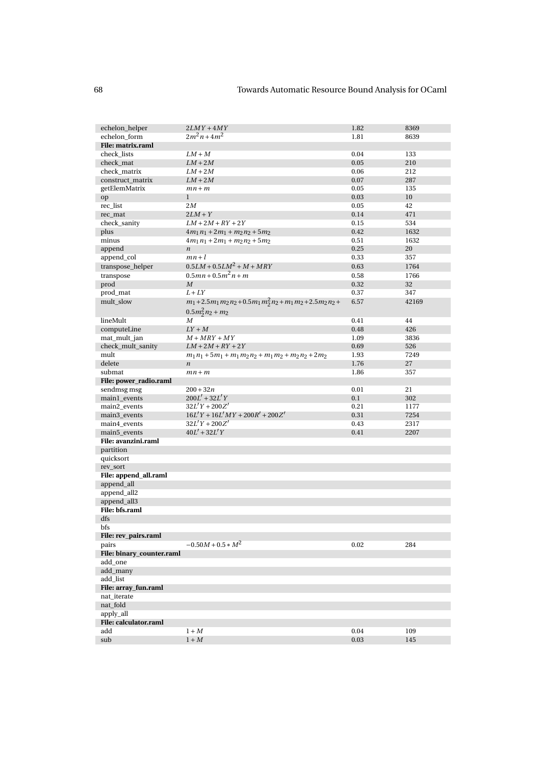| | | | |
|---|---|---|---|
| echelon_helper | $2LMY + 4MY$ | 1.82 | 8369 |
| echelon_form | $2m^2n + 4m^2$ | 1.81 | 8639 |
| **File: matrix.raml** | | | |
| check_lists | $LM + M$ | 0.04 | 133 |
| check_mat | $LM + 2M$ | 0.05 | 210 |
| check_matrix | $LM + 2M$ | 0.06 | 212 |
| construct_matrix | $LM + 2M$ | 0.07 | 287 |
| getElemMatrix | $mn + m$ | 0.05 | 135 |
| op | 1 | 0.03 | 10 |
| rec_list | $2M$ | 0.05 | 42 |
| rec_mat | $2LM + Y$ | 0.14 | 471 |
| check_sanity | $LM + 2M + RY + 2Y$ | 0.15 | 534 |
| plus | $4m_1n_1 + 2m_1 + m_2n_2 + 5m_2$ | 0.42 | 1632 |
| minus | $4m_1n_1 + 2m_1 + m_2n_2 + 5m_2$ | 0.51 | 1632 |
| append | $n$ | 0.25 | 20 |
| append_col | $mn + l$ | 0.33 | 357 |
| transpose_helper | $0.5LM + 0.5LM^2 + M + MRY$ | 0.63 | 1764 |
| transpose | $0.5mn + 0.5m^2n + m$ | 0.58 | 1766 |
| prod | $M$ | 0.32 | 32 |
| prod_mat | $L + LY$ | 0.37 | 347 |
| mult_slow | $m_1 + 2.5m_1m_2n_2 + 0.5m_1m_2^2n_2 + m_1m_2 + 2.5m_2n_2 + 0.5m_2^2n_2 + m_2$ | 6.57 | 42169 |
| lineMult | $M$ | 0.41 | 44 |
| computeLine | $LY + M$ | 0.48 | 426 |
| mat_mult_jan | $M + MRY + MY$ | 1.09 | 3836 |
| check_mult_sanity | $LM + 2M + RY + 2Y$ | 0.69 | 526 |
| mult | $m_1n_1 + 5m_1 + m_1m_2n_2 + m_1m_2 + m_2n_2 + 2m_2$ | 1.93 | 7249 |
| delete | $n$ | 1.76 | 27 |
| submat | $mn + m$ | 1.86 | 357 |
| **File: power_radio.raml** | | | |
| sendmsg msg | $200 + 32n$ | 0.01 | 21 |
| main1_events | $200L' + 32L'Y$ | 0.1 | 302 |
| main2_events | $32L'Y + 200Z'$ | 0.21 | 1177 |
| main3_events | $16L'Y + 16L'MY + 200R' + 200Z'$ | 0.31 | 7254 |
| main4_events | $32L'Y + 200Z'$ | 0.43 | 2317 |
| main5_events | $40L' + 32L'Y$ | 0.41 | 2207 |
| **File: avanzini.raml** | | | |
| partition | | | |
| quicksort | | | |
| rev_sort | | | |
| **File: append_all.raml** | | | |
| append_all | | | |
| append_all2 | | | |
| append_all3 | | | |
| **File: bfs.raml** | | | |
| dfs | | | |
| bfs | | | |
| **File: rev_pairs.raml** | | | |
| pairs | $-0.50M + 0.5 * M^2$ | 0.02 | 284 |
| **File: binary_counter.raml** | | | |
| add_one | | | |
| add_many | | | |
| add_list | | | |
| **File: array_fun.raml** | | | |
| nat_iterate | | | |
| nat_fold | | | |
| apply_all | | | |
| **File: calculator.raml** | | | |
| add | $1 + M$ | 0.04 | 109 |
| sub | $1 + M$ | 0.03 | 145 |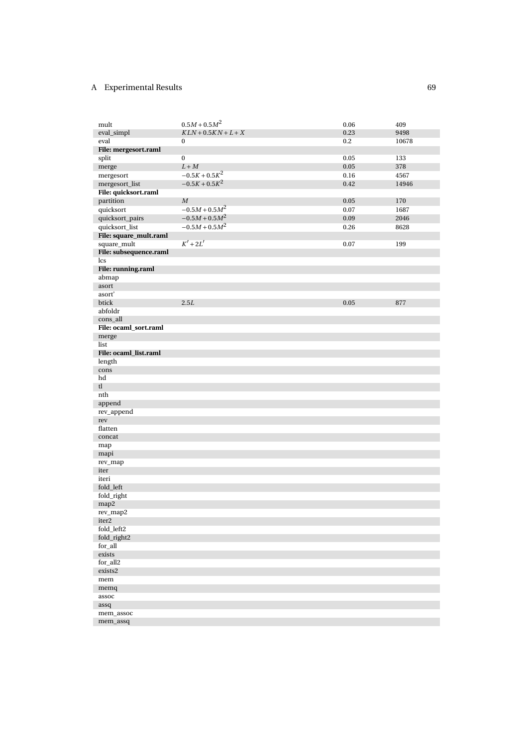| | | | |
|---|---|---|---|
| mult | $0.5M + 0.5M^2$ | 0.06 | 409 |
| eval_simpl | $KLN + 0.5KN + L + X$ | 0.23 | 9498 |
| eval | 0 | 0.2 | 10678 |
| **File: mergesort.raml** | | | |
| split | 0 | 0.05 | 133 |
| merge | $L + M$ | 0.05 | 378 |
| mergesort | $-0.5K + 0.5K^2$ | 0.16 | 4567 |
| mergesort_list | $-0.5K + 0.5K^2$ | 0.42 | 14946 |
| **File: quicksort.raml** | | | |
| partition | $M$ | 0.05 | 170 |
| quicksort | $-0.5M + 0.5M^2$ | 0.07 | 1687 |
| quicksort_pairs | $-0.5M + 0.5M^2$ | 0.09 | 2046 |
| quicksort_list | $-0.5M + 0.5M^2$ | 0.26 | 8628 |
| **File: square_mult.raml** | | | |
| square_mult | $K' + 2L'$ | 0.07 | 199 |
| **File: subsequence.raml** | | | |
| lcs | | | |
| **File: running.raml** | | | |
| abmap | | | |
| asort | | | |
| asort' | | | |
| btick | $2.5L$ | 0.05 | 877 |
| abfoldr | | | |
| cons_all | | | |
| **File: ocaml_sort.raml** | | | |
| merge | | | |
| list | | | |
| **File: ocaml_list.raml** | | | |
| length | | | |
| cons | | | |
| hd | | | |
| tl | | | |
| nth | | | |
| append | | | |
| rev_append | | | |
| rev | | | |
| flatten | | | |
| concat | | | |
| map | | | |
| mapi | | | |
| rev_map | | | |
| iter | | | |
| iteri | | | |
| fold_left | | | |
| fold_right | | | |
| map2 | | | |
| rev_map2 | | | |
| iter2 | | | |
| fold_left2 | | | |
| fold_right2 | | | |
| for_all | | | |
| exists | | | |
| for_all2 | | | |
| exists2 | | | |
| mem | | | |
| memq | | | |
| assoc | | | |
| assq | | | |
| mem_assoc | | | |
| mem_assq | | | |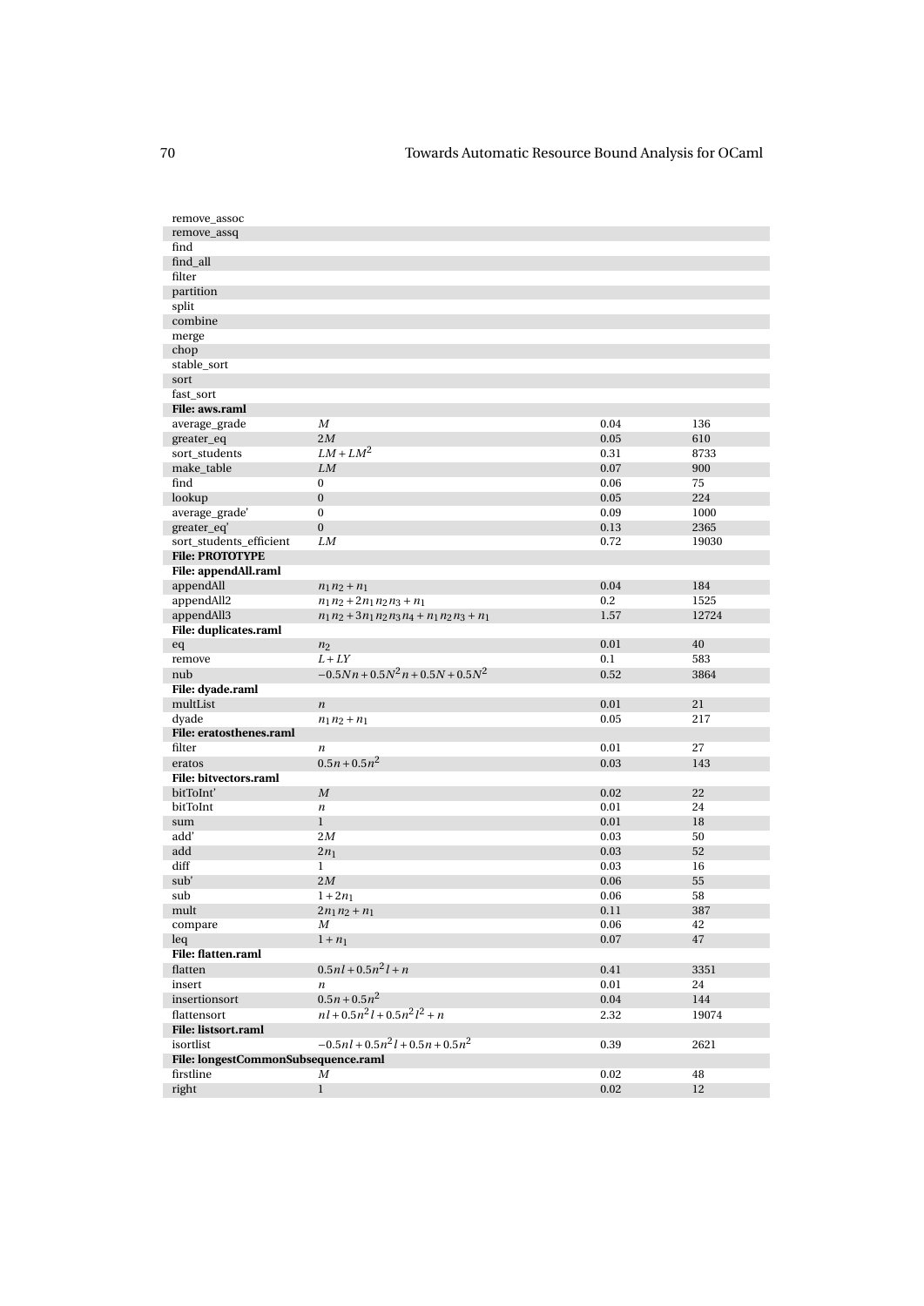| | | | |
|---|---|---|---|
| remove_assoc | | | |
| remove_assq | | | |
| find | | | |
| find_all | | | |
| filter | | | |
| partition | | | |
| split | | | |
| combine | | | |
| merge | | | |
| chop | | | |
| stable_sort | | | |
| sort | | | |
| fast_sort | | | |
| **File: aws.raml** | | | |
| average_grade | $M$ | 0.04 | 136 |
| greater_eq | $2M$ | 0.05 | 610 |
| sort_students | $LM + LM^2$ | 0.31 | 8733 |
| make_table | $LM$ | 0.07 | 900 |
| find | 0 | 0.06 | 75 |
| lookup | 0 | 0.05 | 224 |
| average_grade' | 0 | 0.09 | 1000 |
| greater_eq' | 0 | 0.13 | 2365 |
| sort_students_efficient | $LM$ | 0.72 | 19030 |
| **File: PROTOTYPE** | | | |
| **File: appendAll.raml** | | | |
| appendAll | $n_1 n_2 + n_1$ | 0.04 | 184 |
| appendAll2 | $n_1 n_2 + 2n_1 n_2 n_3 + n_1$ | 0.2 | 1525 |
| appendAll3 | $n_1 n_2 + 3n_1 n_2 n_3 n_4 + n_1 n_2 n_3 + n_1$ | 1.57 | 12724 |
| **File: duplicates.raml** | | | |
| eq | $n_2$ | 0.01 | 40 |
| remove | $L + LY$ | 0.1 | 583 |
| nub | $-0.5Nn + 0.5N^2 n + 0.5N + 0.5N^2$ | 0.52 | 3864 |
| **File: dyade.raml** | | | |
| multList | $n$ | 0.01 | 21 |
| dyade | $n_1 n_2 + n_1$ | 0.05 | 217 |
| **File: eratosthenes.raml** | | | |
| filter | $n$ | 0.01 | 27 |
| eratos | $0.5n + 0.5n^2$ | 0.03 | 143 |
| **File: bitvectors.raml** | | | |
| bitToInt' | $M$ | 0.02 | 22 |
| bitToInt | $n$ | 0.01 | 24 |
| sum | 1 | 0.01 | 18 |
| add' | $2M$ | 0.03 | 50 |
| add | $2n_1$ | 0.03 | 52 |
| diff | 1 | 0.03 | 16 |
| sub' | $2M$ | 0.06 | 55 |
| sub | $1 + 2n_1$ | 0.06 | 58 |
| mult | $2n_1 n_2 + n_1$ | 0.11 | 387 |
| compare | $M$ | 0.06 | 42 |
| leq | $1 + n_1$ | 0.07 | 47 |
| **File: flatten.raml** | | | |
| flatten | $0.5nl + 0.5n^2 l + n$ | 0.41 | 3351 |
| insert | $n$ | 0.01 | 24 |
| insertionsort | $0.5n + 0.5n^2$ | 0.04 | 144 |
| flattensort | $nl + 0.5n^2 l + 0.5n^2 l^2 + n$ | 2.32 | 19074 |
| **File: listsort.raml** | | | |
| isortlist | $-0.5nl + 0.5n^2 l + 0.5n + 0.5n^2$ | 0.39 | 2621 |
| **File: longestCommonSubsequence.raml** | | | |
| firstline | $M$ | 0.02 | 48 |
| right | 1 | 0.02 | 12 |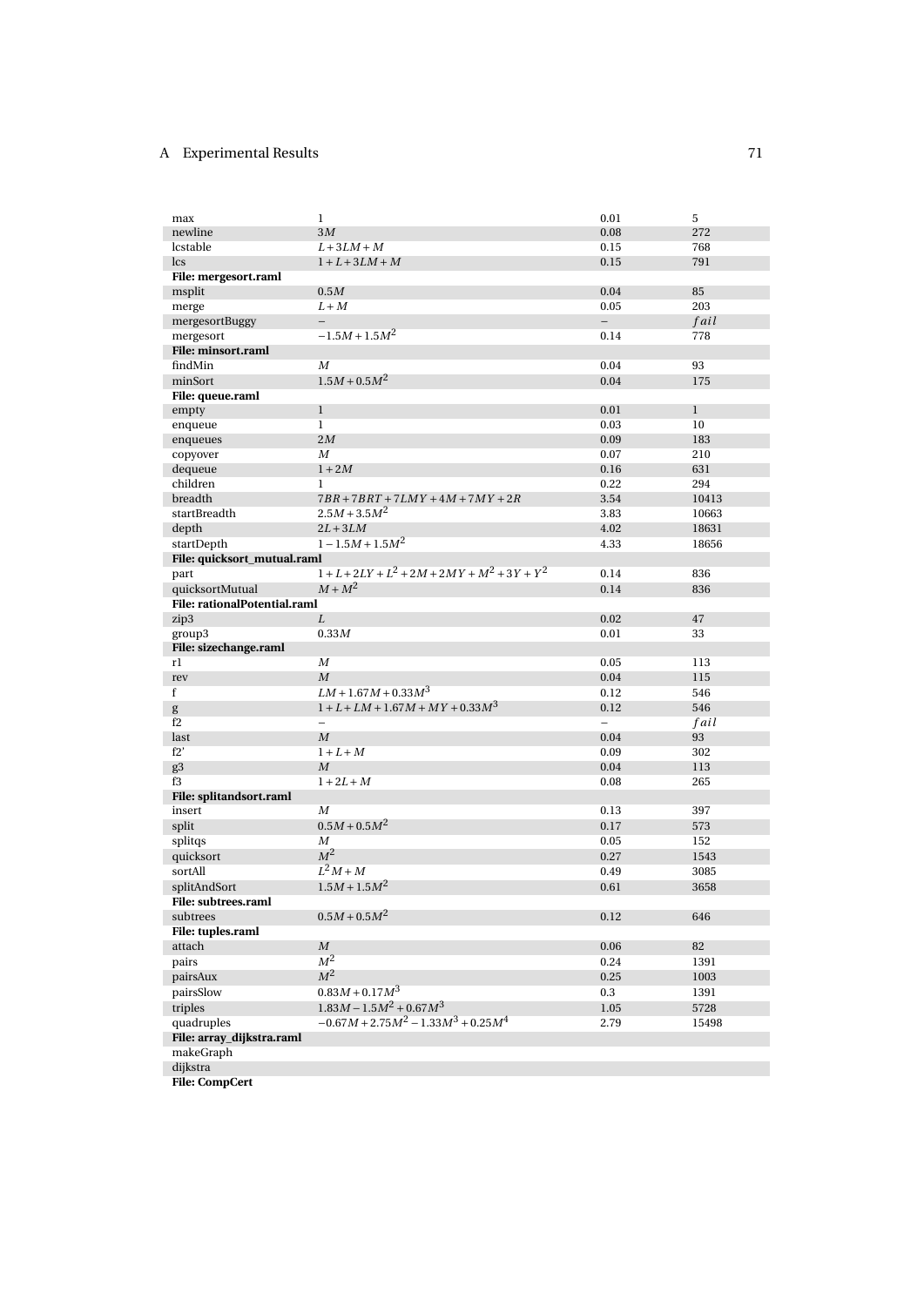| | | | |
|---|---|---|---|
| max | $1$ | 0.01 | 5 |
| newline | $3M$ | 0.08 | 272 |
| lcstable | $L+3LM+M$ | 0.15 | 768 |
| lcs | $1+L+3LM+M$ | 0.15 | 791 |
| **File: mergesort.raml** | | | |
| msplit | $0.5M$ | 0.04 | 85 |
| merge | $L+M$ | 0.05 | 203 |
| mergesortBuggy | – | – | $fail$ |
| mergesort | $-1.5M+1.5M^2$ | 0.14 | 778 |
| **File: minsort.raml** | | | |
| findMin | $M$ | 0.04 | 93 |
| minSort | $1.5M+0.5M^2$ | 0.04 | 175 |
| **File: queue.raml** | | | |
| empty | $1$ | 0.01 | 1 |
| enqueue | $1$ | 0.03 | 10 |
| enqueues | $2M$ | 0.09 | 183 |
| copyover | $M$ | 0.07 | 210 |
| dequeue | $1+2M$ | 0.16 | 631 |
| children | $1$ | 0.22 | 294 |
| breadth | $7BR+7BRT+7LMY+4M+7MY+2R$ | 3.54 | 10413 |
| startBreadth | $2.5M+3.5M^2$ | 3.83 | 10663 |
| depth | $2L+3LM$ | 4.02 | 18631 |
| startDepth | $1-1.5M+1.5M^2$ | 4.33 | 18656 |
| **File: quicksort_mutual.raml** | | | |
| part | $1+L+2LY+L^2+2M+2MY+M^2+3Y+Y^2$ | 0.14 | 836 |
| quicksortMutual | $M+M^2$ | 0.14 | 836 |
| **File: rationalPotential.raml** | | | |
| zip3 | $L$ | 0.02 | 47 |
| group3 | $0.33M$ | 0.01 | 33 |
| **File: sizechange.raml** | | | |
| r1 | $M$ | 0.05 | 113 |
| rev | $M$ | 0.04 | 115 |
| f | $LM+1.67M+0.33M^3$ | 0.12 | 546 |
| g | $1+L+LM+1.67M+MY+0.33M^3$ | 0.12 | 546 |
| f2 | – | – | $fail$ |
| last | $M$ | 0.04 | 93 |
| f2' | $1+L+M$ | 0.09 | 302 |
| g3 | $M$ | 0.04 | 113 |
| f3 | $1+2L+M$ | 0.08 | 265 |
| **File: splitandsort.raml** | | | |
| insert | $M$ | 0.13 | 397 |
| split | $0.5M+0.5M^2$ | 0.17 | 573 |
| splitqs | $M$ | 0.05 | 152 |
| quicksort | $M^2$ | 0.27 | 1543 |
| sortAll | $L^2M+M$ | 0.49 | 3085 |
| splitAndSort | $1.5M+1.5M^2$ | 0.61 | 3658 |
| **File: subtrees.raml** | | | |
| subtrees | $0.5M+0.5M^2$ | 0.12 | 646 |
| **File: tuples.raml** | | | |
| attach | $M$ | 0.06 | 82 |
| pairs | $M^2$ | 0.24 | 1391 |
| pairsAux | $M^2$ | 0.25 | 1003 |
| pairsSlow | $0.83M+0.17M^3$ | 0.3 | 1391 |
| triples | $1.83M-1.5M^2+0.67M^3$ | 1.05 | 5728 |
| quadruples | $-0.67M+2.75M^2-1.33M^3+0.25M^4$ | 2.79 | 15498 |
| **File: array_dijkstra.raml** | | | |
| makeGraph | | | |
| dijkstra | | | |
| **File: CompCert** | | | |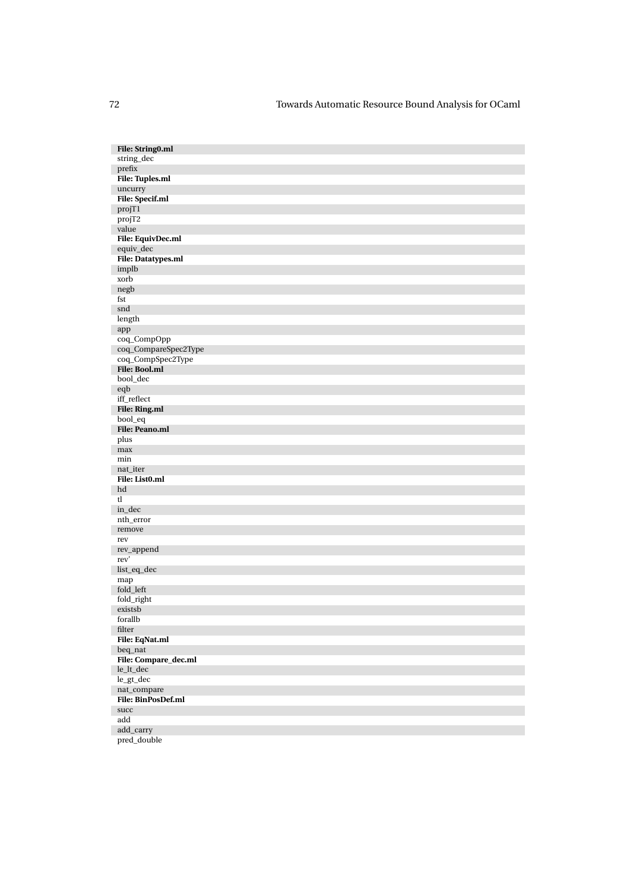| **File: String0.ml** |
|---|
| string_dec |
| prefix |
| **File: Tuples.ml** |
| uncurry |
| **File: Specif.ml** |
| projT1 |
| projT2 |
| value |
| **File: EquivDec.ml** |
| equiv_dec |
| **File: Datatypes.ml** |
| implb |
| xorb |
| negb |
| fst |
| snd |
| length |
| app |
| coq_CompOpp |
| coq_CompareSpec2Type |
| coq_CompSpec2Type |
| **File: Bool.ml** |
| bool_dec |
| eqb |
| iff_reflect |
| **File: Ring.ml** |
| bool_eq |
| **File: Peano.ml** |
| plus |
| max |
| min |
| nat_iter |
| **File: List0.ml** |
| hd |
| tl |
| in_dec |
| nth_error |
| remove |
| rev |
| rev_append |
| rev' |
| list_eq_dec |
| map |
| fold_left |
| fold_right |
| existsb |
| forallb |
| filter |
| **File: EqNat.ml** |
| beq_nat |
| **File: Compare_dec.ml** |
| le_lt_dec |
| le_gt_dec |
| nat_compare |
| **File: BinPosDef.ml** |
| succ |
| add |
| add_carry |
| pred_double |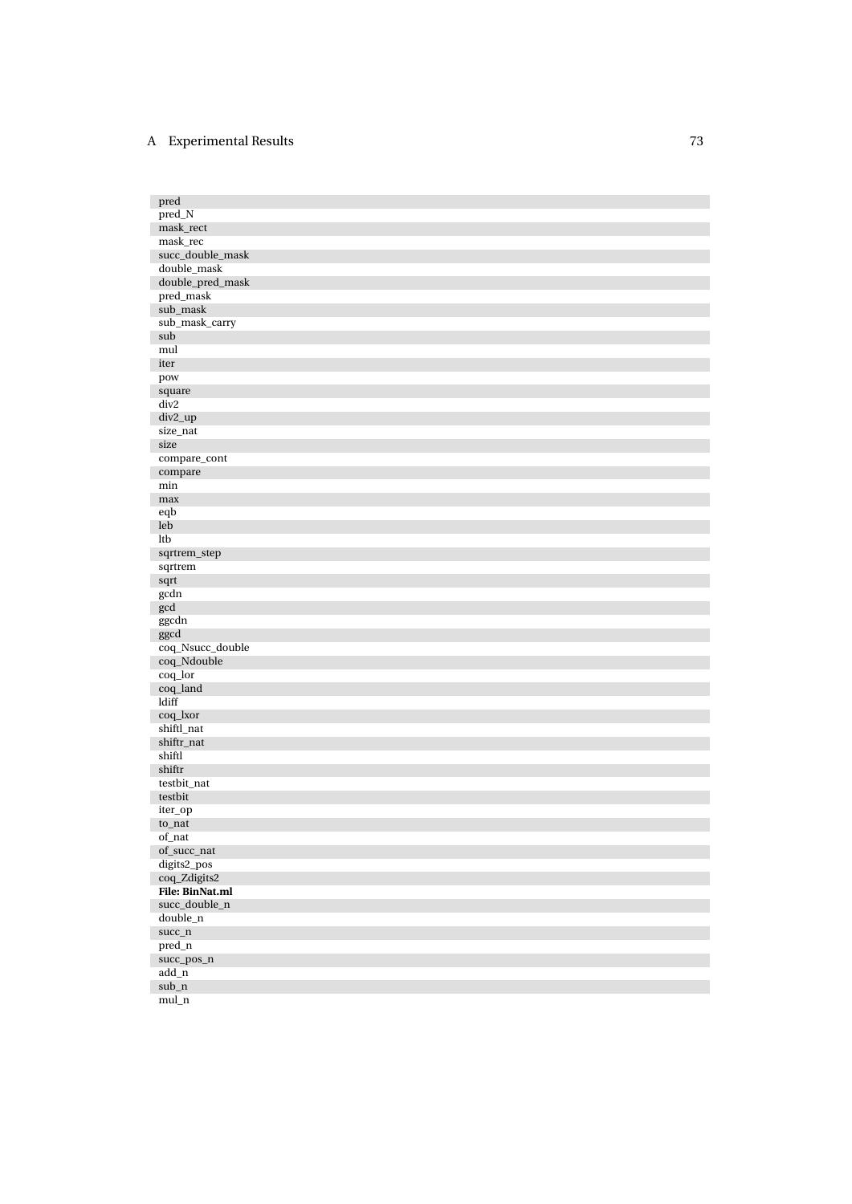| |
|---|
| pred |
| pred_N |
| mask_rect |
| mask_rec |
| succ_double_mask |
| double_mask |
| double_pred_mask |
| pred_mask |
| sub_mask |
| sub_mask_carry |
| sub |
| mul |
| iter |
| pow |
| square |
| div2 |
| div2_up |
| size_nat |
| size |
| compare_cont |
| compare |
| min |
| max |
| eqb |
| leb |
| ltb |
| sqrtrem_step |
| sqrtrem |
| sqrt |
| gcdn |
| gcd |
| ggcdn |
| ggcd |
| coq_Nsucc_double |
| coq_Ndouble |
| coq_lor |
| coq_land |
| ldiff |
| coq_lxor |
| shiftl_nat |
| shiftr_nat |
| shiftl |
| shiftr |
| testbit_nat |
| testbit |
| iter_op |
| to_nat |
| of_nat |
| of_succ_nat |
| digits2_pos |
| coq_Zdigits2 |
| **File: BinNat.ml** |
| succ_double_n |
| double_n |
| succ_n |
| pred_n |
| succ_pos_n |
| add_n |
| sub_n |
| mul_n |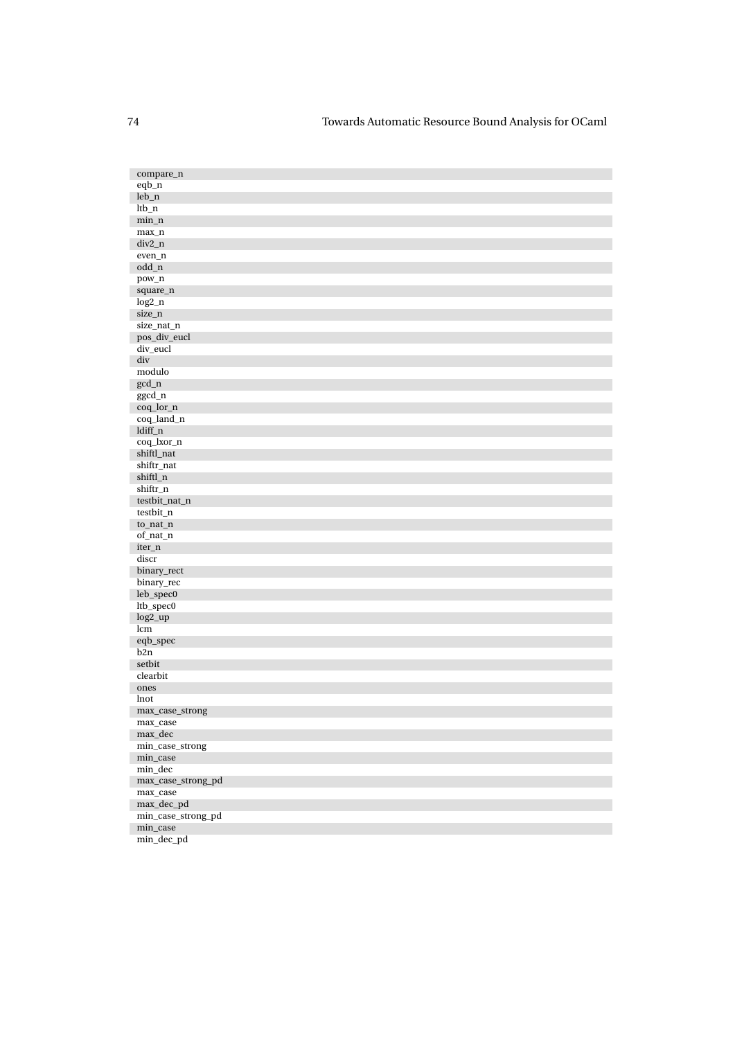compare_n
eqb_n
leb_n
ltb_n
min_n
max_n
div2_n
even_n
odd_n
pow_n
square_n
log2_n
size_n
size_nat_n
pos_div_eucl
div_eucl
div
modulo
gcd_n
ggcd_n
coq_lor_n
coq_land_n
ldiff_n
coq_lxor_n
shiftl_nat
shiftr_nat
shiftl_n
shiftr_n
testbit_nat_n
testbit_n
to_nat_n
of_nat_n
iter_n
discr
binary_rect
binary_rec
leb_spec0
ltb_spec0
log2_up
lcm
eqb_spec
b2n
setbit
clearbit
ones
lnot
max_case_strong
max_case
max_dec
min_case_strong
min_case
min_dec
max_case_strong_pd
max_case
max_dec_pd
min_case_strong_pd
min_case
min_dec_pd